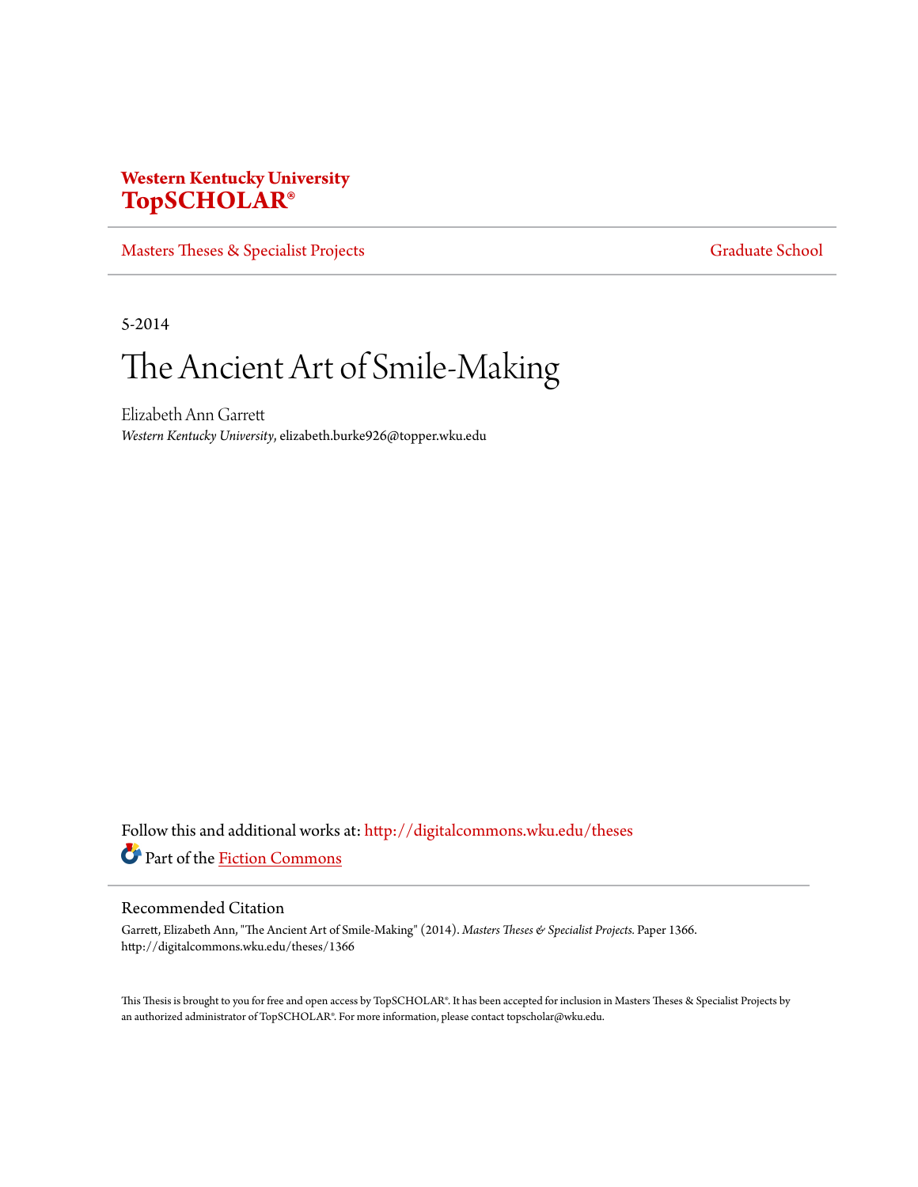**Western Kentucky University**
**TopSCHOLAR®**

Masters Theses & Specialist Projects | Graduate School

5-2014

# The Ancient Art of Smile-Making

Elizabeth Ann Garrett
*Western Kentucky University*, elizabeth.burke926@topper.wku.edu

Follow this and additional works at: http://digitalcommons.wku.edu/theses

Part of the Fiction Commons

## Recommended Citation

Garrett, Elizabeth Ann, "The Ancient Art of Smile-Making" (2014). *Masters Theses & Specialist Projects.* Paper 1366.
http://digitalcommons.wku.edu/theses/1366

This Thesis is brought to you for free and open access by TopSCHOLAR®. It has been accepted for inclusion in Masters Theses & Specialist Projects by an authorized administrator of TopSCHOLAR®. For more information, please contact topscholar@wku.edu.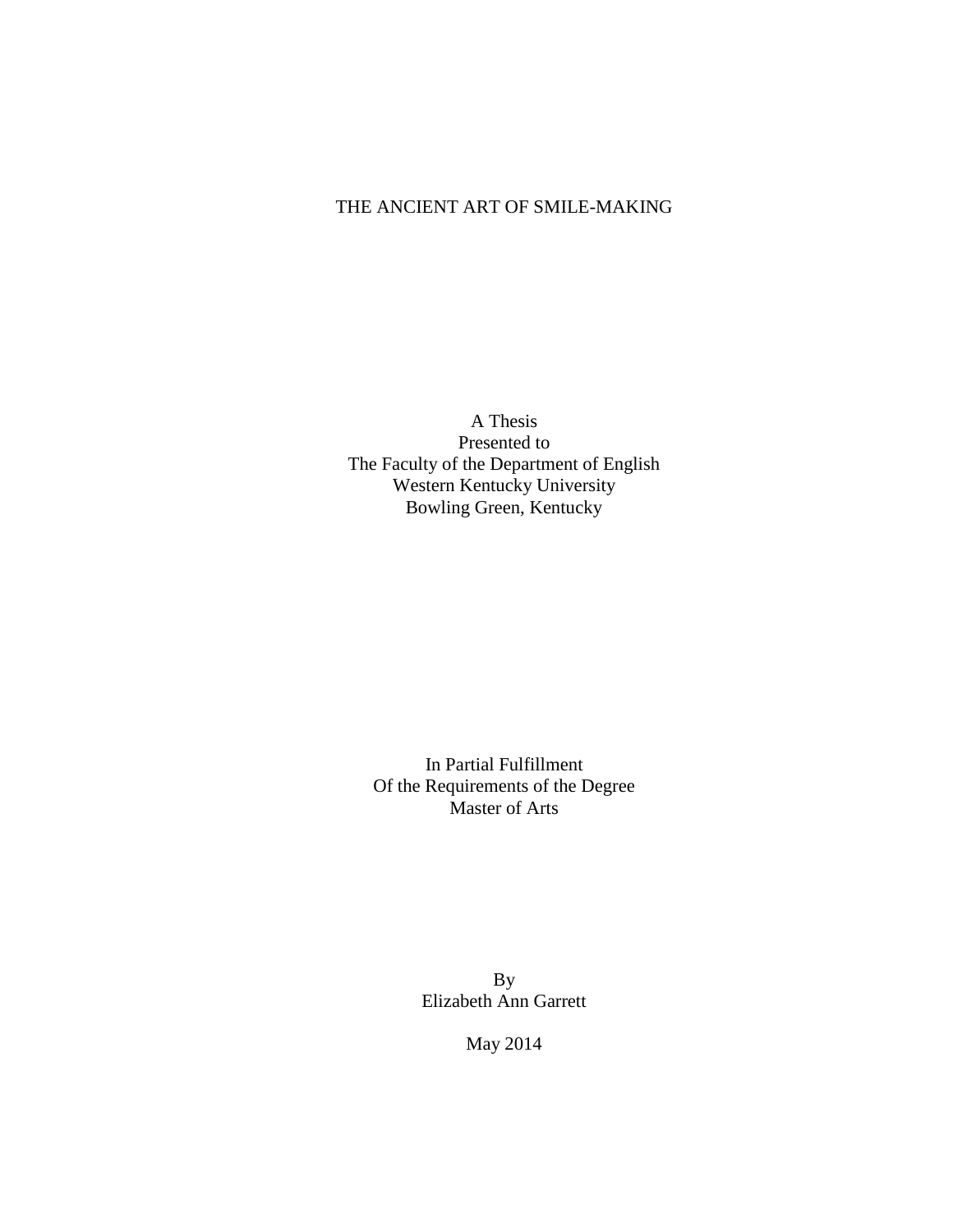# THE ANCIENT ART OF SMILE-MAKING

A Thesis
Presented to
The Faculty of the Department of English
Western Kentucky University
Bowling Green, Kentucky

In Partial Fulfillment
Of the Requirements of the Degree
Master of Arts

By
Elizabeth Ann Garrett

May 2014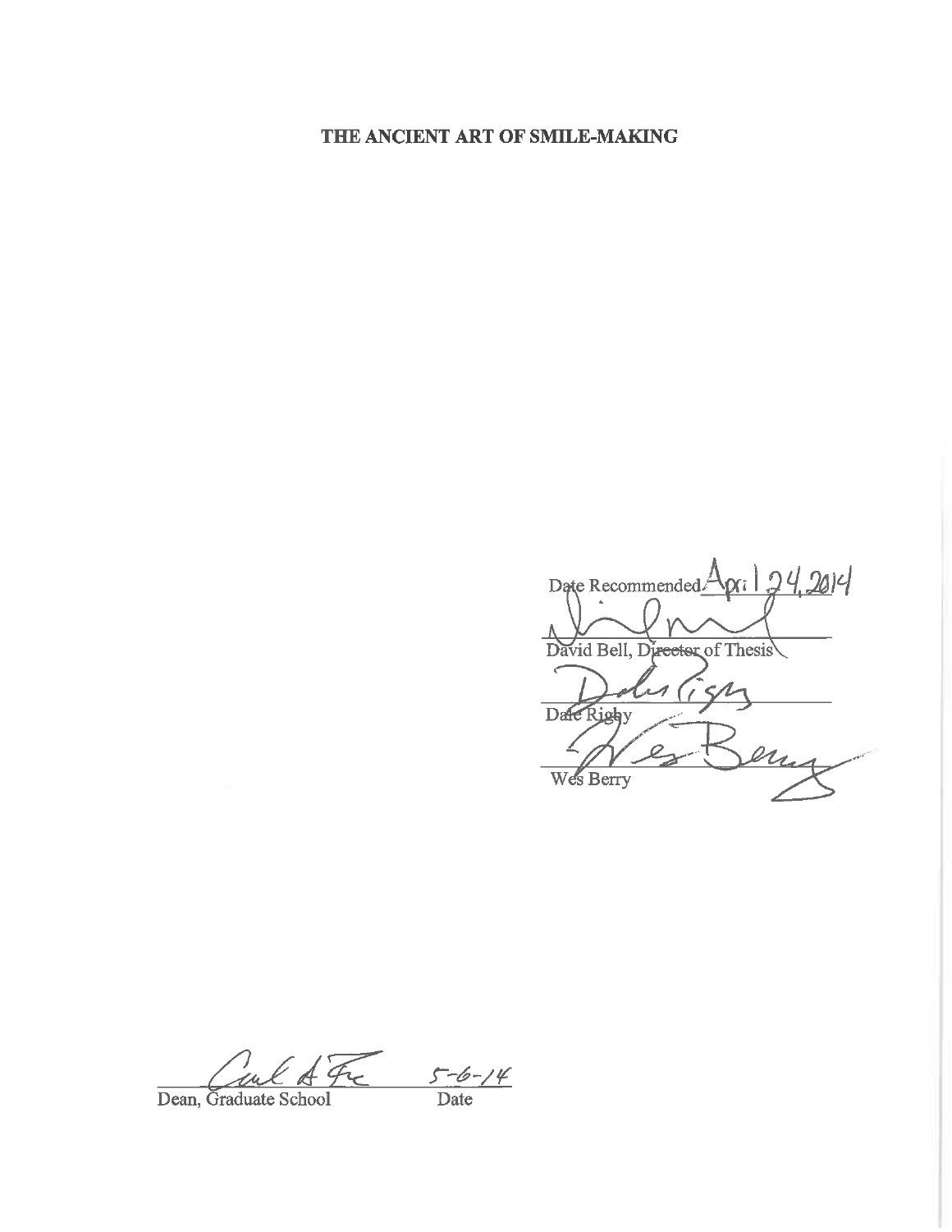# THE ANCIENT ART OF SMILE-MAKING

Date Recommended April 24, 2014

David Bell, Director of Thesis

Dale Rigby

Wes Berry

Dean, Graduate School    5-6-14
Date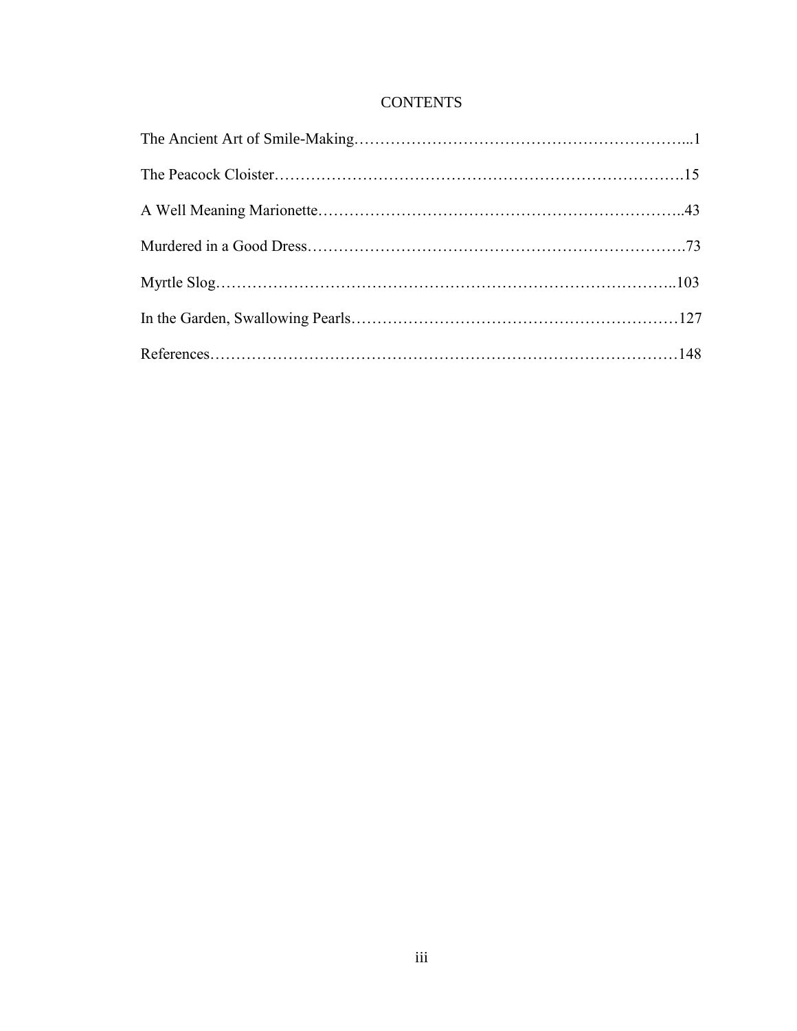# CONTENTS

The Ancient Art of Smile-Making……………………………………………………...1

The Peacock Cloister…………………………………………………………………….15

A Well Meaning Marionette…………………………………………………………..43

Murdered in a Good Dress……………………………………………………………….73

Myrtle Slog………………………………………………………………………………..103

In the Garden, Swallowing Pearls……………………………………………………127

References……………………………………………………………………………148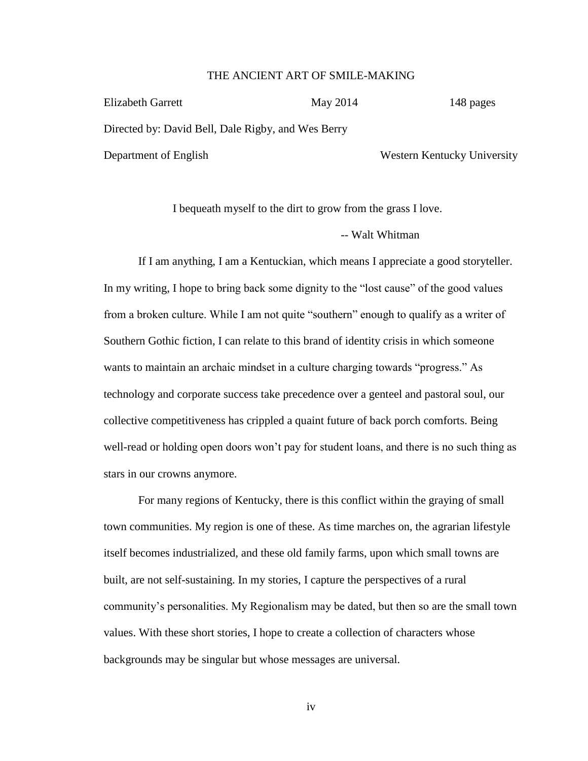THE ANCIENT ART OF SMILE-MAKING

Elizabeth Garrett May 2014 148 pages

Directed by: David Bell, Dale Rigby, and Wes Berry

Department of English Western Kentucky University

I bequeath myself to the dirt to grow from the grass I love.

-- Walt Whitman

If I am anything, I am a Kentuckian, which means I appreciate a good storyteller. In my writing, I hope to bring back some dignity to the "lost cause" of the good values from a broken culture. While I am not quite "southern" enough to qualify as a writer of Southern Gothic fiction, I can relate to this brand of identity crisis in which someone wants to maintain an archaic mindset in a culture charging towards "progress." As technology and corporate success take precedence over a genteel and pastoral soul, our collective competitiveness has crippled a quaint future of back porch comforts. Being well-read or holding open doors won't pay for student loans, and there is no such thing as stars in our crowns anymore.

For many regions of Kentucky, there is this conflict within the graying of small town communities. My region is one of these. As time marches on, the agrarian lifestyle itself becomes industrialized, and these old family farms, upon which small towns are built, are not self-sustaining. In my stories, I capture the perspectives of a rural community's personalities. My Regionalism may be dated, but then so are the small town values. With these short stories, I hope to create a collection of characters whose backgrounds may be singular but whose messages are universal.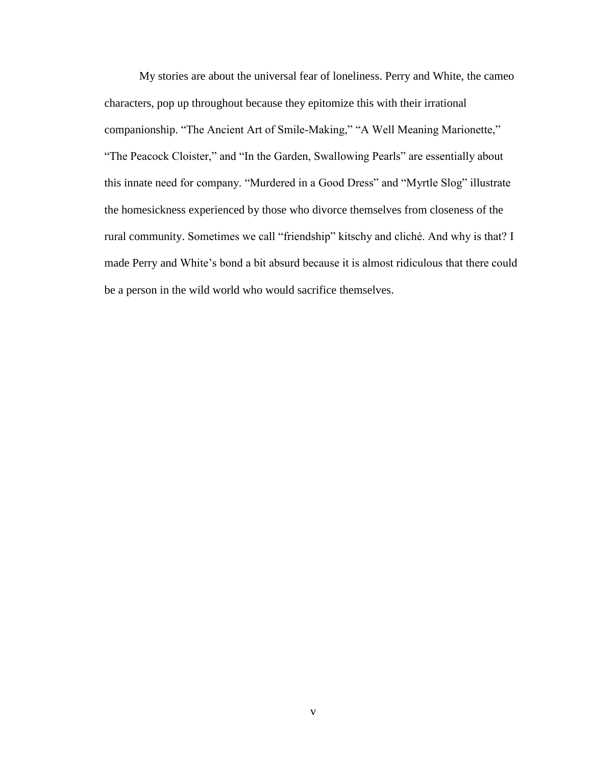My stories are about the universal fear of loneliness. Perry and White, the cameo characters, pop up throughout because they epitomize this with their irrational companionship. “The Ancient Art of Smile-Making,” “A Well Meaning Marionette,” “The Peacock Cloister,” and “In the Garden, Swallowing Pearls” are essentially about this innate need for company. “Murdered in a Good Dress” and “Myrtle Slog” illustrate the homesickness experienced by those who divorce themselves from closeness of the rural community. Sometimes we call “friendship” kitschy and cliché. And why is that? I made Perry and White’s bond a bit absurd because it is almost ridiculous that there could be a person in the wild world who would sacrifice themselves.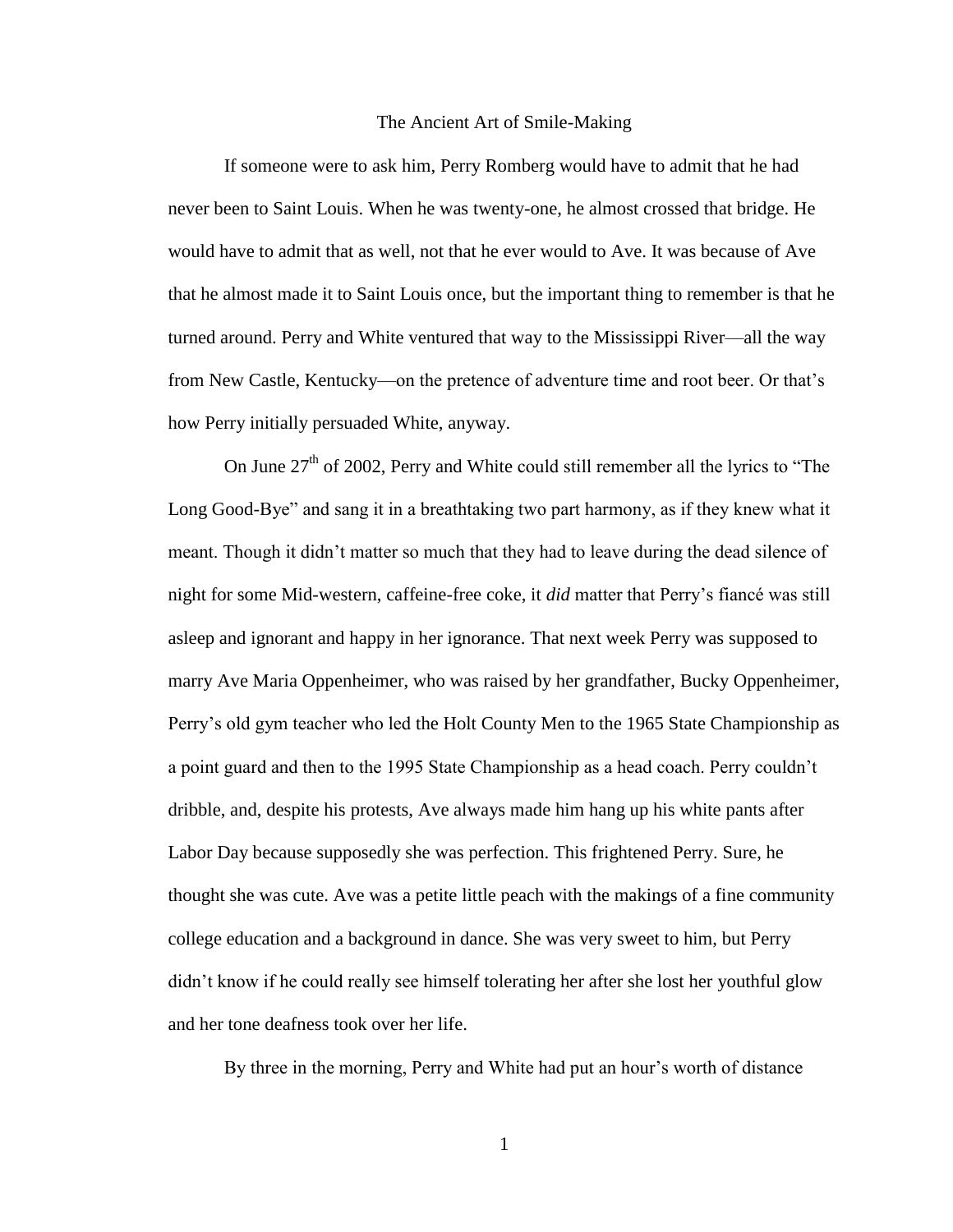# The Ancient Art of Smile-Making

If someone were to ask him, Perry Romberg would have to admit that he had never been to Saint Louis. When he was twenty-one, he almost crossed that bridge. He would have to admit that as well, not that he ever would to Ave. It was because of Ave that he almost made it to Saint Louis once, but the important thing to remember is that he turned around. Perry and White ventured that way to the Mississippi River—all the way from New Castle, Kentucky—on the pretence of adventure time and root beer. Or that's how Perry initially persuaded White, anyway.

On June 27th of 2002, Perry and White could still remember all the lyrics to "The Long Good-Bye" and sang it in a breathtaking two part harmony, as if they knew what it meant. Though it didn't matter so much that they had to leave during the dead silence of night for some Mid-western, caffeine-free coke, it *did* matter that Perry's fiancé was still asleep and ignorant and happy in her ignorance. That next week Perry was supposed to marry Ave Maria Oppenheimer, who was raised by her grandfather, Bucky Oppenheimer, Perry's old gym teacher who led the Holt County Men to the 1965 State Championship as a point guard and then to the 1995 State Championship as a head coach. Perry couldn't dribble, and, despite his protests, Ave always made him hang up his white pants after Labor Day because supposedly she was perfection. This frightened Perry. Sure, he thought she was cute. Ave was a petite little peach with the makings of a fine community college education and a background in dance. She was very sweet to him, but Perry didn't know if he could really see himself tolerating her after she lost her youthful glow and her tone deafness took over her life.

By three in the morning, Perry and White had put an hour's worth of distance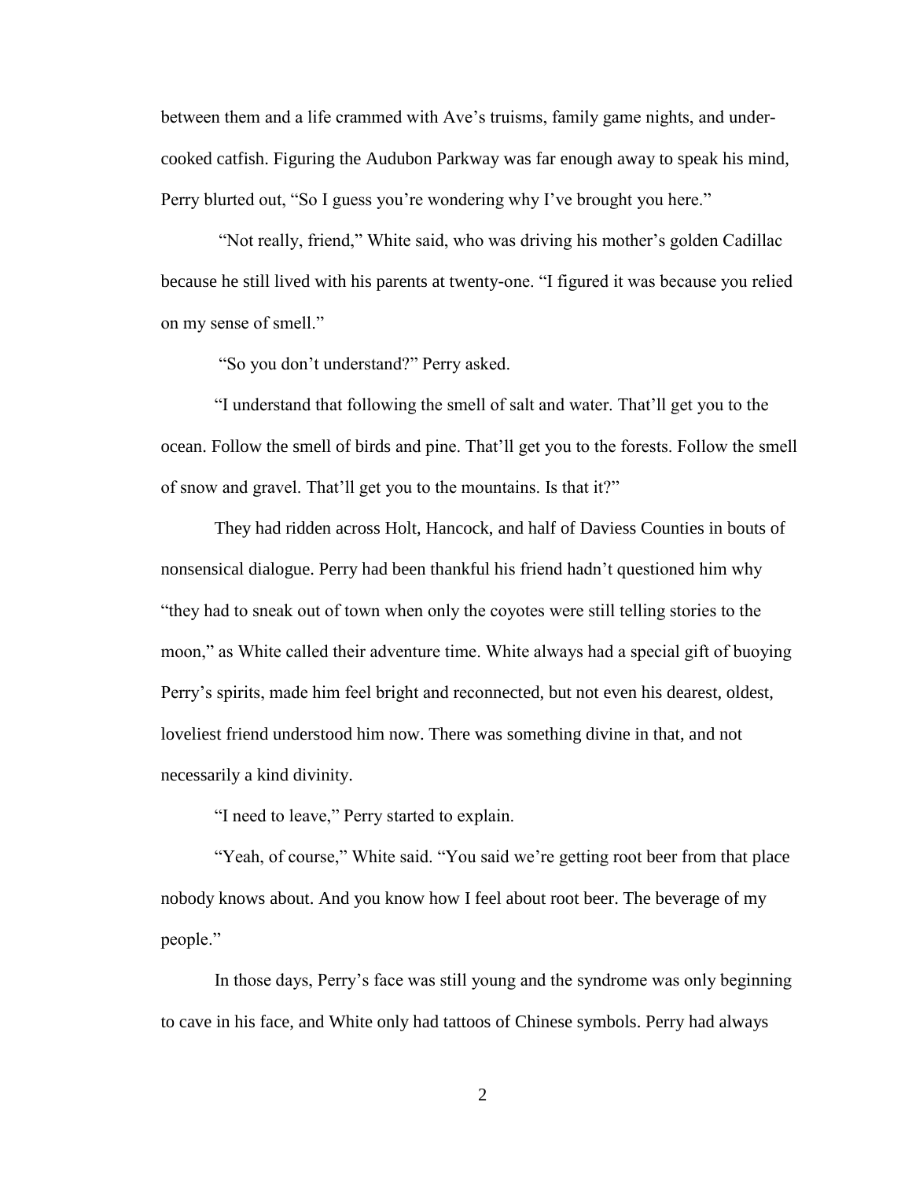between them and a life crammed with Ave's truisms, family game nights, and under-cooked catfish. Figuring the Audubon Parkway was far enough away to speak his mind, Perry blurted out, "So I guess you're wondering why I've brought you here."

"Not really, friend," White said, who was driving his mother's golden Cadillac because he still lived with his parents at twenty-one. "I figured it was because you relied on my sense of smell."

"So you don't understand?" Perry asked.

"I understand that following the smell of salt and water. That'll get you to the ocean. Follow the smell of birds and pine. That'll get you to the forests. Follow the smell of snow and gravel. That'll get you to the mountains. Is that it?"

They had ridden across Holt, Hancock, and half of Daviess Counties in bouts of nonsensical dialogue. Perry had been thankful his friend hadn't questioned him why "they had to sneak out of town when only the coyotes were still telling stories to the moon," as White called their adventure time. White always had a special gift of buoying Perry's spirits, made him feel bright and reconnected, but not even his dearest, oldest, loveliest friend understood him now. There was something divine in that, and not necessarily a kind divinity.

"I need to leave," Perry started to explain.

"Yeah, of course," White said. "You said we're getting root beer from that place nobody knows about. And you know how I feel about root beer. The beverage of my people."

In those days, Perry's face was still young and the syndrome was only beginning to cave in his face, and White only had tattoos of Chinese symbols. Perry had always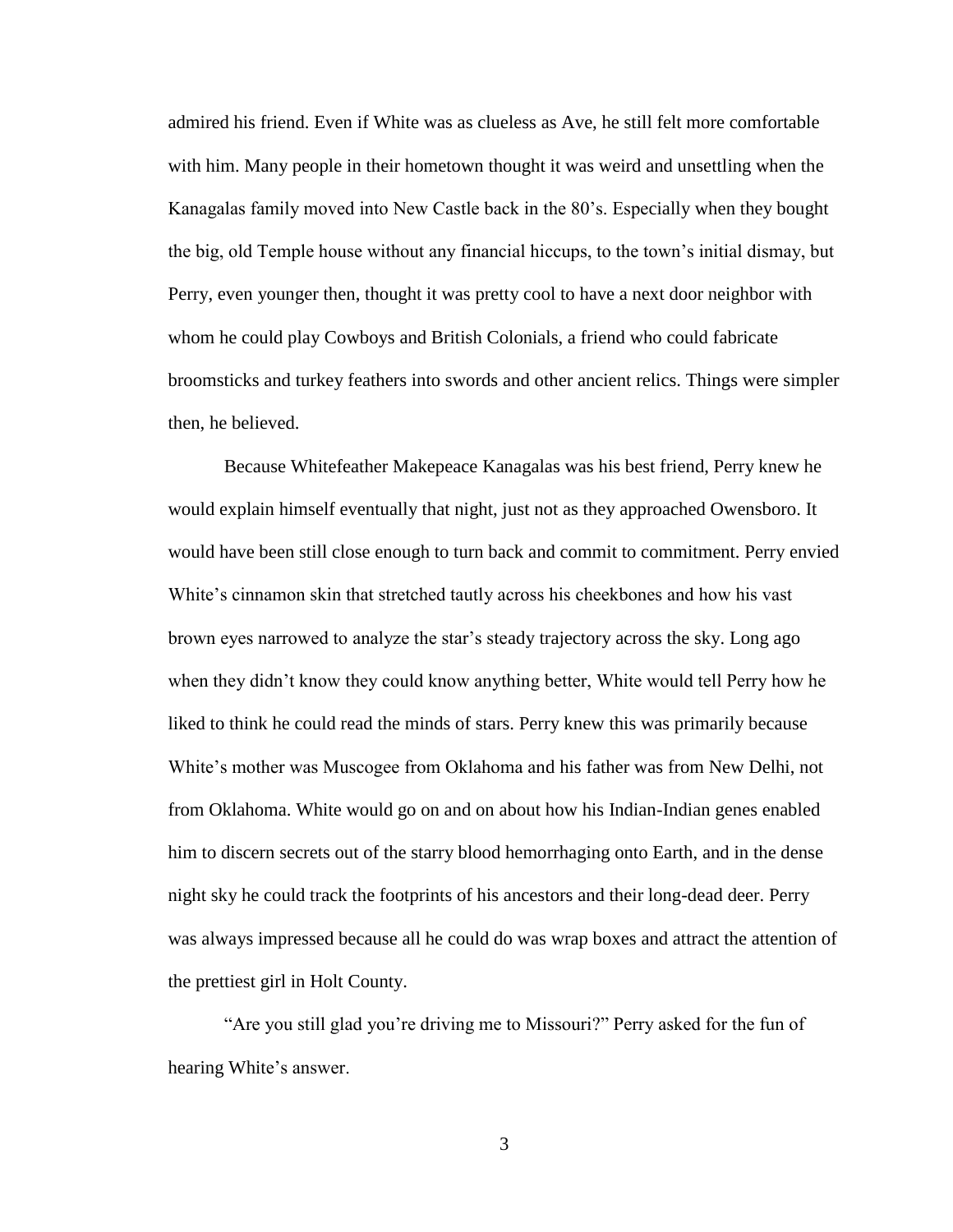admired his friend. Even if White was as clueless as Ave, he still felt more comfortable with him. Many people in their hometown thought it was weird and unsettling when the Kanagalas family moved into New Castle back in the 80's. Especially when they bought the big, old Temple house without any financial hiccups, to the town's initial dismay, but Perry, even younger then, thought it was pretty cool to have a next door neighbor with whom he could play Cowboys and British Colonials, a friend who could fabricate broomsticks and turkey feathers into swords and other ancient relics. Things were simpler then, he believed.

Because Whitefeather Makepeace Kanagalas was his best friend, Perry knew he would explain himself eventually that night, just not as they approached Owensboro. It would have been still close enough to turn back and commit to commitment. Perry envied White's cinnamon skin that stretched tautly across his cheekbones and how his vast brown eyes narrowed to analyze the star's steady trajectory across the sky. Long ago when they didn't know they could know anything better, White would tell Perry how he liked to think he could read the minds of stars. Perry knew this was primarily because White's mother was Muscogee from Oklahoma and his father was from New Delhi, not from Oklahoma. White would go on and on about how his Indian-Indian genes enabled him to discern secrets out of the starry blood hemorrhaging onto Earth, and in the dense night sky he could track the footprints of his ancestors and their long-dead deer. Perry was always impressed because all he could do was wrap boxes and attract the attention of the prettiest girl in Holt County.

"Are you still glad you're driving me to Missouri?" Perry asked for the fun of hearing White's answer.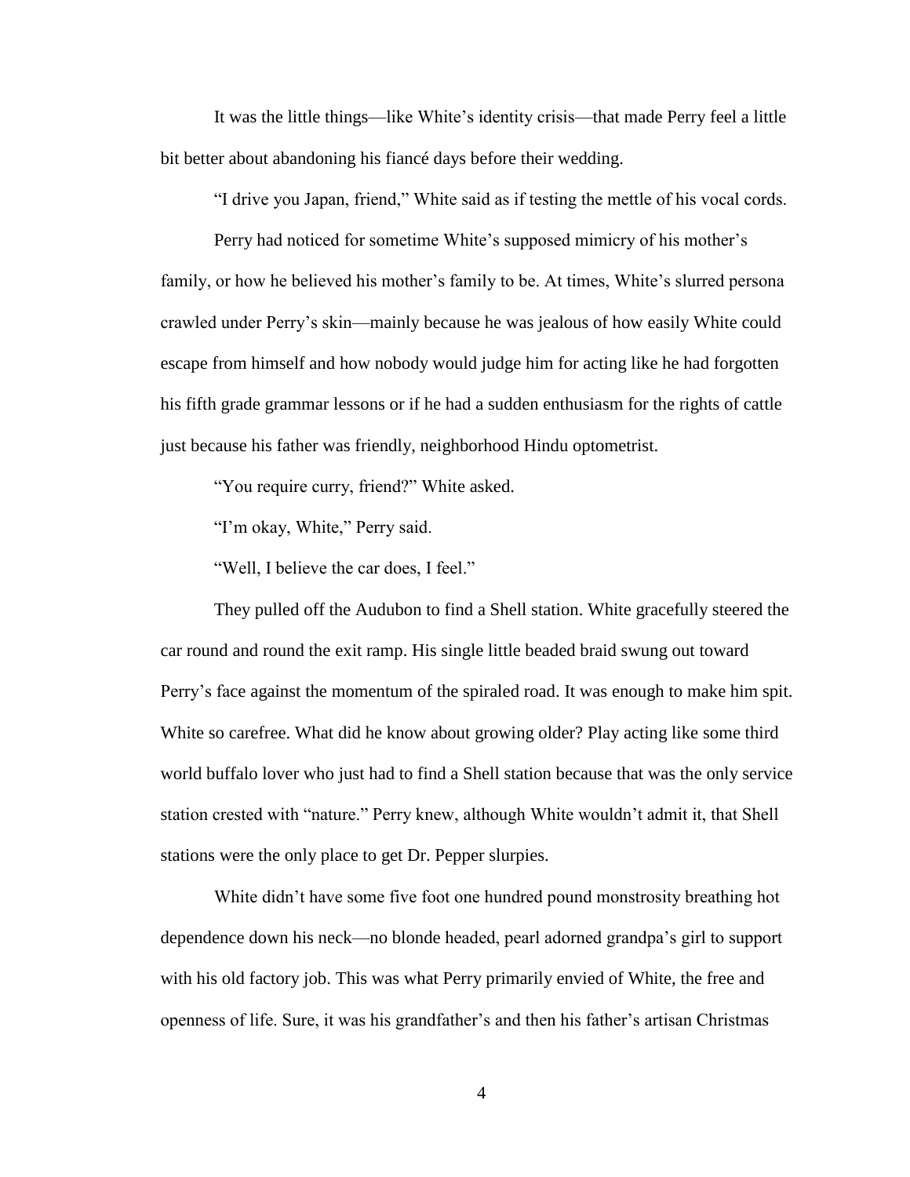It was the little things—like White's identity crisis—that made Perry feel a little bit better about abandoning his fiancé days before their wedding.

"I drive you Japan, friend," White said as if testing the mettle of his vocal cords.

Perry had noticed for sometime White's supposed mimicry of his mother's family, or how he believed his mother's family to be. At times, White's slurred persona crawled under Perry's skin—mainly because he was jealous of how easily White could escape from himself and how nobody would judge him for acting like he had forgotten his fifth grade grammar lessons or if he had a sudden enthusiasm for the rights of cattle just because his father was friendly, neighborhood Hindu optometrist.

"You require curry, friend?" White asked.

"I'm okay, White," Perry said.

"Well, I believe the car does, I feel."

They pulled off the Audubon to find a Shell station. White gracefully steered the car round and round the exit ramp. His single little beaded braid swung out toward Perry's face against the momentum of the spiraled road. It was enough to make him spit. White so carefree. What did he know about growing older? Play acting like some third world buffalo lover who just had to find a Shell station because that was the only service station crested with "nature." Perry knew, although White wouldn't admit it, that Shell stations were the only place to get Dr. Pepper slurpies.

White didn't have some five foot one hundred pound monstrosity breathing hot dependence down his neck—no blonde headed, pearl adorned grandpa's girl to support with his old factory job. This was what Perry primarily envied of White, the free and openness of life. Sure, it was his grandfather's and then his father's artisan Christmas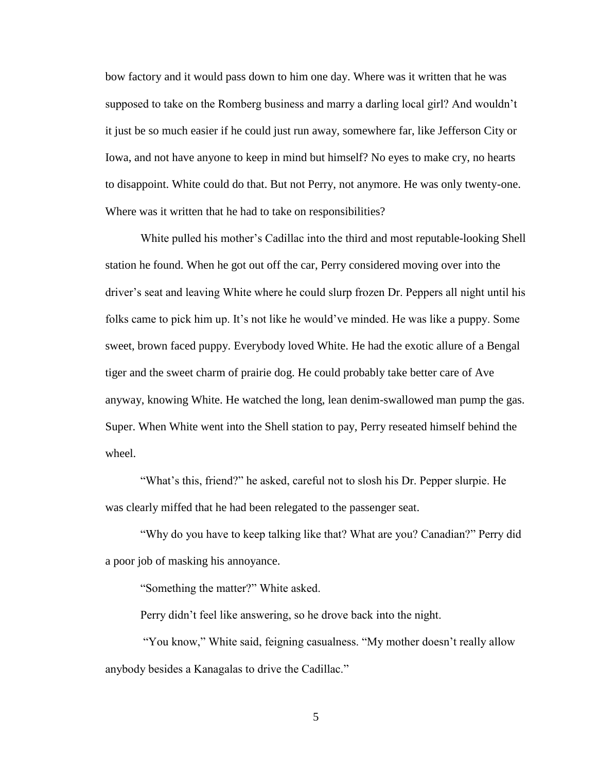bow factory and it would pass down to him one day. Where was it written that he was supposed to take on the Romberg business and marry a darling local girl? And wouldn't it just be so much easier if he could just run away, somewhere far, like Jefferson City or Iowa, and not have anyone to keep in mind but himself? No eyes to make cry, no hearts to disappoint. White could do that. But not Perry, not anymore. He was only twenty-one. Where was it written that he had to take on responsibilities?

White pulled his mother's Cadillac into the third and most reputable-looking Shell station he found. When he got out off the car, Perry considered moving over into the driver's seat and leaving White where he could slurp frozen Dr. Peppers all night until his folks came to pick him up. It's not like he would've minded. He was like a puppy. Some sweet, brown faced puppy. Everybody loved White. He had the exotic allure of a Bengal tiger and the sweet charm of prairie dog. He could probably take better care of Ave anyway, knowing White. He watched the long, lean denim-swallowed man pump the gas. Super. When White went into the Shell station to pay, Perry reseated himself behind the wheel.

"What's this, friend?" he asked, careful not to slosh his Dr. Pepper slurpie. He was clearly miffed that he had been relegated to the passenger seat.

"Why do you have to keep talking like that? What are you? Canadian?" Perry did a poor job of masking his annoyance.

"Something the matter?" White asked.

Perry didn't feel like answering, so he drove back into the night.

"You know," White said, feigning casualness. "My mother doesn't really allow anybody besides a Kanagalas to drive the Cadillac."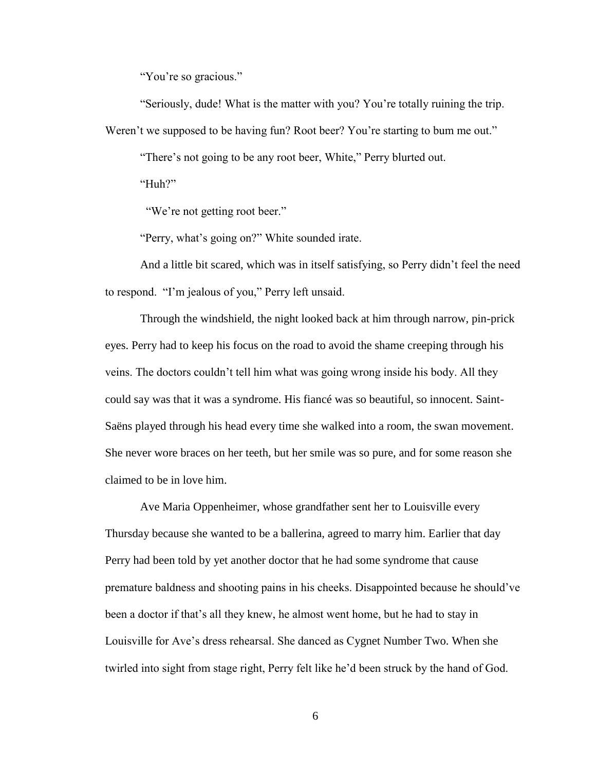"You're so gracious."

"Seriously, dude! What is the matter with you? You're totally ruining the trip. Weren't we supposed to be having fun? Root beer? You're starting to bum me out."

"There's not going to be any root beer, White," Perry blurted out.

"Huh?"

"We're not getting root beer."

"Perry, what's going on?" White sounded irate.

And a little bit scared, which was in itself satisfying, so Perry didn't feel the need to respond. "I'm jealous of you," Perry left unsaid.

Through the windshield, the night looked back at him through narrow, pin-prick eyes. Perry had to keep his focus on the road to avoid the shame creeping through his veins. The doctors couldn't tell him what was going wrong inside his body. All they could say was that it was a syndrome. His fiancé was so beautiful, so innocent. Saint-Saëns played through his head every time she walked into a room, the swan movement. She never wore braces on her teeth, but her smile was so pure, and for some reason she claimed to be in love him.

Ave Maria Oppenheimer, whose grandfather sent her to Louisville every Thursday because she wanted to be a ballerina, agreed to marry him. Earlier that day Perry had been told by yet another doctor that he had some syndrome that cause premature baldness and shooting pains in his cheeks. Disappointed because he should've been a doctor if that's all they knew, he almost went home, but he had to stay in Louisville for Ave's dress rehearsal. She danced as Cygnet Number Two. When she twirled into sight from stage right, Perry felt like he'd been struck by the hand of God.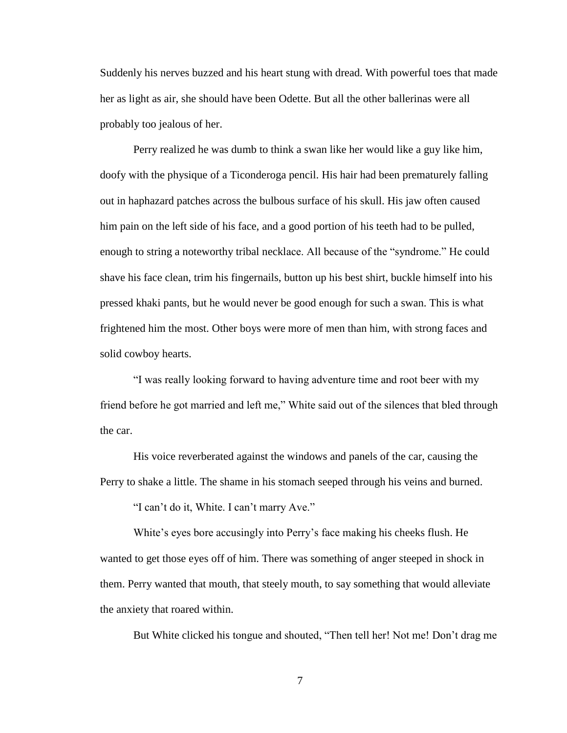Suddenly his nerves buzzed and his heart stung with dread. With powerful toes that made her as light as air, she should have been Odette. But all the other ballerinas were all probably too jealous of her.

Perry realized he was dumb to think a swan like her would like a guy like him, doofy with the physique of a Ticonderoga pencil. His hair had been prematurely falling out in haphazard patches across the bulbous surface of his skull. His jaw often caused him pain on the left side of his face, and a good portion of his teeth had to be pulled, enough to string a noteworthy tribal necklace. All because of the "syndrome." He could shave his face clean, trim his fingernails, button up his best shirt, buckle himself into his pressed khaki pants, but he would never be good enough for such a swan. This is what frightened him the most. Other boys were more of men than him, with strong faces and solid cowboy hearts.

"I was really looking forward to having adventure time and root beer with my friend before he got married and left me," White said out of the silences that bled through the car.

His voice reverberated against the windows and panels of the car, causing the Perry to shake a little. The shame in his stomach seeped through his veins and burned.

"I can't do it, White. I can't marry Ave."

White's eyes bore accusingly into Perry's face making his cheeks flush. He wanted to get those eyes off of him. There was something of anger steeped in shock in them. Perry wanted that mouth, that steely mouth, to say something that would alleviate the anxiety that roared within.

But White clicked his tongue and shouted, "Then tell her! Not me! Don't drag me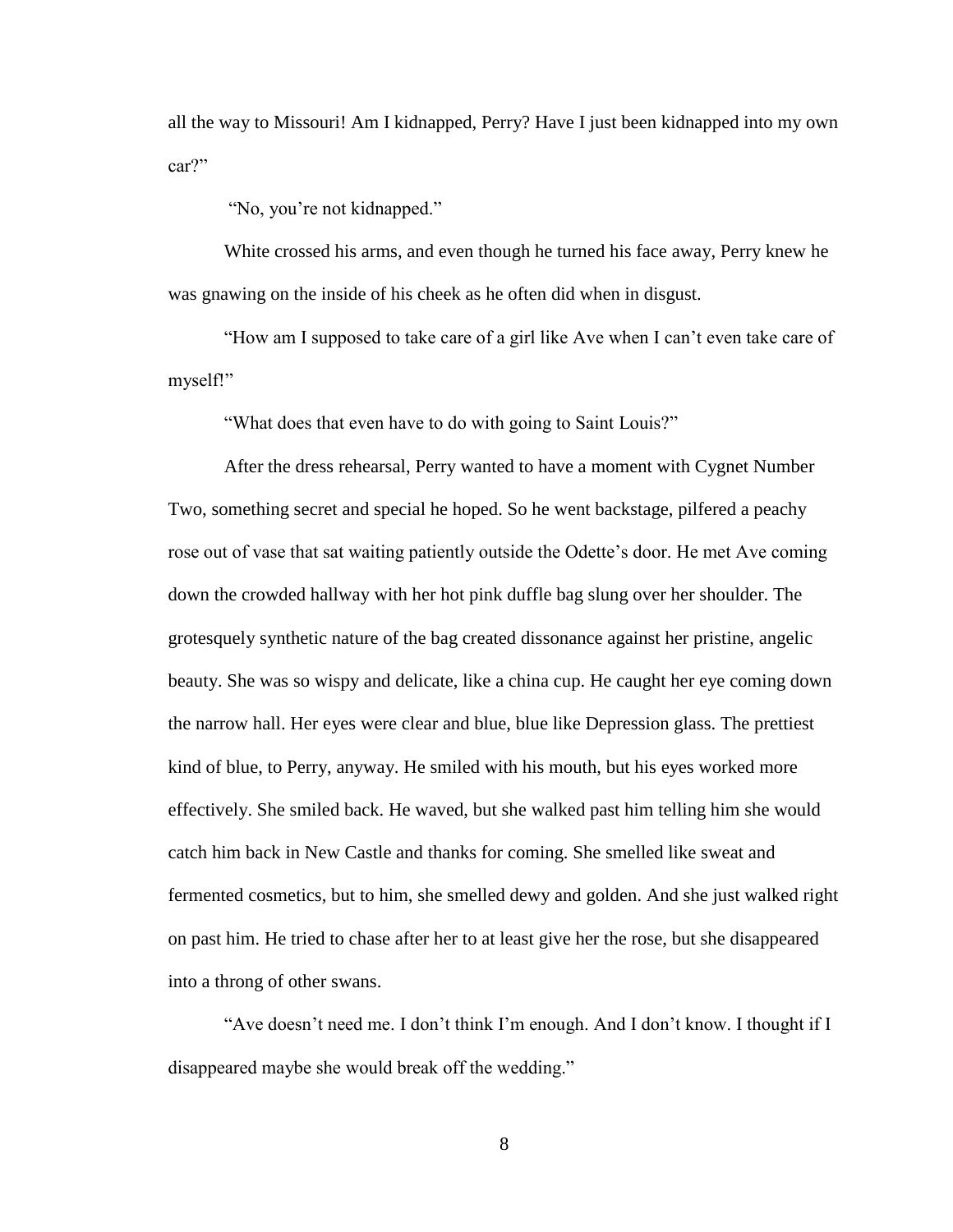all the way to Missouri! Am I kidnapped, Perry? Have I just been kidnapped into my own car?"

"No, you're not kidnapped."

White crossed his arms, and even though he turned his face away, Perry knew he was gnawing on the inside of his cheek as he often did when in disgust.

"How am I supposed to take care of a girl like Ave when I can't even take care of myself!"

"What does that even have to do with going to Saint Louis?"

After the dress rehearsal, Perry wanted to have a moment with Cygnet Number Two, something secret and special he hoped. So he went backstage, pilfered a peachy rose out of vase that sat waiting patiently outside the Odette's door. He met Ave coming down the crowded hallway with her hot pink duffle bag slung over her shoulder. The grotesquely synthetic nature of the bag created dissonance against her pristine, angelic beauty. She was so wispy and delicate, like a china cup. He caught her eye coming down the narrow hall. Her eyes were clear and blue, blue like Depression glass. The prettiest kind of blue, to Perry, anyway. He smiled with his mouth, but his eyes worked more effectively. She smiled back. He waved, but she walked past him telling him she would catch him back in New Castle and thanks for coming. She smelled like sweat and fermented cosmetics, but to him, she smelled dewy and golden. And she just walked right on past him. He tried to chase after her to at least give her the rose, but she disappeared into a throng of other swans.

"Ave doesn't need me. I don't think I'm enough. And I don't know. I thought if I disappeared maybe she would break off the wedding."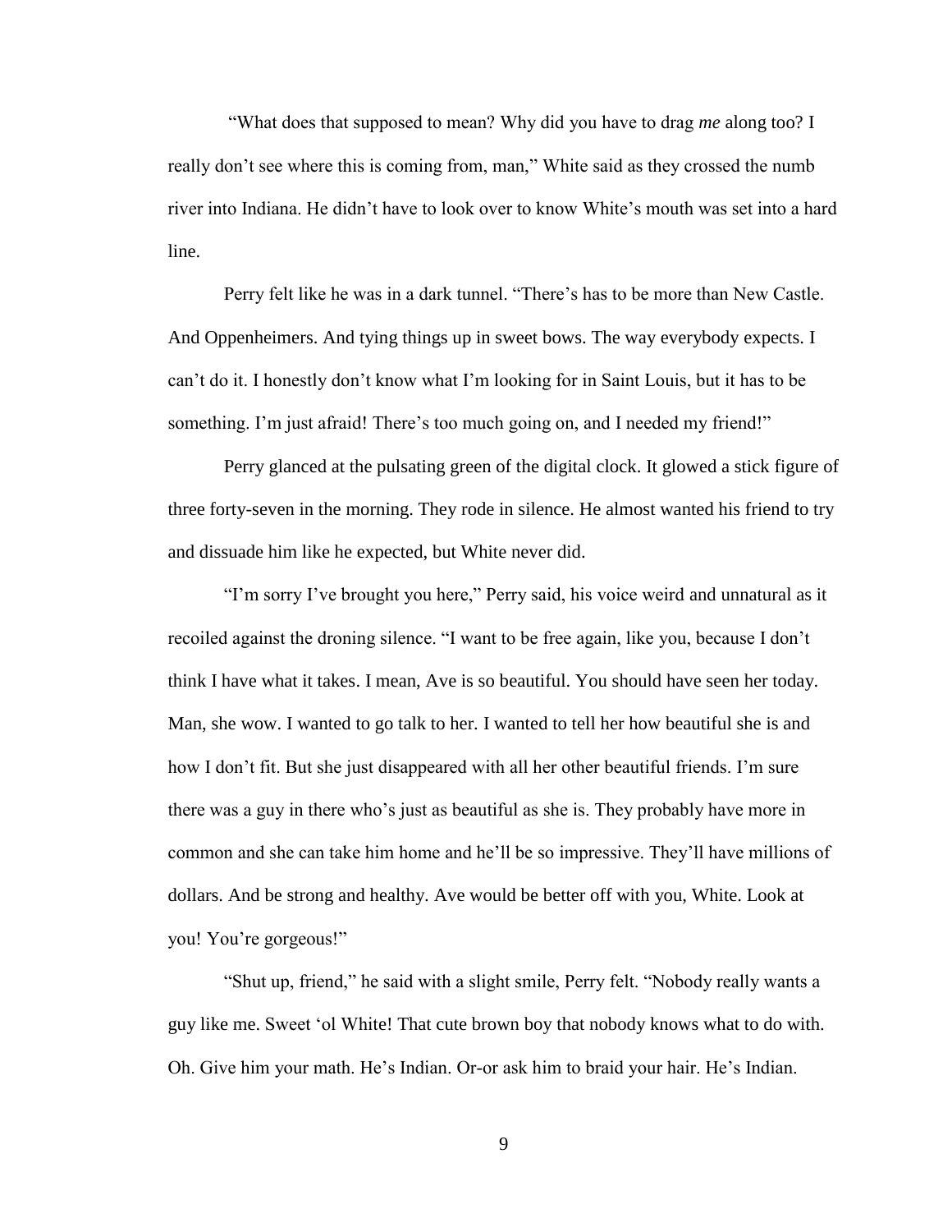"What does that supposed to mean? Why did you have to drag *me* along too? I really don't see where this is coming from, man," White said as they crossed the numb river into Indiana. He didn't have to look over to know White's mouth was set into a hard line.

Perry felt like he was in a dark tunnel. "There's has to be more than New Castle. And Oppenheimers. And tying things up in sweet bows. The way everybody expects. I can't do it. I honestly don't know what I'm looking for in Saint Louis, but it has to be something. I'm just afraid! There's too much going on, and I needed my friend!"

Perry glanced at the pulsating green of the digital clock. It glowed a stick figure of three forty-seven in the morning. They rode in silence. He almost wanted his friend to try and dissuade him like he expected, but White never did.

"I'm sorry I've brought you here," Perry said, his voice weird and unnatural as it recoiled against the droning silence. "I want to be free again, like you, because I don't think I have what it takes. I mean, Ave is so beautiful. You should have seen her today. Man, she wow. I wanted to go talk to her. I wanted to tell her how beautiful she is and how I don't fit. But she just disappeared with all her other beautiful friends. I'm sure there was a guy in there who's just as beautiful as she is. They probably have more in common and she can take him home and he'll be so impressive. They'll have millions of dollars. And be strong and healthy. Ave would be better off with you, White. Look at you! You're gorgeous!"

"Shut up, friend," he said with a slight smile, Perry felt. "Nobody really wants a guy like me. Sweet 'ol White! That cute brown boy that nobody knows what to do with. Oh. Give him your math. He's Indian. Or-or ask him to braid your hair. He's Indian.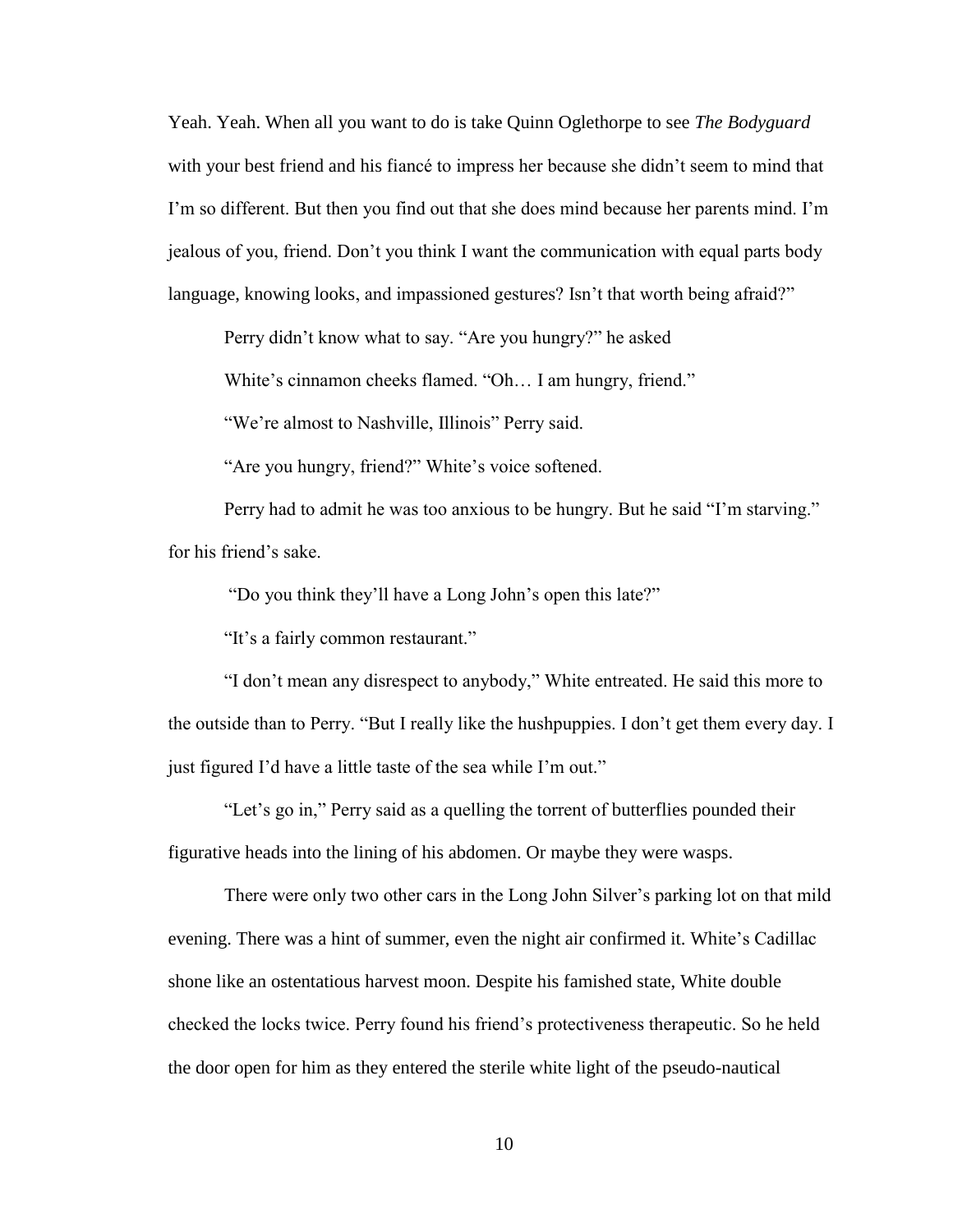Yeah. Yeah. When all you want to do is take Quinn Oglethorpe to see *The Bodyguard* with your best friend and his fiancé to impress her because she didn't seem to mind that I'm so different. But then you find out that she does mind because her parents mind. I'm jealous of you, friend. Don't you think I want the communication with equal parts body language, knowing looks, and impassioned gestures? Isn't that worth being afraid?"

Perry didn't know what to say. "Are you hungry?" he asked

White's cinnamon cheeks flamed. "Oh… I am hungry, friend."

"We're almost to Nashville, Illinois" Perry said.

"Are you hungry, friend?" White's voice softened.

Perry had to admit he was too anxious to be hungry. But he said "I'm starving." for his friend's sake.

"Do you think they'll have a Long John's open this late?"

"It's a fairly common restaurant."

"I don't mean any disrespect to anybody," White entreated. He said this more to the outside than to Perry. "But I really like the hushpuppies. I don't get them every day. I just figured I'd have a little taste of the sea while I'm out."

"Let's go in," Perry said as a quelling the torrent of butterflies pounded their figurative heads into the lining of his abdomen. Or maybe they were wasps.

There were only two other cars in the Long John Silver's parking lot on that mild evening. There was a hint of summer, even the night air confirmed it. White's Cadillac shone like an ostentatious harvest moon. Despite his famished state, White double checked the locks twice. Perry found his friend's protectiveness therapeutic. So he held the door open for him as they entered the sterile white light of the pseudo-nautical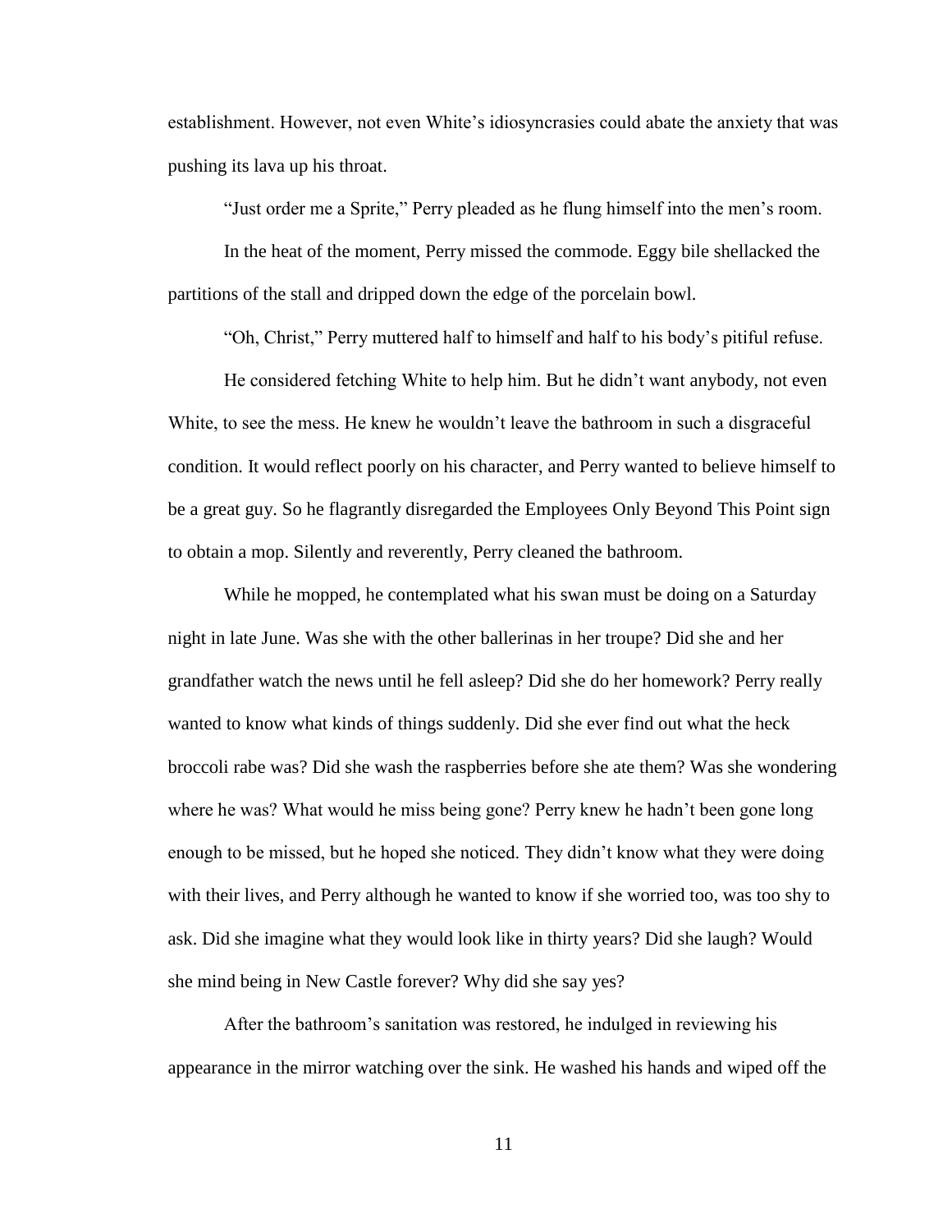establishment. However, not even White's idiosyncrasies could abate the anxiety that was pushing its lava up his throat.

"Just order me a Sprite," Perry pleaded as he flung himself into the men's room.

In the heat of the moment, Perry missed the commode. Eggy bile shellacked the partitions of the stall and dripped down the edge of the porcelain bowl.

"Oh, Christ," Perry muttered half to himself and half to his body's pitiful refuse.

He considered fetching White to help him. But he didn't want anybody, not even White, to see the mess. He knew he wouldn't leave the bathroom in such a disgraceful condition. It would reflect poorly on his character, and Perry wanted to believe himself to be a great guy. So he flagrantly disregarded the Employees Only Beyond This Point sign to obtain a mop. Silently and reverently, Perry cleaned the bathroom.

While he mopped, he contemplated what his swan must be doing on a Saturday night in late June. Was she with the other ballerinas in her troupe? Did she and her grandfather watch the news until he fell asleep? Did she do her homework? Perry really wanted to know what kinds of things suddenly. Did she ever find out what the heck broccoli rabe was? Did she wash the raspberries before she ate them? Was she wondering where he was? What would he miss being gone? Perry knew he hadn't been gone long enough to be missed, but he hoped she noticed. They didn't know what they were doing with their lives, and Perry although he wanted to know if she worried too, was too shy to ask. Did she imagine what they would look like in thirty years? Did she laugh? Would she mind being in New Castle forever? Why did she say yes?

After the bathroom's sanitation was restored, he indulged in reviewing his appearance in the mirror watching over the sink. He washed his hands and wiped off the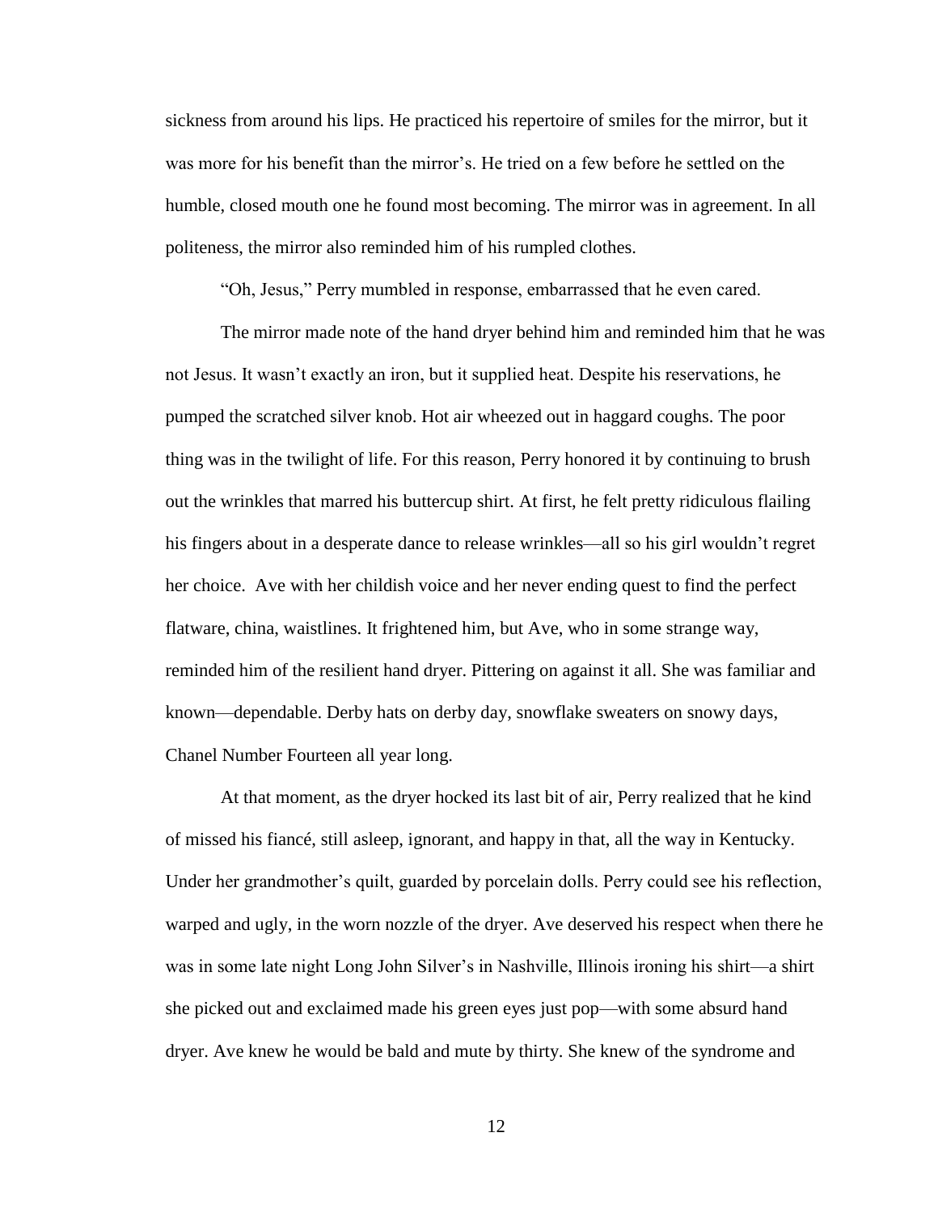sickness from around his lips. He practiced his repertoire of smiles for the mirror, but it was more for his benefit than the mirror's. He tried on a few before he settled on the humble, closed mouth one he found most becoming. The mirror was in agreement. In all politeness, the mirror also reminded him of his rumpled clothes.

"Oh, Jesus," Perry mumbled in response, embarrassed that he even cared.

The mirror made note of the hand dryer behind him and reminded him that he was not Jesus. It wasn't exactly an iron, but it supplied heat. Despite his reservations, he pumped the scratched silver knob. Hot air wheezed out in haggard coughs. The poor thing was in the twilight of life. For this reason, Perry honored it by continuing to brush out the wrinkles that marred his buttercup shirt. At first, he felt pretty ridiculous flailing his fingers about in a desperate dance to release wrinkles—all so his girl wouldn't regret her choice.  Ave with her childish voice and her never ending quest to find the perfect flatware, china, waistlines. It frightened him, but Ave, who in some strange way, reminded him of the resilient hand dryer. Pittering on against it all. She was familiar and known—dependable. Derby hats on derby day, snowflake sweaters on snowy days, Chanel Number Fourteen all year long.

At that moment, as the dryer hocked its last bit of air, Perry realized that he kind of missed his fiancé, still asleep, ignorant, and happy in that, all the way in Kentucky. Under her grandmother's quilt, guarded by porcelain dolls. Perry could see his reflection, warped and ugly, in the worn nozzle of the dryer. Ave deserved his respect when there he was in some late night Long John Silver's in Nashville, Illinois ironing his shirt—a shirt she picked out and exclaimed made his green eyes just pop—with some absurd hand dryer. Ave knew he would be bald and mute by thirty. She knew of the syndrome and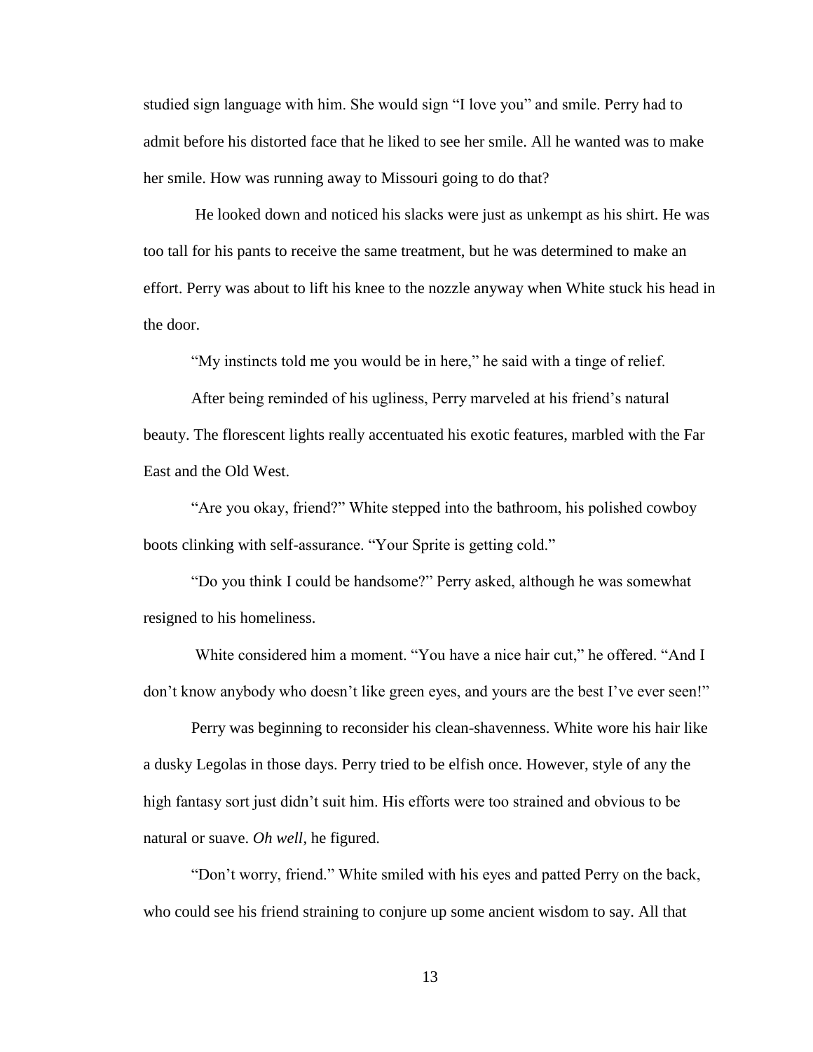studied sign language with him. She would sign "I love you" and smile. Perry had to admit before his distorted face that he liked to see her smile. All he wanted was to make her smile. How was running away to Missouri going to do that?

He looked down and noticed his slacks were just as unkempt as his shirt. He was too tall for his pants to receive the same treatment, but he was determined to make an effort. Perry was about to lift his knee to the nozzle anyway when White stuck his head in the door.

"My instincts told me you would be in here," he said with a tinge of relief.

After being reminded of his ugliness, Perry marveled at his friend's natural beauty. The florescent lights really accentuated his exotic features, marbled with the Far East and the Old West.

"Are you okay, friend?" White stepped into the bathroom, his polished cowboy boots clinking with self-assurance. "Your Sprite is getting cold."

"Do you think I could be handsome?" Perry asked, although he was somewhat resigned to his homeliness.

White considered him a moment. "You have a nice hair cut," he offered. "And I don't know anybody who doesn't like green eyes, and yours are the best I've ever seen!"

Perry was beginning to reconsider his clean-shavenness. White wore his hair like a dusky Legolas in those days. Perry tried to be elfish once. However, style of any the high fantasy sort just didn't suit him. His efforts were too strained and obvious to be natural or suave. *Oh well*, he figured.

"Don't worry, friend." White smiled with his eyes and patted Perry on the back, who could see his friend straining to conjure up some ancient wisdom to say. All that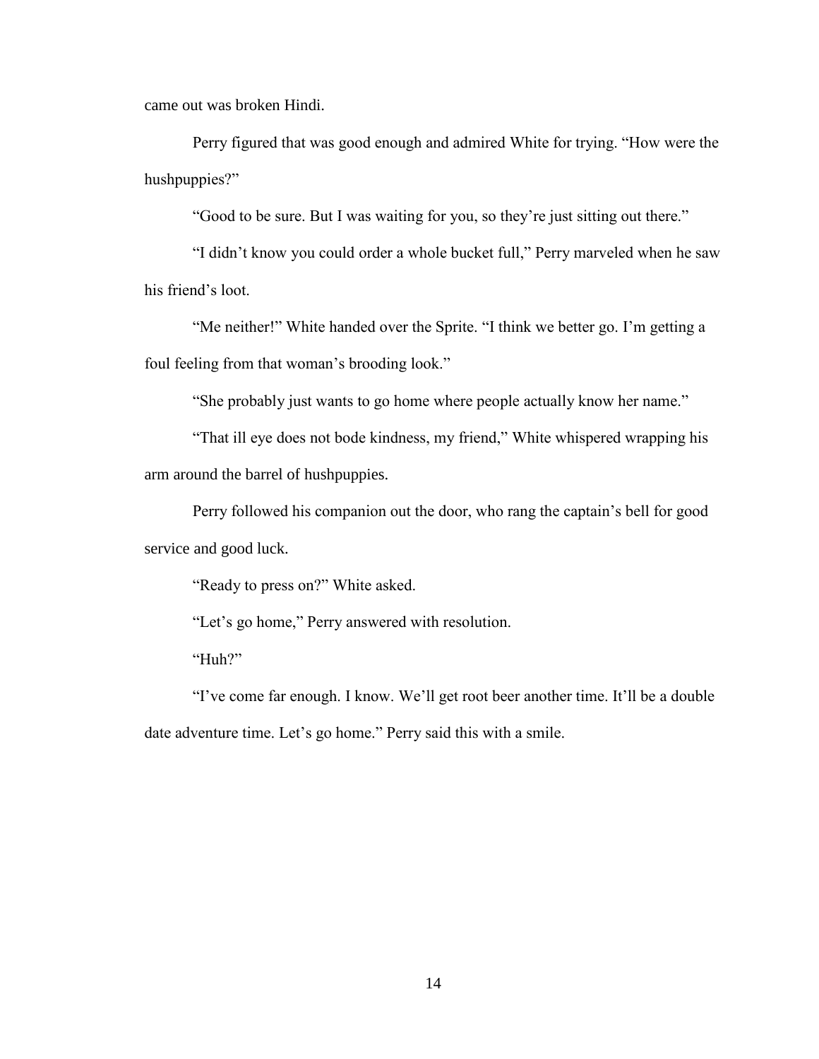came out was broken Hindi.

Perry figured that was good enough and admired White for trying. “How were the hushpuppies?”

“Good to be sure. But I was waiting for you, so they’re just sitting out there.”

“I didn’t know you could order a whole bucket full,” Perry marveled when he saw his friend’s loot.

“Me neither!” White handed over the Sprite. “I think we better go. I’m getting a foul feeling from that woman’s brooding look.”

“She probably just wants to go home where people actually know her name.”

“That ill eye does not bode kindness, my friend,” White whispered wrapping his arm around the barrel of hushpuppies.

Perry followed his companion out the door, who rang the captain’s bell for good service and good luck.

“Ready to press on?” White asked.

“Let’s go home,” Perry answered with resolution.

“Huh?”

“I’ve come far enough. I know. We’ll get root beer another time. It’ll be a double date adventure time. Let’s go home.” Perry said this with a smile.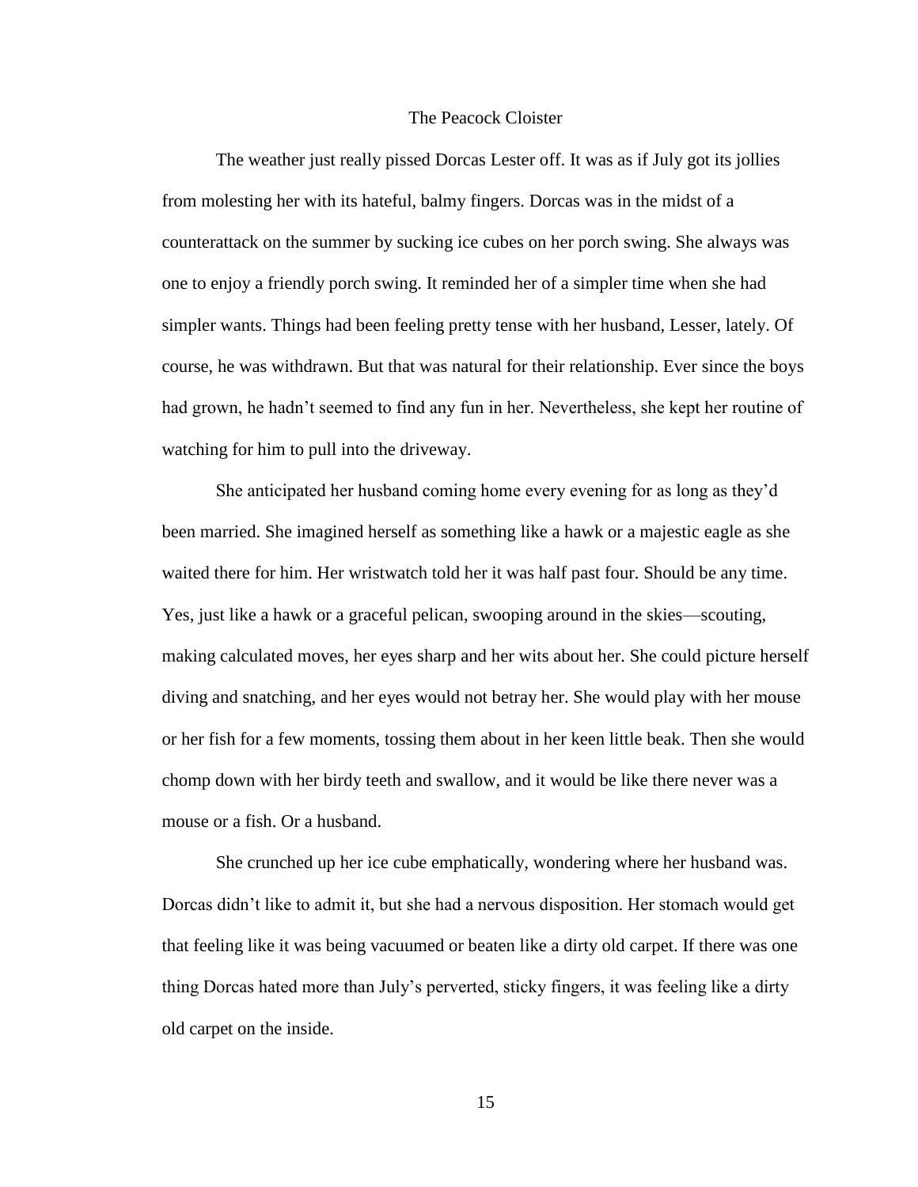# The Peacock Cloister

The weather just really pissed Dorcas Lester off. It was as if July got its jollies from molesting her with its hateful, balmy fingers. Dorcas was in the midst of a counterattack on the summer by sucking ice cubes on her porch swing. She always was one to enjoy a friendly porch swing. It reminded her of a simpler time when she had simpler wants. Things had been feeling pretty tense with her husband, Lesser, lately. Of course, he was withdrawn. But that was natural for their relationship. Ever since the boys had grown, he hadn't seemed to find any fun in her. Nevertheless, she kept her routine of watching for him to pull into the driveway.

She anticipated her husband coming home every evening for as long as they'd been married. She imagined herself as something like a hawk or a majestic eagle as she waited there for him. Her wristwatch told her it was half past four. Should be any time. Yes, just like a hawk or a graceful pelican, swooping around in the skies—scouting, making calculated moves, her eyes sharp and her wits about her. She could picture herself diving and snatching, and her eyes would not betray her. She would play with her mouse or her fish for a few moments, tossing them about in her keen little beak. Then she would chomp down with her birdy teeth and swallow, and it would be like there never was a mouse or a fish. Or a husband.

She crunched up her ice cube emphatically, wondering where her husband was. Dorcas didn't like to admit it, but she had a nervous disposition. Her stomach would get that feeling like it was being vacuumed or beaten like a dirty old carpet. If there was one thing Dorcas hated more than July's perverted, sticky fingers, it was feeling like a dirty old carpet on the inside.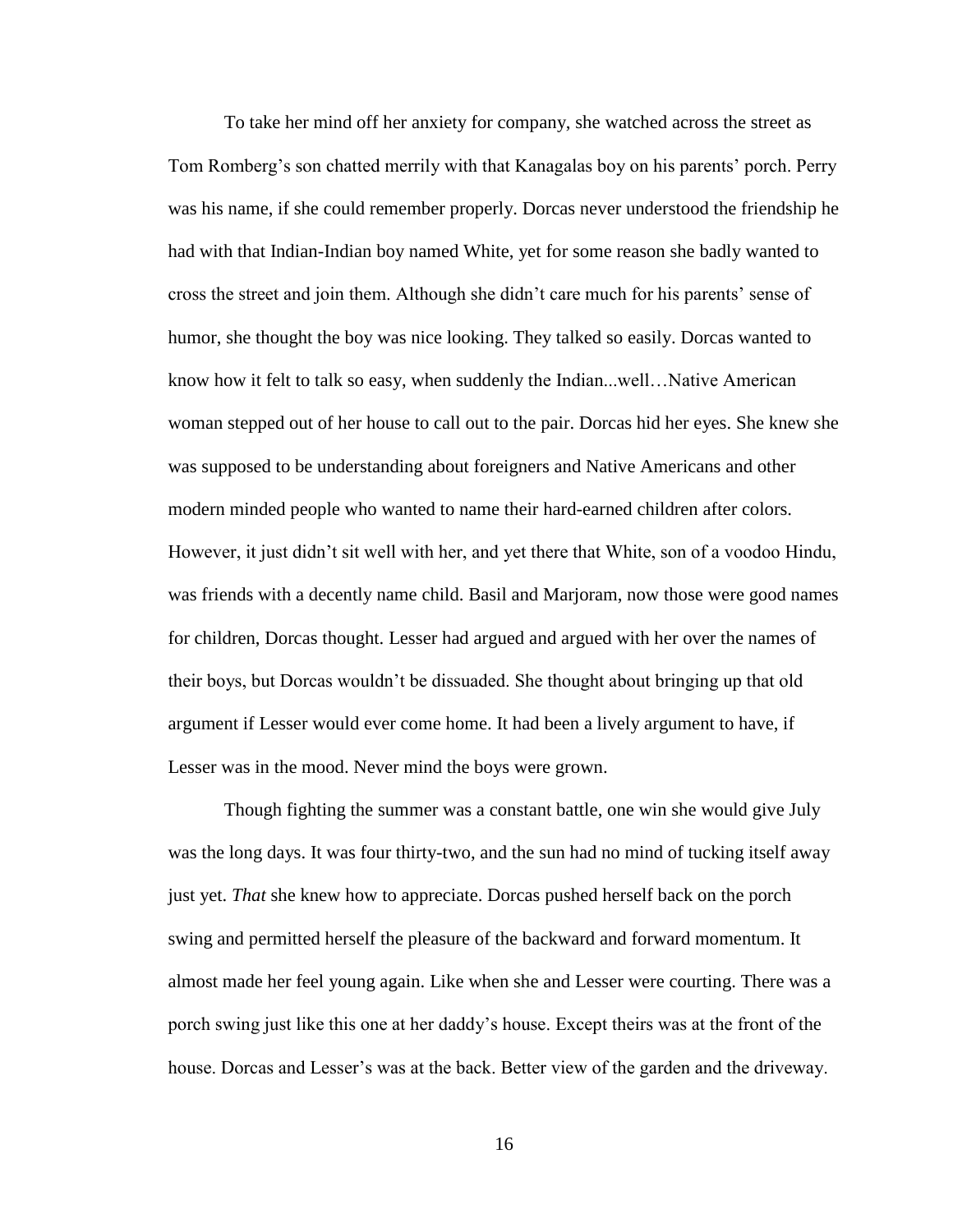To take her mind off her anxiety for company, she watched across the street as Tom Romberg's son chatted merrily with that Kanagalas boy on his parents' porch. Perry was his name, if she could remember properly. Dorcas never understood the friendship he had with that Indian-Indian boy named White, yet for some reason she badly wanted to cross the street and join them. Although she didn't care much for his parents' sense of humor, she thought the boy was nice looking. They talked so easily. Dorcas wanted to know how it felt to talk so easy, when suddenly the Indian...well…Native American woman stepped out of her house to call out to the pair. Dorcas hid her eyes. She knew she was supposed to be understanding about foreigners and Native Americans and other modern minded people who wanted to name their hard-earned children after colors. However, it just didn't sit well with her, and yet there that White, son of a voodoo Hindu, was friends with a decently name child. Basil and Marjoram, now those were good names for children, Dorcas thought. Lesser had argued and argued with her over the names of their boys, but Dorcas wouldn't be dissuaded. She thought about bringing up that old argument if Lesser would ever come home. It had been a lively argument to have, if Lesser was in the mood. Never mind the boys were grown.

Though fighting the summer was a constant battle, one win she would give July was the long days. It was four thirty-two, and the sun had no mind of tucking itself away just yet. *That* she knew how to appreciate. Dorcas pushed herself back on the porch swing and permitted herself the pleasure of the backward and forward momentum. It almost made her feel young again. Like when she and Lesser were courting. There was a porch swing just like this one at her daddy's house. Except theirs was at the front of the house. Dorcas and Lesser's was at the back. Better view of the garden and the driveway.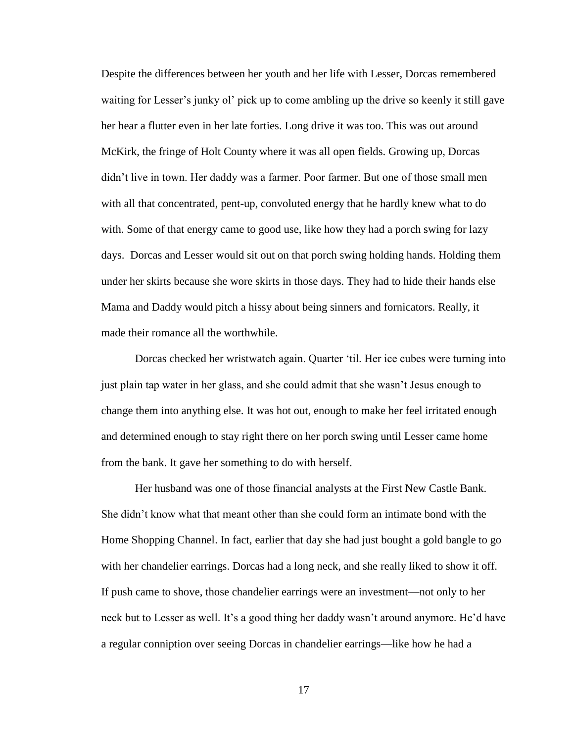Despite the differences between her youth and her life with Lesser, Dorcas remembered waiting for Lesser's junky ol' pick up to come ambling up the drive so keenly it still gave her hear a flutter even in her late forties. Long drive it was too. This was out around McKirk, the fringe of Holt County where it was all open fields. Growing up, Dorcas didn't live in town. Her daddy was a farmer. Poor farmer. But one of those small men with all that concentrated, pent-up, convoluted energy that he hardly knew what to do with. Some of that energy came to good use, like how they had a porch swing for lazy days. Dorcas and Lesser would sit out on that porch swing holding hands. Holding them under her skirts because she wore skirts in those days. They had to hide their hands else Mama and Daddy would pitch a hissy about being sinners and fornicators. Really, it made their romance all the worthwhile.

Dorcas checked her wristwatch again. Quarter 'til. Her ice cubes were turning into just plain tap water in her glass, and she could admit that she wasn't Jesus enough to change them into anything else. It was hot out, enough to make her feel irritated enough and determined enough to stay right there on her porch swing until Lesser came home from the bank. It gave her something to do with herself.

Her husband was one of those financial analysts at the First New Castle Bank. She didn't know what that meant other than she could form an intimate bond with the Home Shopping Channel. In fact, earlier that day she had just bought a gold bangle to go with her chandelier earrings. Dorcas had a long neck, and she really liked to show it off. If push came to shove, those chandelier earrings were an investment—not only to her neck but to Lesser as well. It's a good thing her daddy wasn't around anymore. He'd have a regular conniption over seeing Dorcas in chandelier earrings—like how he had a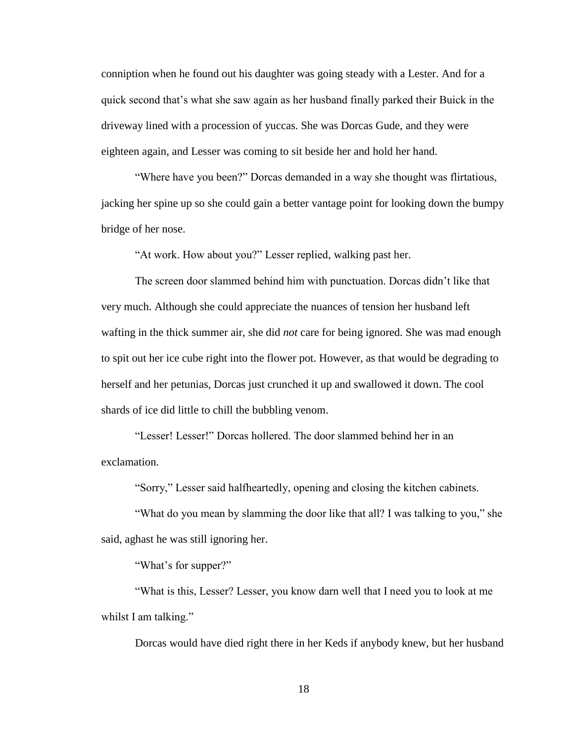conniption when he found out his daughter was going steady with a Lester. And for a quick second that's what she saw again as her husband finally parked their Buick in the driveway lined with a procession of yuccas. She was Dorcas Gude, and they were eighteen again, and Lesser was coming to sit beside her and hold her hand.

"Where have you been?" Dorcas demanded in a way she thought was flirtatious, jacking her spine up so she could gain a better vantage point for looking down the bumpy bridge of her nose.

"At work. How about you?" Lesser replied, walking past her.

The screen door slammed behind him with punctuation. Dorcas didn't like that very much. Although she could appreciate the nuances of tension her husband left wafting in the thick summer air, she did *not* care for being ignored. She was mad enough to spit out her ice cube right into the flower pot. However, as that would be degrading to herself and her petunias, Dorcas just crunched it up and swallowed it down. The cool shards of ice did little to chill the bubbling venom.

"Lesser! Lesser!" Dorcas hollered. The door slammed behind her in an exclamation.

"Sorry," Lesser said halfheartedly, opening and closing the kitchen cabinets.

"What do you mean by slamming the door like that all? I was talking to you," she said, aghast he was still ignoring her.

"What's for supper?"

"What is this, Lesser? Lesser, you know darn well that I need you to look at me whilst I am talking."

Dorcas would have died right there in her Keds if anybody knew, but her husband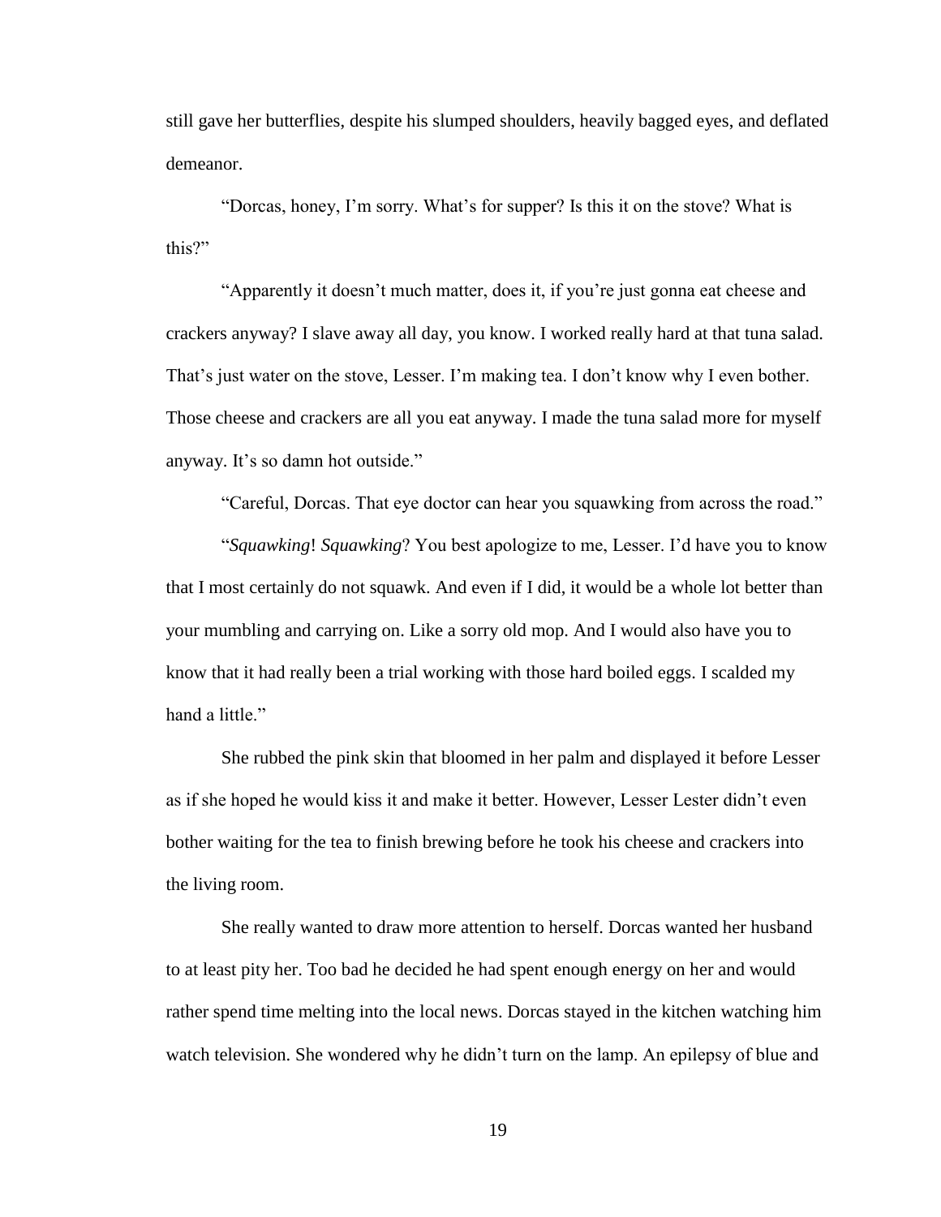still gave her butterflies, despite his slumped shoulders, heavily bagged eyes, and deflated demeanor.

"Dorcas, honey, I'm sorry. What's for supper? Is this it on the stove? What is this?"

"Apparently it doesn't much matter, does it, if you're just gonna eat cheese and crackers anyway? I slave away all day, you know. I worked really hard at that tuna salad. That's just water on the stove, Lesser. I'm making tea. I don't know why I even bother. Those cheese and crackers are all you eat anyway. I made the tuna salad more for myself anyway. It's so damn hot outside."

"Careful, Dorcas. That eye doctor can hear you squawking from across the road."

"*Squawking*! *Squawking*? You best apologize to me, Lesser. I'd have you to know that I most certainly do not squawk. And even if I did, it would be a whole lot better than your mumbling and carrying on. Like a sorry old mop. And I would also have you to know that it had really been a trial working with those hard boiled eggs. I scalded my hand a little."

She rubbed the pink skin that bloomed in her palm and displayed it before Lesser as if she hoped he would kiss it and make it better. However, Lesser Lester didn't even bother waiting for the tea to finish brewing before he took his cheese and crackers into the living room.

She really wanted to draw more attention to herself. Dorcas wanted her husband to at least pity her. Too bad he decided he had spent enough energy on her and would rather spend time melting into the local news. Dorcas stayed in the kitchen watching him watch television. She wondered why he didn't turn on the lamp. An epilepsy of blue and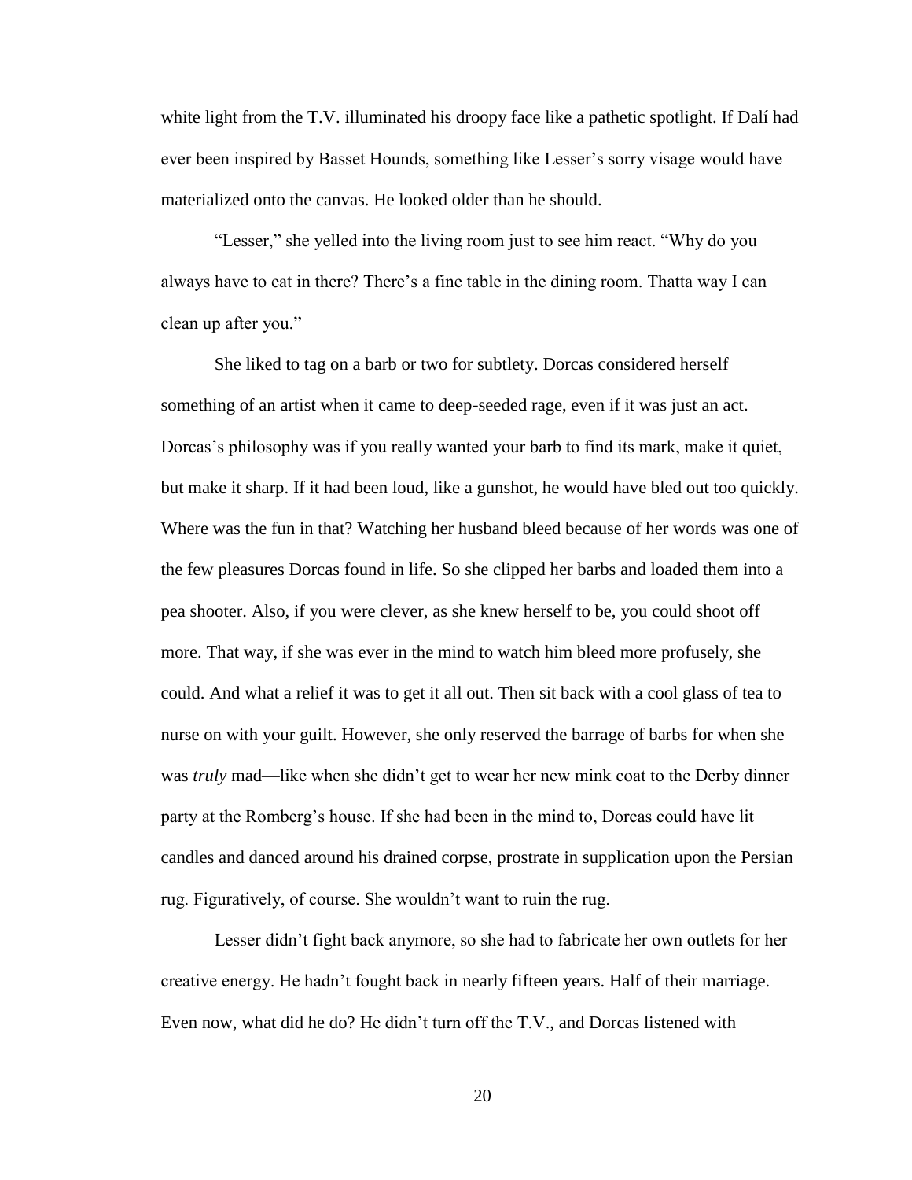white light from the T.V. illuminated his droopy face like a pathetic spotlight. If Dalí had ever been inspired by Basset Hounds, something like Lesser's sorry visage would have materialized onto the canvas. He looked older than he should.

"Lesser," she yelled into the living room just to see him react. "Why do you always have to eat in there? There's a fine table in the dining room. Thatta way I can clean up after you."

She liked to tag on a barb or two for subtlety. Dorcas considered herself something of an artist when it came to deep-seeded rage, even if it was just an act. Dorcas's philosophy was if you really wanted your barb to find its mark, make it quiet, but make it sharp. If it had been loud, like a gunshot, he would have bled out too quickly. Where was the fun in that? Watching her husband bleed because of her words was one of the few pleasures Dorcas found in life. So she clipped her barbs and loaded them into a pea shooter. Also, if you were clever, as she knew herself to be, you could shoot off more. That way, if she was ever in the mind to watch him bleed more profusely, she could. And what a relief it was to get it all out. Then sit back with a cool glass of tea to nurse on with your guilt. However, she only reserved the barrage of barbs for when she was *truly* mad—like when she didn't get to wear her new mink coat to the Derby dinner party at the Romberg's house. If she had been in the mind to, Dorcas could have lit candles and danced around his drained corpse, prostrate in supplication upon the Persian rug. Figuratively, of course. She wouldn't want to ruin the rug.

Lesser didn't fight back anymore, so she had to fabricate her own outlets for her creative energy. He hadn't fought back in nearly fifteen years. Half of their marriage. Even now, what did he do? He didn't turn off the T.V., and Dorcas listened with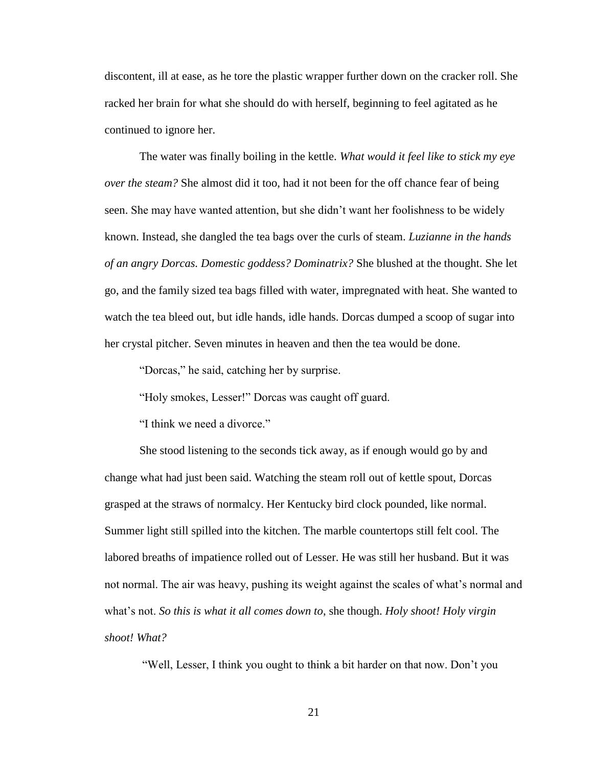discontent, ill at ease, as he tore the plastic wrapper further down on the cracker roll. She racked her brain for what she should do with herself, beginning to feel agitated as he continued to ignore her.

The water was finally boiling in the kettle. *What would it feel like to stick my eye over the steam?* She almost did it too, had it not been for the off chance fear of being seen. She may have wanted attention, but she didn't want her foolishness to be widely known. Instead, she dangled the tea bags over the curls of steam. *Luzianne in the hands of an angry Dorcas. Domestic goddess? Dominatrix?* She blushed at the thought. She let go, and the family sized tea bags filled with water, impregnated with heat. She wanted to watch the tea bleed out, but idle hands, idle hands. Dorcas dumped a scoop of sugar into her crystal pitcher. Seven minutes in heaven and then the tea would be done.

"Dorcas," he said, catching her by surprise.

"Holy smokes, Lesser!" Dorcas was caught off guard.

"I think we need a divorce."

She stood listening to the seconds tick away, as if enough would go by and change what had just been said. Watching the steam roll out of kettle spout, Dorcas grasped at the straws of normalcy. Her Kentucky bird clock pounded, like normal. Summer light still spilled into the kitchen. The marble countertops still felt cool. The labored breaths of impatience rolled out of Lesser. He was still her husband. But it was not normal. The air was heavy, pushing its weight against the scales of what's normal and what's not. *So this is what it all comes down to*, she though. *Holy shoot! Holy virgin shoot! What?*

"Well, Lesser, I think you ought to think a bit harder on that now. Don't you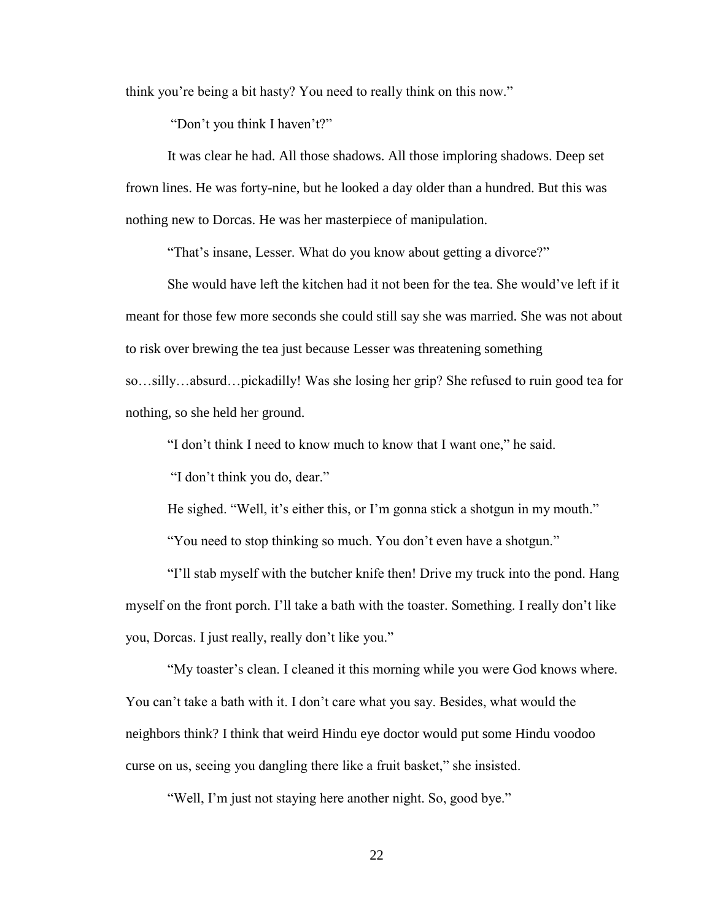think you're being a bit hasty? You need to really think on this now."

"Don't you think I haven't?"

It was clear he had. All those shadows. All those imploring shadows. Deep set frown lines. He was forty-nine, but he looked a day older than a hundred. But this was nothing new to Dorcas. He was her masterpiece of manipulation.

"That's insane, Lesser. What do you know about getting a divorce?"

She would have left the kitchen had it not been for the tea. She would've left if it meant for those few more seconds she could still say she was married. She was not about to risk over brewing the tea just because Lesser was threatening something so…silly…absurd…pickadilly! Was she losing her grip? She refused to ruin good tea for nothing, so she held her ground.

"I don't think I need to know much to know that I want one," he said.

"I don't think you do, dear."

He sighed. "Well, it's either this, or I'm gonna stick a shotgun in my mouth."

"You need to stop thinking so much. You don't even have a shotgun."

"I'll stab myself with the butcher knife then! Drive my truck into the pond. Hang myself on the front porch. I'll take a bath with the toaster. Something. I really don't like you, Dorcas. I just really, really don't like you."

"My toaster's clean. I cleaned it this morning while you were God knows where. You can't take a bath with it. I don't care what you say. Besides, what would the neighbors think? I think that weird Hindu eye doctor would put some Hindu voodoo curse on us, seeing you dangling there like a fruit basket," she insisted.

"Well, I'm just not staying here another night. So, good bye."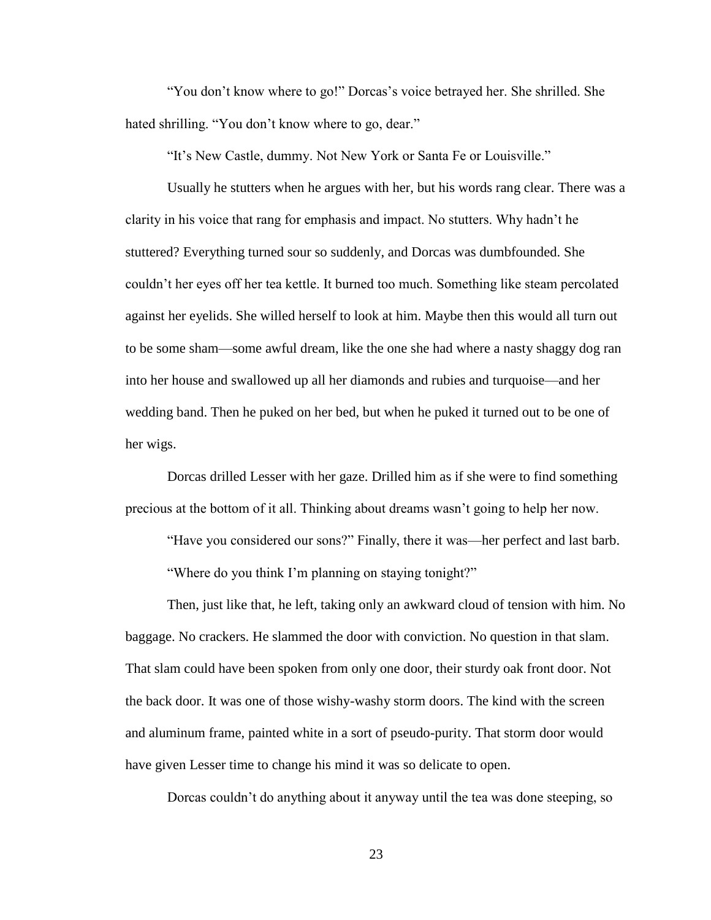"You don't know where to go!" Dorcas's voice betrayed her. She shrilled. She hated shrilling. "You don't know where to go, dear."

"It's New Castle, dummy. Not New York or Santa Fe or Louisville."

Usually he stutters when he argues with her, but his words rang clear. There was a clarity in his voice that rang for emphasis and impact. No stutters. Why hadn't he stuttered? Everything turned sour so suddenly, and Dorcas was dumbfounded. She couldn't her eyes off her tea kettle. It burned too much. Something like steam percolated against her eyelids. She willed herself to look at him. Maybe then this would all turn out to be some sham—some awful dream, like the one she had where a nasty shaggy dog ran into her house and swallowed up all her diamonds and rubies and turquoise—and her wedding band. Then he puked on her bed, but when he puked it turned out to be one of her wigs.

Dorcas drilled Lesser with her gaze. Drilled him as if she were to find something precious at the bottom of it all. Thinking about dreams wasn't going to help her now.

"Have you considered our sons?" Finally, there it was—her perfect and last barb.

"Where do you think I'm planning on staying tonight?"

Then, just like that, he left, taking only an awkward cloud of tension with him. No baggage. No crackers. He slammed the door with conviction. No question in that slam. That slam could have been spoken from only one door, their sturdy oak front door. Not the back door. It was one of those wishy-washy storm doors. The kind with the screen and aluminum frame, painted white in a sort of pseudo-purity. That storm door would have given Lesser time to change his mind it was so delicate to open.

Dorcas couldn't do anything about it anyway until the tea was done steeping, so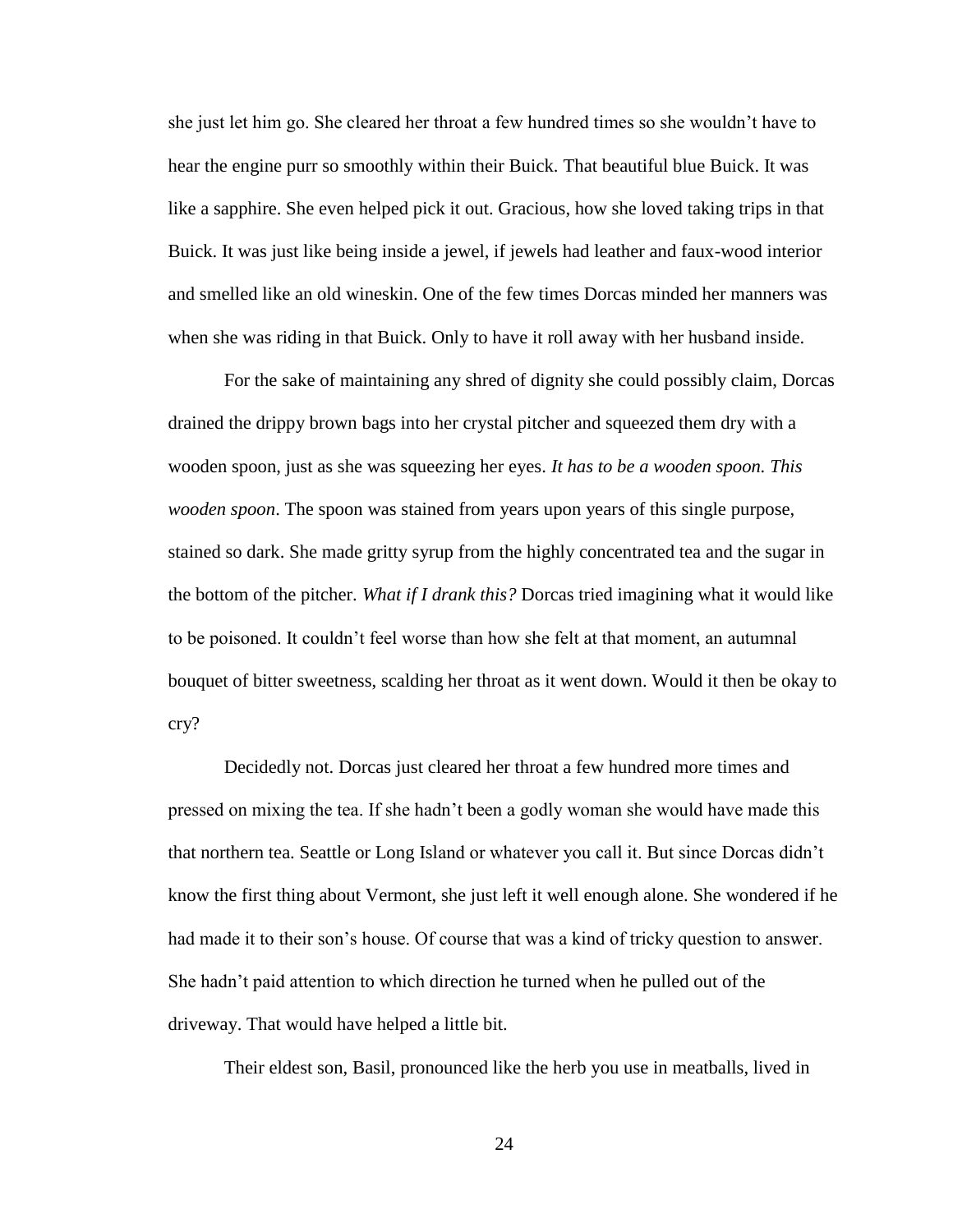she just let him go. She cleared her throat a few hundred times so she wouldn't have to hear the engine purr so smoothly within their Buick. That beautiful blue Buick. It was like a sapphire. She even helped pick it out. Gracious, how she loved taking trips in that Buick. It was just like being inside a jewel, if jewels had leather and faux-wood interior and smelled like an old wineskin. One of the few times Dorcas minded her manners was when she was riding in that Buick. Only to have it roll away with her husband inside.

For the sake of maintaining any shred of dignity she could possibly claim, Dorcas drained the drippy brown bags into her crystal pitcher and squeezed them dry with a wooden spoon, just as she was squeezing her eyes. *It has to be a wooden spoon. This wooden spoon*. The spoon was stained from years upon years of this single purpose, stained so dark. She made gritty syrup from the highly concentrated tea and the sugar in the bottom of the pitcher. *What if I drank this?* Dorcas tried imagining what it would like to be poisoned. It couldn't feel worse than how she felt at that moment, an autumnal bouquet of bitter sweetness, scalding her throat as it went down. Would it then be okay to cry?

Decidedly not. Dorcas just cleared her throat a few hundred more times and pressed on mixing the tea. If she hadn't been a godly woman she would have made this that northern tea. Seattle or Long Island or whatever you call it. But since Dorcas didn't know the first thing about Vermont, she just left it well enough alone. She wondered if he had made it to their son's house. Of course that was a kind of tricky question to answer. She hadn't paid attention to which direction he turned when he pulled out of the driveway. That would have helped a little bit.

Their eldest son, Basil, pronounced like the herb you use in meatballs, lived in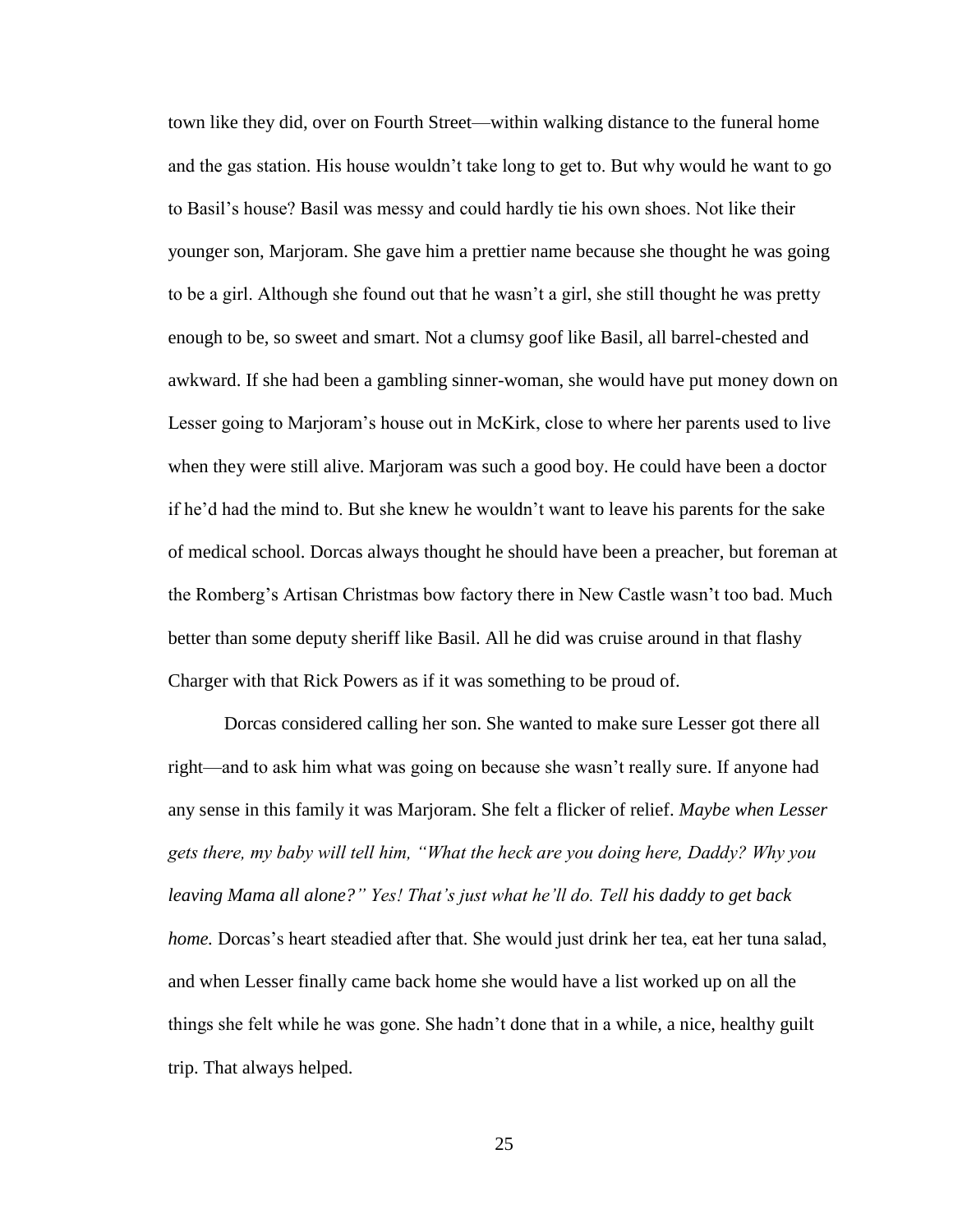town like they did, over on Fourth Street—within walking distance to the funeral home and the gas station. His house wouldn't take long to get to. But why would he want to go to Basil's house? Basil was messy and could hardly tie his own shoes. Not like their younger son, Marjoram. She gave him a prettier name because she thought he was going to be a girl. Although she found out that he wasn't a girl, she still thought he was pretty enough to be, so sweet and smart. Not a clumsy goof like Basil, all barrel-chested and awkward. If she had been a gambling sinner-woman, she would have put money down on Lesser going to Marjoram's house out in McKirk, close to where her parents used to live when they were still alive. Marjoram was such a good boy. He could have been a doctor if he'd had the mind to. But she knew he wouldn't want to leave his parents for the sake of medical school. Dorcas always thought he should have been a preacher, but foreman at the Romberg's Artisan Christmas bow factory there in New Castle wasn't too bad. Much better than some deputy sheriff like Basil. All he did was cruise around in that flashy Charger with that Rick Powers as if it was something to be proud of.

Dorcas considered calling her son. She wanted to make sure Lesser got there all right—and to ask him what was going on because she wasn't really sure. If anyone had any sense in this family it was Marjoram. She felt a flicker of relief. *Maybe when Lesser gets there, my baby will tell him, "What the heck are you doing here, Daddy? Why you leaving Mama all alone?" Yes! That's just what he'll do. Tell his daddy to get back home.* Dorcas's heart steadied after that. She would just drink her tea, eat her tuna salad, and when Lesser finally came back home she would have a list worked up on all the things she felt while he was gone. She hadn't done that in a while, a nice, healthy guilt trip. That always helped.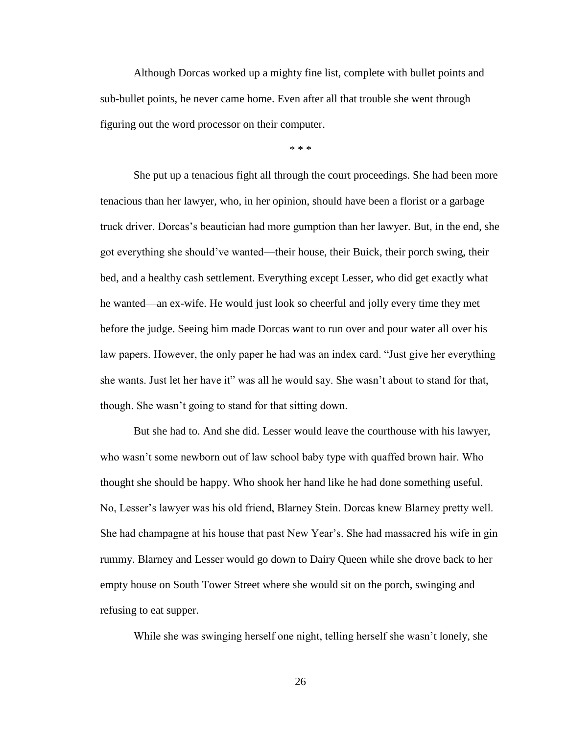Although Dorcas worked up a mighty fine list, complete with bullet points and sub-bullet points, he never came home. Even after all that trouble she went through figuring out the word processor on their computer.

\* \* \*

She put up a tenacious fight all through the court proceedings. She had been more tenacious than her lawyer, who, in her opinion, should have been a florist or a garbage truck driver. Dorcas's beautician had more gumption than her lawyer. But, in the end, she got everything she should've wanted—their house, their Buick, their porch swing, their bed, and a healthy cash settlement. Everything except Lesser, who did get exactly what he wanted—an ex-wife. He would just look so cheerful and jolly every time they met before the judge. Seeing him made Dorcas want to run over and pour water all over his law papers. However, the only paper he had was an index card. "Just give her everything she wants. Just let her have it" was all he would say. She wasn't about to stand for that, though. She wasn't going to stand for that sitting down.

But she had to. And she did. Lesser would leave the courthouse with his lawyer, who wasn't some newborn out of law school baby type with quaffed brown hair. Who thought she should be happy. Who shook her hand like he had done something useful. No, Lesser's lawyer was his old friend, Blarney Stein. Dorcas knew Blarney pretty well. She had champagne at his house that past New Year's. She had massacred his wife in gin rummy. Blarney and Lesser would go down to Dairy Queen while she drove back to her empty house on South Tower Street where she would sit on the porch, swinging and refusing to eat supper.

While she was swinging herself one night, telling herself she wasn't lonely, she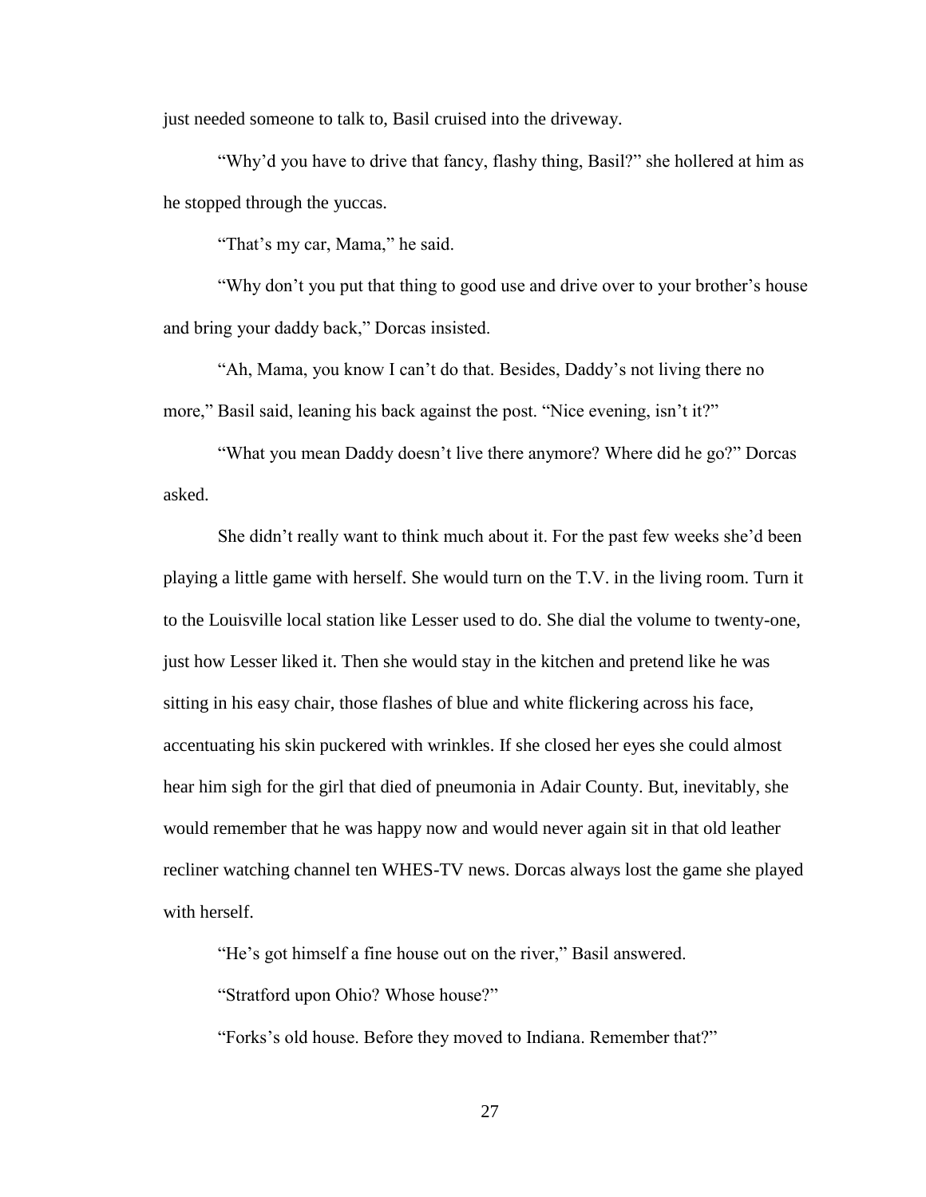just needed someone to talk to, Basil cruised into the driveway.

“Why’d you have to drive that fancy, flashy thing, Basil?” she hollered at him as he stopped through the yuccas.

“That’s my car, Mama,” he said.

“Why don’t you put that thing to good use and drive over to your brother’s house and bring your daddy back,” Dorcas insisted.

“Ah, Mama, you know I can’t do that. Besides, Daddy’s not living there no more,” Basil said, leaning his back against the post. “Nice evening, isn’t it?”

“What you mean Daddy doesn’t live there anymore? Where did he go?” Dorcas asked.

She didn’t really want to think much about it. For the past few weeks she’d been playing a little game with herself. She would turn on the T.V. in the living room. Turn it to the Louisville local station like Lesser used to do. She dial the volume to twenty-one, just how Lesser liked it. Then she would stay in the kitchen and pretend like he was sitting in his easy chair, those flashes of blue and white flickering across his face, accentuating his skin puckered with wrinkles. If she closed her eyes she could almost hear him sigh for the girl that died of pneumonia in Adair County. But, inevitably, she would remember that he was happy now and would never again sit in that old leather recliner watching channel ten WHES-TV news. Dorcas always lost the game she played with herself.

“He’s got himself a fine house out on the river,” Basil answered.

“Stratford upon Ohio? Whose house?”

“Forks’s old house. Before they moved to Indiana. Remember that?”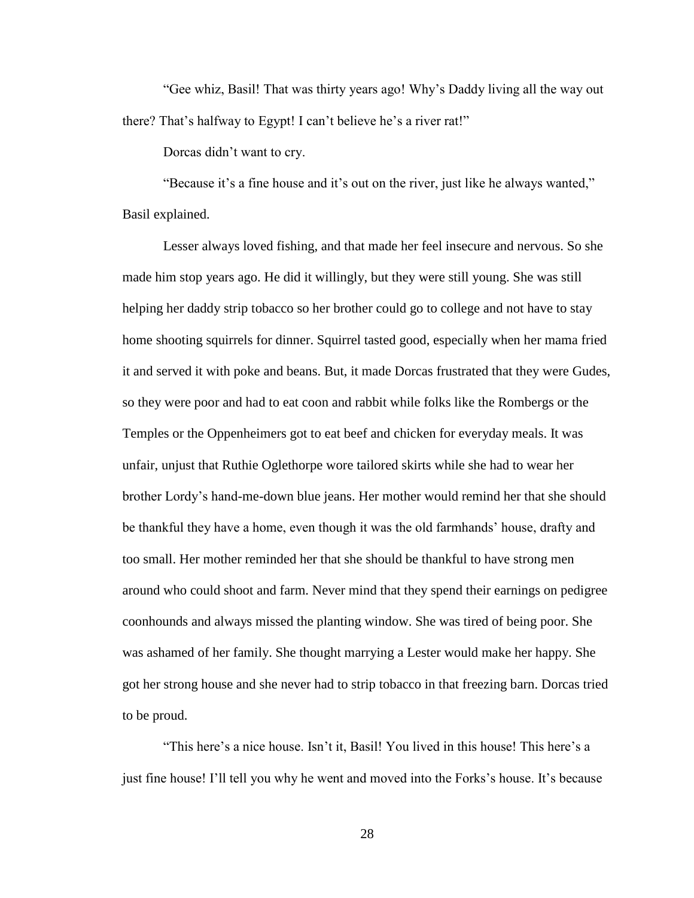"Gee whiz, Basil! That was thirty years ago! Why's Daddy living all the way out there? That's halfway to Egypt! I can't believe he's a river rat!"

Dorcas didn't want to cry.

"Because it's a fine house and it's out on the river, just like he always wanted," Basil explained.

Lesser always loved fishing, and that made her feel insecure and nervous. So she made him stop years ago. He did it willingly, but they were still young. She was still helping her daddy strip tobacco so her brother could go to college and not have to stay home shooting squirrels for dinner. Squirrel tasted good, especially when her mama fried it and served it with poke and beans. But, it made Dorcas frustrated that they were Gudes, so they were poor and had to eat coon and rabbit while folks like the Rombergs or the Temples or the Oppenheimers got to eat beef and chicken for everyday meals. It was unfair, unjust that Ruthie Oglethorpe wore tailored skirts while she had to wear her brother Lordy's hand-me-down blue jeans. Her mother would remind her that she should be thankful they have a home, even though it was the old farmhands' house, drafty and too small. Her mother reminded her that she should be thankful to have strong men around who could shoot and farm. Never mind that they spend their earnings on pedigree coonhounds and always missed the planting window. She was tired of being poor. She was ashamed of her family. She thought marrying a Lester would make her happy. She got her strong house and she never had to strip tobacco in that freezing barn. Dorcas tried to be proud.

"This here's a nice house. Isn't it, Basil! You lived in this house! This here's a just fine house! I'll tell you why he went and moved into the Forks's house. It's because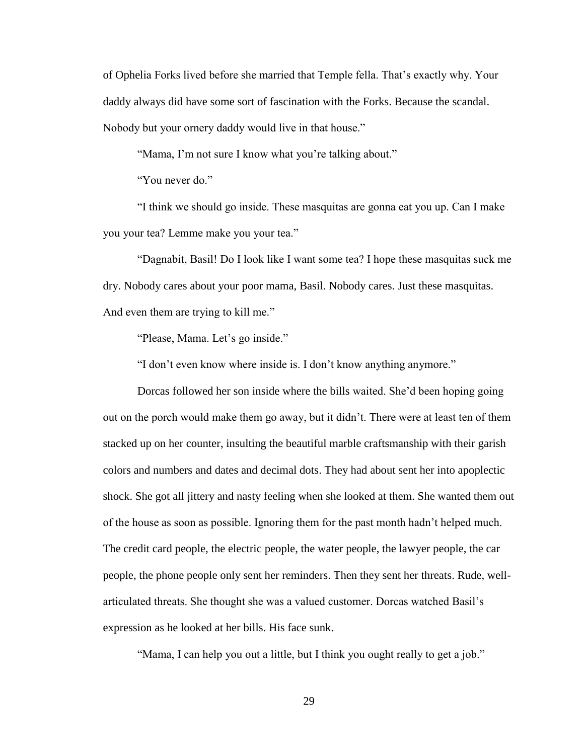of Ophelia Forks lived before she married that Temple fella. That's exactly why. Your daddy always did have some sort of fascination with the Forks. Because the scandal. Nobody but your ornery daddy would live in that house."

"Mama, I'm not sure I know what you're talking about."

"You never do."

"I think we should go inside. These masquitas are gonna eat you up. Can I make you your tea? Lemme make you your tea."

"Dagnabit, Basil! Do I look like I want some tea? I hope these masquitas suck me dry. Nobody cares about your poor mama, Basil. Nobody cares. Just these masquitas. And even them are trying to kill me."

"Please, Mama. Let's go inside."

"I don't even know where inside is. I don't know anything anymore."

Dorcas followed her son inside where the bills waited. She'd been hoping going out on the porch would make them go away, but it didn't. There were at least ten of them stacked up on her counter, insulting the beautiful marble craftsmanship with their garish colors and numbers and dates and decimal dots. They had about sent her into apoplectic shock. She got all jittery and nasty feeling when she looked at them. She wanted them out of the house as soon as possible. Ignoring them for the past month hadn't helped much. The credit card people, the electric people, the water people, the lawyer people, the car people, the phone people only sent her reminders. Then they sent her threats. Rude, well-articulated threats. She thought she was a valued customer. Dorcas watched Basil's expression as he looked at her bills. His face sunk.

"Mama, I can help you out a little, but I think you ought really to get a job."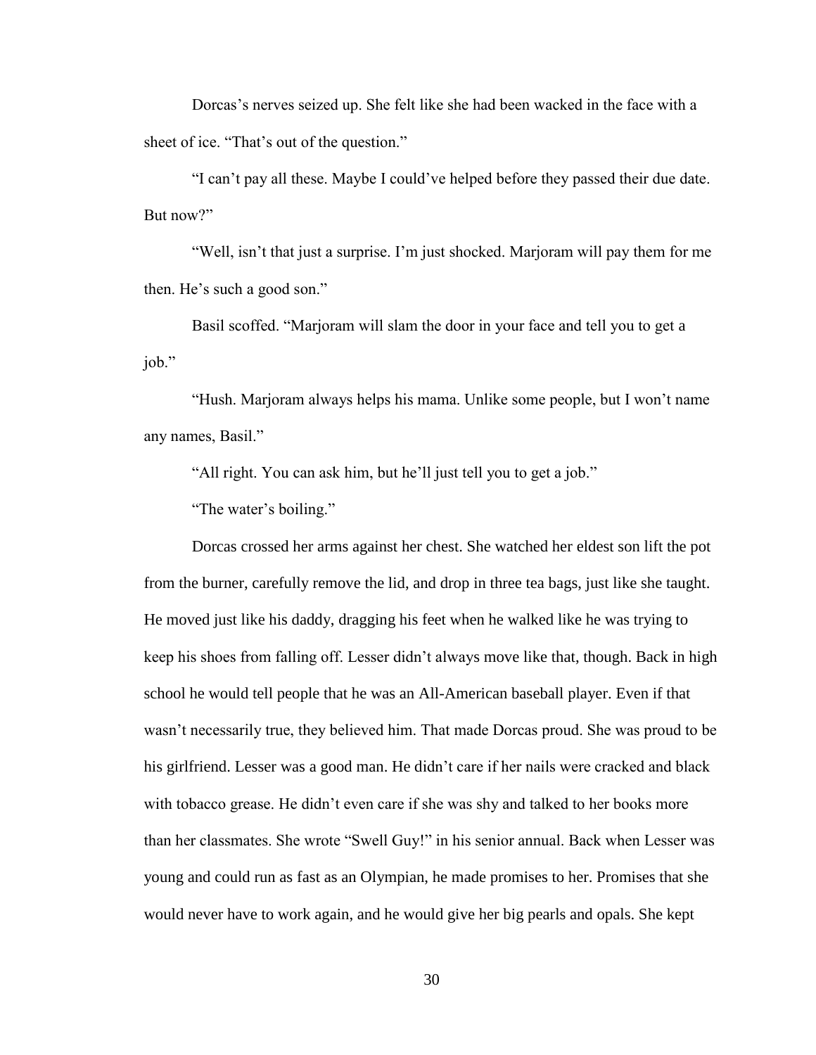Dorcas's nerves seized up. She felt like she had been wacked in the face with a sheet of ice. "That's out of the question."

"I can't pay all these. Maybe I could've helped before they passed their due date. But now?"

"Well, isn't that just a surprise. I'm just shocked. Marjoram will pay them for me then. He's such a good son."

Basil scoffed. "Marjoram will slam the door in your face and tell you to get a job."

"Hush. Marjoram always helps his mama. Unlike some people, but I won't name any names, Basil."

"All right. You can ask him, but he'll just tell you to get a job."

"The water's boiling."

Dorcas crossed her arms against her chest. She watched her eldest son lift the pot from the burner, carefully remove the lid, and drop in three tea bags, just like she taught. He moved just like his daddy, dragging his feet when he walked like he was trying to keep his shoes from falling off. Lesser didn't always move like that, though. Back in high school he would tell people that he was an All-American baseball player. Even if that wasn't necessarily true, they believed him. That made Dorcas proud. She was proud to be his girlfriend. Lesser was a good man. He didn't care if her nails were cracked and black with tobacco grease. He didn't even care if she was shy and talked to her books more than her classmates. She wrote "Swell Guy!" in his senior annual. Back when Lesser was young and could run as fast as an Olympian, he made promises to her. Promises that she would never have to work again, and he would give her big pearls and opals. She kept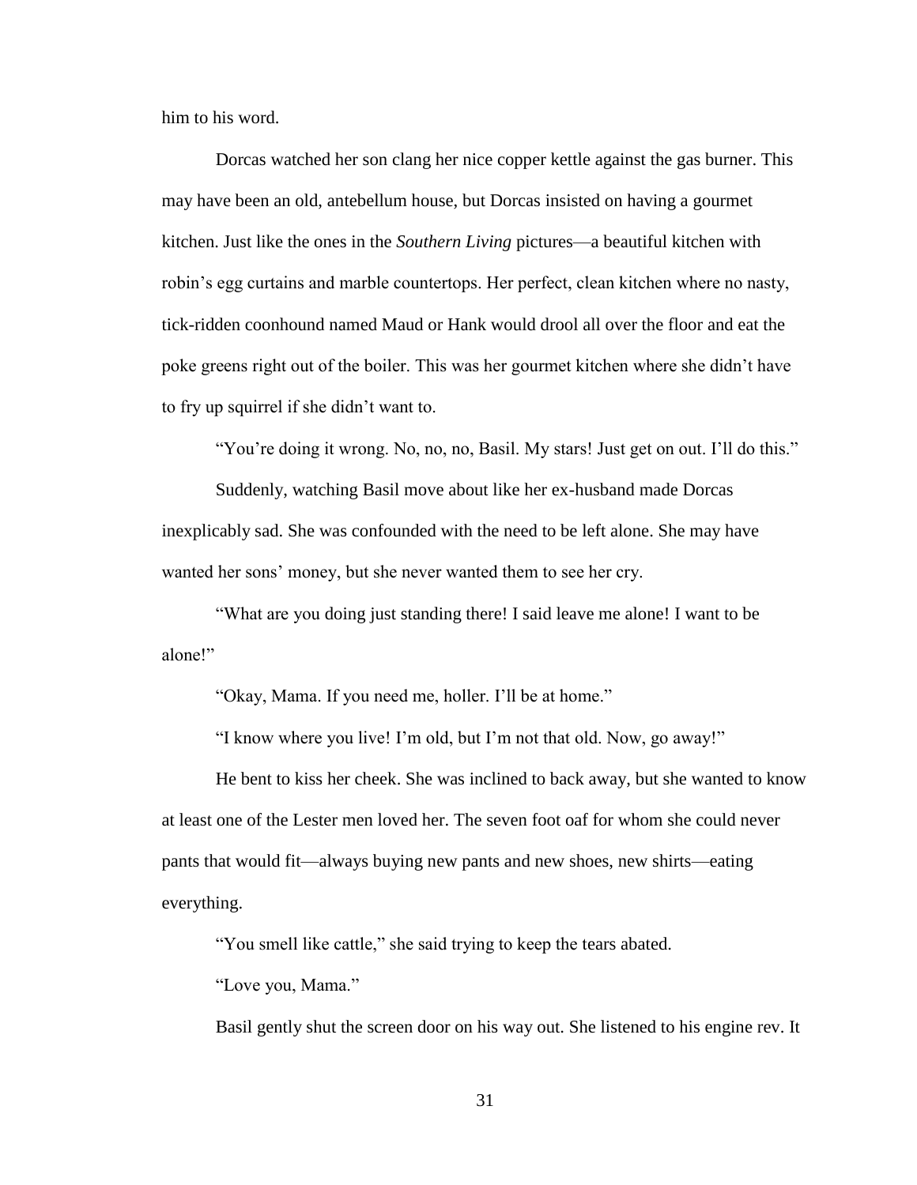him to his word.

Dorcas watched her son clang her nice copper kettle against the gas burner. This may have been an old, antebellum house, but Dorcas insisted on having a gourmet kitchen. Just like the ones in the *Southern Living* pictures—a beautiful kitchen with robin's egg curtains and marble countertops. Her perfect, clean kitchen where no nasty, tick-ridden coonhound named Maud or Hank would drool all over the floor and eat the poke greens right out of the boiler. This was her gourmet kitchen where she didn't have to fry up squirrel if she didn't want to.

"You're doing it wrong. No, no, no, Basil. My stars! Just get on out. I'll do this."

Suddenly, watching Basil move about like her ex-husband made Dorcas inexplicably sad. She was confounded with the need to be left alone. She may have wanted her sons' money, but she never wanted them to see her cry.

"What are you doing just standing there! I said leave me alone! I want to be alone!"

"Okay, Mama. If you need me, holler. I'll be at home."

"I know where you live! I'm old, but I'm not that old. Now, go away!"

He bent to kiss her cheek. She was inclined to back away, but she wanted to know at least one of the Lester men loved her. The seven foot oaf for whom she could never pants that would fit—always buying new pants and new shoes, new shirts—eating everything.

"You smell like cattle," she said trying to keep the tears abated.

"Love you, Mama."

Basil gently shut the screen door on his way out. She listened to his engine rev. It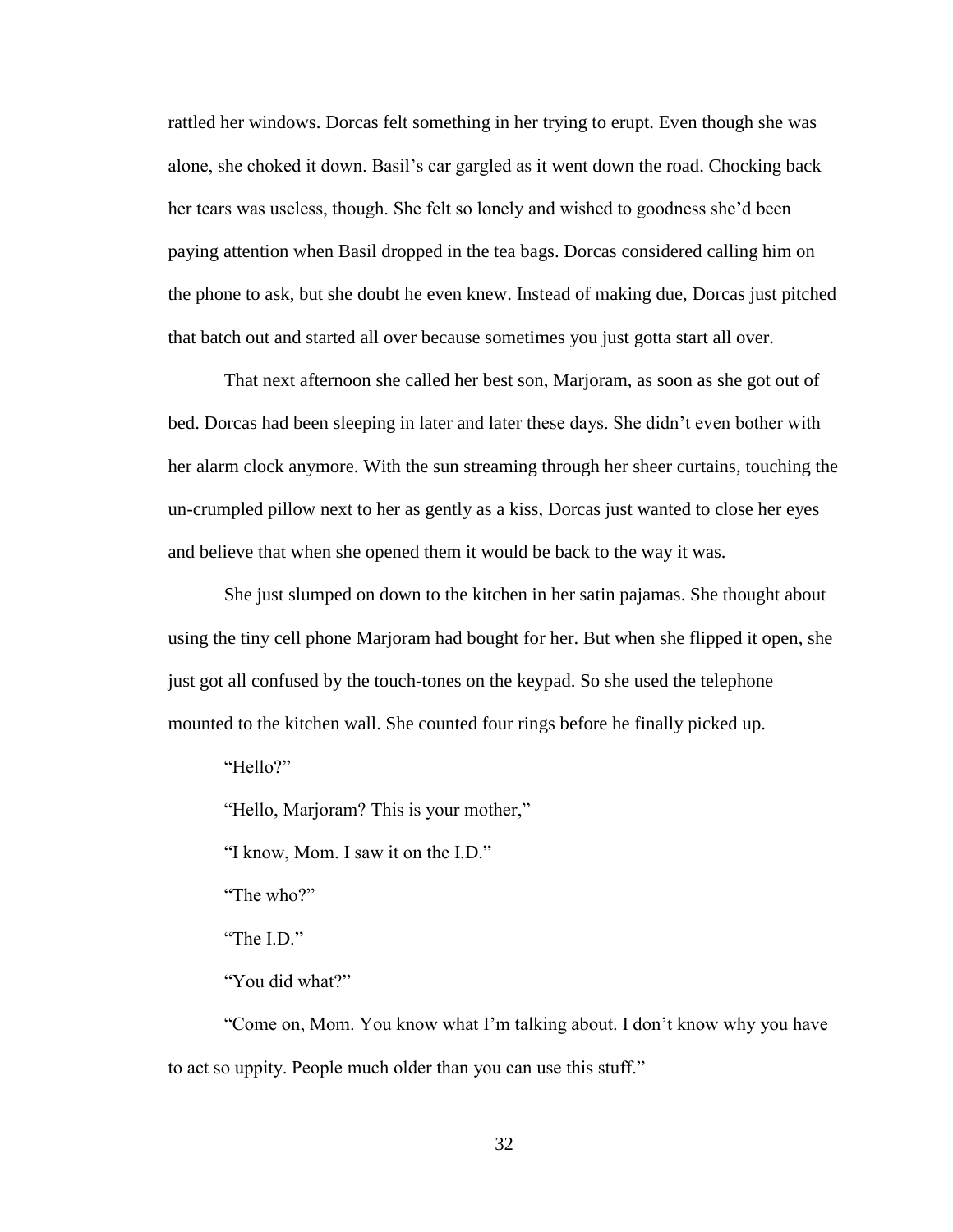rattled her windows. Dorcas felt something in her trying to erupt. Even though she was alone, she choked it down. Basil's car gargled as it went down the road. Chocking back her tears was useless, though. She felt so lonely and wished to goodness she'd been paying attention when Basil dropped in the tea bags. Dorcas considered calling him on the phone to ask, but she doubt he even knew. Instead of making due, Dorcas just pitched that batch out and started all over because sometimes you just gotta start all over.

That next afternoon she called her best son, Marjoram, as soon as she got out of bed. Dorcas had been sleeping in later and later these days. She didn't even bother with her alarm clock anymore. With the sun streaming through her sheer curtains, touching the un-crumpled pillow next to her as gently as a kiss, Dorcas just wanted to close her eyes and believe that when she opened them it would be back to the way it was.

She just slumped on down to the kitchen in her satin pajamas. She thought about using the tiny cell phone Marjoram had bought for her. But when she flipped it open, she just got all confused by the touch-tones on the keypad. So she used the telephone mounted to the kitchen wall. She counted four rings before he finally picked up.

"Hello?"

"Hello, Marjoram? This is your mother,"

"I know, Mom. I saw it on the I.D."

"The who?"

"The I.D."

"You did what?"

"Come on, Mom. You know what I'm talking about. I don't know why you have to act so uppity. People much older than you can use this stuff."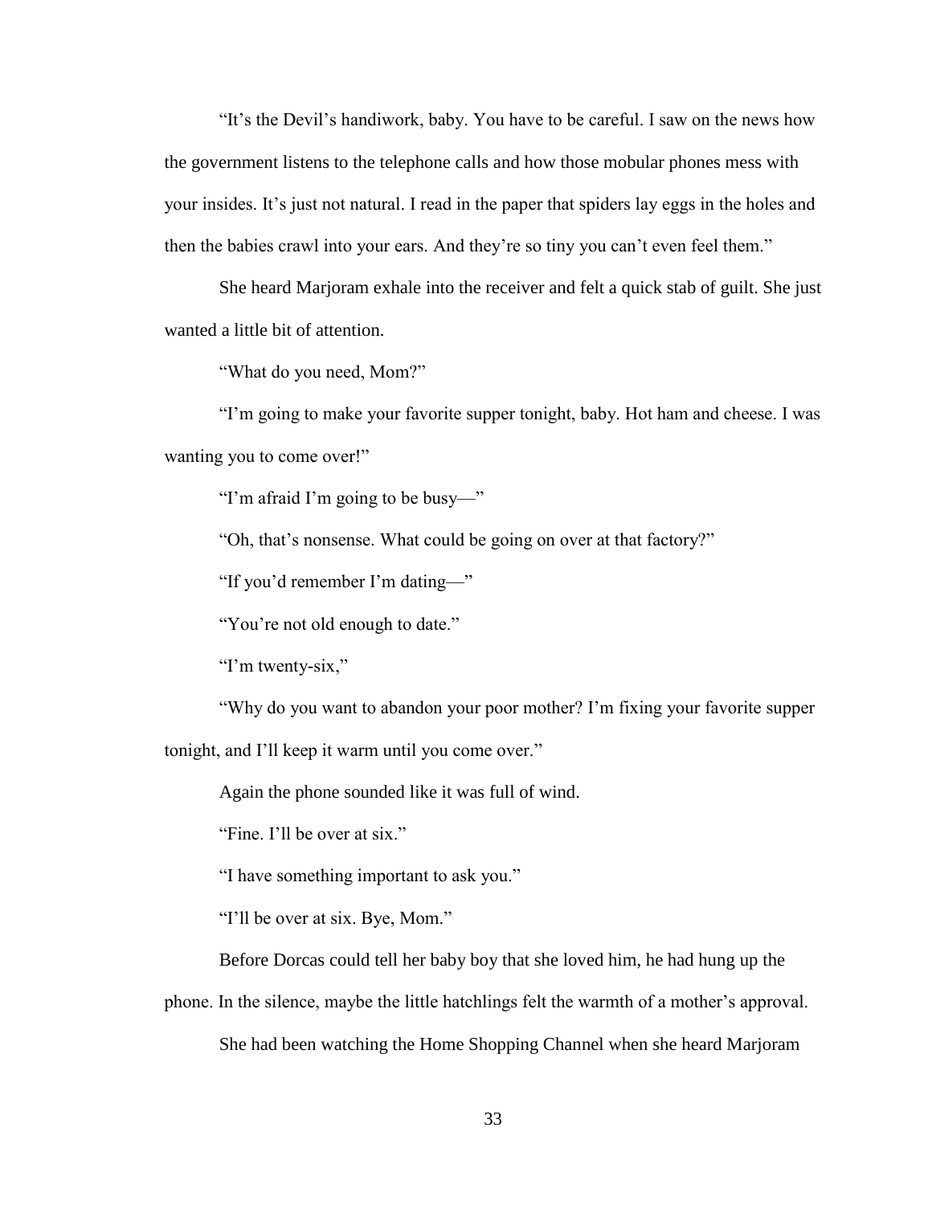"It's the Devil's handiwork, baby. You have to be careful. I saw on the news how the government listens to the telephone calls and how those mobular phones mess with your insides. It's just not natural. I read in the paper that spiders lay eggs in the holes and then the babies crawl into your ears. And they're so tiny you can't even feel them."

She heard Marjoram exhale into the receiver and felt a quick stab of guilt. She just wanted a little bit of attention.

"What do you need, Mom?"

"I'm going to make your favorite supper tonight, baby. Hot ham and cheese. I was wanting you to come over!"

"I'm afraid I'm going to be busy—"

"Oh, that's nonsense. What could be going on over at that factory?"

"If you'd remember I'm dating—"

"You're not old enough to date."

"I'm twenty-six,"

"Why do you want to abandon your poor mother? I'm fixing your favorite supper tonight, and I'll keep it warm until you come over."

Again the phone sounded like it was full of wind.

"Fine. I'll be over at six."

"I have something important to ask you."

"I'll be over at six. Bye, Mom."

Before Dorcas could tell her baby boy that she loved him, he had hung up the phone. In the silence, maybe the little hatchlings felt the warmth of a mother's approval.

She had been watching the Home Shopping Channel when she heard Marjoram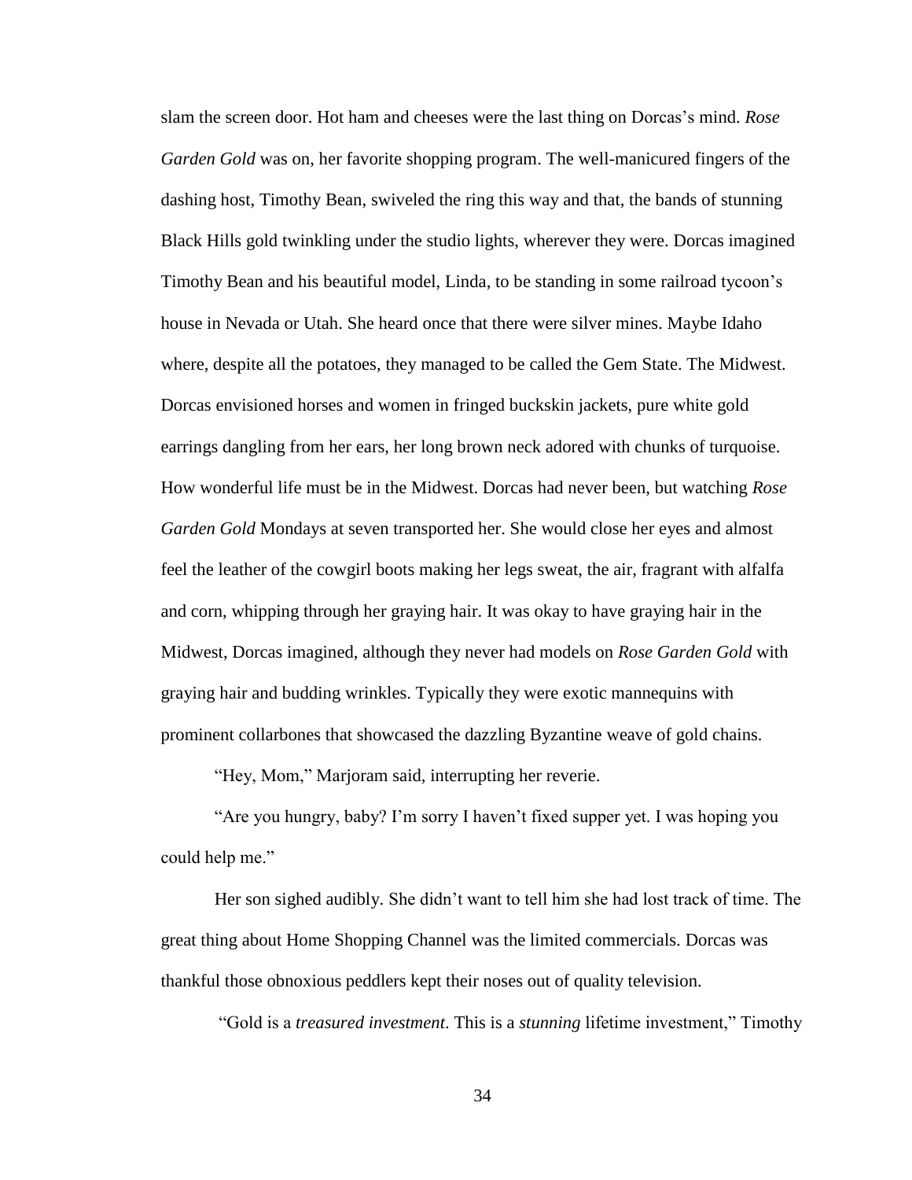slam the screen door. Hot ham and cheeses were the last thing on Dorcas's mind. *Rose Garden Gold* was on, her favorite shopping program. The well-manicured fingers of the dashing host, Timothy Bean, swiveled the ring this way and that, the bands of stunning Black Hills gold twinkling under the studio lights, wherever they were. Dorcas imagined Timothy Bean and his beautiful model, Linda, to be standing in some railroad tycoon's house in Nevada or Utah. She heard once that there were silver mines. Maybe Idaho where, despite all the potatoes, they managed to be called the Gem State. The Midwest. Dorcas envisioned horses and women in fringed buckskin jackets, pure white gold earrings dangling from her ears, her long brown neck adored with chunks of turquoise. How wonderful life must be in the Midwest. Dorcas had never been, but watching *Rose Garden Gold* Mondays at seven transported her. She would close her eyes and almost feel the leather of the cowgirl boots making her legs sweat, the air, fragrant with alfalfa and corn, whipping through her graying hair. It was okay to have graying hair in the Midwest, Dorcas imagined, although they never had models on *Rose Garden Gold* with graying hair and budding wrinkles. Typically they were exotic mannequins with prominent collarbones that showcased the dazzling Byzantine weave of gold chains.

"Hey, Mom," Marjoram said, interrupting her reverie.

"Are you hungry, baby? I'm sorry I haven't fixed supper yet. I was hoping you could help me."

Her son sighed audibly. She didn't want to tell him she had lost track of time. The great thing about Home Shopping Channel was the limited commercials. Dorcas was thankful those obnoxious peddlers kept their noses out of quality television.

"Gold is a *treasured investment*. This is a *stunning* lifetime investment," Timothy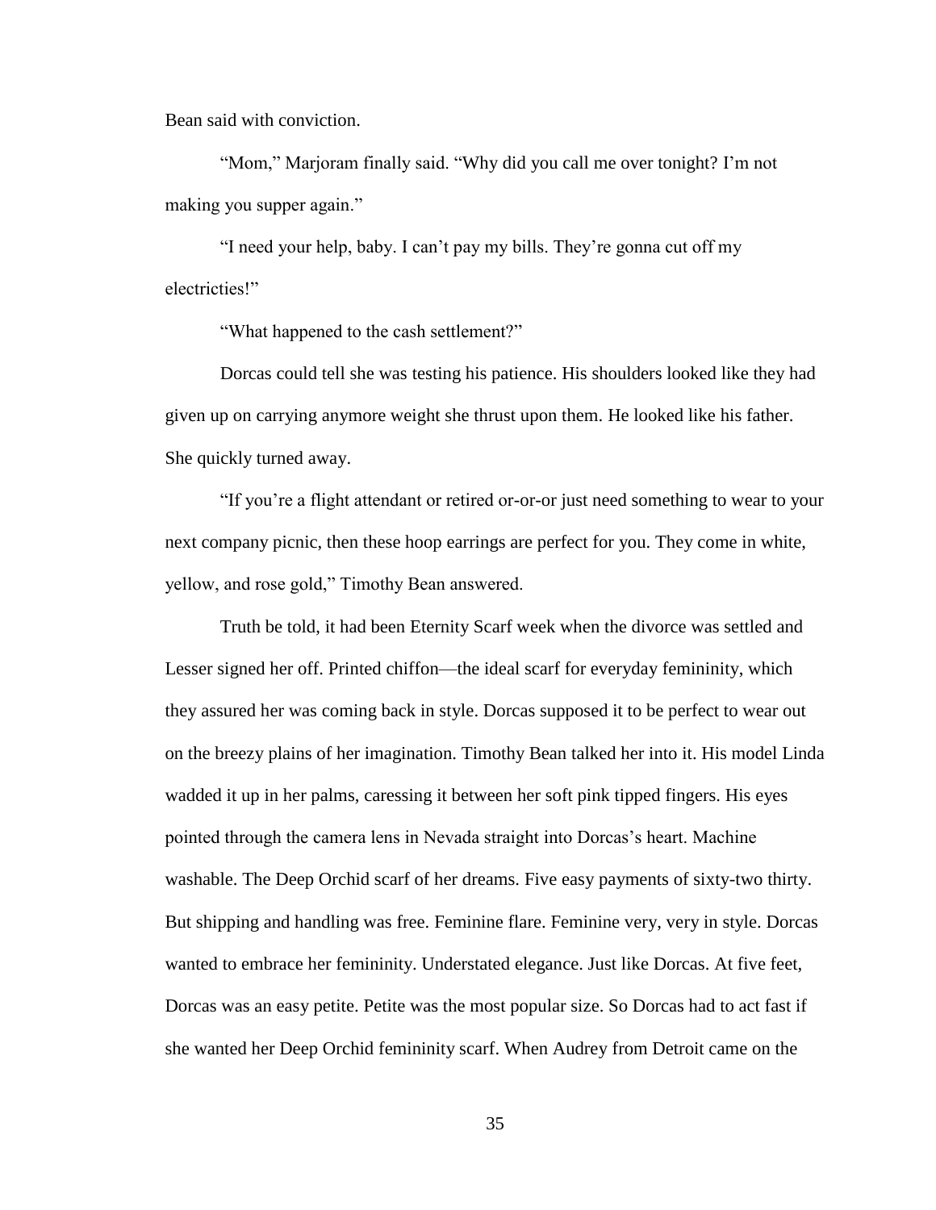Bean said with conviction.

"Mom," Marjoram finally said. "Why did you call me over tonight? I'm not making you supper again."

"I need your help, baby. I can't pay my bills. They're gonna cut off my electricties!"

"What happened to the cash settlement?"

Dorcas could tell she was testing his patience. His shoulders looked like they had given up on carrying anymore weight she thrust upon them. He looked like his father. She quickly turned away.

"If you're a flight attendant or retired or-or-or just need something to wear to your next company picnic, then these hoop earrings are perfect for you. They come in white, yellow, and rose gold," Timothy Bean answered.

Truth be told, it had been Eternity Scarf week when the divorce was settled and Lesser signed her off. Printed chiffon—the ideal scarf for everyday femininity, which they assured her was coming back in style. Dorcas supposed it to be perfect to wear out on the breezy plains of her imagination. Timothy Bean talked her into it. His model Linda wadded it up in her palms, caressing it between her soft pink tipped fingers. His eyes pointed through the camera lens in Nevada straight into Dorcas's heart. Machine washable. The Deep Orchid scarf of her dreams. Five easy payments of sixty-two thirty. But shipping and handling was free. Feminine flare. Feminine very, very in style. Dorcas wanted to embrace her femininity. Understated elegance. Just like Dorcas. At five feet, Dorcas was an easy petite. Petite was the most popular size. So Dorcas had to act fast if she wanted her Deep Orchid femininity scarf. When Audrey from Detroit came on the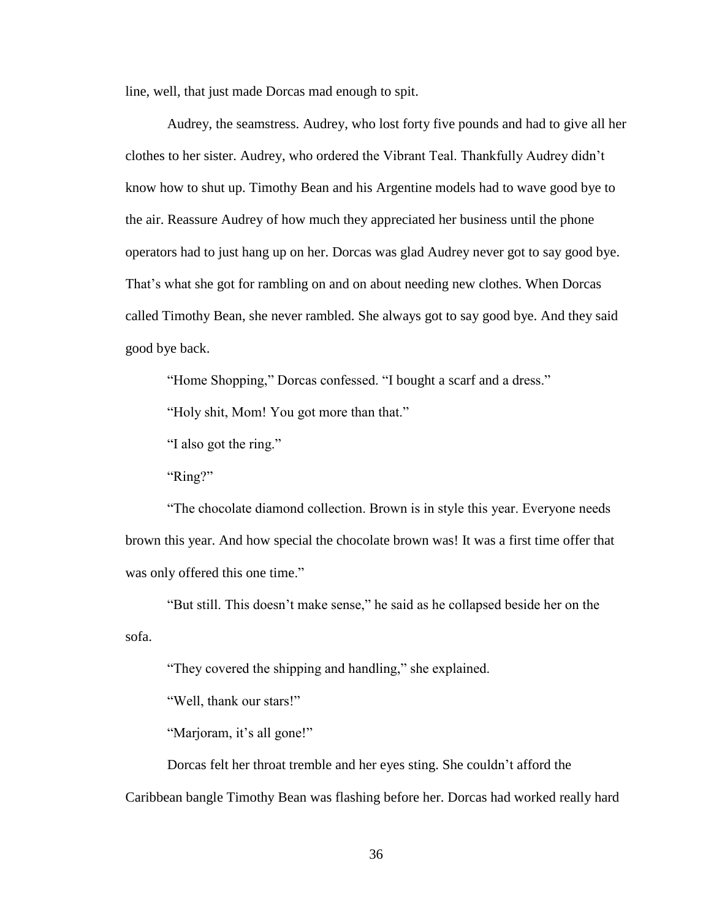line, well, that just made Dorcas mad enough to spit.

Audrey, the seamstress. Audrey, who lost forty five pounds and had to give all her clothes to her sister. Audrey, who ordered the Vibrant Teal. Thankfully Audrey didn't know how to shut up. Timothy Bean and his Argentine models had to wave good bye to the air. Reassure Audrey of how much they appreciated her business until the phone operators had to just hang up on her. Dorcas was glad Audrey never got to say good bye. That's what she got for rambling on and on about needing new clothes. When Dorcas called Timothy Bean, she never rambled. She always got to say good bye. And they said good bye back.

"Home Shopping," Dorcas confessed. "I bought a scarf and a dress."

"Holy shit, Mom! You got more than that."

"I also got the ring."

"Ring?"

"The chocolate diamond collection. Brown is in style this year. Everyone needs brown this year. And how special the chocolate brown was! It was a first time offer that was only offered this one time."

"But still. This doesn't make sense," he said as he collapsed beside her on the sofa.

"They covered the shipping and handling," she explained.

"Well, thank our stars!"

"Marjoram, it's all gone!"

Dorcas felt her throat tremble and her eyes sting. She couldn't afford the Caribbean bangle Timothy Bean was flashing before her. Dorcas had worked really hard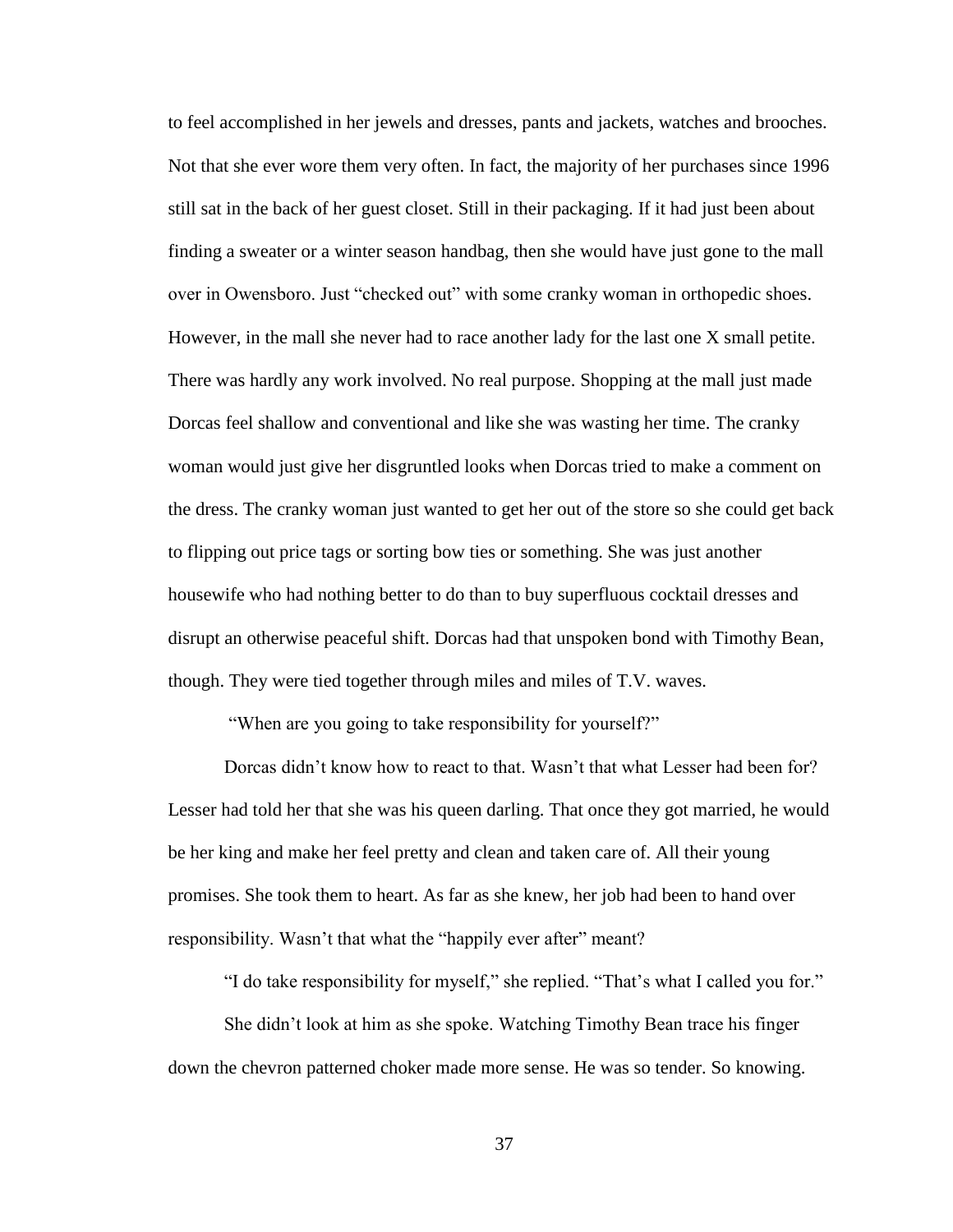to feel accomplished in her jewels and dresses, pants and jackets, watches and brooches. Not that she ever wore them very often. In fact, the majority of her purchases since 1996 still sat in the back of her guest closet. Still in their packaging. If it had just been about finding a sweater or a winter season handbag, then she would have just gone to the mall over in Owensboro. Just "checked out" with some cranky woman in orthopedic shoes. However, in the mall she never had to race another lady for the last one X small petite. There was hardly any work involved. No real purpose. Shopping at the mall just made Dorcas feel shallow and conventional and like she was wasting her time. The cranky woman would just give her disgruntled looks when Dorcas tried to make a comment on the dress. The cranky woman just wanted to get her out of the store so she could get back to flipping out price tags or sorting bow ties or something. She was just another housewife who had nothing better to do than to buy superfluous cocktail dresses and disrupt an otherwise peaceful shift. Dorcas had that unspoken bond with Timothy Bean, though. They were tied together through miles and miles of T.V. waves.

"When are you going to take responsibility for yourself?"

Dorcas didn't know how to react to that. Wasn't that what Lesser had been for? Lesser had told her that she was his queen darling. That once they got married, he would be her king and make her feel pretty and clean and taken care of. All their young promises. She took them to heart. As far as she knew, her job had been to hand over responsibility. Wasn't that what the "happily ever after" meant?

"I do take responsibility for myself," she replied. "That's what I called you for."

She didn't look at him as she spoke. Watching Timothy Bean trace his finger down the chevron patterned choker made more sense. He was so tender. So knowing.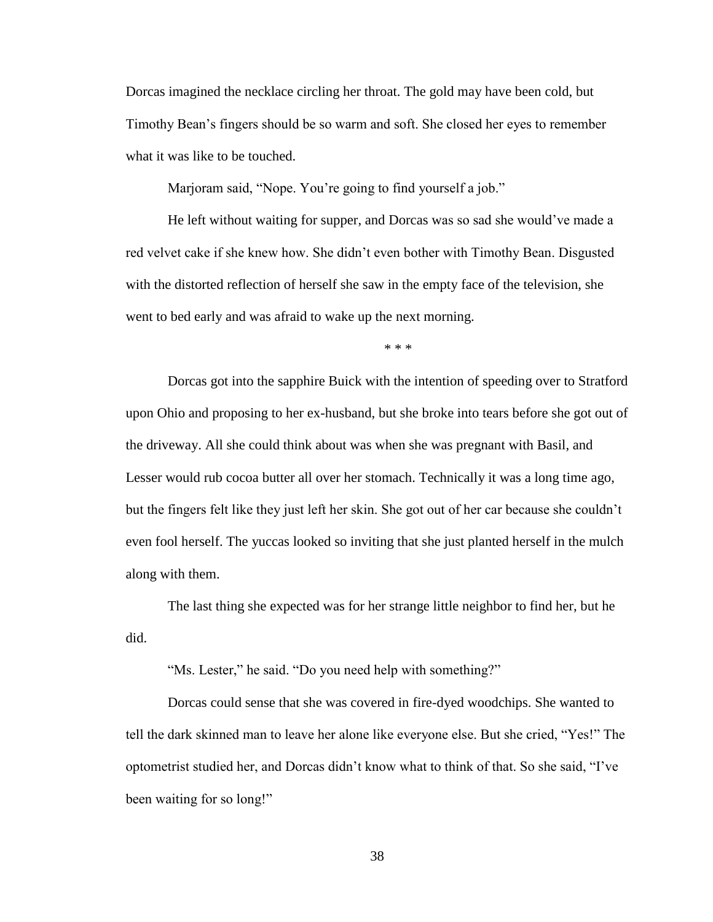Dorcas imagined the necklace circling her throat. The gold may have been cold, but Timothy Bean's fingers should be so warm and soft. She closed her eyes to remember what it was like to be touched.

Marjoram said, "Nope. You're going to find yourself a job."

He left without waiting for supper, and Dorcas was so sad she would've made a red velvet cake if she knew how. She didn't even bother with Timothy Bean. Disgusted with the distorted reflection of herself she saw in the empty face of the television, she went to bed early and was afraid to wake up the next morning.

\* \* \*

Dorcas got into the sapphire Buick with the intention of speeding over to Stratford upon Ohio and proposing to her ex-husband, but she broke into tears before she got out of the driveway. All she could think about was when she was pregnant with Basil, and Lesser would rub cocoa butter all over her stomach. Technically it was a long time ago, but the fingers felt like they just left her skin. She got out of her car because she couldn't even fool herself. The yuccas looked so inviting that she just planted herself in the mulch along with them.

The last thing she expected was for her strange little neighbor to find her, but he did.

"Ms. Lester," he said. "Do you need help with something?"

Dorcas could sense that she was covered in fire-dyed woodchips. She wanted to tell the dark skinned man to leave her alone like everyone else. But she cried, "Yes!" The optometrist studied her, and Dorcas didn't know what to think of that. So she said, "I've been waiting for so long!"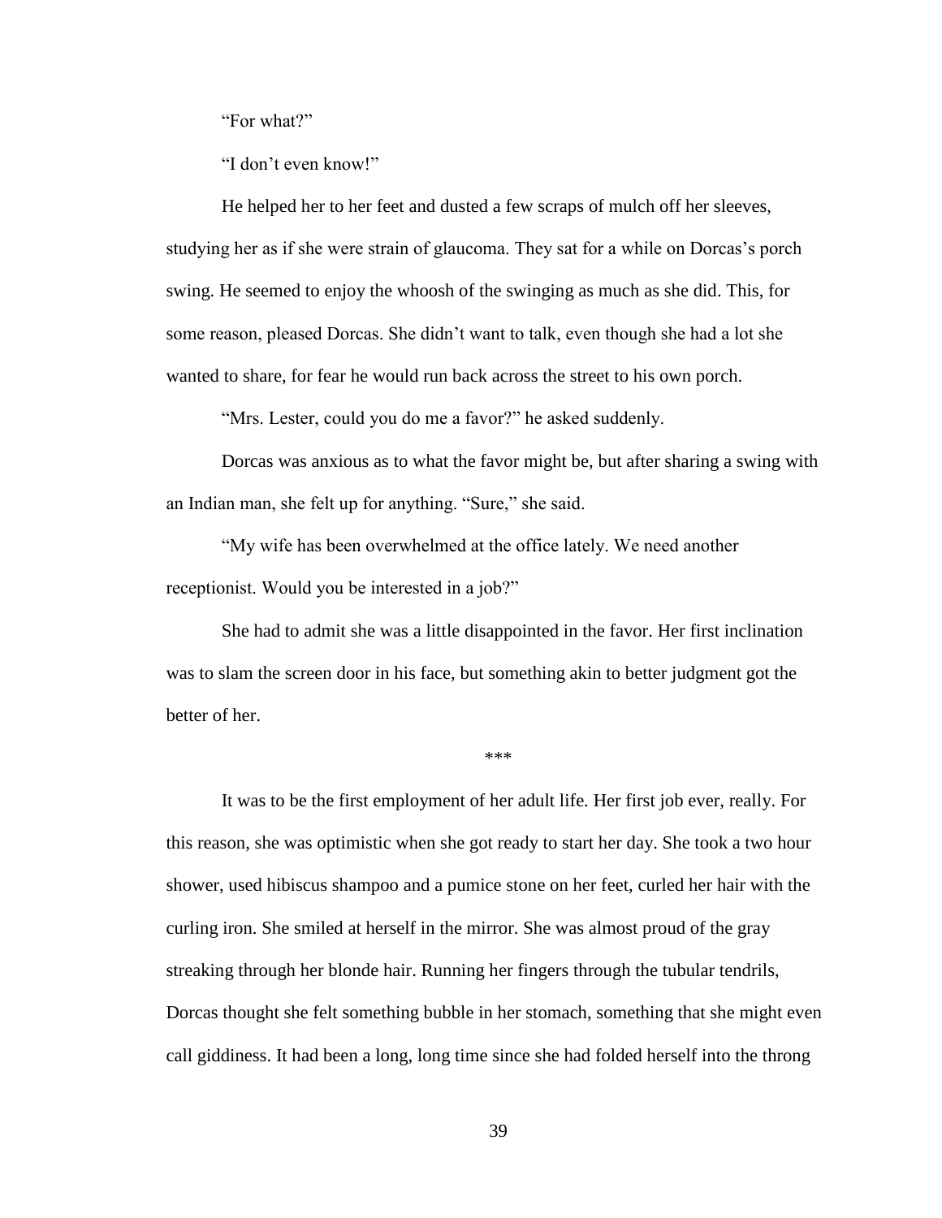"For what?"

"I don't even know!"

He helped her to her feet and dusted a few scraps of mulch off her sleeves, studying her as if she were strain of glaucoma. They sat for a while on Dorcas's porch swing. He seemed to enjoy the whoosh of the swinging as much as she did. This, for some reason, pleased Dorcas. She didn't want to talk, even though she had a lot she wanted to share, for fear he would run back across the street to his own porch.

"Mrs. Lester, could you do me a favor?" he asked suddenly.

Dorcas was anxious as to what the favor might be, but after sharing a swing with an Indian man, she felt up for anything. "Sure," she said.

"My wife has been overwhelmed at the office lately. We need another receptionist. Would you be interested in a job?"

She had to admit she was a little disappointed in the favor. Her first inclination was to slam the screen door in his face, but something akin to better judgment got the better of her.

\*\*\*

It was to be the first employment of her adult life. Her first job ever, really. For this reason, she was optimistic when she got ready to start her day. She took a two hour shower, used hibiscus shampoo and a pumice stone on her feet, curled her hair with the curling iron. She smiled at herself in the mirror. She was almost proud of the gray streaking through her blonde hair. Running her fingers through the tubular tendrils, Dorcas thought she felt something bubble in her stomach, something that she might even call giddiness. It had been a long, long time since she had folded herself into the throng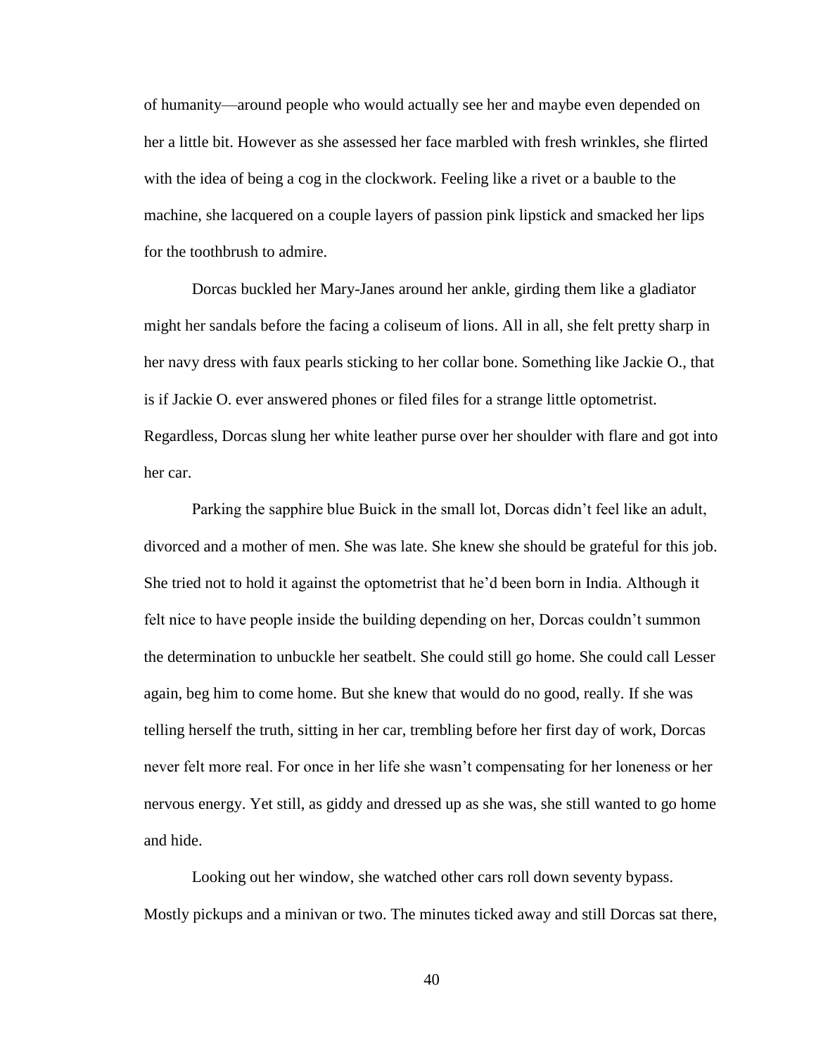of humanity—around people who would actually see her and maybe even depended on her a little bit. However as she assessed her face marbled with fresh wrinkles, she flirted with the idea of being a cog in the clockwork. Feeling like a rivet or a bauble to the machine, she lacquered on a couple layers of passion pink lipstick and smacked her lips for the toothbrush to admire.

Dorcas buckled her Mary-Janes around her ankle, girding them like a gladiator might her sandals before the facing a coliseum of lions. All in all, she felt pretty sharp in her navy dress with faux pearls sticking to her collar bone. Something like Jackie O., that is if Jackie O. ever answered phones or filed files for a strange little optometrist. Regardless, Dorcas slung her white leather purse over her shoulder with flare and got into her car.

Parking the sapphire blue Buick in the small lot, Dorcas didn't feel like an adult, divorced and a mother of men. She was late. She knew she should be grateful for this job. She tried not to hold it against the optometrist that he'd been born in India. Although it felt nice to have people inside the building depending on her, Dorcas couldn't summon the determination to unbuckle her seatbelt. She could still go home. She could call Lesser again, beg him to come home. But she knew that would do no good, really. If she was telling herself the truth, sitting in her car, trembling before her first day of work, Dorcas never felt more real. For once in her life she wasn't compensating for her loneness or her nervous energy. Yet still, as giddy and dressed up as she was, she still wanted to go home and hide.

Looking out her window, she watched other cars roll down seventy bypass. Mostly pickups and a minivan or two. The minutes ticked away and still Dorcas sat there,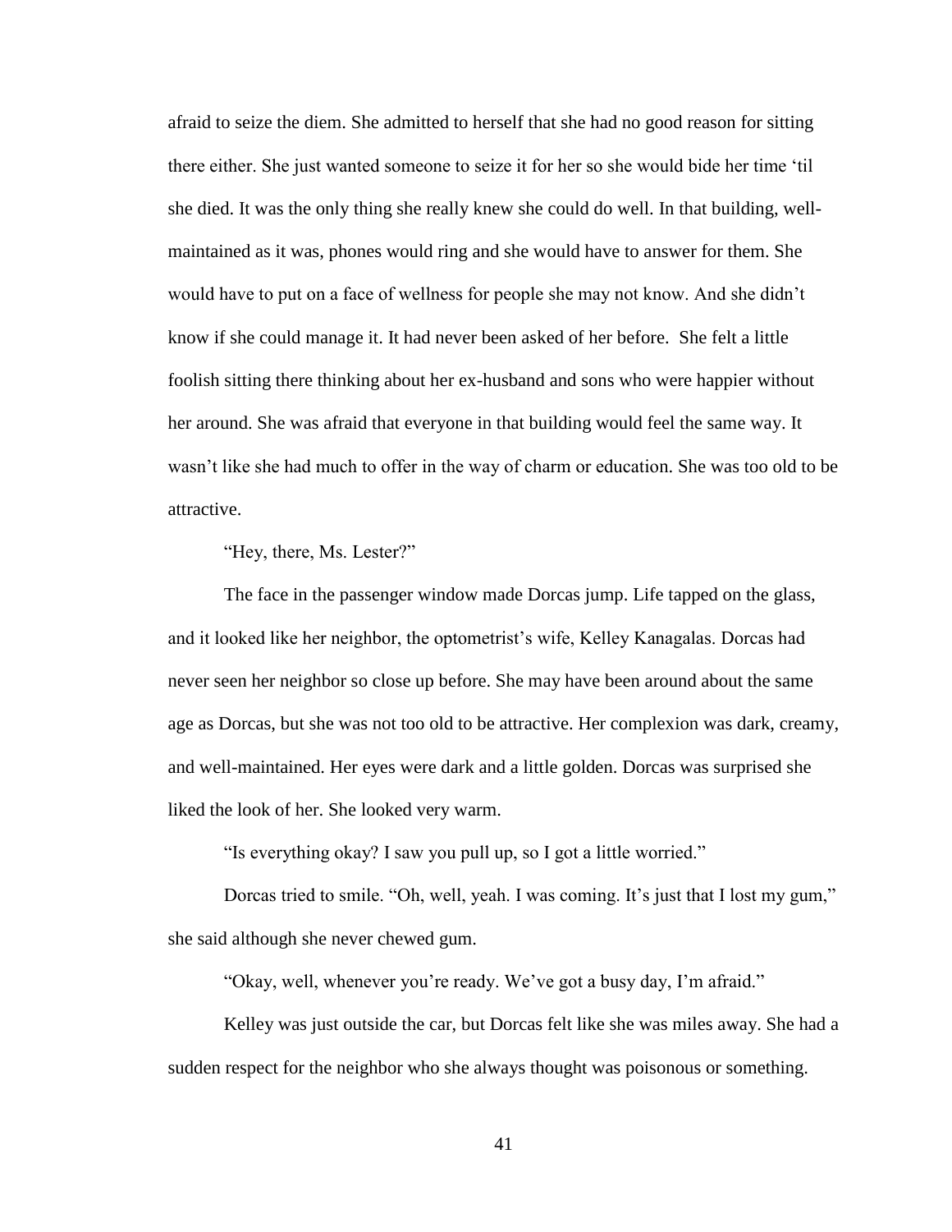afraid to seize the diem. She admitted to herself that she had no good reason for sitting there either. She just wanted someone to seize it for her so she would bide her time 'til she died. It was the only thing she really knew she could do well. In that building, well-maintained as it was, phones would ring and she would have to answer for them. She would have to put on a face of wellness for people she may not know. And she didn't know if she could manage it. It had never been asked of her before. She felt a little foolish sitting there thinking about her ex-husband and sons who were happier without her around. She was afraid that everyone in that building would feel the same way. It wasn't like she had much to offer in the way of charm or education. She was too old to be attractive.

"Hey, there, Ms. Lester?"

The face in the passenger window made Dorcas jump. Life tapped on the glass, and it looked like her neighbor, the optometrist's wife, Kelley Kanagalas. Dorcas had never seen her neighbor so close up before. She may have been around about the same age as Dorcas, but she was not too old to be attractive. Her complexion was dark, creamy, and well-maintained. Her eyes were dark and a little golden. Dorcas was surprised she liked the look of her. She looked very warm.

"Is everything okay? I saw you pull up, so I got a little worried."

Dorcas tried to smile. "Oh, well, yeah. I was coming. It's just that I lost my gum," she said although she never chewed gum.

"Okay, well, whenever you're ready. We've got a busy day, I'm afraid."

Kelley was just outside the car, but Dorcas felt like she was miles away. She had a sudden respect for the neighbor who she always thought was poisonous or something.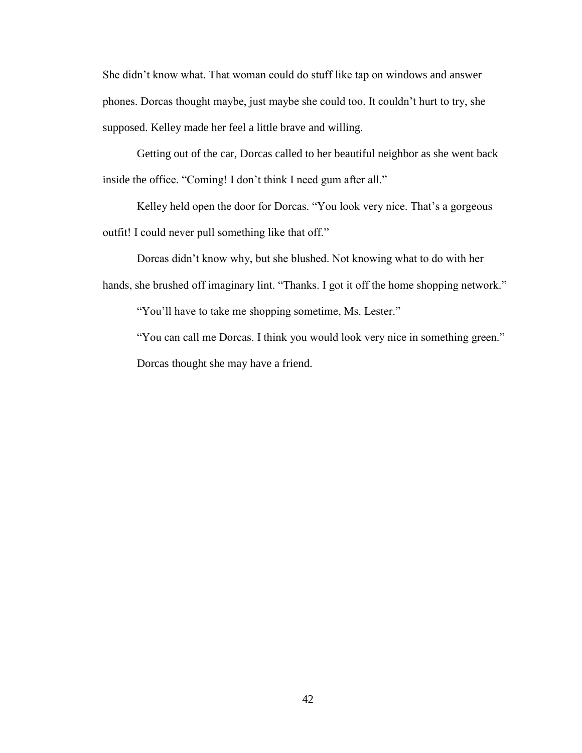She didn't know what. That woman could do stuff like tap on windows and answer phones. Dorcas thought maybe, just maybe she could too. It couldn't hurt to try, she supposed. Kelley made her feel a little brave and willing.

Getting out of the car, Dorcas called to her beautiful neighbor as she went back inside the office. "Coming! I don't think I need gum after all."

Kelley held open the door for Dorcas. "You look very nice. That's a gorgeous outfit! I could never pull something like that off."

Dorcas didn't know why, but she blushed. Not knowing what to do with her hands, she brushed off imaginary lint. "Thanks. I got it off the home shopping network."

"You'll have to take me shopping sometime, Ms. Lester."

"You can call me Dorcas. I think you would look very nice in something green."

Dorcas thought she may have a friend.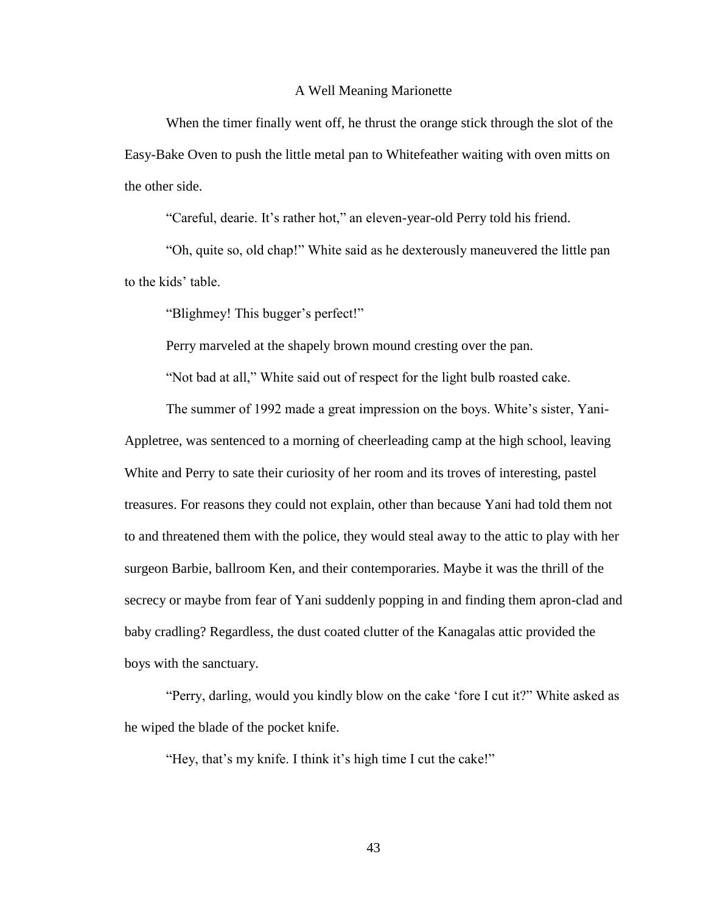# A Well Meaning Marionette

When the timer finally went off, he thrust the orange stick through the slot of the Easy-Bake Oven to push the little metal pan to Whitefeather waiting with oven mitts on the other side.

"Careful, dearie. It's rather hot," an eleven-year-old Perry told his friend.

"Oh, quite so, old chap!" White said as he dexterously maneuvered the little pan to the kids' table.

"Blighmey! This bugger's perfect!"

Perry marveled at the shapely brown mound cresting over the pan.

"Not bad at all," White said out of respect for the light bulb roasted cake.

The summer of 1992 made a great impression on the boys. White's sister, Yani-Appletree, was sentenced to a morning of cheerleading camp at the high school, leaving White and Perry to sate their curiosity of her room and its troves of interesting, pastel treasures. For reasons they could not explain, other than because Yani had told them not to and threatened them with the police, they would steal away to the attic to play with her surgeon Barbie, ballroom Ken, and their contemporaries. Maybe it was the thrill of the secrecy or maybe from fear of Yani suddenly popping in and finding them apron-clad and baby cradling? Regardless, the dust coated clutter of the Kanagalas attic provided the boys with the sanctuary.

"Perry, darling, would you kindly blow on the cake 'fore I cut it?" White asked as he wiped the blade of the pocket knife.

"Hey, that's my knife. I think it's high time I cut the cake!"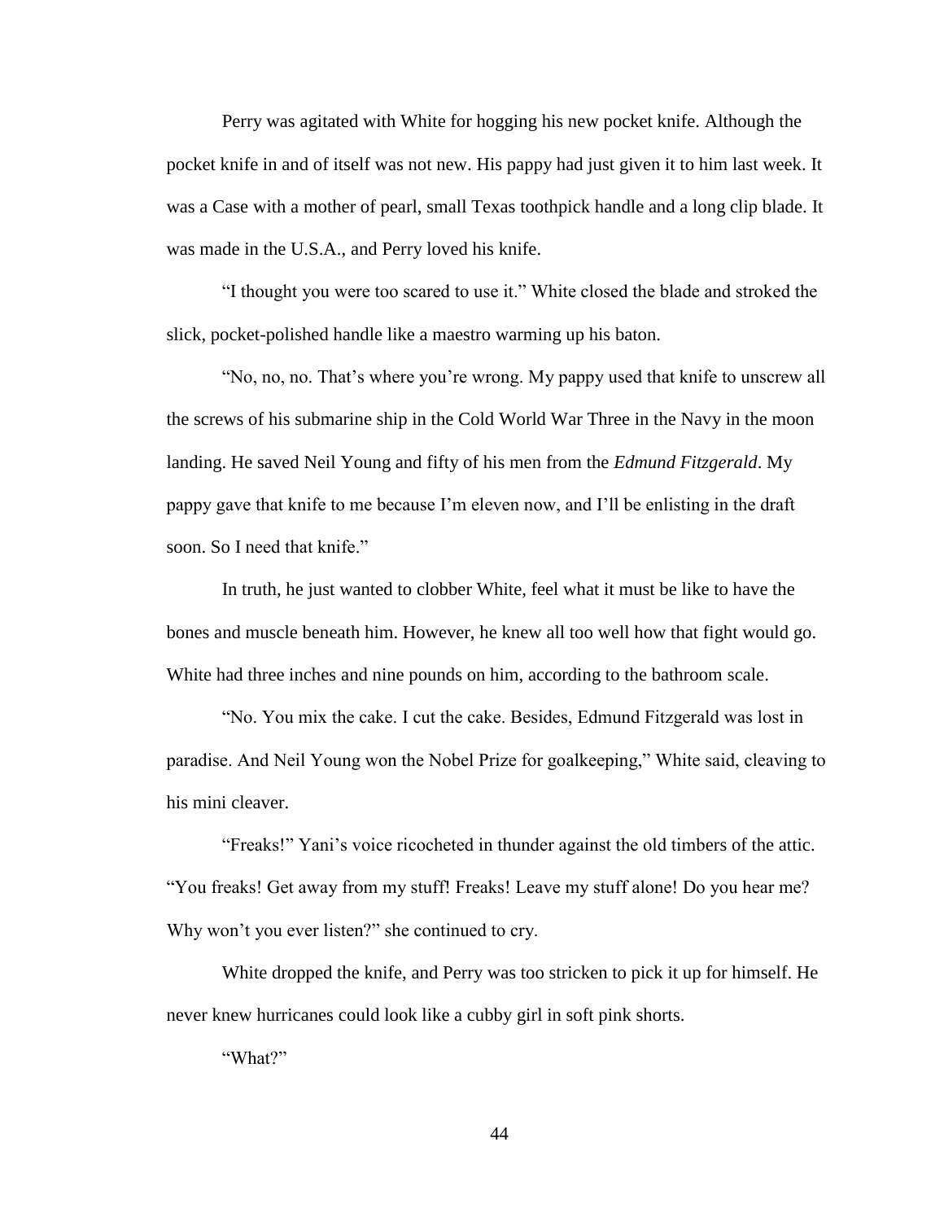Perry was agitated with White for hogging his new pocket knife. Although the pocket knife in and of itself was not new. His pappy had just given it to him last week. It was a Case with a mother of pearl, small Texas toothpick handle and a long clip blade. It was made in the U.S.A., and Perry loved his knife.

"I thought you were too scared to use it." White closed the blade and stroked the slick, pocket-polished handle like a maestro warming up his baton.

"No, no, no. That's where you're wrong. My pappy used that knife to unscrew all the screws of his submarine ship in the Cold World War Three in the Navy in the moon landing. He saved Neil Young and fifty of his men from the *Edmund Fitzgerald*. My pappy gave that knife to me because I'm eleven now, and I'll be enlisting in the draft soon. So I need that knife."

In truth, he just wanted to clobber White, feel what it must be like to have the bones and muscle beneath him. However, he knew all too well how that fight would go. White had three inches and nine pounds on him, according to the bathroom scale.

"No. You mix the cake. I cut the cake. Besides, Edmund Fitzgerald was lost in paradise. And Neil Young won the Nobel Prize for goalkeeping," White said, cleaving to his mini cleaver.

"Freaks!" Yani's voice ricocheted in thunder against the old timbers of the attic. "You freaks! Get away from my stuff! Freaks! Leave my stuff alone! Do you hear me? Why won't you ever listen?" she continued to cry.

White dropped the knife, and Perry was too stricken to pick it up for himself. He never knew hurricanes could look like a cubby girl in soft pink shorts.

"What?"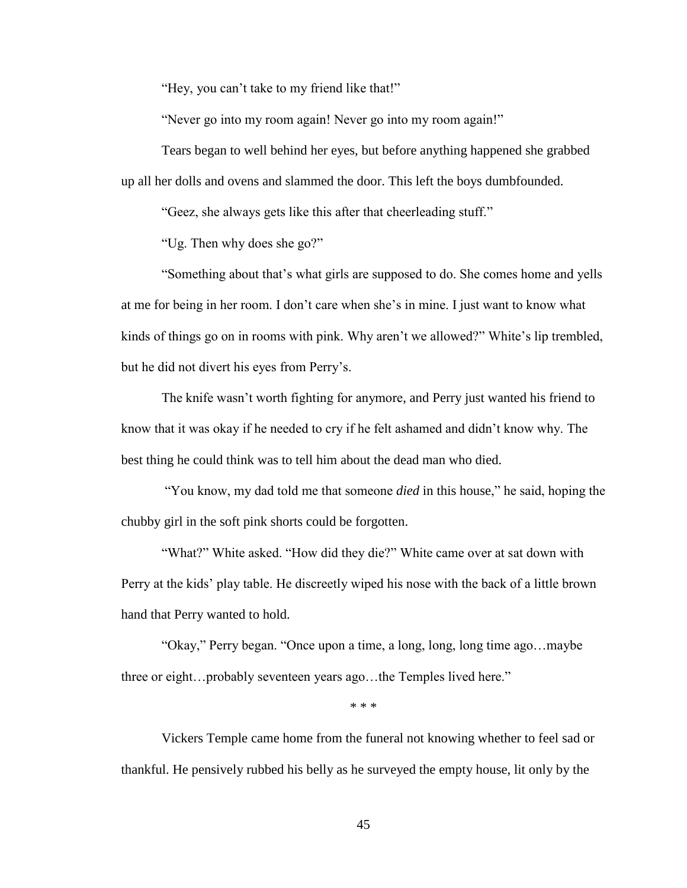"Hey, you can't take to my friend like that!"

"Never go into my room again! Never go into my room again!"

Tears began to well behind her eyes, but before anything happened she grabbed up all her dolls and ovens and slammed the door. This left the boys dumbfounded.

"Geez, she always gets like this after that cheerleading stuff."

"Ug. Then why does she go?"

"Something about that's what girls are supposed to do. She comes home and yells at me for being in her room. I don't care when she's in mine. I just want to know what kinds of things go on in rooms with pink. Why aren't we allowed?" White's lip trembled, but he did not divert his eyes from Perry's.

The knife wasn't worth fighting for anymore, and Perry just wanted his friend to know that it was okay if he needed to cry if he felt ashamed and didn't know why. The best thing he could think was to tell him about the dead man who died.

"You know, my dad told me that someone *died* in this house," he said, hoping the chubby girl in the soft pink shorts could be forgotten.

"What?" White asked. "How did they die?" White came over at sat down with Perry at the kids' play table. He discreetly wiped his nose with the back of a little brown hand that Perry wanted to hold.

"Okay," Perry began. "Once upon a time, a long, long, long time ago…maybe three or eight…probably seventeen years ago…the Temples lived here."

\* \* \*

Vickers Temple came home from the funeral not knowing whether to feel sad or thankful. He pensively rubbed his belly as he surveyed the empty house, lit only by the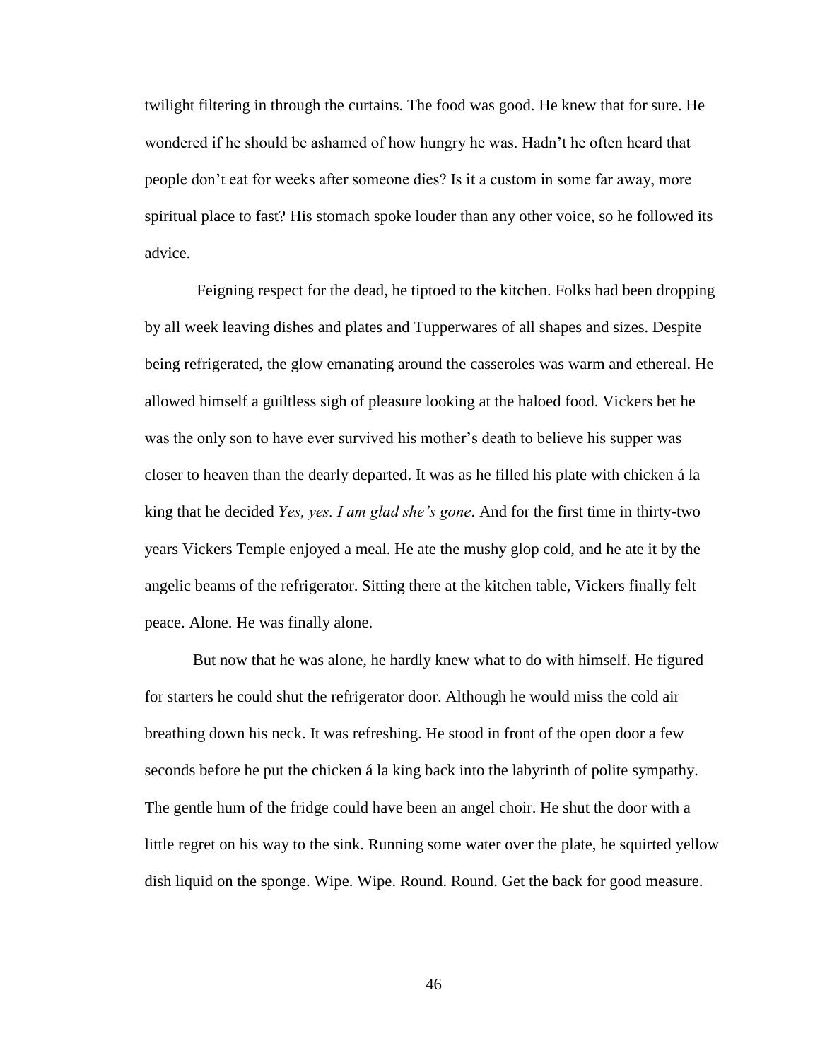twilight filtering in through the curtains. The food was good. He knew that for sure. He wondered if he should be ashamed of how hungry he was. Hadn't he often heard that people don't eat for weeks after someone dies? Is it a custom in some far away, more spiritual place to fast? His stomach spoke louder than any other voice, so he followed its advice.

Feigning respect for the dead, he tiptoed to the kitchen. Folks had been dropping by all week leaving dishes and plates and Tupperwares of all shapes and sizes. Despite being refrigerated, the glow emanating around the casseroles was warm and ethereal. He allowed himself a guiltless sigh of pleasure looking at the haloed food. Vickers bet he was the only son to have ever survived his mother's death to believe his supper was closer to heaven than the dearly departed. It was as he filled his plate with chicken á la king that he decided *Yes, yes. I am glad she's gone*. And for the first time in thirty-two years Vickers Temple enjoyed a meal. He ate the mushy glop cold, and he ate it by the angelic beams of the refrigerator. Sitting there at the kitchen table, Vickers finally felt peace. Alone. He was finally alone.

But now that he was alone, he hardly knew what to do with himself. He figured for starters he could shut the refrigerator door. Although he would miss the cold air breathing down his neck. It was refreshing. He stood in front of the open door a few seconds before he put the chicken á la king back into the labyrinth of polite sympathy. The gentle hum of the fridge could have been an angel choir. He shut the door with a little regret on his way to the sink. Running some water over the plate, he squirted yellow dish liquid on the sponge. Wipe. Wipe. Round. Round. Get the back for good measure.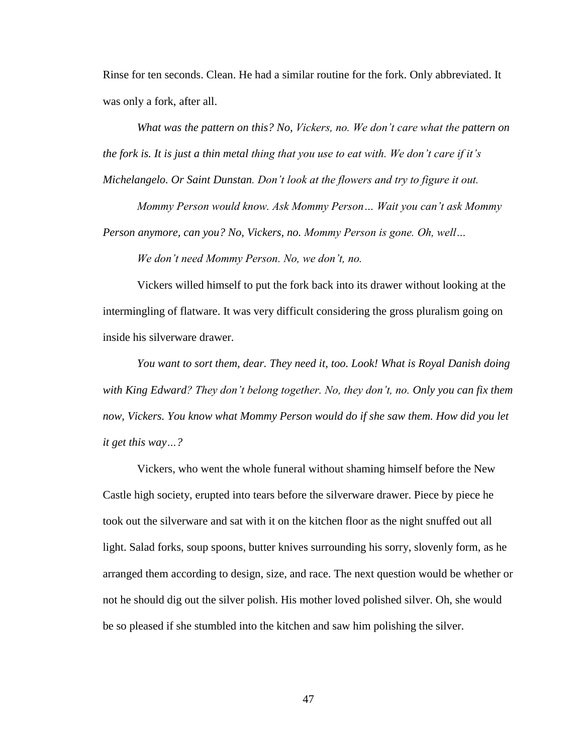Rinse for ten seconds. Clean. He had a similar routine for the fork. Only abbreviated. It was only a fork, after all.

*What was the pattern on this? No, Vickers, no. We don't care what the pattern on the fork is. It is just a thin metal thing that you use to eat with. We don't care if it's Michelangelo. Or Saint Dunstan. Don't look at the flowers and try to figure it out.*

*Mommy Person would know. Ask Mommy Person… Wait you can't ask Mommy Person anymore, can you? No, Vickers, no. Mommy Person is gone. Oh, well…*

*We don't need Mommy Person. No, we don't, no.*

Vickers willed himself to put the fork back into its drawer without looking at the intermingling of flatware. It was very difficult considering the gross pluralism going on inside his silverware drawer.

*You want to sort them, dear. They need it, too. Look! What is Royal Danish doing with King Edward? They don't belong together. No, they don't, no. Only you can fix them now, Vickers. You know what Mommy Person would do if she saw them. How did you let it get this way…?*

Vickers, who went the whole funeral without shaming himself before the New Castle high society, erupted into tears before the silverware drawer. Piece by piece he took out the silverware and sat with it on the kitchen floor as the night snuffed out all light. Salad forks, soup spoons, butter knives surrounding his sorry, slovenly form, as he arranged them according to design, size, and race. The next question would be whether or not he should dig out the silver polish. His mother loved polished silver. Oh, she would be so pleased if she stumbled into the kitchen and saw him polishing the silver.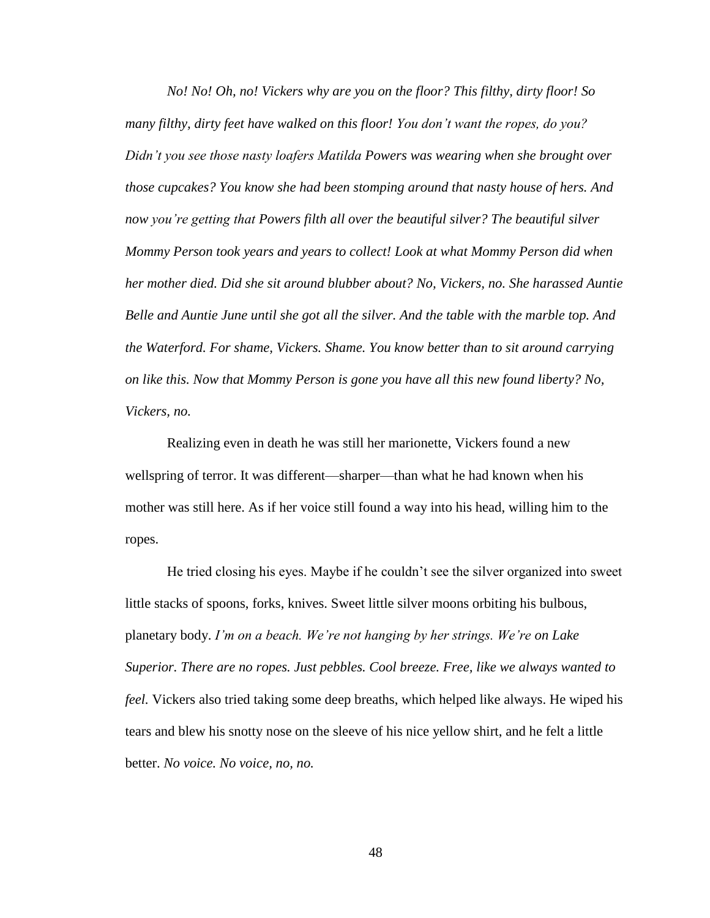*No! No! Oh, no! Vickers why are you on the floor? This filthy, dirty floor! So many filthy, dirty feet have walked on this floor! You don't want the ropes, do you? Didn't you see those nasty loafers Matilda Powers was wearing when she brought over those cupcakes? You know she had been stomping around that nasty house of hers. And now you're getting that Powers filth all over the beautiful silver? The beautiful silver Mommy Person took years and years to collect! Look at what Mommy Person did when her mother died. Did she sit around blubber about? No, Vickers, no. She harassed Auntie Belle and Auntie June until she got all the silver. And the table with the marble top. And the Waterford. For shame, Vickers. Shame. You know better than to sit around carrying on like this. Now that Mommy Person is gone you have all this new found liberty? No, Vickers, no.*

Realizing even in death he was still her marionette, Vickers found a new wellspring of terror. It was different—sharper—than what he had known when his mother was still here. As if her voice still found a way into his head, willing him to the ropes.

He tried closing his eyes. Maybe if he couldn't see the silver organized into sweet little stacks of spoons, forks, knives. Sweet little silver moons orbiting his bulbous, planetary body. *I'm on a beach. We're not hanging by her strings. We're on Lake Superior. There are no ropes. Just pebbles. Cool breeze. Free, like we always wanted to feel.* Vickers also tried taking some deep breaths, which helped like always. He wiped his tears and blew his snotty nose on the sleeve of his nice yellow shirt, and he felt a little better. *No voice. No voice, no, no.*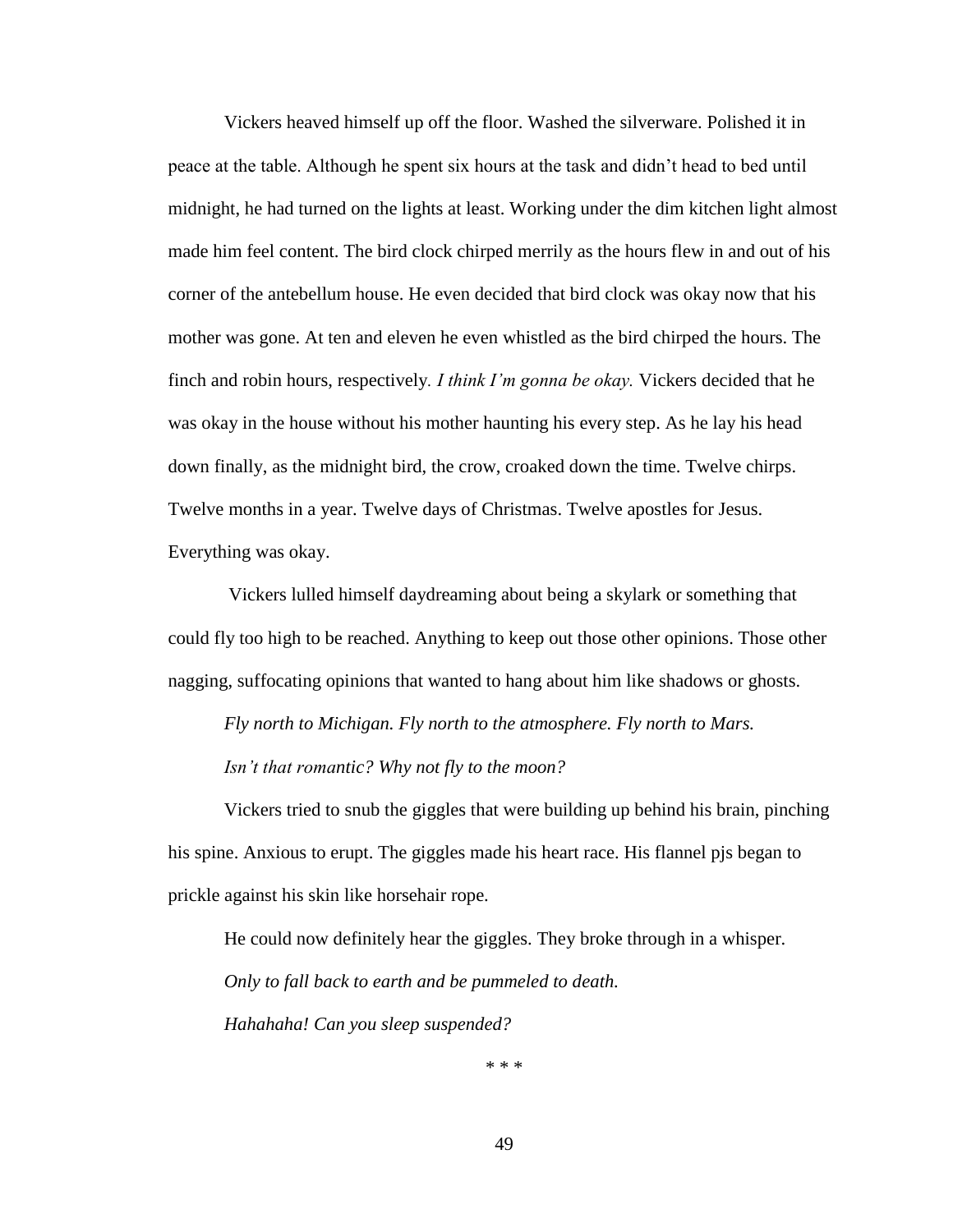Vickers heaved himself up off the floor. Washed the silverware. Polished it in peace at the table. Although he spent six hours at the task and didn't head to bed until midnight, he had turned on the lights at least. Working under the dim kitchen light almost made him feel content. The bird clock chirped merrily as the hours flew in and out of his corner of the antebellum house. He even decided that bird clock was okay now that his mother was gone. At ten and eleven he even whistled as the bird chirped the hours. The finch and robin hours, respectively*. I think I'm gonna be okay.* Vickers decided that he was okay in the house without his mother haunting his every step. As he lay his head down finally, as the midnight bird, the crow, croaked down the time. Twelve chirps. Twelve months in a year. Twelve days of Christmas. Twelve apostles for Jesus. Everything was okay.

Vickers lulled himself daydreaming about being a skylark or something that could fly too high to be reached. Anything to keep out those other opinions. Those other nagging, suffocating opinions that wanted to hang about him like shadows or ghosts.

*Fly north to Michigan. Fly north to the atmosphere. Fly north to Mars.*

*Isn't that romantic? Why not fly to the moon?*

Vickers tried to snub the giggles that were building up behind his brain, pinching his spine. Anxious to erupt. The giggles made his heart race. His flannel pjs began to prickle against his skin like horsehair rope.

He could now definitely hear the giggles. They broke through in a whisper.

*Only to fall back to earth and be pummeled to death.*

*Hahahaha! Can you sleep suspended?*

\* \* \*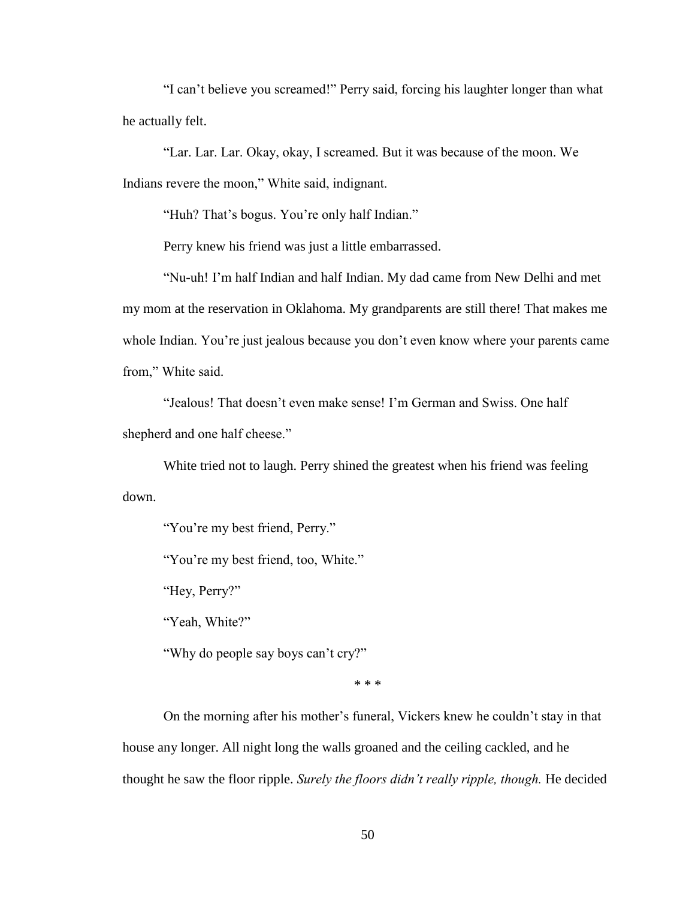"I can't believe you screamed!" Perry said, forcing his laughter longer than what he actually felt.

"Lar. Lar. Lar. Okay, okay, I screamed. But it was because of the moon. We Indians revere the moon," White said, indignant.

"Huh? That's bogus. You're only half Indian."

Perry knew his friend was just a little embarrassed.

"Nu-uh! I'm half Indian and half Indian. My dad came from New Delhi and met my mom at the reservation in Oklahoma. My grandparents are still there! That makes me whole Indian. You're just jealous because you don't even know where your parents came from," White said.

"Jealous! That doesn't even make sense! I'm German and Swiss. One half shepherd and one half cheese."

White tried not to laugh. Perry shined the greatest when his friend was feeling down.

"You're my best friend, Perry."

"You're my best friend, too, White."

"Hey, Perry?"

"Yeah, White?"

"Why do people say boys can't cry?"

* * *

On the morning after his mother's funeral, Vickers knew he couldn't stay in that house any longer. All night long the walls groaned and the ceiling cackled, and he thought he saw the floor ripple. *Surely the floors didn't really ripple, though.* He decided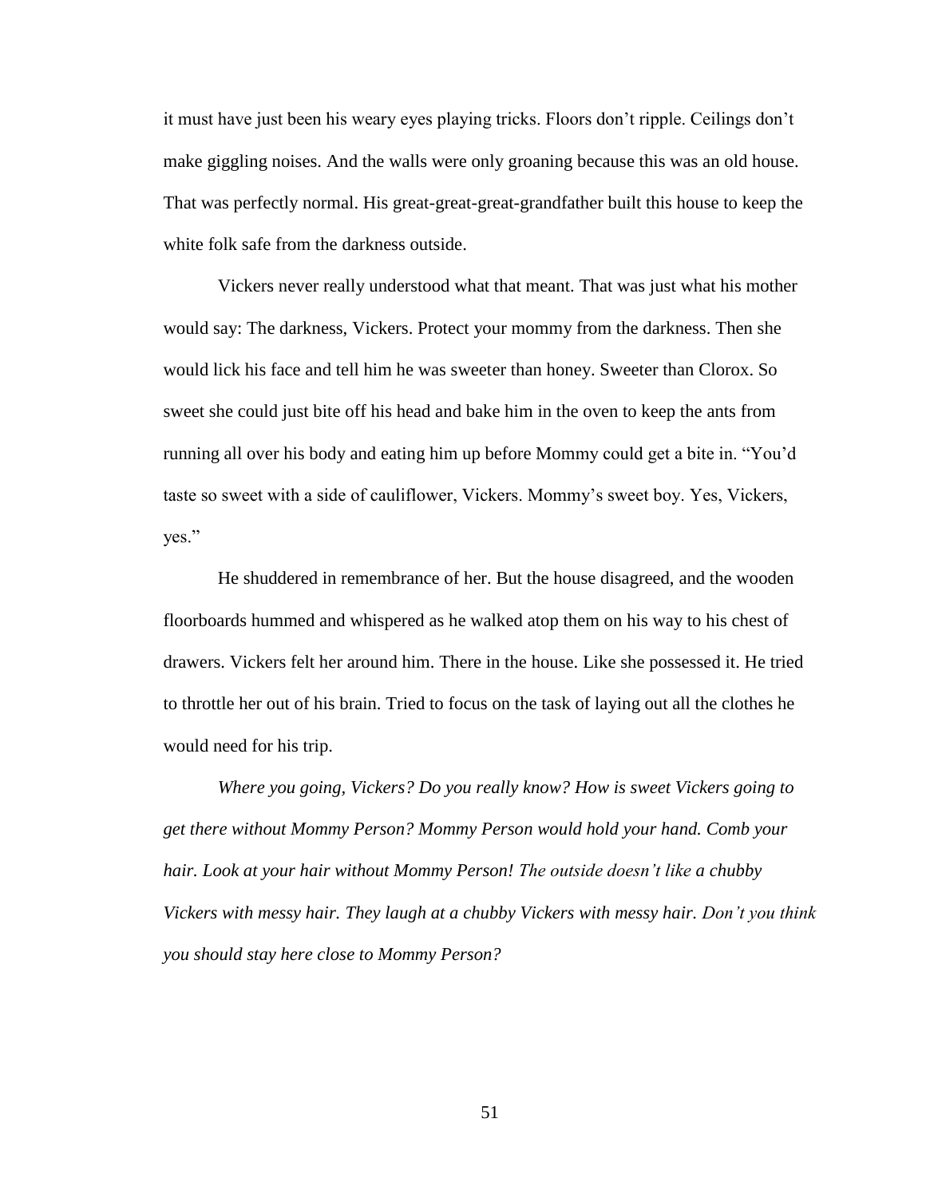it must have just been his weary eyes playing tricks. Floors don't ripple. Ceilings don't make giggling noises. And the walls were only groaning because this was an old house. That was perfectly normal. His great-great-great-grandfather built this house to keep the white folk safe from the darkness outside.

Vickers never really understood what that meant. That was just what his mother would say: The darkness, Vickers. Protect your mommy from the darkness. Then she would lick his face and tell him he was sweeter than honey. Sweeter than Clorox. So sweet she could just bite off his head and bake him in the oven to keep the ants from running all over his body and eating him up before Mommy could get a bite in. "You'd taste so sweet with a side of cauliflower, Vickers. Mommy's sweet boy. Yes, Vickers, yes."

He shuddered in remembrance of her. But the house disagreed, and the wooden floorboards hummed and whispered as he walked atop them on his way to his chest of drawers. Vickers felt her around him. There in the house. Like she possessed it. He tried to throttle her out of his brain. Tried to focus on the task of laying out all the clothes he would need for his trip.

*Where you going, Vickers? Do you really know? How is sweet Vickers going to get there without Mommy Person? Mommy Person would hold your hand. Comb your hair. Look at your hair without Mommy Person! The outside doesn't like a chubby Vickers with messy hair. They laugh at a chubby Vickers with messy hair. Don't you think you should stay here close to Mommy Person?*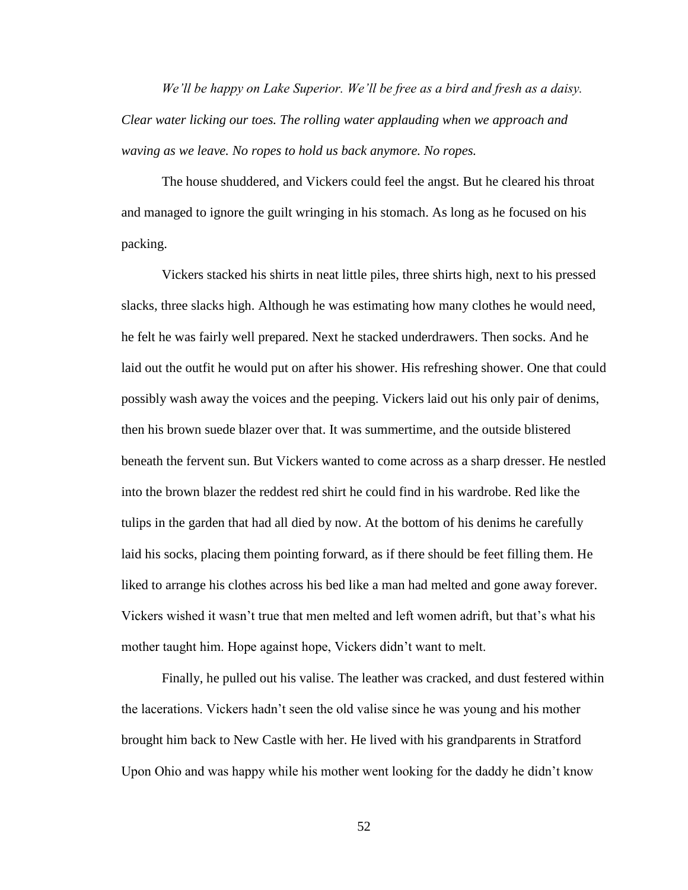*We'll be happy on Lake Superior. We'll be free as a bird and fresh as a daisy. Clear water licking our toes. The rolling water applauding when we approach and waving as we leave. No ropes to hold us back anymore. No ropes.*

The house shuddered, and Vickers could feel the angst. But he cleared his throat and managed to ignore the guilt wringing in his stomach. As long as he focused on his packing.

Vickers stacked his shirts in neat little piles, three shirts high, next to his pressed slacks, three slacks high. Although he was estimating how many clothes he would need, he felt he was fairly well prepared. Next he stacked underdrawers. Then socks. And he laid out the outfit he would put on after his shower. His refreshing shower. One that could possibly wash away the voices and the peeping. Vickers laid out his only pair of denims, then his brown suede blazer over that. It was summertime, and the outside blistered beneath the fervent sun. But Vickers wanted to come across as a sharp dresser. He nestled into the brown blazer the reddest red shirt he could find in his wardrobe. Red like the tulips in the garden that had all died by now. At the bottom of his denims he carefully laid his socks, placing them pointing forward, as if there should be feet filling them. He liked to arrange his clothes across his bed like a man had melted and gone away forever. Vickers wished it wasn't true that men melted and left women adrift, but that's what his mother taught him. Hope against hope, Vickers didn't want to melt.

Finally, he pulled out his valise. The leather was cracked, and dust festered within the lacerations. Vickers hadn't seen the old valise since he was young and his mother brought him back to New Castle with her. He lived with his grandparents in Stratford Upon Ohio and was happy while his mother went looking for the daddy he didn't know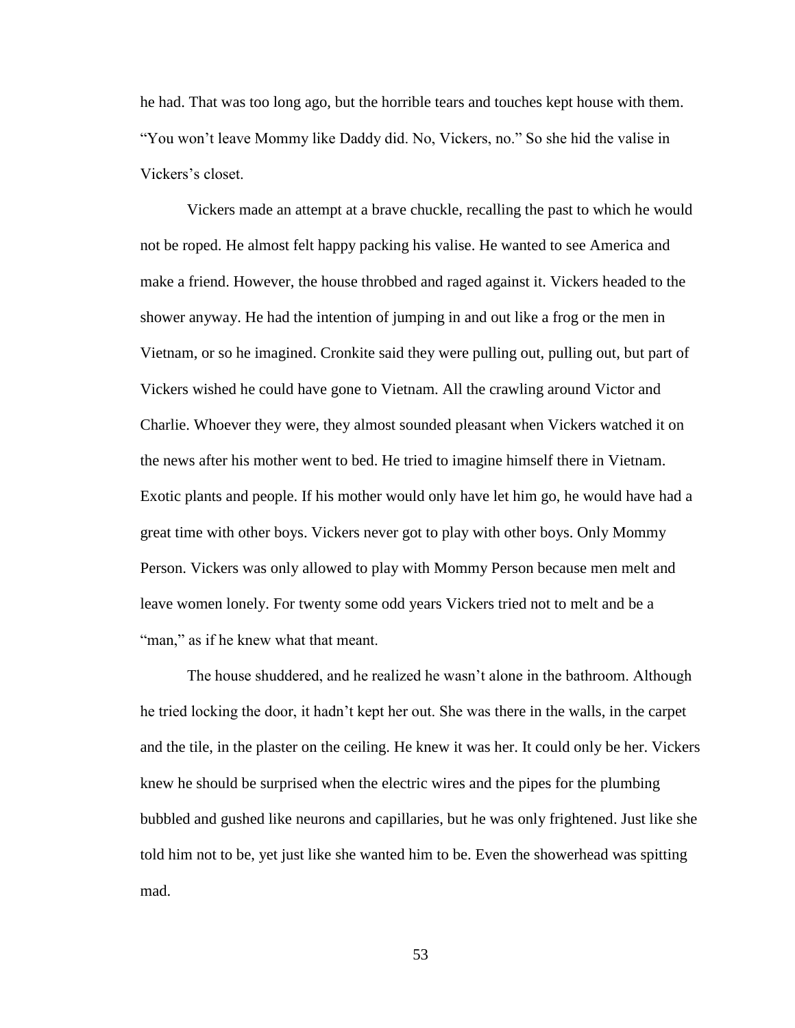he had. That was too long ago, but the horrible tears and touches kept house with them. "You won't leave Mommy like Daddy did. No, Vickers, no." So she hid the valise in Vickers's closet.

Vickers made an attempt at a brave chuckle, recalling the past to which he would not be roped. He almost felt happy packing his valise. He wanted to see America and make a friend. However, the house throbbed and raged against it. Vickers headed to the shower anyway. He had the intention of jumping in and out like a frog or the men in Vietnam, or so he imagined. Cronkite said they were pulling out, pulling out, but part of Vickers wished he could have gone to Vietnam. All the crawling around Victor and Charlie. Whoever they were, they almost sounded pleasant when Vickers watched it on the news after his mother went to bed. He tried to imagine himself there in Vietnam. Exotic plants and people. If his mother would only have let him go, he would have had a great time with other boys. Vickers never got to play with other boys. Only Mommy Person. Vickers was only allowed to play with Mommy Person because men melt and leave women lonely. For twenty some odd years Vickers tried not to melt and be a "man," as if he knew what that meant.

The house shuddered, and he realized he wasn't alone in the bathroom. Although he tried locking the door, it hadn't kept her out. She was there in the walls, in the carpet and the tile, in the plaster on the ceiling. He knew it was her. It could only be her. Vickers knew he should be surprised when the electric wires and the pipes for the plumbing bubbled and gushed like neurons and capillaries, but he was only frightened. Just like she told him not to be, yet just like she wanted him to be. Even the showerhead was spitting mad.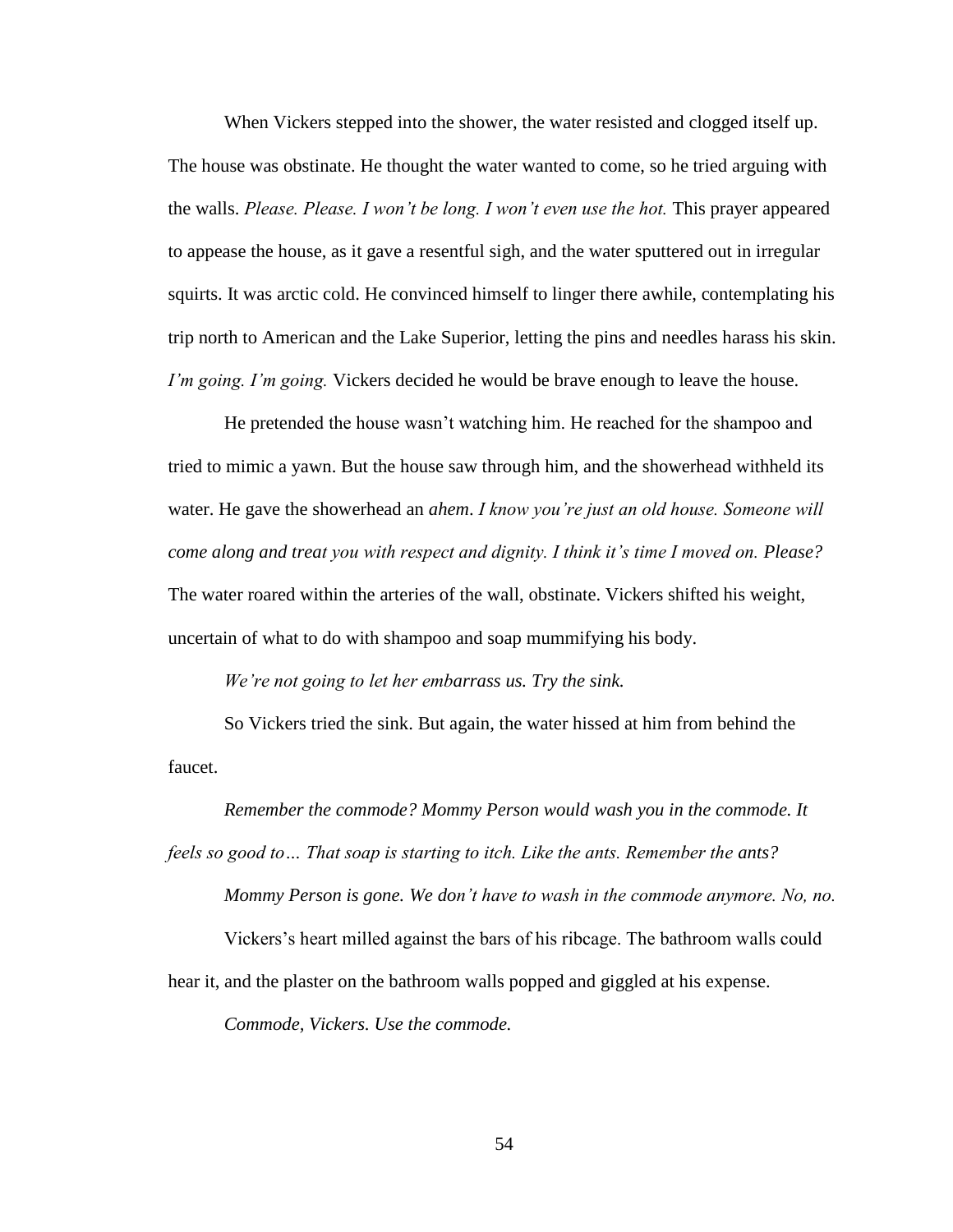When Vickers stepped into the shower, the water resisted and clogged itself up. The house was obstinate. He thought the water wanted to come, so he tried arguing with the walls. *Please. Please. I won't be long. I won't even use the hot.* This prayer appeared to appease the house, as it gave a resentful sigh, and the water sputtered out in irregular squirts. It was arctic cold. He convinced himself to linger there awhile, contemplating his trip north to American and the Lake Superior, letting the pins and needles harass his skin. *I'm going. I'm going.* Vickers decided he would be brave enough to leave the house.

He pretended the house wasn't watching him. He reached for the shampoo and tried to mimic a yawn. But the house saw through him, and the showerhead withheld its water. He gave the showerhead an *ahem*. *I know you're just an old house. Someone will come along and treat you with respect and dignity. I think it's time I moved on. Please?* The water roared within the arteries of the wall, obstinate. Vickers shifted his weight, uncertain of what to do with shampoo and soap mummifying his body.

*We're not going to let her embarrass us. Try the sink.*

So Vickers tried the sink. But again, the water hissed at him from behind the faucet.

*Remember the commode? Mommy Person would wash you in the commode. It feels so good to… That soap is starting to itch. Like the ants. Remember the ants?*

*Mommy Person is gone. We don't have to wash in the commode anymore. No, no.*

Vickers's heart milled against the bars of his ribcage. The bathroom walls could hear it, and the plaster on the bathroom walls popped and giggled at his expense.

*Commode, Vickers. Use the commode.*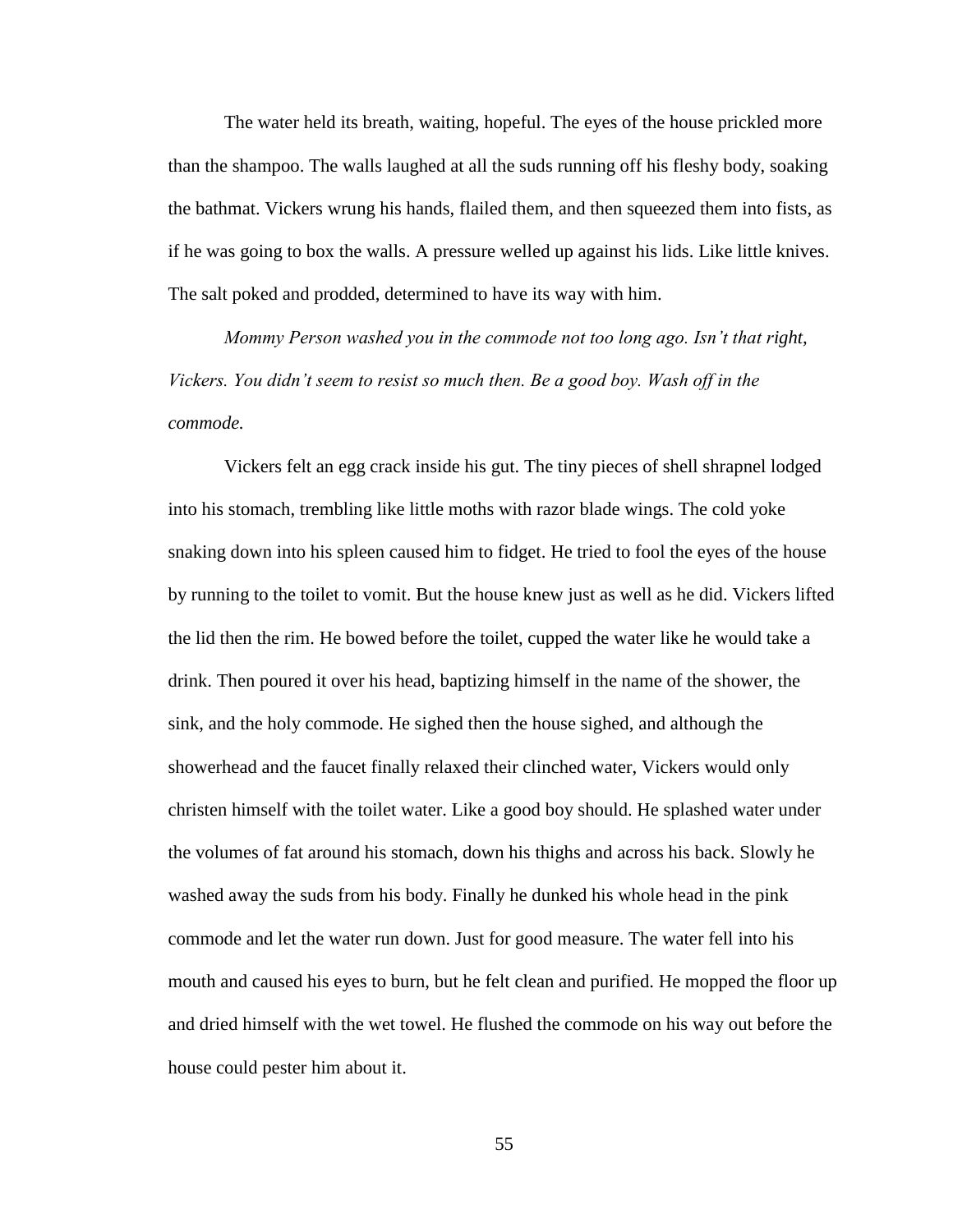The water held its breath, waiting, hopeful. The eyes of the house prickled more than the shampoo. The walls laughed at all the suds running off his fleshy body, soaking the bathmat. Vickers wrung his hands, flailed them, and then squeezed them into fists, as if he was going to box the walls. A pressure welled up against his lids. Like little knives. The salt poked and prodded, determined to have its way with him.

*Mommy Person washed you in the commode not too long ago. Isn't that right, Vickers. You didn't seem to resist so much then. Be a good boy. Wash off in the commode.*

Vickers felt an egg crack inside his gut. The tiny pieces of shell shrapnel lodged into his stomach, trembling like little moths with razor blade wings. The cold yoke snaking down into his spleen caused him to fidget. He tried to fool the eyes of the house by running to the toilet to vomit. But the house knew just as well as he did. Vickers lifted the lid then the rim. He bowed before the toilet, cupped the water like he would take a drink. Then poured it over his head, baptizing himself in the name of the shower, the sink, and the holy commode. He sighed then the house sighed, and although the showerhead and the faucet finally relaxed their clinched water, Vickers would only christen himself with the toilet water. Like a good boy should. He splashed water under the volumes of fat around his stomach, down his thighs and across his back. Slowly he washed away the suds from his body. Finally he dunked his whole head in the pink commode and let the water run down. Just for good measure. The water fell into his mouth and caused his eyes to burn, but he felt clean and purified. He mopped the floor up and dried himself with the wet towel. He flushed the commode on his way out before the house could pester him about it.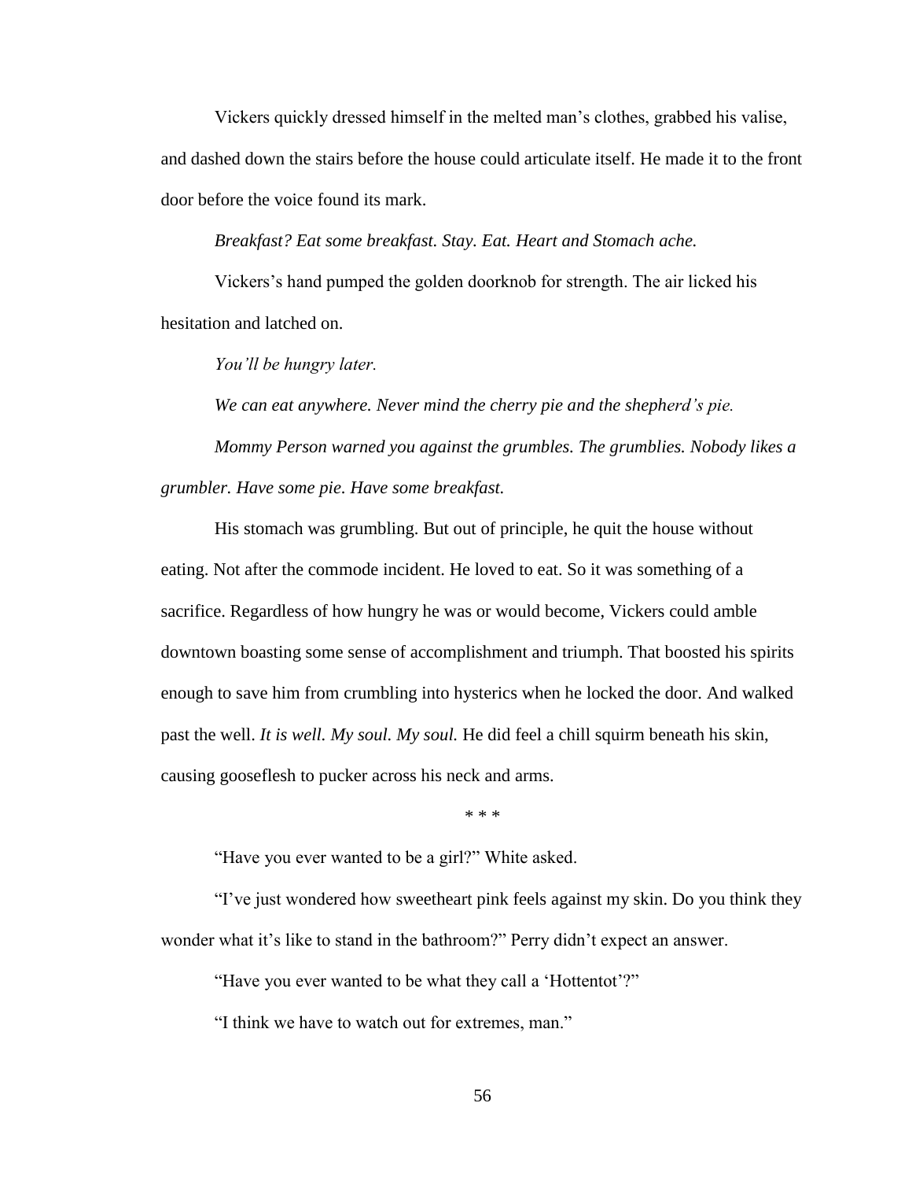Vickers quickly dressed himself in the melted man's clothes, grabbed his valise, and dashed down the stairs before the house could articulate itself. He made it to the front door before the voice found its mark.

*Breakfast? Eat some breakfast. Stay. Eat. Heart and Stomach ache.*

Vickers's hand pumped the golden doorknob for strength. The air licked his hesitation and latched on.

*You'll be hungry later.*

*We can eat anywhere. Never mind the cherry pie and the shepherd's pie.*

*Mommy Person warned you against the grumbles. The grumblies. Nobody likes a grumbler. Have some pie. Have some breakfast.*

His stomach was grumbling. But out of principle, he quit the house without eating. Not after the commode incident. He loved to eat. So it was something of a sacrifice. Regardless of how hungry he was or would become, Vickers could amble downtown boasting some sense of accomplishment and triumph. That boosted his spirits enough to save him from crumbling into hysterics when he locked the door. And walked past the well. *It is well. My soul. My soul.* He did feel a chill squirm beneath his skin, causing gooseflesh to pucker across his neck and arms.

\* \* \*

"Have you ever wanted to be a girl?" White asked.

"I've just wondered how sweetheart pink feels against my skin. Do you think they wonder what it's like to stand in the bathroom?" Perry didn't expect an answer.

"Have you ever wanted to be what they call a 'Hottentot'?"

"I think we have to watch out for extremes, man."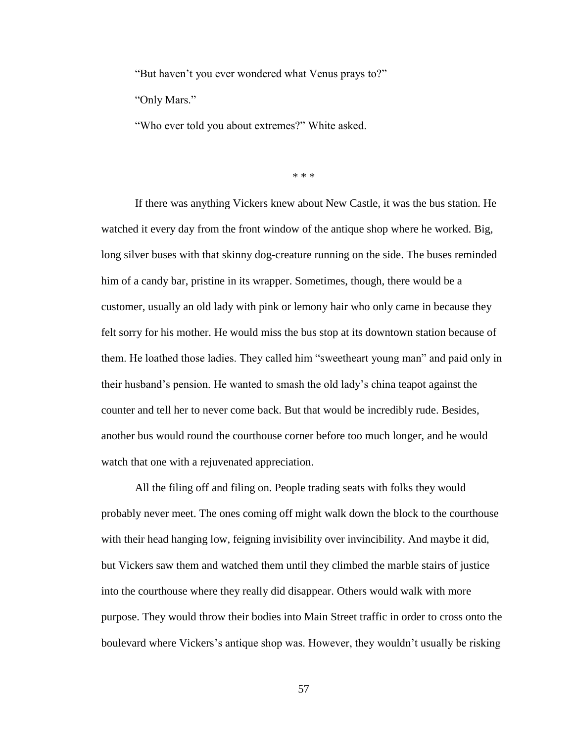"But haven't you ever wondered what Venus prays to?"

"Only Mars."

"Who ever told you about extremes?" White asked.

\* \* \*

If there was anything Vickers knew about New Castle, it was the bus station. He watched it every day from the front window of the antique shop where he worked. Big, long silver buses with that skinny dog-creature running on the side. The buses reminded him of a candy bar, pristine in its wrapper. Sometimes, though, there would be a customer, usually an old lady with pink or lemony hair who only came in because they felt sorry for his mother. He would miss the bus stop at its downtown station because of them. He loathed those ladies. They called him "sweetheart young man" and paid only in their husband's pension. He wanted to smash the old lady's china teapot against the counter and tell her to never come back. But that would be incredibly rude. Besides, another bus would round the courthouse corner before too much longer, and he would watch that one with a rejuvenated appreciation.

All the filing off and filing on. People trading seats with folks they would probably never meet. The ones coming off might walk down the block to the courthouse with their head hanging low, feigning invisibility over invincibility. And maybe it did, but Vickers saw them and watched them until they climbed the marble stairs of justice into the courthouse where they really did disappear. Others would walk with more purpose. They would throw their bodies into Main Street traffic in order to cross onto the boulevard where Vickers's antique shop was. However, they wouldn't usually be risking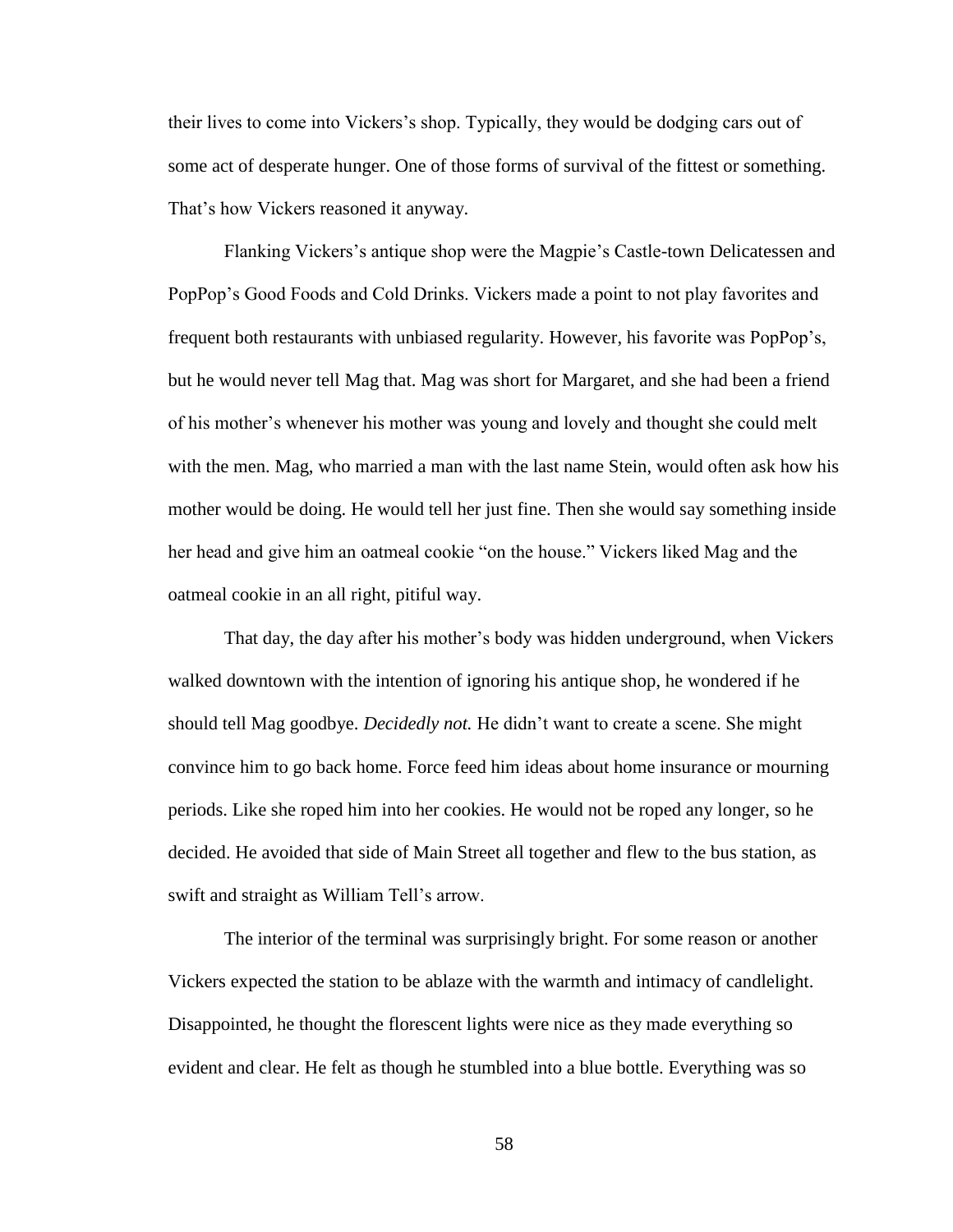their lives to come into Vickers's shop. Typically, they would be dodging cars out of some act of desperate hunger. One of those forms of survival of the fittest or something. That's how Vickers reasoned it anyway.

Flanking Vickers's antique shop were the Magpie's Castle-town Delicatessen and PopPop's Good Foods and Cold Drinks. Vickers made a point to not play favorites and frequent both restaurants with unbiased regularity. However, his favorite was PopPop's, but he would never tell Mag that. Mag was short for Margaret, and she had been a friend of his mother's whenever his mother was young and lovely and thought she could melt with the men. Mag, who married a man with the last name Stein, would often ask how his mother would be doing. He would tell her just fine. Then she would say something inside her head and give him an oatmeal cookie "on the house." Vickers liked Mag and the oatmeal cookie in an all right, pitiful way.

That day, the day after his mother's body was hidden underground, when Vickers walked downtown with the intention of ignoring his antique shop, he wondered if he should tell Mag goodbye. *Decidedly not.* He didn't want to create a scene. She might convince him to go back home. Force feed him ideas about home insurance or mourning periods. Like she roped him into her cookies. He would not be roped any longer, so he decided. He avoided that side of Main Street all together and flew to the bus station, as swift and straight as William Tell's arrow.

The interior of the terminal was surprisingly bright. For some reason or another Vickers expected the station to be ablaze with the warmth and intimacy of candlelight. Disappointed, he thought the florescent lights were nice as they made everything so evident and clear. He felt as though he stumbled into a blue bottle. Everything was so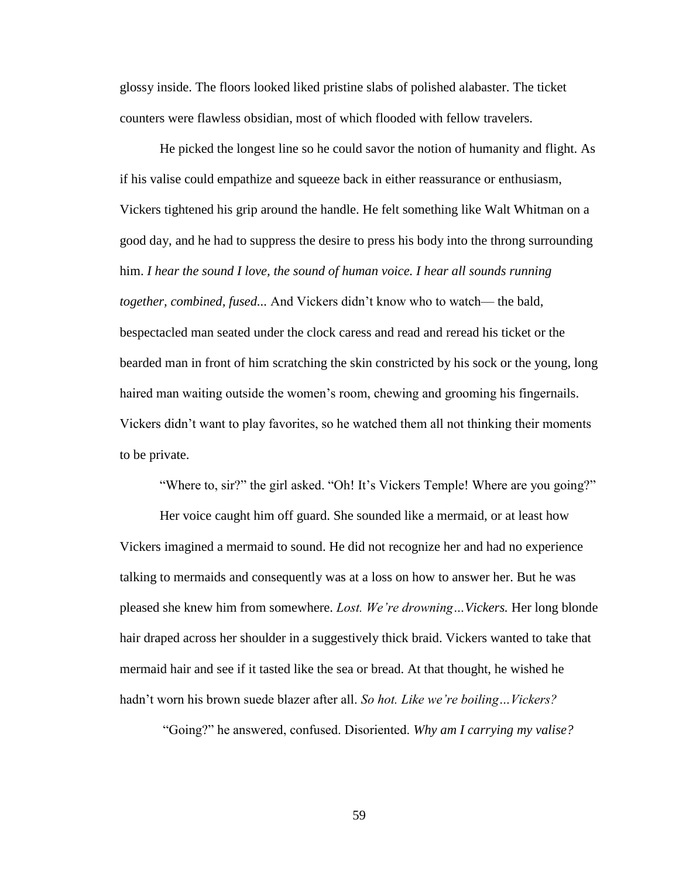glossy inside. The floors looked liked pristine slabs of polished alabaster. The ticket counters were flawless obsidian, most of which flooded with fellow travelers.

He picked the longest line so he could savor the notion of humanity and flight. As if his valise could empathize and squeeze back in either reassurance or enthusiasm, Vickers tightened his grip around the handle. He felt something like Walt Whitman on a good day, and he had to suppress the desire to press his body into the throng surrounding him. *I hear the sound I love, the sound of human voice. I hear all sounds running together, combined, fused...* And Vickers didn't know who to watch— the bald, bespectacled man seated under the clock caress and read and reread his ticket or the bearded man in front of him scratching the skin constricted by his sock or the young, long haired man waiting outside the women's room, chewing and grooming his fingernails. Vickers didn't want to play favorites, so he watched them all not thinking their moments to be private.

"Where to, sir?" the girl asked. "Oh! It's Vickers Temple! Where are you going?"

Her voice caught him off guard. She sounded like a mermaid, or at least how Vickers imagined a mermaid to sound. He did not recognize her and had no experience talking to mermaids and consequently was at a loss on how to answer her. But he was pleased she knew him from somewhere. *Lost. We're drowning…Vickers.* Her long blonde hair draped across her shoulder in a suggestively thick braid. Vickers wanted to take that mermaid hair and see if it tasted like the sea or bread. At that thought, he wished he hadn't worn his brown suede blazer after all. *So hot. Like we're boiling…Vickers?*

"Going?" he answered, confused. Disoriented. *Why am I carrying my valise?*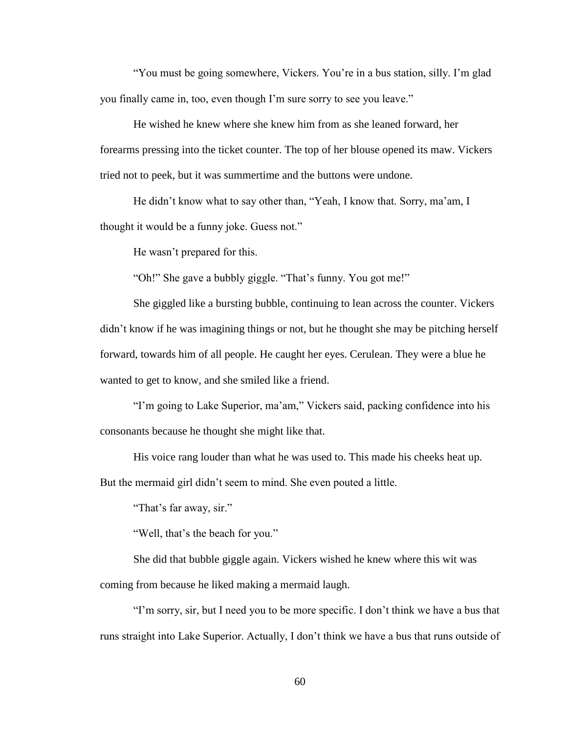"You must be going somewhere, Vickers. You're in a bus station, silly. I'm glad you finally came in, too, even though I'm sure sorry to see you leave."

He wished he knew where she knew him from as she leaned forward, her forearms pressing into the ticket counter. The top of her blouse opened its maw. Vickers tried not to peek, but it was summertime and the buttons were undone.

He didn't know what to say other than, "Yeah, I know that. Sorry, ma'am, I thought it would be a funny joke. Guess not."

He wasn't prepared for this.

"Oh!" She gave a bubbly giggle. "That's funny. You got me!"

She giggled like a bursting bubble, continuing to lean across the counter. Vickers didn't know if he was imagining things or not, but he thought she may be pitching herself forward, towards him of all people. He caught her eyes. Cerulean. They were a blue he wanted to get to know, and she smiled like a friend.

"I'm going to Lake Superior, ma'am," Vickers said, packing confidence into his consonants because he thought she might like that.

His voice rang louder than what he was used to. This made his cheeks heat up. But the mermaid girl didn't seem to mind. She even pouted a little.

"That's far away, sir."

"Well, that's the beach for you."

She did that bubble giggle again. Vickers wished he knew where this wit was coming from because he liked making a mermaid laugh.

"I'm sorry, sir, but I need you to be more specific. I don't think we have a bus that runs straight into Lake Superior. Actually, I don't think we have a bus that runs outside of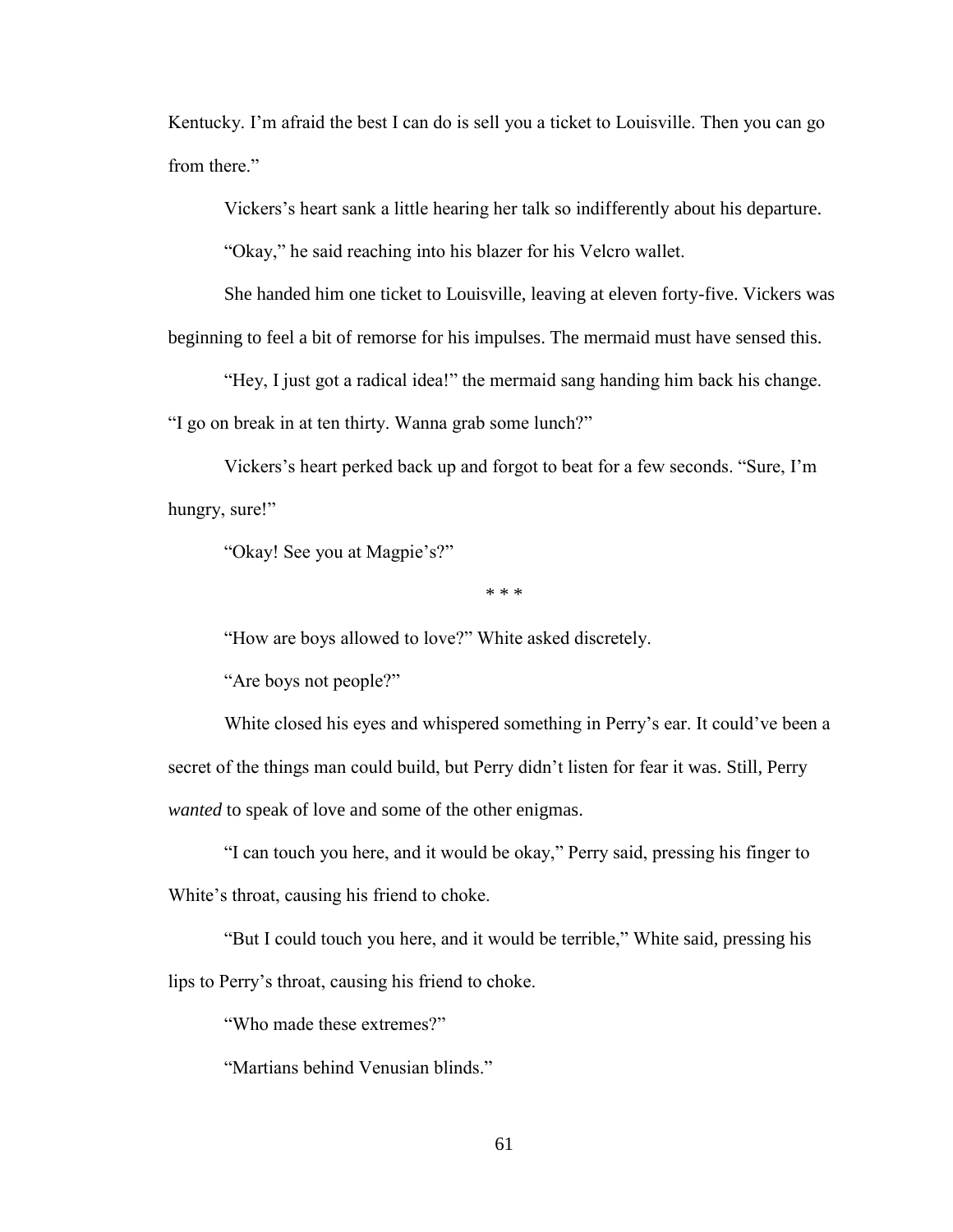Kentucky. I'm afraid the best I can do is sell you a ticket to Louisville. Then you can go from there."

Vickers's heart sank a little hearing her talk so indifferently about his departure.

"Okay," he said reaching into his blazer for his Velcro wallet.

She handed him one ticket to Louisville, leaving at eleven forty-five. Vickers was beginning to feel a bit of remorse for his impulses. The mermaid must have sensed this.

"Hey, I just got a radical idea!" the mermaid sang handing him back his change. "I go on break in at ten thirty. Wanna grab some lunch?"

Vickers's heart perked back up and forgot to beat for a few seconds. "Sure, I'm hungry, sure!"

"Okay! See you at Magpie's?"

\* \* \*

"How are boys allowed to love?" White asked discretely.

"Are boys not people?"

White closed his eyes and whispered something in Perry's ear. It could've been a secret of the things man could build, but Perry didn't listen for fear it was. Still, Perry *wanted* to speak of love and some of the other enigmas.

"I can touch you here, and it would be okay," Perry said, pressing his finger to White's throat, causing his friend to choke.

"But I could touch you here, and it would be terrible," White said, pressing his lips to Perry's throat, causing his friend to choke.

"Who made these extremes?"

"Martians behind Venusian blinds."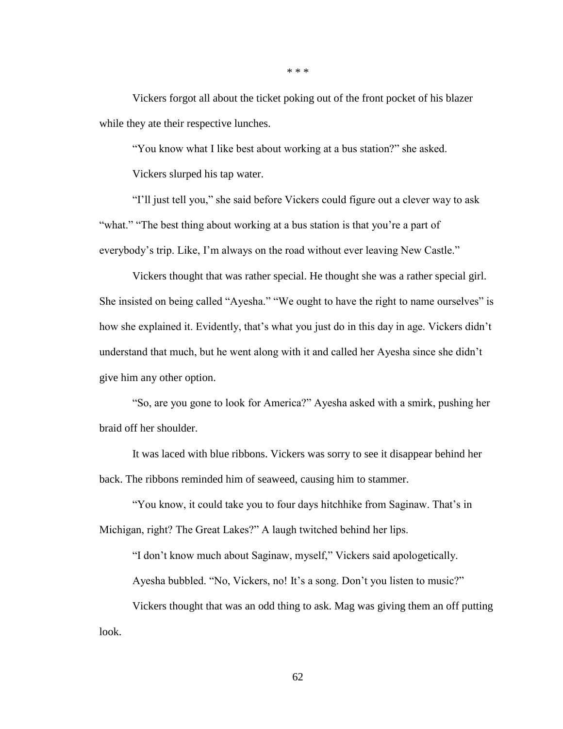\* \* \*

Vickers forgot all about the ticket poking out of the front pocket of his blazer while they ate their respective lunches.

"You know what I like best about working at a bus station?" she asked.

Vickers slurped his tap water.

"I'll just tell you," she said before Vickers could figure out a clever way to ask "what." "The best thing about working at a bus station is that you're a part of everybody's trip. Like, I'm always on the road without ever leaving New Castle."

Vickers thought that was rather special. He thought she was a rather special girl. She insisted on being called "Ayesha." "We ought to have the right to name ourselves" is how she explained it. Evidently, that's what you just do in this day in age. Vickers didn't understand that much, but he went along with it and called her Ayesha since she didn't give him any other option.

"So, are you gone to look for America?" Ayesha asked with a smirk, pushing her braid off her shoulder.

It was laced with blue ribbons. Vickers was sorry to see it disappear behind her back. The ribbons reminded him of seaweed, causing him to stammer.

"You know, it could take you to four days hitchhike from Saginaw. That's in Michigan, right? The Great Lakes?" A laugh twitched behind her lips.

"I don't know much about Saginaw, myself," Vickers said apologetically.

Ayesha bubbled. "No, Vickers, no! It's a song. Don't you listen to music?"

Vickers thought that was an odd thing to ask. Mag was giving them an off putting look.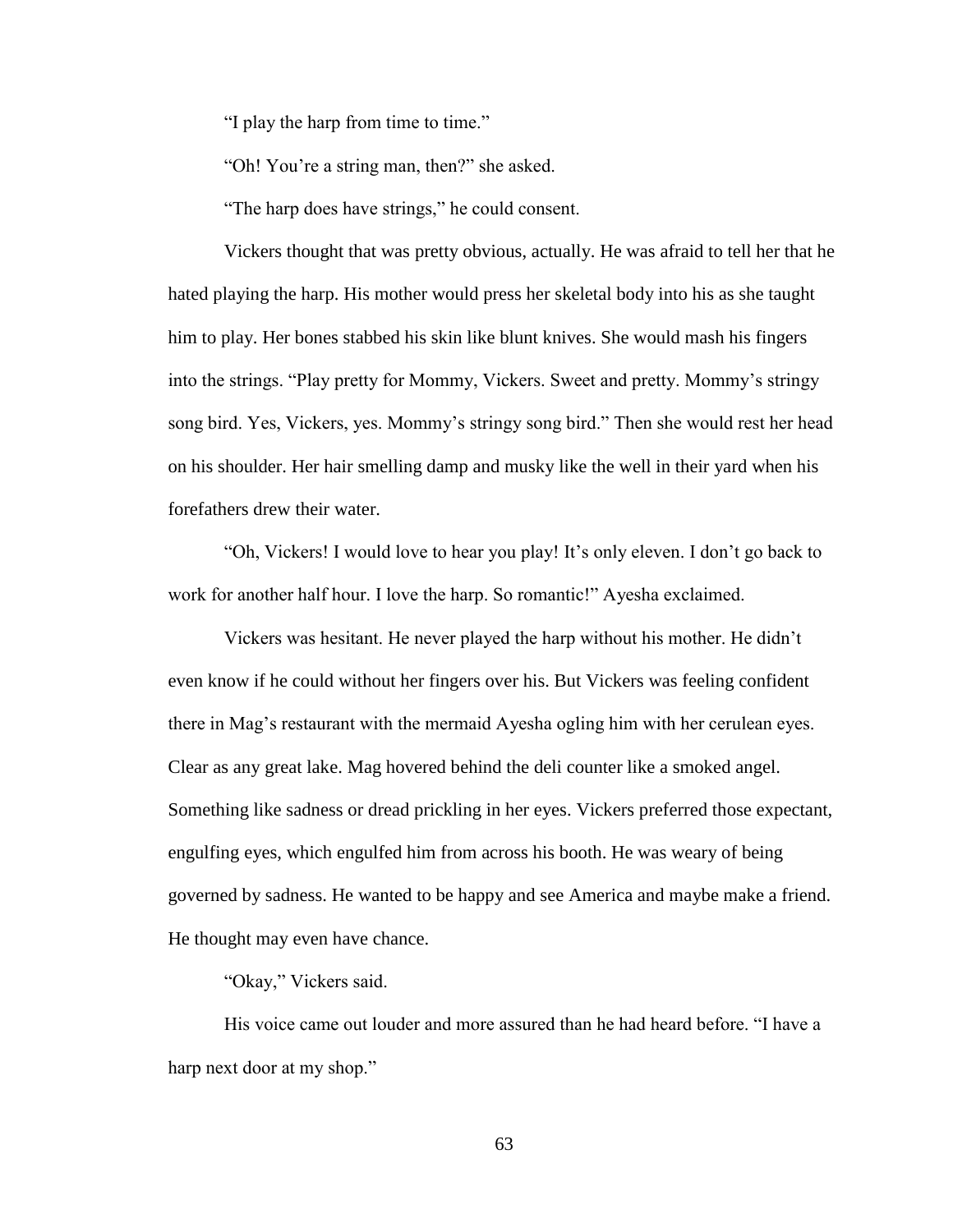"I play the harp from time to time."

"Oh! You're a string man, then?" she asked.

"The harp does have strings," he could consent.

Vickers thought that was pretty obvious, actually. He was afraid to tell her that he hated playing the harp. His mother would press her skeletal body into his as she taught him to play. Her bones stabbed his skin like blunt knives. She would mash his fingers into the strings. "Play pretty for Mommy, Vickers. Sweet and pretty. Mommy's stringy song bird. Yes, Vickers, yes. Mommy's stringy song bird." Then she would rest her head on his shoulder. Her hair smelling damp and musky like the well in their yard when his forefathers drew their water.

"Oh, Vickers! I would love to hear you play! It's only eleven. I don't go back to work for another half hour. I love the harp. So romantic!" Ayesha exclaimed.

Vickers was hesitant. He never played the harp without his mother. He didn't even know if he could without her fingers over his. But Vickers was feeling confident there in Mag's restaurant with the mermaid Ayesha ogling him with her cerulean eyes. Clear as any great lake. Mag hovered behind the deli counter like a smoked angel. Something like sadness or dread prickling in her eyes. Vickers preferred those expectant, engulfing eyes, which engulfed him from across his booth. He was weary of being governed by sadness. He wanted to be happy and see America and maybe make a friend. He thought may even have chance.

"Okay," Vickers said.

His voice came out louder and more assured than he had heard before. "I have a harp next door at my shop."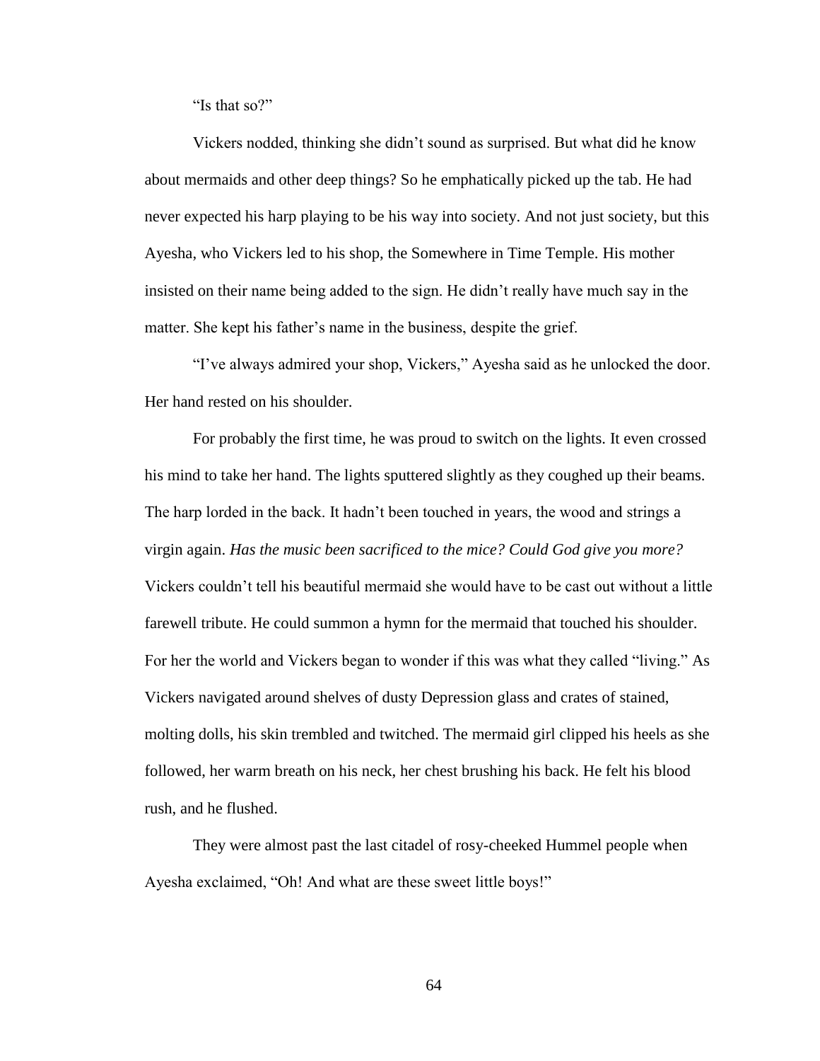"Is that so?"

Vickers nodded, thinking she didn't sound as surprised. But what did he know about mermaids and other deep things? So he emphatically picked up the tab. He had never expected his harp playing to be his way into society. And not just society, but this Ayesha, who Vickers led to his shop, the Somewhere in Time Temple. His mother insisted on their name being added to the sign. He didn't really have much say in the matter. She kept his father's name in the business, despite the grief.

"I've always admired your shop, Vickers," Ayesha said as he unlocked the door. Her hand rested on his shoulder.

For probably the first time, he was proud to switch on the lights. It even crossed his mind to take her hand. The lights sputtered slightly as they coughed up their beams. The harp lorded in the back. It hadn't been touched in years, the wood and strings a virgin again. *Has the music been sacrificed to the mice? Could God give you more?* Vickers couldn't tell his beautiful mermaid she would have to be cast out without a little farewell tribute. He could summon a hymn for the mermaid that touched his shoulder. For her the world and Vickers began to wonder if this was what they called "living." As Vickers navigated around shelves of dusty Depression glass and crates of stained, molting dolls, his skin trembled and twitched. The mermaid girl clipped his heels as she followed, her warm breath on his neck, her chest brushing his back. He felt his blood rush, and he flushed.

They were almost past the last citadel of rosy-cheeked Hummel people when Ayesha exclaimed, "Oh! And what are these sweet little boys!"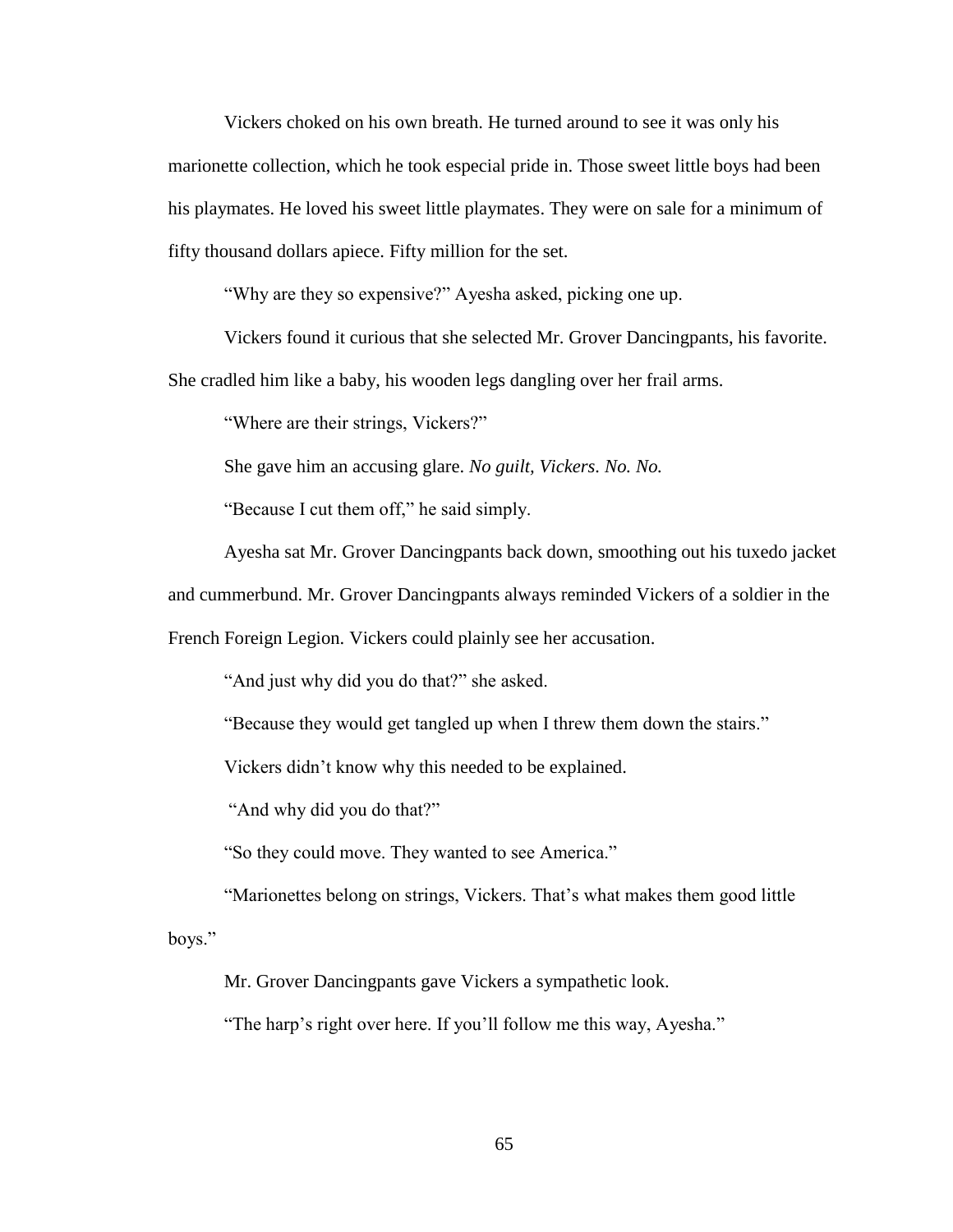Vickers choked on his own breath. He turned around to see it was only his marionette collection, which he took especial pride in. Those sweet little boys had been his playmates. He loved his sweet little playmates. They were on sale for a minimum of fifty thousand dollars apiece. Fifty million for the set.

"Why are they so expensive?" Ayesha asked, picking one up.

Vickers found it curious that she selected Mr. Grover Dancingpants, his favorite. She cradled him like a baby, his wooden legs dangling over her frail arms.

"Where are their strings, Vickers?"

She gave him an accusing glare. *No guilt, Vickers. No. No.*

"Because I cut them off," he said simply.

Ayesha sat Mr. Grover Dancingpants back down, smoothing out his tuxedo jacket and cummerbund. Mr. Grover Dancingpants always reminded Vickers of a soldier in the French Foreign Legion. Vickers could plainly see her accusation.

"And just why did you do that?" she asked.

"Because they would get tangled up when I threw them down the stairs."

Vickers didn't know why this needed to be explained.

"And why did you do that?"

"So they could move. They wanted to see America."

"Marionettes belong on strings, Vickers. That's what makes them good little boys."

Mr. Grover Dancingpants gave Vickers a sympathetic look.

"The harp's right over here. If you'll follow me this way, Ayesha."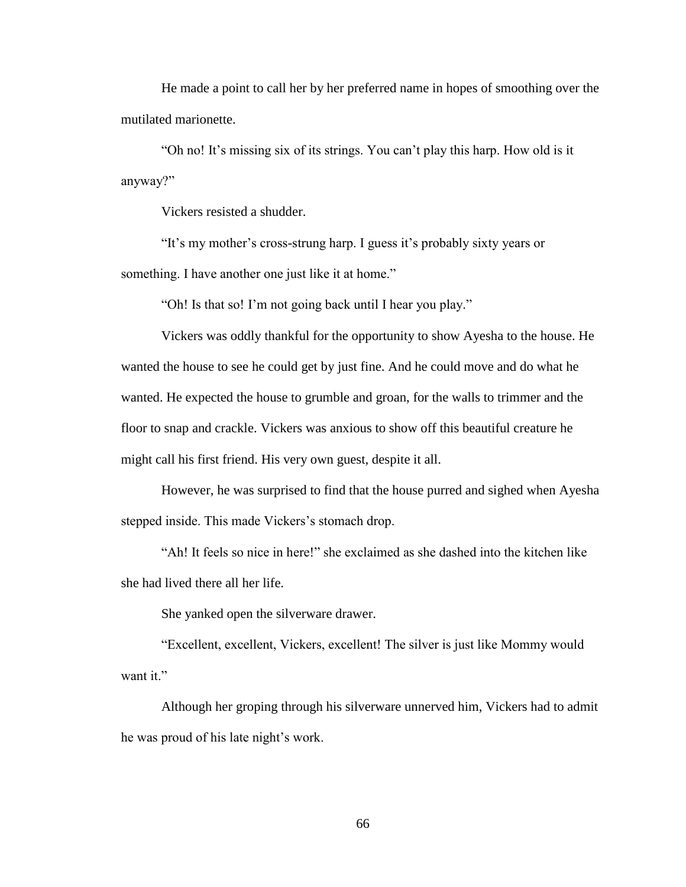He made a point to call her by her preferred name in hopes of smoothing over the mutilated marionette.

"Oh no! It's missing six of its strings. You can't play this harp. How old is it anyway?"

Vickers resisted a shudder.

"It's my mother's cross-strung harp. I guess it's probably sixty years or something. I have another one just like it at home."

"Oh! Is that so! I'm not going back until I hear you play."

Vickers was oddly thankful for the opportunity to show Ayesha to the house. He wanted the house to see he could get by just fine. And he could move and do what he wanted. He expected the house to grumble and groan, for the walls to trimmer and the floor to snap and crackle. Vickers was anxious to show off this beautiful creature he might call his first friend. His very own guest, despite it all.

However, he was surprised to find that the house purred and sighed when Ayesha stepped inside. This made Vickers's stomach drop.

"Ah! It feels so nice in here!" she exclaimed as she dashed into the kitchen like she had lived there all her life.

She yanked open the silverware drawer.

"Excellent, excellent, Vickers, excellent! The silver is just like Mommy would want it."

Although her groping through his silverware unnerved him, Vickers had to admit he was proud of his late night's work.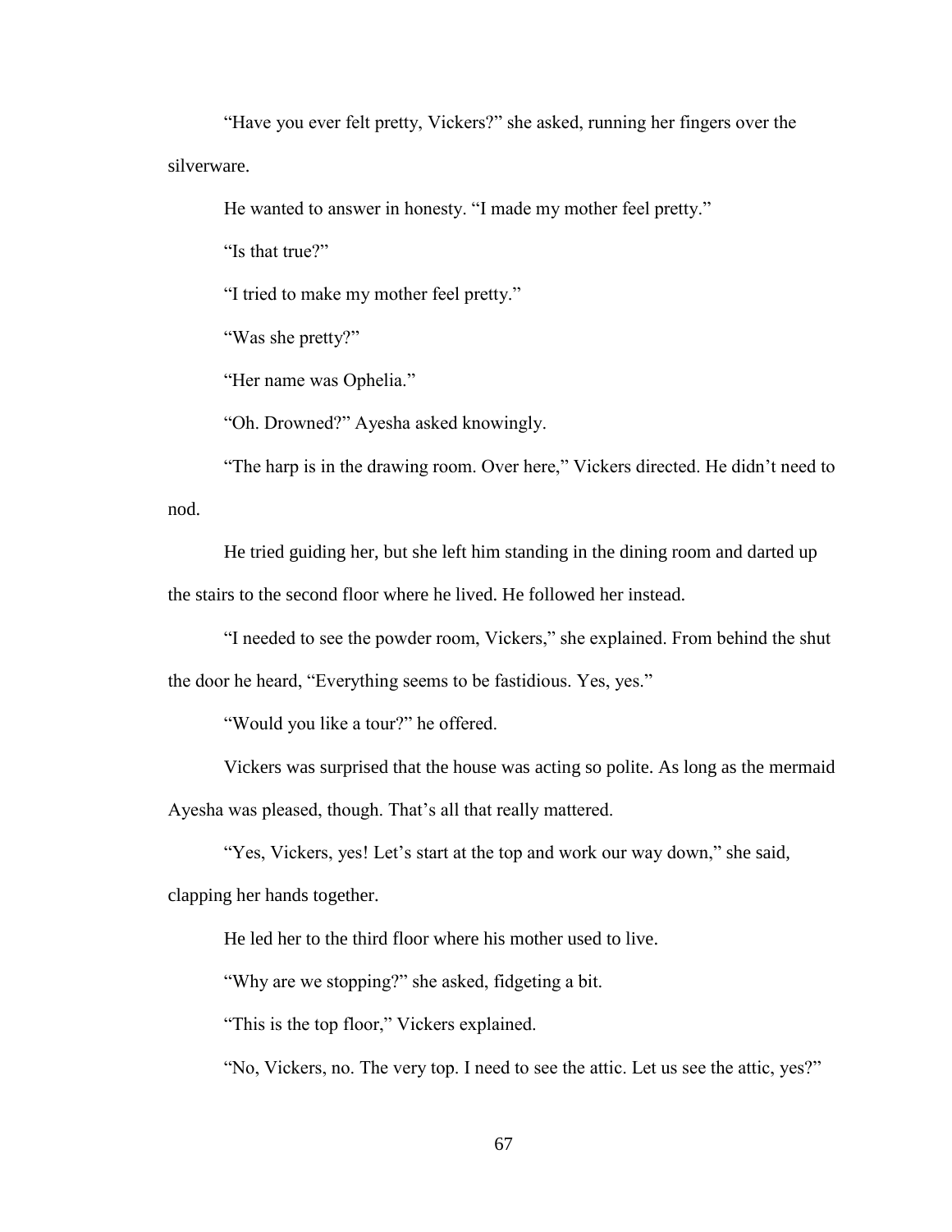"Have you ever felt pretty, Vickers?" she asked, running her fingers over the silverware.

He wanted to answer in honesty. "I made my mother feel pretty."

"Is that true?"

"I tried to make my mother feel pretty."

"Was she pretty?"

"Her name was Ophelia."

"Oh. Drowned?" Ayesha asked knowingly.

"The harp is in the drawing room. Over here," Vickers directed. He didn't need to nod.

He tried guiding her, but she left him standing in the dining room and darted up the stairs to the second floor where he lived. He followed her instead.

"I needed to see the powder room, Vickers," she explained. From behind the shut the door he heard, "Everything seems to be fastidious. Yes, yes."

"Would you like a tour?" he offered.

Vickers was surprised that the house was acting so polite. As long as the mermaid Ayesha was pleased, though. That's all that really mattered.

"Yes, Vickers, yes! Let's start at the top and work our way down," she said, clapping her hands together.

He led her to the third floor where his mother used to live.

"Why are we stopping?" she asked, fidgeting a bit.

"This is the top floor," Vickers explained.

"No, Vickers, no. The very top. I need to see the attic. Let us see the attic, yes?"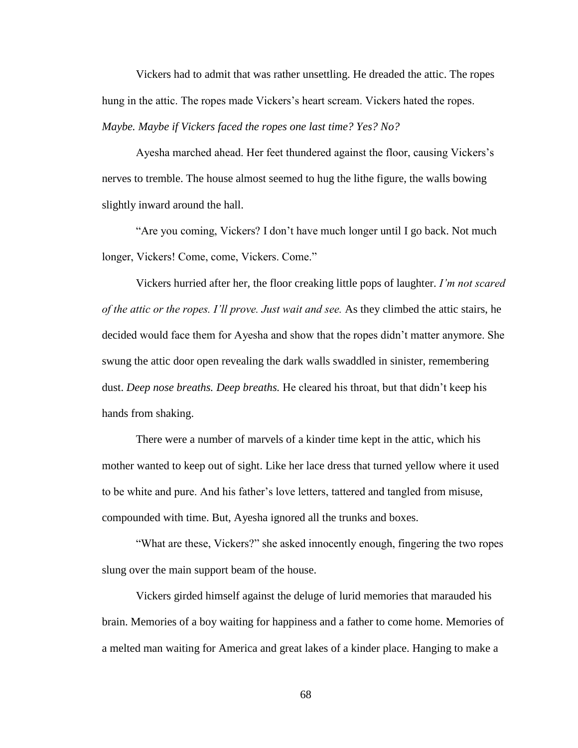Vickers had to admit that was rather unsettling. He dreaded the attic. The ropes hung in the attic. The ropes made Vickers's heart scream. Vickers hated the ropes. *Maybe. Maybe if Vickers faced the ropes one last time? Yes? No?*

Ayesha marched ahead. Her feet thundered against the floor, causing Vickers's nerves to tremble. The house almost seemed to hug the lithe figure, the walls bowing slightly inward around the hall.

"Are you coming, Vickers? I don't have much longer until I go back. Not much longer, Vickers! Come, come, Vickers. Come."

Vickers hurried after her, the floor creaking little pops of laughter. *I'm not scared of the attic or the ropes. I'll prove. Just wait and see.* As they climbed the attic stairs, he decided would face them for Ayesha and show that the ropes didn't matter anymore. She swung the attic door open revealing the dark walls swaddled in sinister, remembering dust. *Deep nose breaths. Deep breaths.* He cleared his throat, but that didn't keep his hands from shaking.

There were a number of marvels of a kinder time kept in the attic, which his mother wanted to keep out of sight. Like her lace dress that turned yellow where it used to be white and pure. And his father's love letters, tattered and tangled from misuse, compounded with time. But, Ayesha ignored all the trunks and boxes.

"What are these, Vickers?" she asked innocently enough, fingering the two ropes slung over the main support beam of the house.

Vickers girded himself against the deluge of lurid memories that marauded his brain. Memories of a boy waiting for happiness and a father to come home. Memories of a melted man waiting for America and great lakes of a kinder place. Hanging to make a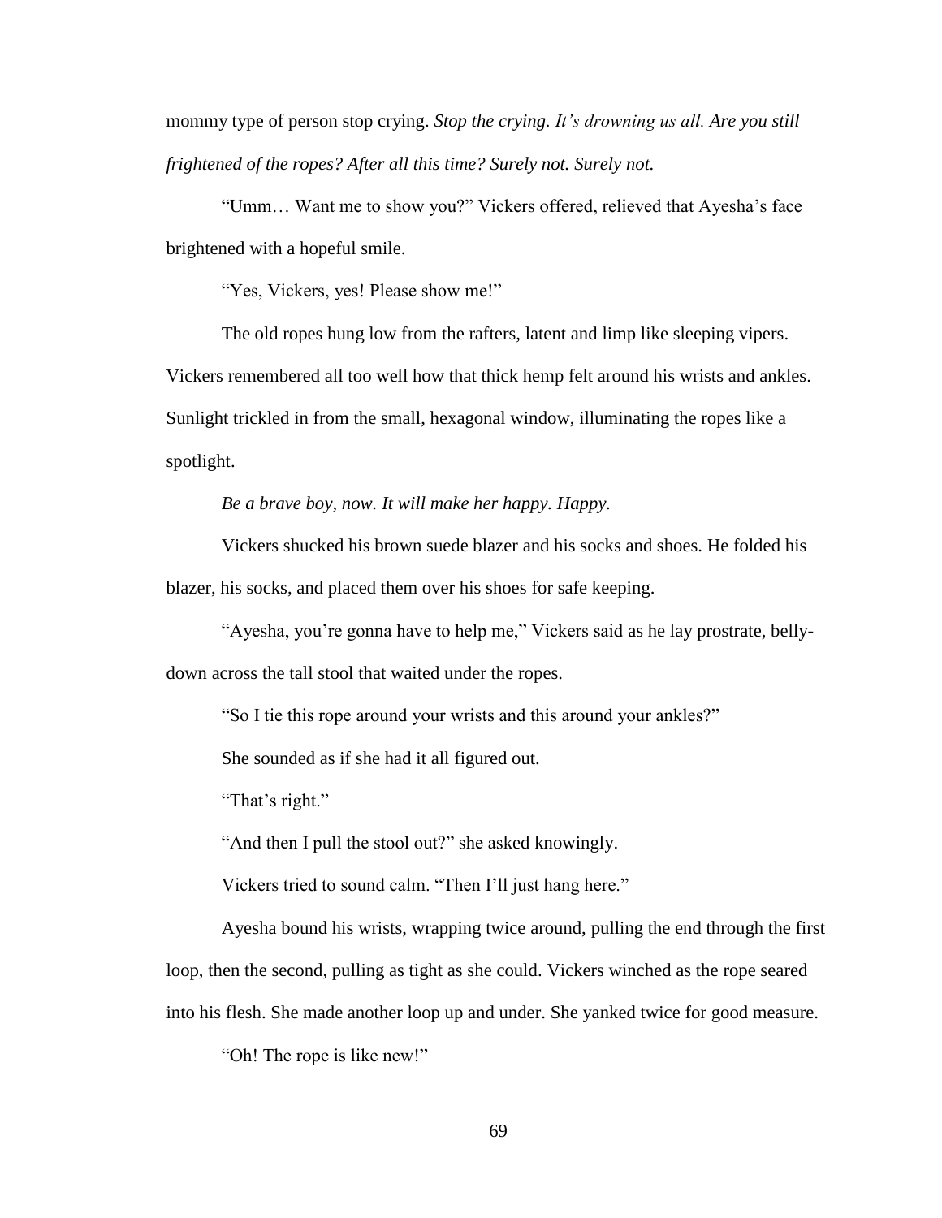mommy type of person stop crying. *Stop the crying. It's drowning us all. Are you still frightened of the ropes? After all this time? Surely not. Surely not.*

"Umm… Want me to show you?" Vickers offered, relieved that Ayesha's face brightened with a hopeful smile.

"Yes, Vickers, yes! Please show me!"

The old ropes hung low from the rafters, latent and limp like sleeping vipers. Vickers remembered all too well how that thick hemp felt around his wrists and ankles. Sunlight trickled in from the small, hexagonal window, illuminating the ropes like a spotlight.

*Be a brave boy, now. It will make her happy. Happy.*

Vickers shucked his brown suede blazer and his socks and shoes. He folded his blazer, his socks, and placed them over his shoes for safe keeping.

"Ayesha, you're gonna have to help me," Vickers said as he lay prostrate, belly-down across the tall stool that waited under the ropes.

"So I tie this rope around your wrists and this around your ankles?"

She sounded as if she had it all figured out.

"That's right."

"And then I pull the stool out?" she asked knowingly.

Vickers tried to sound calm. "Then I'll just hang here."

Ayesha bound his wrists, wrapping twice around, pulling the end through the first loop, then the second, pulling as tight as she could. Vickers winched as the rope seared into his flesh. She made another loop up and under. She yanked twice for good measure.

"Oh! The rope is like new!"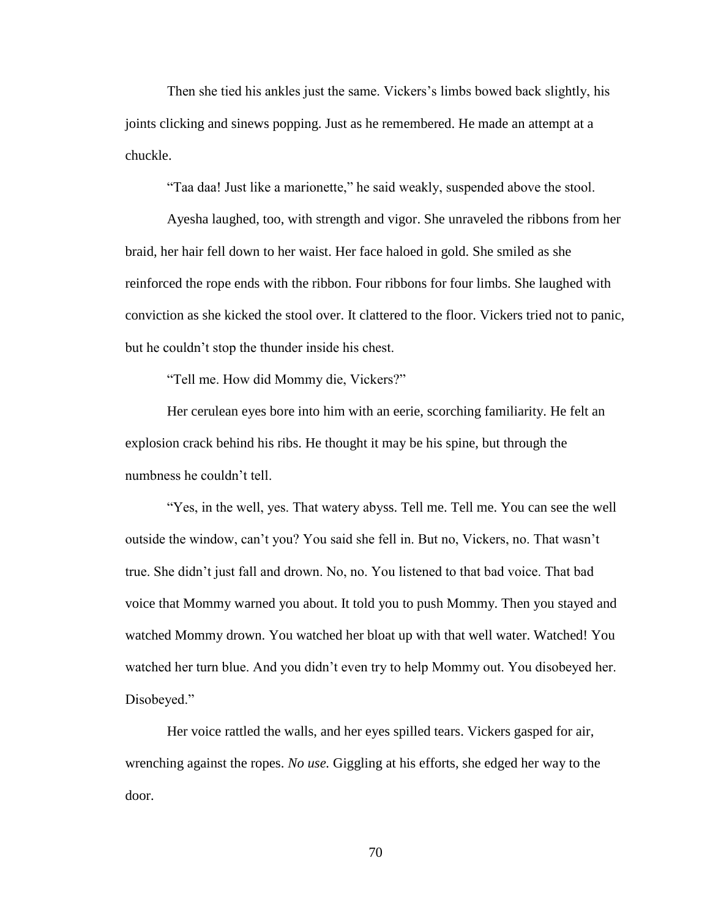Then she tied his ankles just the same. Vickers's limbs bowed back slightly, his joints clicking and sinews popping. Just as he remembered. He made an attempt at a chuckle.

"Taa daa! Just like a marionette," he said weakly, suspended above the stool.

Ayesha laughed, too, with strength and vigor. She unraveled the ribbons from her braid, her hair fell down to her waist. Her face haloed in gold. She smiled as she reinforced the rope ends with the ribbon. Four ribbons for four limbs. She laughed with conviction as she kicked the stool over. It clattered to the floor. Vickers tried not to panic, but he couldn't stop the thunder inside his chest.

"Tell me. How did Mommy die, Vickers?"

Her cerulean eyes bore into him with an eerie, scorching familiarity. He felt an explosion crack behind his ribs. He thought it may be his spine, but through the numbness he couldn't tell.

"Yes, in the well, yes. That watery abyss. Tell me. Tell me. You can see the well outside the window, can't you? You said she fell in. But no, Vickers, no. That wasn't true. She didn't just fall and drown. No, no. You listened to that bad voice. That bad voice that Mommy warned you about. It told you to push Mommy. Then you stayed and watched Mommy drown. You watched her bloat up with that well water. Watched! You watched her turn blue. And you didn't even try to help Mommy out. You disobeyed her. Disobeyed."

Her voice rattled the walls, and her eyes spilled tears. Vickers gasped for air, wrenching against the ropes. *No use.* Giggling at his efforts, she edged her way to the door.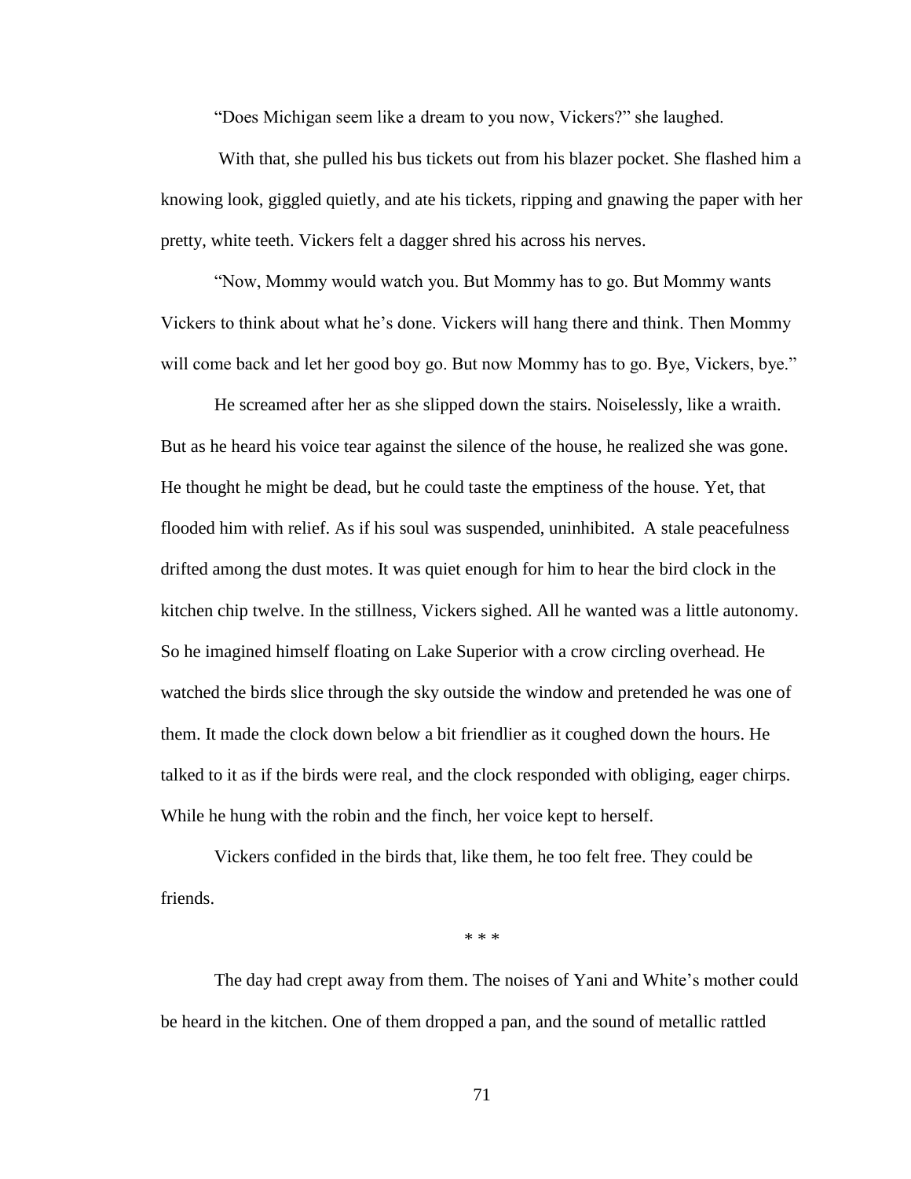"Does Michigan seem like a dream to you now, Vickers?" she laughed.

With that, she pulled his bus tickets out from his blazer pocket. She flashed him a knowing look, giggled quietly, and ate his tickets, ripping and gnawing the paper with her pretty, white teeth. Vickers felt a dagger shred his across his nerves.

"Now, Mommy would watch you. But Mommy has to go. But Mommy wants Vickers to think about what he's done. Vickers will hang there and think. Then Mommy will come back and let her good boy go. But now Mommy has to go. Bye, Vickers, bye."

He screamed after her as she slipped down the stairs. Noiselessly, like a wraith. But as he heard his voice tear against the silence of the house, he realized she was gone. He thought he might be dead, but he could taste the emptiness of the house. Yet, that flooded him with relief. As if his soul was suspended, uninhibited. A stale peacefulness drifted among the dust motes. It was quiet enough for him to hear the bird clock in the kitchen chip twelve. In the stillness, Vickers sighed. All he wanted was a little autonomy. So he imagined himself floating on Lake Superior with a crow circling overhead. He watched the birds slice through the sky outside the window and pretended he was one of them. It made the clock down below a bit friendlier as it coughed down the hours. He talked to it as if the birds were real, and the clock responded with obliging, eager chirps. While he hung with the robin and the finch, her voice kept to herself.

Vickers confided in the birds that, like them, he too felt free. They could be friends.

\* \* \*

The day had crept away from them. The noises of Yani and White's mother could be heard in the kitchen. One of them dropped a pan, and the sound of metallic rattled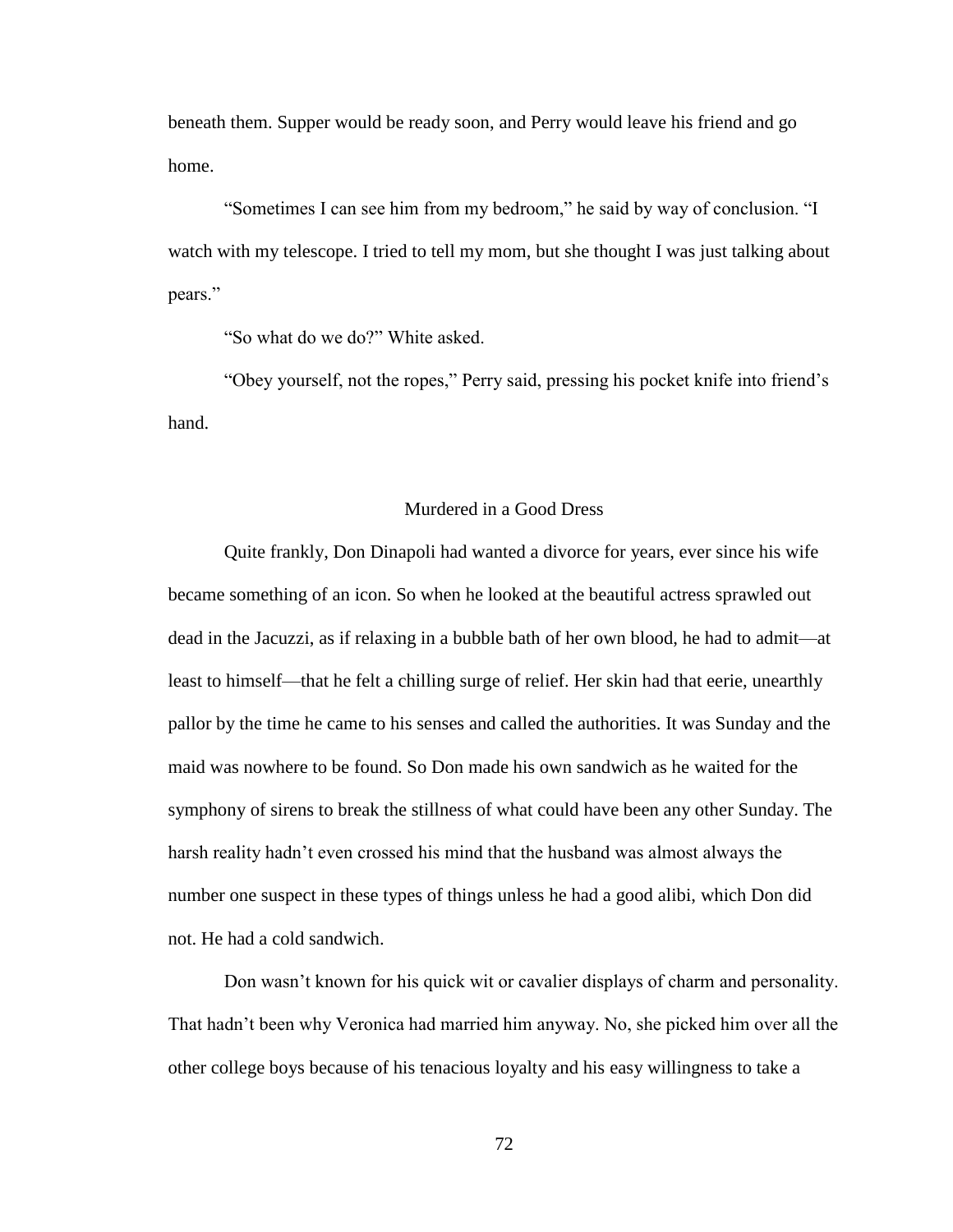beneath them. Supper would be ready soon, and Perry would leave his friend and go home.

"Sometimes I can see him from my bedroom," he said by way of conclusion. "I watch with my telescope. I tried to tell my mom, but she thought I was just talking about pears."

"So what do we do?" White asked.

"Obey yourself, not the ropes," Perry said, pressing his pocket knife into friend's hand.

## Murdered in a Good Dress

Quite frankly, Don Dinapoli had wanted a divorce for years, ever since his wife became something of an icon. So when he looked at the beautiful actress sprawled out dead in the Jacuzzi, as if relaxing in a bubble bath of her own blood, he had to admit—at least to himself—that he felt a chilling surge of relief. Her skin had that eerie, unearthly pallor by the time he came to his senses and called the authorities. It was Sunday and the maid was nowhere to be found. So Don made his own sandwich as he waited for the symphony of sirens to break the stillness of what could have been any other Sunday. The harsh reality hadn't even crossed his mind that the husband was almost always the number one suspect in these types of things unless he had a good alibi, which Don did not. He had a cold sandwich.

Don wasn't known for his quick wit or cavalier displays of charm and personality. That hadn't been why Veronica had married him anyway. No, she picked him over all the other college boys because of his tenacious loyalty and his easy willingness to take a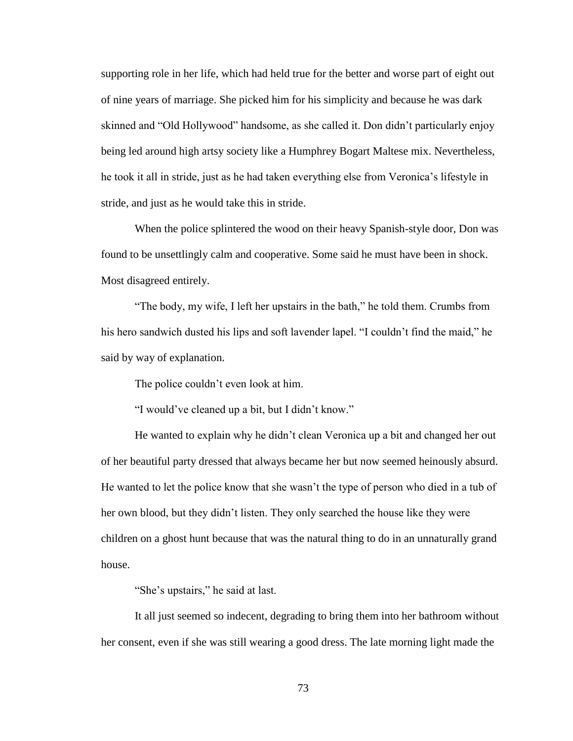supporting role in her life, which had held true for the better and worse part of eight out of nine years of marriage. She picked him for his simplicity and because he was dark skinned and "Old Hollywood" handsome, as she called it. Don didn't particularly enjoy being led around high artsy society like a Humphrey Bogart Maltese mix. Nevertheless, he took it all in stride, just as he had taken everything else from Veronica's lifestyle in stride, and just as he would take this in stride.

When the police splintered the wood on their heavy Spanish-style door, Don was found to be unsettlingly calm and cooperative. Some said he must have been in shock. Most disagreed entirely.

"The body, my wife, I left her upstairs in the bath," he told them. Crumbs from his hero sandwich dusted his lips and soft lavender lapel. "I couldn't find the maid," he said by way of explanation.

The police couldn't even look at him.

"I would've cleaned up a bit, but I didn't know."

He wanted to explain why he didn't clean Veronica up a bit and changed her out of her beautiful party dressed that always became her but now seemed heinously absurd. He wanted to let the police know that she wasn't the type of person who died in a tub of her own blood, but they didn't listen. They only searched the house like they were children on a ghost hunt because that was the natural thing to do in an unnaturally grand house.

"She's upstairs," he said at last.

It all just seemed so indecent, degrading to bring them into her bathroom without her consent, even if she was still wearing a good dress. The late morning light made the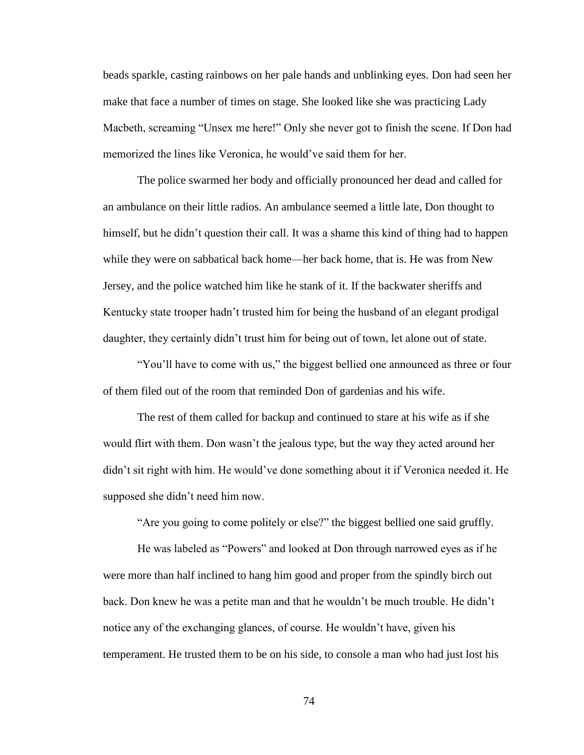beads sparkle, casting rainbows on her pale hands and unblinking eyes. Don had seen her make that face a number of times on stage. She looked like she was practicing Lady Macbeth, screaming "Unsex me here!" Only she never got to finish the scene. If Don had memorized the lines like Veronica, he would've said them for her.

The police swarmed her body and officially pronounced her dead and called for an ambulance on their little radios. An ambulance seemed a little late, Don thought to himself, but he didn't question their call. It was a shame this kind of thing had to happen while they were on sabbatical back home—her back home, that is. He was from New Jersey, and the police watched him like he stank of it. If the backwater sheriffs and Kentucky state trooper hadn't trusted him for being the husband of an elegant prodigal daughter, they certainly didn't trust him for being out of town, let alone out of state.

"You'll have to come with us," the biggest bellied one announced as three or four of them filed out of the room that reminded Don of gardenias and his wife.

The rest of them called for backup and continued to stare at his wife as if she would flirt with them. Don wasn't the jealous type, but the way they acted around her didn't sit right with him. He would've done something about it if Veronica needed it. He supposed she didn't need him now.

"Are you going to come politely or else?" the biggest bellied one said gruffly.

He was labeled as "Powers" and looked at Don through narrowed eyes as if he were more than half inclined to hang him good and proper from the spindly birch out back. Don knew he was a petite man and that he wouldn't be much trouble. He didn't notice any of the exchanging glances, of course. He wouldn't have, given his temperament. He trusted them to be on his side, to console a man who had just lost his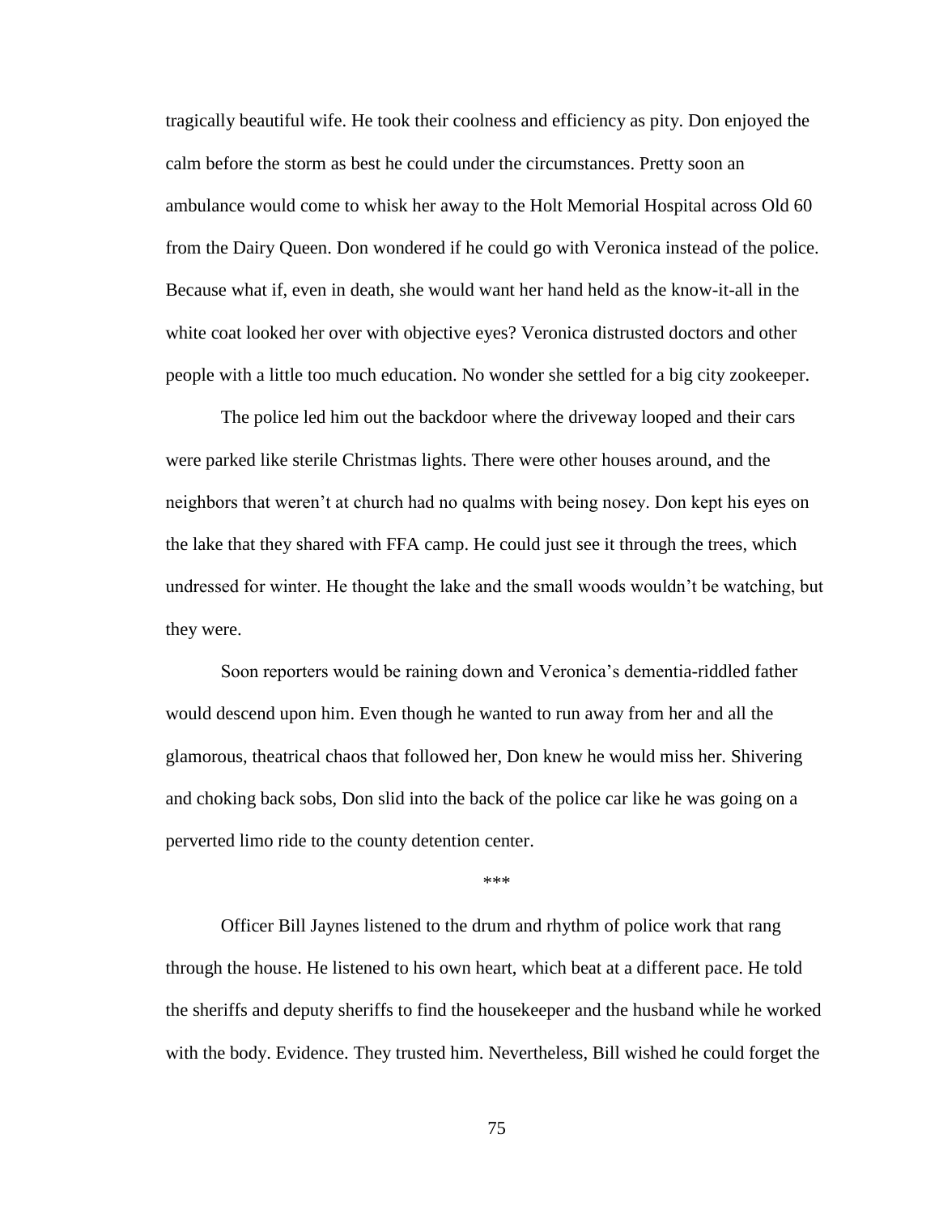tragically beautiful wife. He took their coolness and efficiency as pity. Don enjoyed the calm before the storm as best he could under the circumstances. Pretty soon an ambulance would come to whisk her away to the Holt Memorial Hospital across Old 60 from the Dairy Queen. Don wondered if he could go with Veronica instead of the police. Because what if, even in death, she would want her hand held as the know-it-all in the white coat looked her over with objective eyes? Veronica distrusted doctors and other people with a little too much education. No wonder she settled for a big city zookeeper.

The police led him out the backdoor where the driveway looped and their cars were parked like sterile Christmas lights. There were other houses around, and the neighbors that weren't at church had no qualms with being nosey. Don kept his eyes on the lake that they shared with FFA camp. He could just see it through the trees, which undressed for winter. He thought the lake and the small woods wouldn't be watching, but they were.

Soon reporters would be raining down and Veronica's dementia-riddled father would descend upon him. Even though he wanted to run away from her and all the glamorous, theatrical chaos that followed her, Don knew he would miss her. Shivering and choking back sobs, Don slid into the back of the police car like he was going on a perverted limo ride to the county detention center.

\*\*\*

Officer Bill Jaynes listened to the drum and rhythm of police work that rang through the house. He listened to his own heart, which beat at a different pace. He told the sheriffs and deputy sheriffs to find the housekeeper and the husband while he worked with the body. Evidence. They trusted him. Nevertheless, Bill wished he could forget the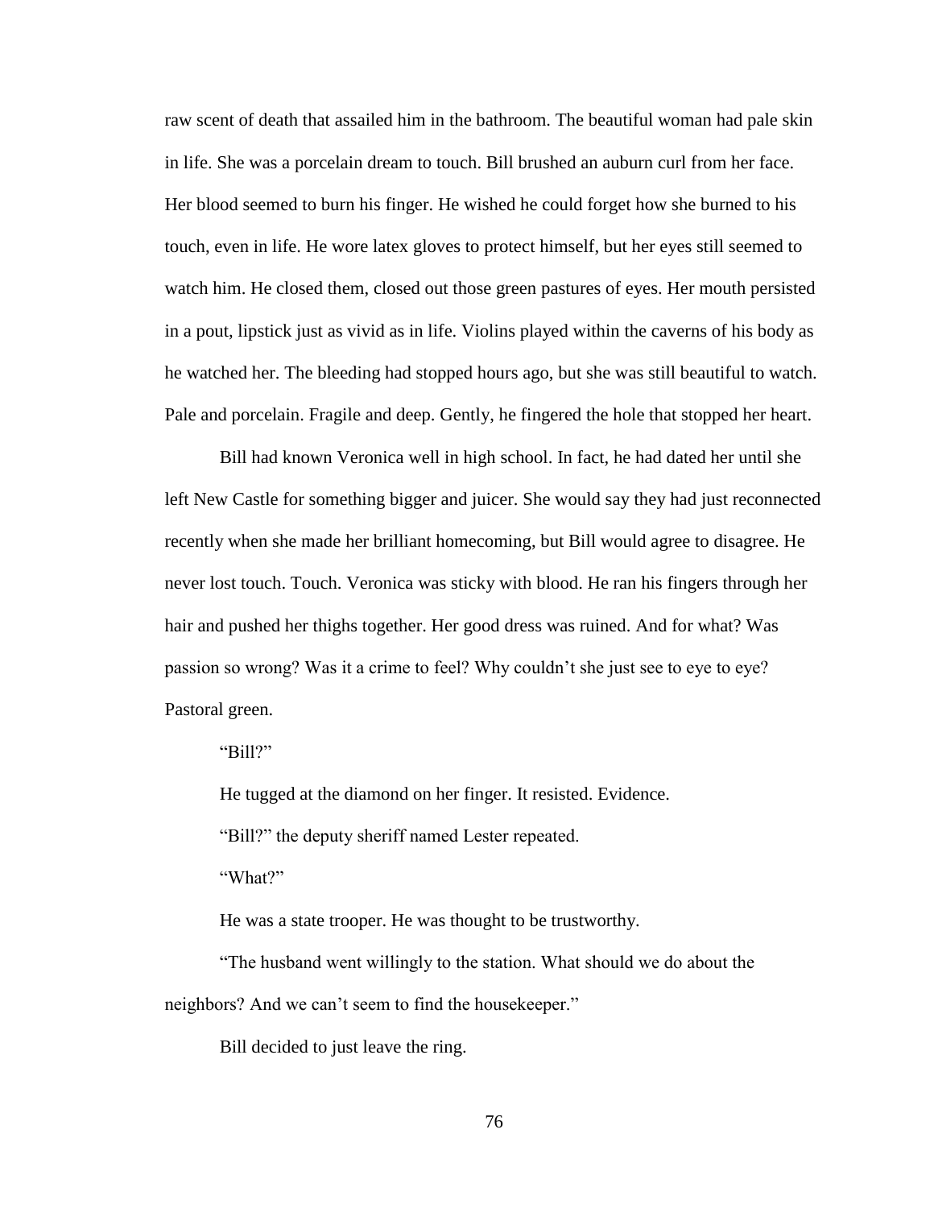raw scent of death that assailed him in the bathroom. The beautiful woman had pale skin in life. She was a porcelain dream to touch. Bill brushed an auburn curl from her face. Her blood seemed to burn his finger. He wished he could forget how she burned to his touch, even in life. He wore latex gloves to protect himself, but her eyes still seemed to watch him. He closed them, closed out those green pastures of eyes. Her mouth persisted in a pout, lipstick just as vivid as in life. Violins played within the caverns of his body as he watched her. The bleeding had stopped hours ago, but she was still beautiful to watch. Pale and porcelain. Fragile and deep. Gently, he fingered the hole that stopped her heart.

Bill had known Veronica well in high school. In fact, he had dated her until she left New Castle for something bigger and juicer. She would say they had just reconnected recently when she made her brilliant homecoming, but Bill would agree to disagree. He never lost touch. Touch. Veronica was sticky with blood. He ran his fingers through her hair and pushed her thighs together. Her good dress was ruined. And for what? Was passion so wrong? Was it a crime to feel? Why couldn't she just see to eye to eye? Pastoral green.

"Bill?"

He tugged at the diamond on her finger. It resisted. Evidence.

"Bill?" the deputy sheriff named Lester repeated.

"What?"

He was a state trooper. He was thought to be trustworthy.

"The husband went willingly to the station. What should we do about the neighbors? And we can't seem to find the housekeeper."

Bill decided to just leave the ring.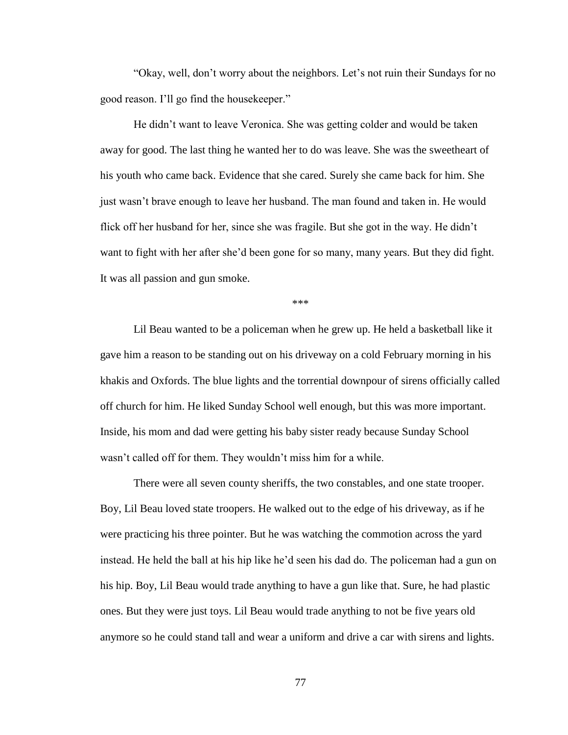"Okay, well, don't worry about the neighbors. Let's not ruin their Sundays for no good reason. I'll go find the housekeeper."

He didn't want to leave Veronica. She was getting colder and would be taken away for good. The last thing he wanted her to do was leave. She was the sweetheart of his youth who came back. Evidence that she cared. Surely she came back for him. She just wasn't brave enough to leave her husband. The man found and taken in. He would flick off her husband for her, since she was fragile. But she got in the way. He didn't want to fight with her after she'd been gone for so many, many years. But they did fight. It was all passion and gun smoke.

***

Lil Beau wanted to be a policeman when he grew up. He held a basketball like it gave him a reason to be standing out on his driveway on a cold February morning in his khakis and Oxfords. The blue lights and the torrential downpour of sirens officially called off church for him. He liked Sunday School well enough, but this was more important. Inside, his mom and dad were getting his baby sister ready because Sunday School wasn't called off for them. They wouldn't miss him for a while.

There were all seven county sheriffs, the two constables, and one state trooper. Boy, Lil Beau loved state troopers. He walked out to the edge of his driveway, as if he were practicing his three pointer. But he was watching the commotion across the yard instead. He held the ball at his hip like he'd seen his dad do. The policeman had a gun on his hip. Boy, Lil Beau would trade anything to have a gun like that. Sure, he had plastic ones. But they were just toys. Lil Beau would trade anything to not be five years old anymore so he could stand tall and wear a uniform and drive a car with sirens and lights.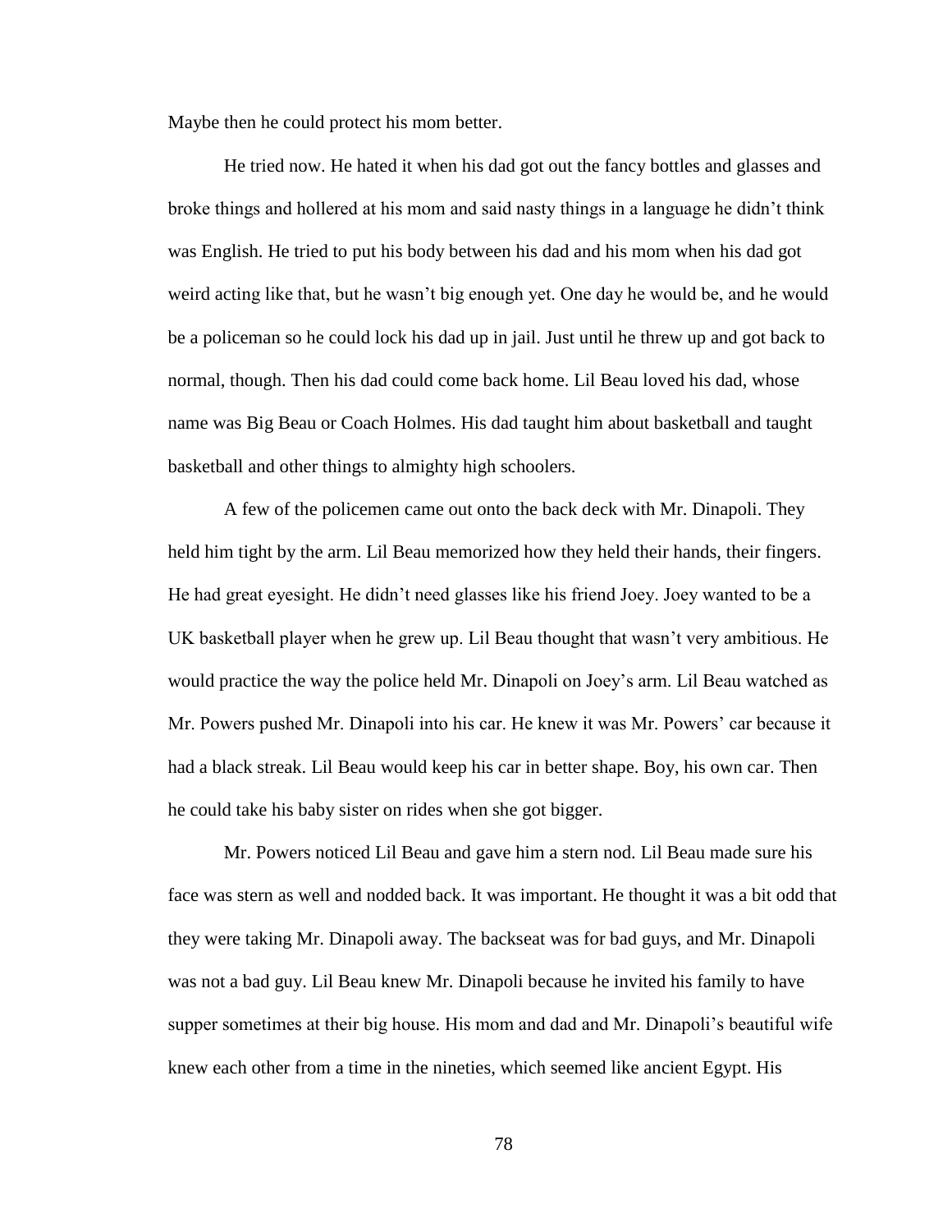Maybe then he could protect his mom better.

He tried now. He hated it when his dad got out the fancy bottles and glasses and broke things and hollered at his mom and said nasty things in a language he didn't think was English. He tried to put his body between his dad and his mom when his dad got weird acting like that, but he wasn't big enough yet. One day he would be, and he would be a policeman so he could lock his dad up in jail. Just until he threw up and got back to normal, though. Then his dad could come back home. Lil Beau loved his dad, whose name was Big Beau or Coach Holmes. His dad taught him about basketball and taught basketball and other things to almighty high schoolers.

A few of the policemen came out onto the back deck with Mr. Dinapoli. They held him tight by the arm. Lil Beau memorized how they held their hands, their fingers. He had great eyesight. He didn't need glasses like his friend Joey. Joey wanted to be a UK basketball player when he grew up. Lil Beau thought that wasn't very ambitious. He would practice the way the police held Mr. Dinapoli on Joey's arm. Lil Beau watched as Mr. Powers pushed Mr. Dinapoli into his car. He knew it was Mr. Powers' car because it had a black streak. Lil Beau would keep his car in better shape. Boy, his own car. Then he could take his baby sister on rides when she got bigger.

Mr. Powers noticed Lil Beau and gave him a stern nod. Lil Beau made sure his face was stern as well and nodded back. It was important. He thought it was a bit odd that they were taking Mr. Dinapoli away. The backseat was for bad guys, and Mr. Dinapoli was not a bad guy. Lil Beau knew Mr. Dinapoli because he invited his family to have supper sometimes at their big house. His mom and dad and Mr. Dinapoli's beautiful wife knew each other from a time in the nineties, which seemed like ancient Egypt. His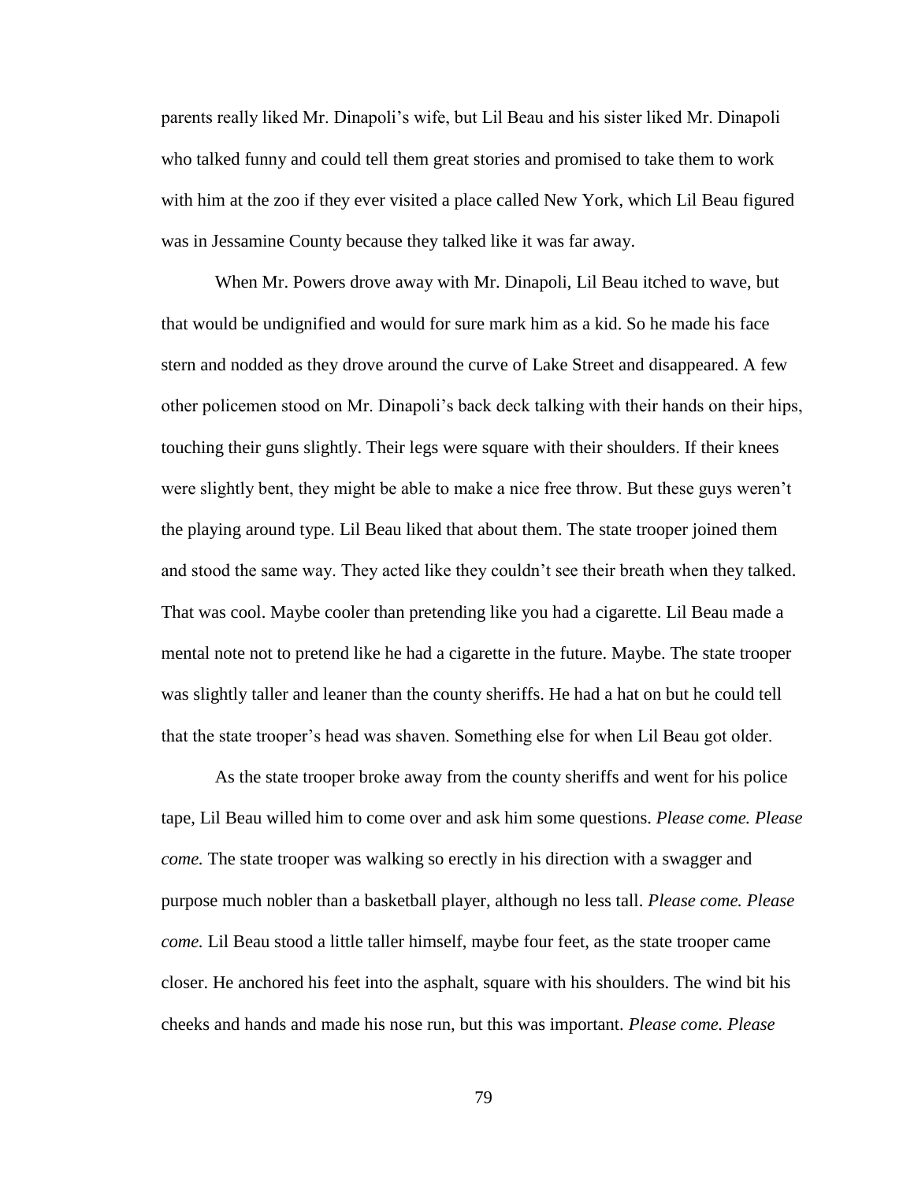parents really liked Mr. Dinapoli's wife, but Lil Beau and his sister liked Mr. Dinapoli who talked funny and could tell them great stories and promised to take them to work with him at the zoo if they ever visited a place called New York, which Lil Beau figured was in Jessamine County because they talked like it was far away.

When Mr. Powers drove away with Mr. Dinapoli, Lil Beau itched to wave, but that would be undignified and would for sure mark him as a kid. So he made his face stern and nodded as they drove around the curve of Lake Street and disappeared. A few other policemen stood on Mr. Dinapoli's back deck talking with their hands on their hips, touching their guns slightly. Their legs were square with their shoulders. If their knees were slightly bent, they might be able to make a nice free throw. But these guys weren't the playing around type. Lil Beau liked that about them. The state trooper joined them and stood the same way. They acted like they couldn't see their breath when they talked. That was cool. Maybe cooler than pretending like you had a cigarette. Lil Beau made a mental note not to pretend like he had a cigarette in the future. Maybe. The state trooper was slightly taller and leaner than the county sheriffs. He had a hat on but he could tell that the state trooper's head was shaven. Something else for when Lil Beau got older.

As the state trooper broke away from the county sheriffs and went for his police tape, Lil Beau willed him to come over and ask him some questions. *Please come. Please come.* The state trooper was walking so erectly in his direction with a swagger and purpose much nobler than a basketball player, although no less tall. *Please come. Please come.* Lil Beau stood a little taller himself, maybe four feet, as the state trooper came closer. He anchored his feet into the asphalt, square with his shoulders. The wind bit his cheeks and hands and made his nose run, but this was important. *Please come. Please*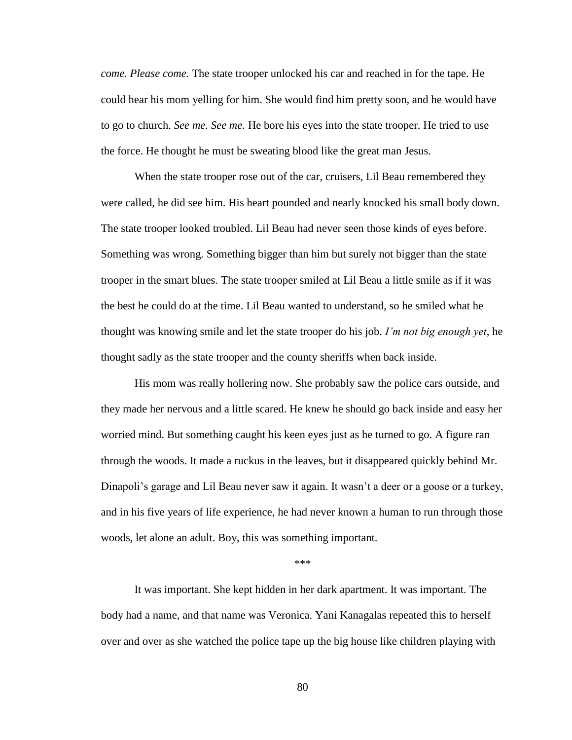*come. Please come.* The state trooper unlocked his car and reached in for the tape. He could hear his mom yelling for him. She would find him pretty soon, and he would have to go to church. *See me. See me.* He bore his eyes into the state trooper. He tried to use the force. He thought he must be sweating blood like the great man Jesus.

When the state trooper rose out of the car, cruisers, Lil Beau remembered they were called, he did see him. His heart pounded and nearly knocked his small body down. The state trooper looked troubled. Lil Beau had never seen those kinds of eyes before. Something was wrong. Something bigger than him but surely not bigger than the state trooper in the smart blues. The state trooper smiled at Lil Beau a little smile as if it was the best he could do at the time. Lil Beau wanted to understand, so he smiled what he thought was knowing smile and let the state trooper do his job. *I'm not big enough yet*, he thought sadly as the state trooper and the county sheriffs when back inside.

His mom was really hollering now. She probably saw the police cars outside, and they made her nervous and a little scared. He knew he should go back inside and easy her worried mind. But something caught his keen eyes just as he turned to go. A figure ran through the woods. It made a ruckus in the leaves, but it disappeared quickly behind Mr. Dinapoli's garage and Lil Beau never saw it again. It wasn't a deer or a goose or a turkey, and in his five years of life experience, he had never known a human to run through those woods, let alone an adult. Boy, this was something important.

\*\*\*

It was important. She kept hidden in her dark apartment. It was important. The body had a name, and that name was Veronica. Yani Kanagalas repeated this to herself over and over as she watched the police tape up the big house like children playing with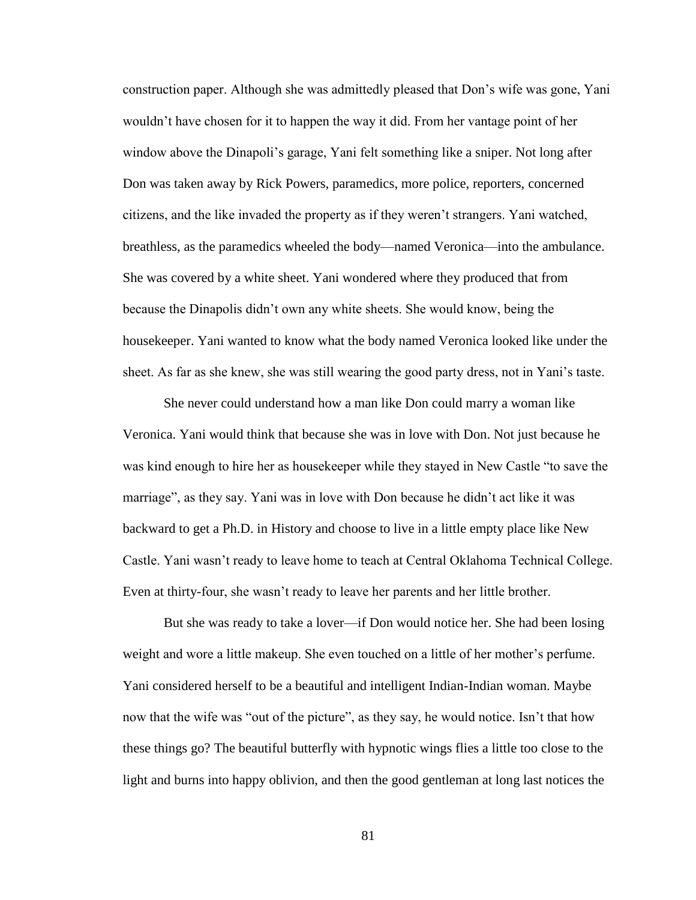construction paper. Although she was admittedly pleased that Don's wife was gone, Yani wouldn't have chosen for it to happen the way it did. From her vantage point of her window above the Dinapoli's garage, Yani felt something like a sniper. Not long after Don was taken away by Rick Powers, paramedics, more police, reporters, concerned citizens, and the like invaded the property as if they weren't strangers. Yani watched, breathless, as the paramedics wheeled the body—named Veronica—into the ambulance. She was covered by a white sheet. Yani wondered where they produced that from because the Dinapolis didn't own any white sheets. She would know, being the housekeeper. Yani wanted to know what the body named Veronica looked like under the sheet. As far as she knew, she was still wearing the good party dress, not in Yani's taste.

She never could understand how a man like Don could marry a woman like Veronica. Yani would think that because she was in love with Don. Not just because he was kind enough to hire her as housekeeper while they stayed in New Castle "to save the marriage", as they say. Yani was in love with Don because he didn't act like it was backward to get a Ph.D. in History and choose to live in a little empty place like New Castle. Yani wasn't ready to leave home to teach at Central Oklahoma Technical College. Even at thirty-four, she wasn't ready to leave her parents and her little brother.

But she was ready to take a lover—if Don would notice her. She had been losing weight and wore a little makeup. She even touched on a little of her mother's perfume. Yani considered herself to be a beautiful and intelligent Indian-Indian woman. Maybe now that the wife was "out of the picture", as they say, he would notice. Isn't that how these things go? The beautiful butterfly with hypnotic wings flies a little too close to the light and burns into happy oblivion, and then the good gentleman at long last notices the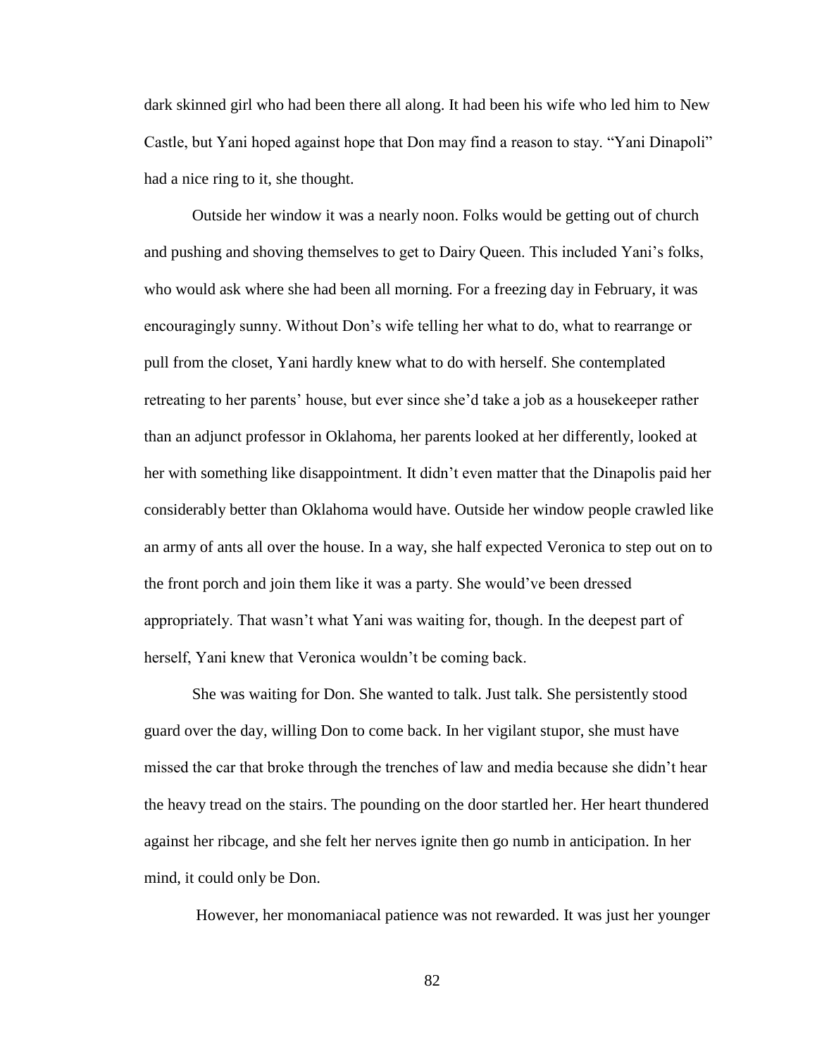dark skinned girl who had been there all along. It had been his wife who led him to New Castle, but Yani hoped against hope that Don may find a reason to stay. "Yani Dinapoli" had a nice ring to it, she thought.

Outside her window it was a nearly noon. Folks would be getting out of church and pushing and shoving themselves to get to Dairy Queen. This included Yani's folks, who would ask where she had been all morning. For a freezing day in February, it was encouragingly sunny. Without Don's wife telling her what to do, what to rearrange or pull from the closet, Yani hardly knew what to do with herself. She contemplated retreating to her parents' house, but ever since she'd take a job as a housekeeper rather than an adjunct professor in Oklahoma, her parents looked at her differently, looked at her with something like disappointment. It didn't even matter that the Dinapolis paid her considerably better than Oklahoma would have. Outside her window people crawled like an army of ants all over the house. In a way, she half expected Veronica to step out on to the front porch and join them like it was a party. She would've been dressed appropriately. That wasn't what Yani was waiting for, though. In the deepest part of herself, Yani knew that Veronica wouldn't be coming back.

She was waiting for Don. She wanted to talk. Just talk. She persistently stood guard over the day, willing Don to come back. In her vigilant stupor, she must have missed the car that broke through the trenches of law and media because she didn't hear the heavy tread on the stairs. The pounding on the door startled her. Her heart thundered against her ribcage, and she felt her nerves ignite then go numb in anticipation. In her mind, it could only be Don.

However, her monomaniacal patience was not rewarded. It was just her younger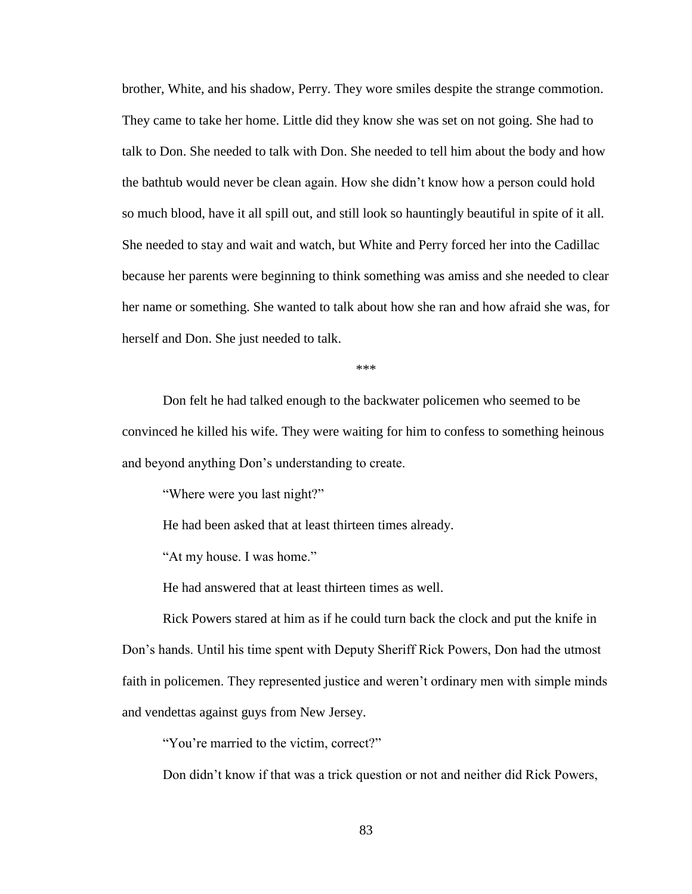brother, White, and his shadow, Perry. They wore smiles despite the strange commotion. They came to take her home. Little did they know she was set on not going. She had to talk to Don. She needed to talk with Don. She needed to tell him about the body and how the bathtub would never be clean again. How she didn't know how a person could hold so much blood, have it all spill out, and still look so hauntingly beautiful in spite of it all. She needed to stay and wait and watch, but White and Perry forced her into the Cadillac because her parents were beginning to think something was amiss and she needed to clear her name or something. She wanted to talk about how she ran and how afraid she was, for herself and Don. She just needed to talk.

\*\*\*

Don felt he had talked enough to the backwater policemen who seemed to be convinced he killed his wife. They were waiting for him to confess to something heinous and beyond anything Don's understanding to create.

"Where were you last night?"

He had been asked that at least thirteen times already.

"At my house. I was home."

He had answered that at least thirteen times as well.

Rick Powers stared at him as if he could turn back the clock and put the knife in Don's hands. Until his time spent with Deputy Sheriff Rick Powers, Don had the utmost faith in policemen. They represented justice and weren't ordinary men with simple minds and vendettas against guys from New Jersey.

"You're married to the victim, correct?"

Don didn't know if that was a trick question or not and neither did Rick Powers,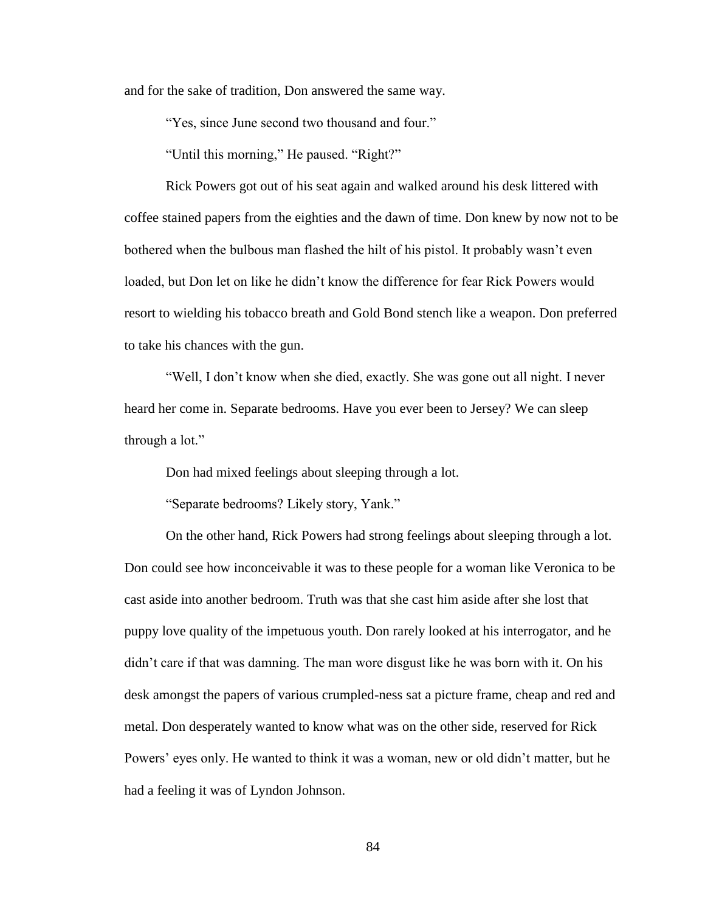and for the sake of tradition, Don answered the same way.

"Yes, since June second two thousand and four."

"Until this morning," He paused. "Right?"

Rick Powers got out of his seat again and walked around his desk littered with coffee stained papers from the eighties and the dawn of time. Don knew by now not to be bothered when the bulbous man flashed the hilt of his pistol. It probably wasn't even loaded, but Don let on like he didn't know the difference for fear Rick Powers would resort to wielding his tobacco breath and Gold Bond stench like a weapon. Don preferred to take his chances with the gun.

"Well, I don't know when she died, exactly. She was gone out all night. I never heard her come in. Separate bedrooms. Have you ever been to Jersey? We can sleep through a lot."

Don had mixed feelings about sleeping through a lot.

"Separate bedrooms? Likely story, Yank."

On the other hand, Rick Powers had strong feelings about sleeping through a lot. Don could see how inconceivable it was to these people for a woman like Veronica to be cast aside into another bedroom. Truth was that she cast him aside after she lost that puppy love quality of the impetuous youth. Don rarely looked at his interrogator, and he didn't care if that was damning. The man wore disgust like he was born with it. On his desk amongst the papers of various crumpled-ness sat a picture frame, cheap and red and metal. Don desperately wanted to know what was on the other side, reserved for Rick Powers' eyes only. He wanted to think it was a woman, new or old didn't matter, but he had a feeling it was of Lyndon Johnson.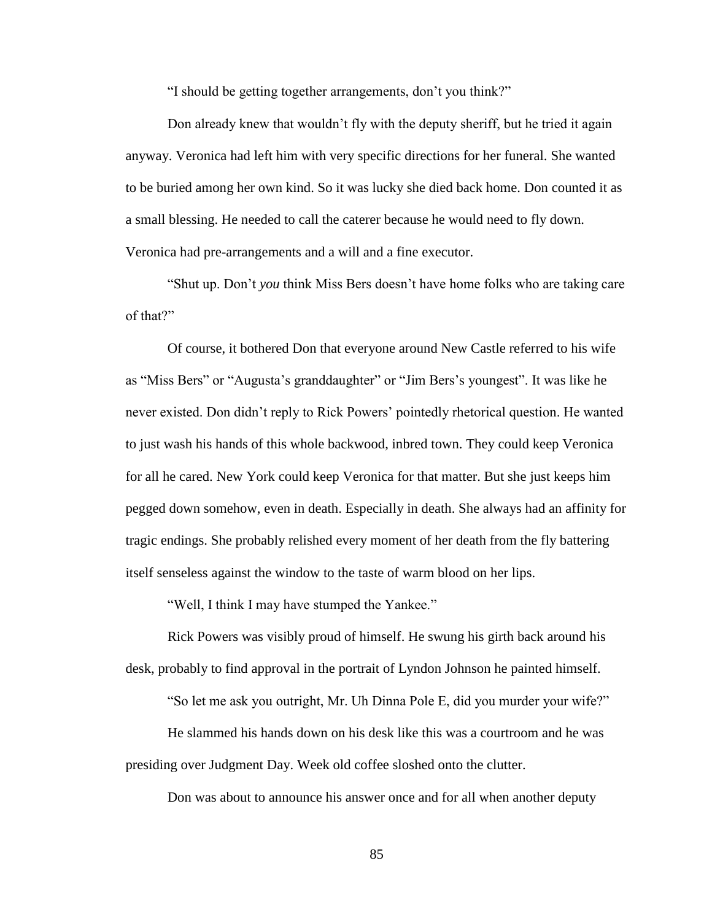"I should be getting together arrangements, don't you think?"

Don already knew that wouldn't fly with the deputy sheriff, but he tried it again anyway. Veronica had left him with very specific directions for her funeral. She wanted to be buried among her own kind. So it was lucky she died back home. Don counted it as a small blessing. He needed to call the caterer because he would need to fly down. Veronica had pre-arrangements and a will and a fine executor.

"Shut up. Don't *you* think Miss Bers doesn't have home folks who are taking care of that?"

Of course, it bothered Don that everyone around New Castle referred to his wife as "Miss Bers" or "Augusta's granddaughter" or "Jim Bers's youngest". It was like he never existed. Don didn't reply to Rick Powers' pointedly rhetorical question. He wanted to just wash his hands of this whole backwood, inbred town. They could keep Veronica for all he cared. New York could keep Veronica for that matter. But she just keeps him pegged down somehow, even in death. Especially in death. She always had an affinity for tragic endings. She probably relished every moment of her death from the fly battering itself senseless against the window to the taste of warm blood on her lips.

"Well, I think I may have stumped the Yankee."

Rick Powers was visibly proud of himself. He swung his girth back around his desk, probably to find approval in the portrait of Lyndon Johnson he painted himself.

"So let me ask you outright, Mr. Uh Dinna Pole E, did you murder your wife?"

He slammed his hands down on his desk like this was a courtroom and he was presiding over Judgment Day. Week old coffee sloshed onto the clutter.

Don was about to announce his answer once and for all when another deputy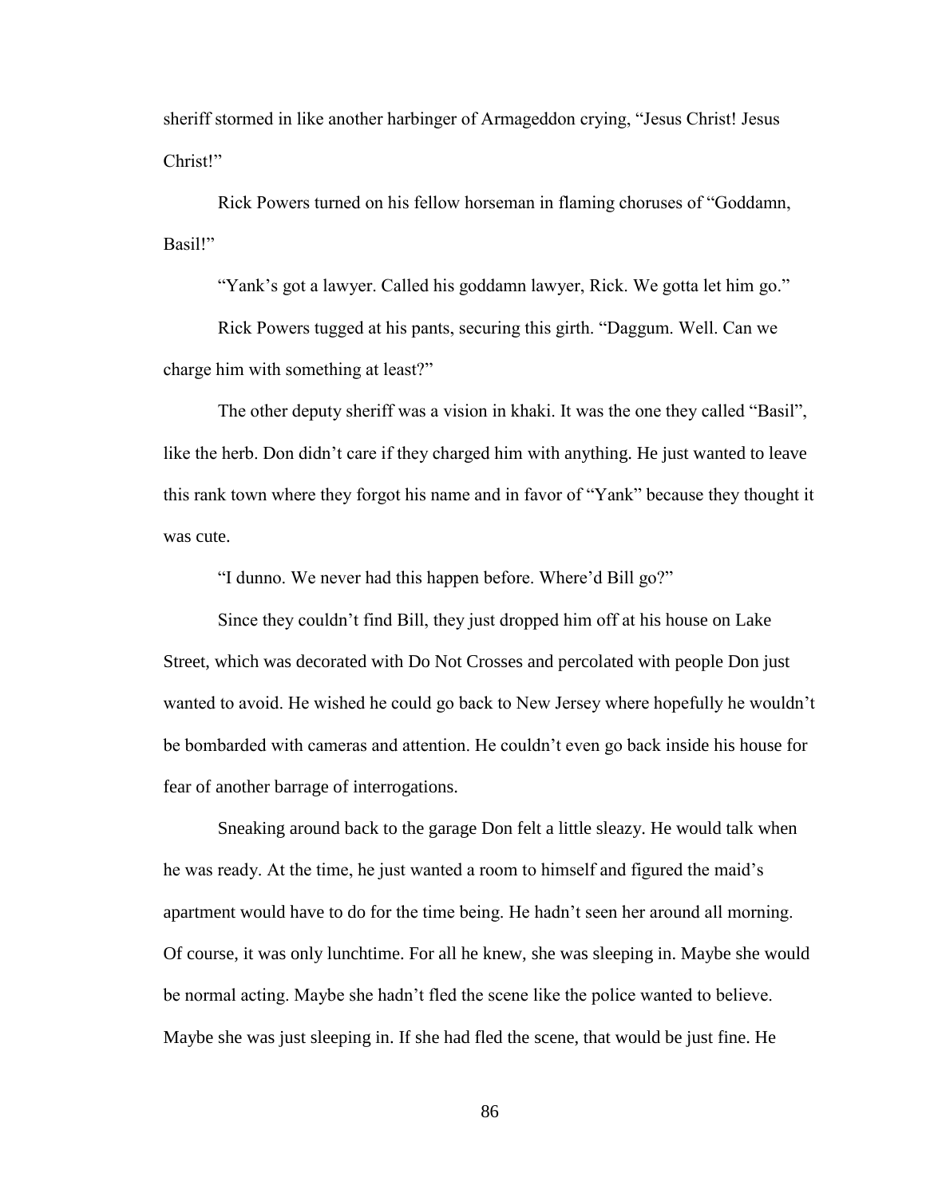sheriff stormed in like another harbinger of Armageddon crying, "Jesus Christ! Jesus Christ!"

Rick Powers turned on his fellow horseman in flaming choruses of "Goddamn, Basil!"

"Yank's got a lawyer. Called his goddamn lawyer, Rick. We gotta let him go."

Rick Powers tugged at his pants, securing this girth. "Daggum. Well. Can we charge him with something at least?"

The other deputy sheriff was a vision in khaki. It was the one they called "Basil", like the herb. Don didn't care if they charged him with anything. He just wanted to leave this rank town where they forgot his name and in favor of "Yank" because they thought it was cute.

"I dunno. We never had this happen before. Where'd Bill go?"

Since they couldn't find Bill, they just dropped him off at his house on Lake Street, which was decorated with Do Not Crosses and percolated with people Don just wanted to avoid. He wished he could go back to New Jersey where hopefully he wouldn't be bombarded with cameras and attention. He couldn't even go back inside his house for fear of another barrage of interrogations.

Sneaking around back to the garage Don felt a little sleazy. He would talk when he was ready. At the time, he just wanted a room to himself and figured the maid's apartment would have to do for the time being. He hadn't seen her around all morning. Of course, it was only lunchtime. For all he knew, she was sleeping in. Maybe she would be normal acting. Maybe she hadn't fled the scene like the police wanted to believe. Maybe she was just sleeping in. If she had fled the scene, that would be just fine. He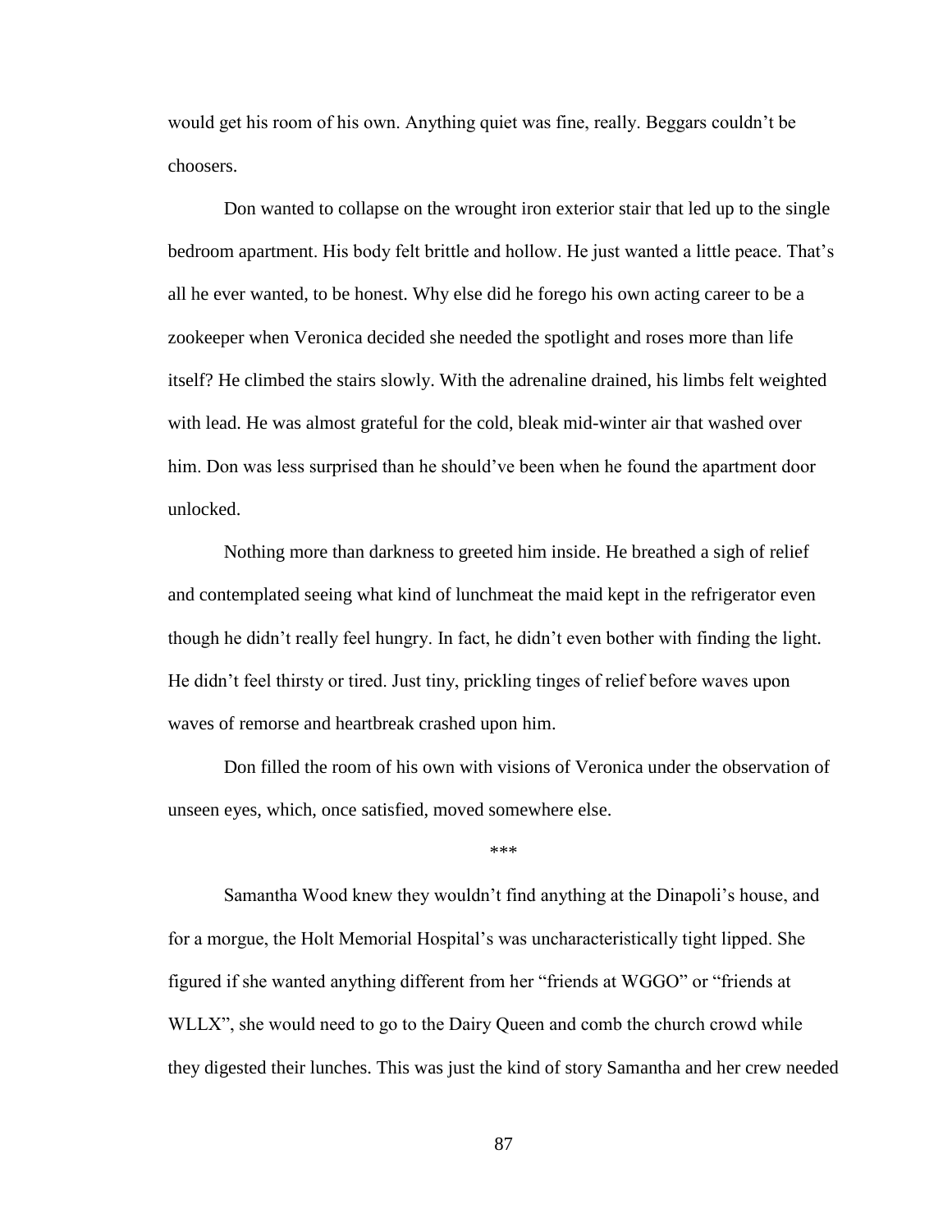would get his room of his own. Anything quiet was fine, really. Beggars couldn't be choosers.

Don wanted to collapse on the wrought iron exterior stair that led up to the single bedroom apartment. His body felt brittle and hollow. He just wanted a little peace. That's all he ever wanted, to be honest. Why else did he forego his own acting career to be a zookeeper when Veronica decided she needed the spotlight and roses more than life itself? He climbed the stairs slowly. With the adrenaline drained, his limbs felt weighted with lead. He was almost grateful for the cold, bleak mid-winter air that washed over him. Don was less surprised than he should've been when he found the apartment door unlocked.

Nothing more than darkness to greeted him inside. He breathed a sigh of relief and contemplated seeing what kind of lunchmeat the maid kept in the refrigerator even though he didn't really feel hungry. In fact, he didn't even bother with finding the light. He didn't feel thirsty or tired. Just tiny, prickling tinges of relief before waves upon waves of remorse and heartbreak crashed upon him.

Don filled the room of his own with visions of Veronica under the observation of unseen eyes, which, once satisfied, moved somewhere else.

\*\*\*

Samantha Wood knew they wouldn't find anything at the Dinapoli's house, and for a morgue, the Holt Memorial Hospital's was uncharacteristically tight lipped. She figured if she wanted anything different from her "friends at WGGO" or "friends at WLLX", she would need to go to the Dairy Queen and comb the church crowd while they digested their lunches. This was just the kind of story Samantha and her crew needed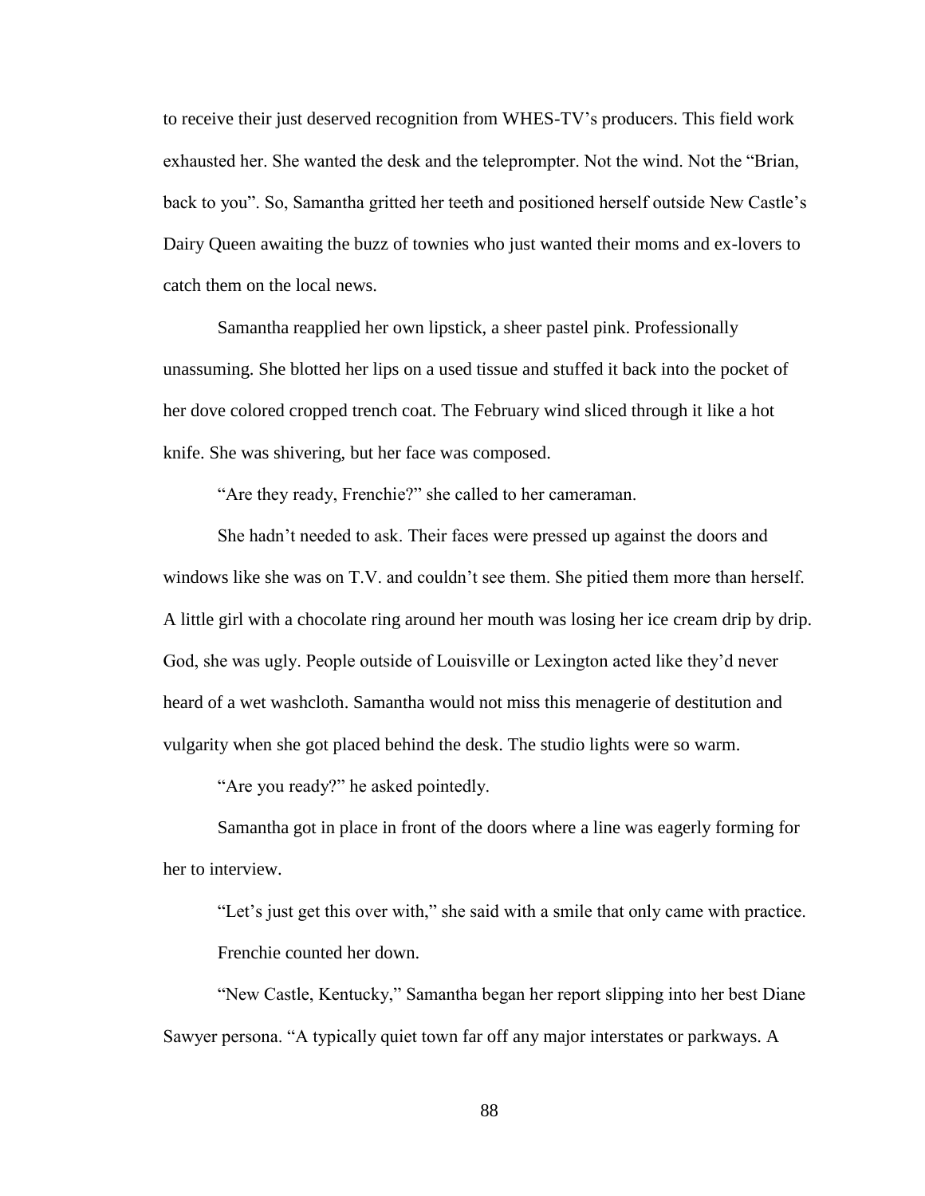to receive their just deserved recognition from WHES-TV's producers. This field work exhausted her. She wanted the desk and the teleprompter. Not the wind. Not the "Brian, back to you". So, Samantha gritted her teeth and positioned herself outside New Castle's Dairy Queen awaiting the buzz of townies who just wanted their moms and ex-lovers to catch them on the local news.

Samantha reapplied her own lipstick, a sheer pastel pink. Professionally unassuming. She blotted her lips on a used tissue and stuffed it back into the pocket of her dove colored cropped trench coat. The February wind sliced through it like a hot knife. She was shivering, but her face was composed.

"Are they ready, Frenchie?" she called to her cameraman.

She hadn't needed to ask. Their faces were pressed up against the doors and windows like she was on T.V. and couldn't see them. She pitied them more than herself. A little girl with a chocolate ring around her mouth was losing her ice cream drip by drip. God, she was ugly. People outside of Louisville or Lexington acted like they'd never heard of a wet washcloth. Samantha would not miss this menagerie of destitution and vulgarity when she got placed behind the desk. The studio lights were so warm.

"Are you ready?" he asked pointedly.

Samantha got in place in front of the doors where a line was eagerly forming for her to interview.

"Let's just get this over with," she said with a smile that only came with practice.

Frenchie counted her down.

"New Castle, Kentucky," Samantha began her report slipping into her best Diane Sawyer persona. "A typically quiet town far off any major interstates or parkways. A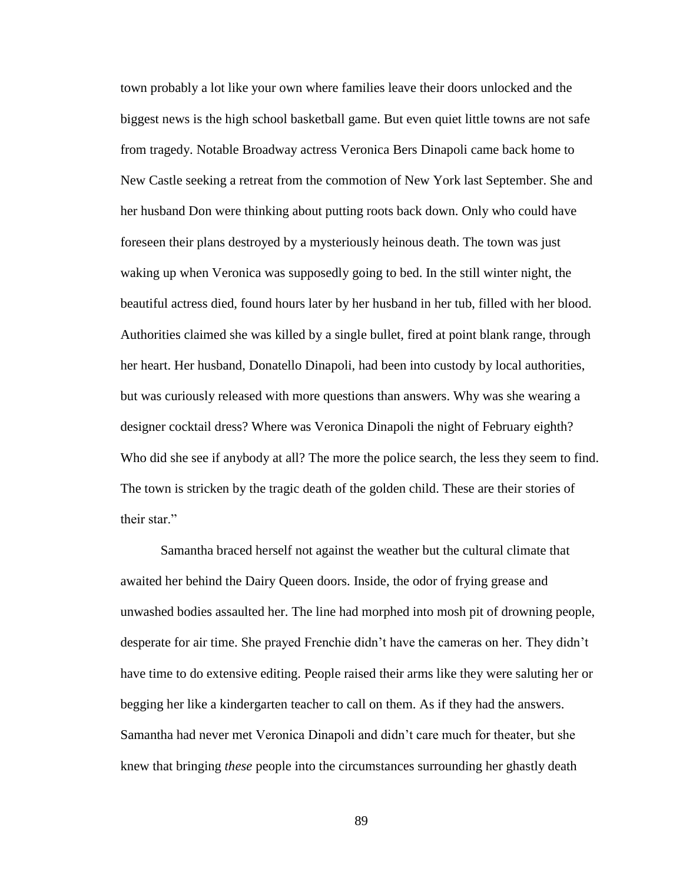town probably a lot like your own where families leave their doors unlocked and the biggest news is the high school basketball game. But even quiet little towns are not safe from tragedy. Notable Broadway actress Veronica Bers Dinapoli came back home to New Castle seeking a retreat from the commotion of New York last September. She and her husband Don were thinking about putting roots back down. Only who could have foreseen their plans destroyed by a mysteriously heinous death. The town was just waking up when Veronica was supposedly going to bed. In the still winter night, the beautiful actress died, found hours later by her husband in her tub, filled with her blood. Authorities claimed she was killed by a single bullet, fired at point blank range, through her heart. Her husband, Donatello Dinapoli, had been into custody by local authorities, but was curiously released with more questions than answers. Why was she wearing a designer cocktail dress? Where was Veronica Dinapoli the night of February eighth? Who did she see if anybody at all? The more the police search, the less they seem to find. The town is stricken by the tragic death of the golden child. These are their stories of their star."

Samantha braced herself not against the weather but the cultural climate that awaited her behind the Dairy Queen doors. Inside, the odor of frying grease and unwashed bodies assaulted her. The line had morphed into mosh pit of drowning people, desperate for air time. She prayed Frenchie didn't have the cameras on her. They didn't have time to do extensive editing. People raised their arms like they were saluting her or begging her like a kindergarten teacher to call on them. As if they had the answers. Samantha had never met Veronica Dinapoli and didn't care much for theater, but she knew that bringing *these* people into the circumstances surrounding her ghastly death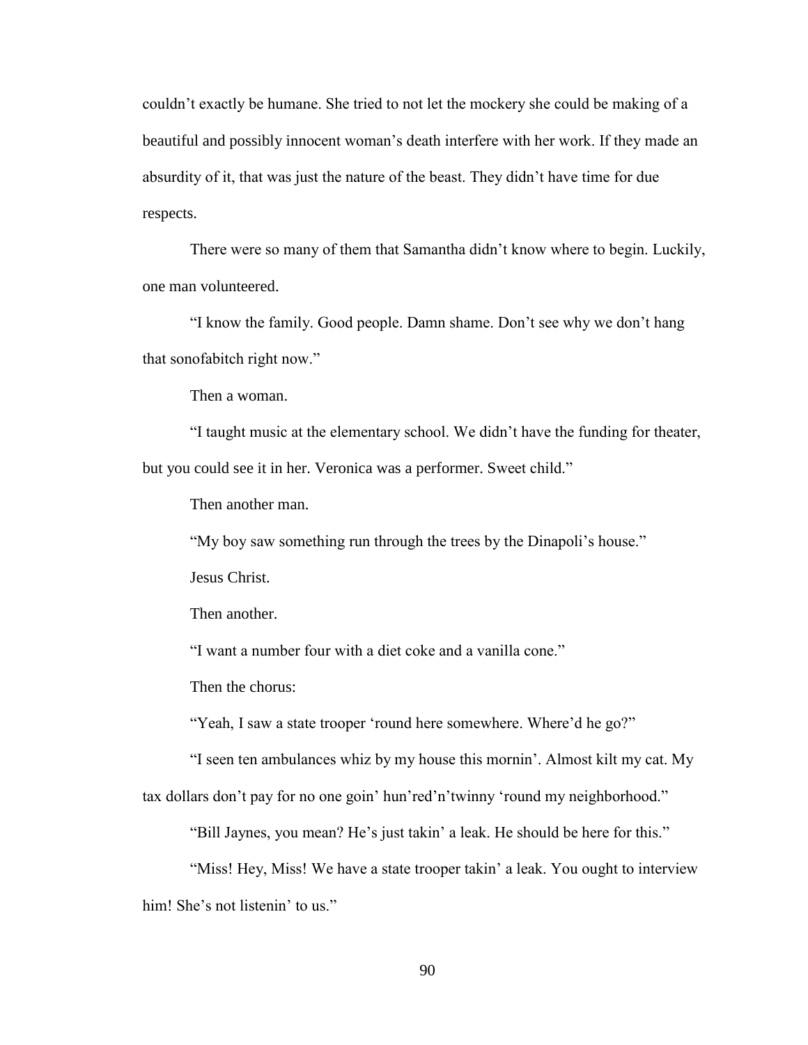couldn't exactly be humane. She tried to not let the mockery she could be making of a beautiful and possibly innocent woman's death interfere with her work. If they made an absurdity of it, that was just the nature of the beast. They didn't have time for due respects.

There were so many of them that Samantha didn't know where to begin. Luckily, one man volunteered.

"I know the family. Good people. Damn shame. Don't see why we don't hang that sonofabitch right now."

Then a woman.

"I taught music at the elementary school. We didn't have the funding for theater, but you could see it in her. Veronica was a performer. Sweet child."

Then another man.

"My boy saw something run through the trees by the Dinapoli's house."

Jesus Christ.

Then another.

"I want a number four with a diet coke and a vanilla cone."

Then the chorus:

"Yeah, I saw a state trooper 'round here somewhere. Where'd he go?"

"I seen ten ambulances whiz by my house this mornin'. Almost kilt my cat. My tax dollars don't pay for no one goin' hun'red'n'twinny 'round my neighborhood."

"Bill Jaynes, you mean? He's just takin' a leak. He should be here for this."

"Miss! Hey, Miss! We have a state trooper takin' a leak. You ought to interview him! She's not listenin' to us."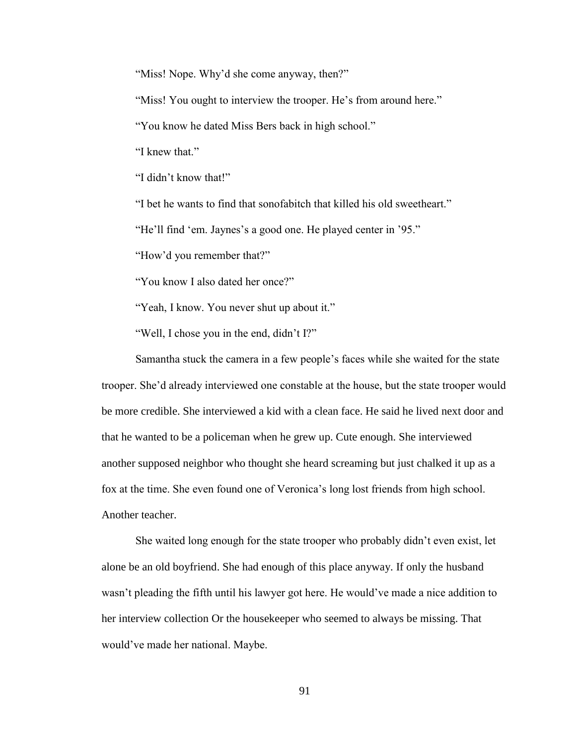"Miss! Nope. Why'd she come anyway, then?"

"Miss! You ought to interview the trooper. He's from around here."

"You know he dated Miss Bers back in high school."

"I knew that."

"I didn't know that!"

"I bet he wants to find that sonofabitch that killed his old sweetheart."

"He'll find 'em. Jaynes's a good one. He played center in '95."

"How'd you remember that?"

"You know I also dated her once?"

"Yeah, I know. You never shut up about it."

"Well, I chose you in the end, didn't I?"

Samantha stuck the camera in a few people's faces while she waited for the state trooper. She'd already interviewed one constable at the house, but the state trooper would be more credible. She interviewed a kid with a clean face. He said he lived next door and that he wanted to be a policeman when he grew up. Cute enough. She interviewed another supposed neighbor who thought she heard screaming but just chalked it up as a fox at the time. She even found one of Veronica's long lost friends from high school. Another teacher.

She waited long enough for the state trooper who probably didn't even exist, let alone be an old boyfriend. She had enough of this place anyway. If only the husband wasn't pleading the fifth until his lawyer got here. He would've made a nice addition to her interview collection Or the housekeeper who seemed to always be missing. That would've made her national. Maybe.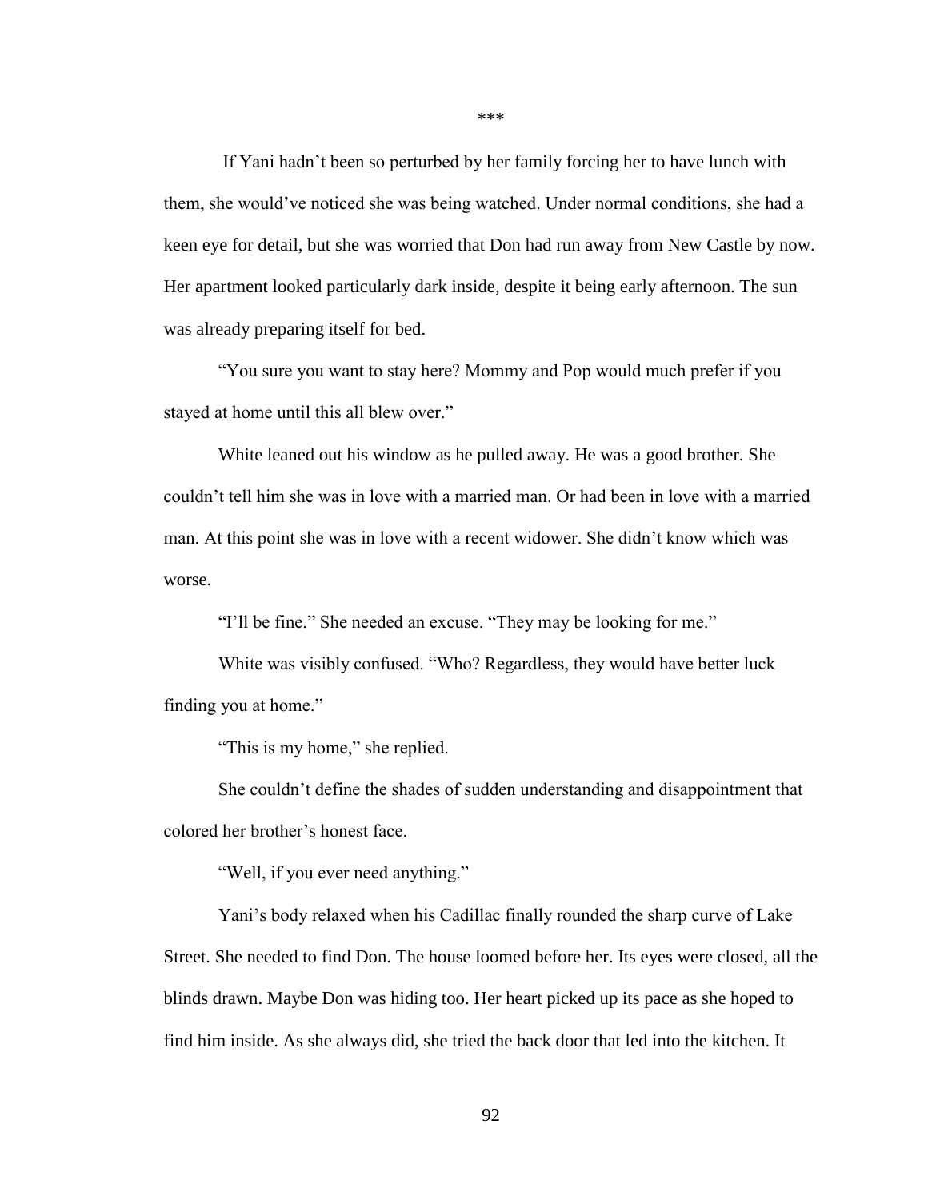***

If Yani hadn't been so perturbed by her family forcing her to have lunch with them, she would've noticed she was being watched. Under normal conditions, she had a keen eye for detail, but she was worried that Don had run away from New Castle by now. Her apartment looked particularly dark inside, despite it being early afternoon. The sun was already preparing itself for bed.

"You sure you want to stay here? Mommy and Pop would much prefer if you stayed at home until this all blew over."

White leaned out his window as he pulled away. He was a good brother. She couldn't tell him she was in love with a married man. Or had been in love with a married man. At this point she was in love with a recent widower. She didn't know which was worse.

"I'll be fine." She needed an excuse. "They may be looking for me."

White was visibly confused. "Who? Regardless, they would have better luck finding you at home."

"This is my home," she replied.

She couldn't define the shades of sudden understanding and disappointment that colored her brother's honest face.

"Well, if you ever need anything."

Yani's body relaxed when his Cadillac finally rounded the sharp curve of Lake Street. She needed to find Don. The house loomed before her. Its eyes were closed, all the blinds drawn. Maybe Don was hiding too. Her heart picked up its pace as she hoped to find him inside. As she always did, she tried the back door that led into the kitchen. It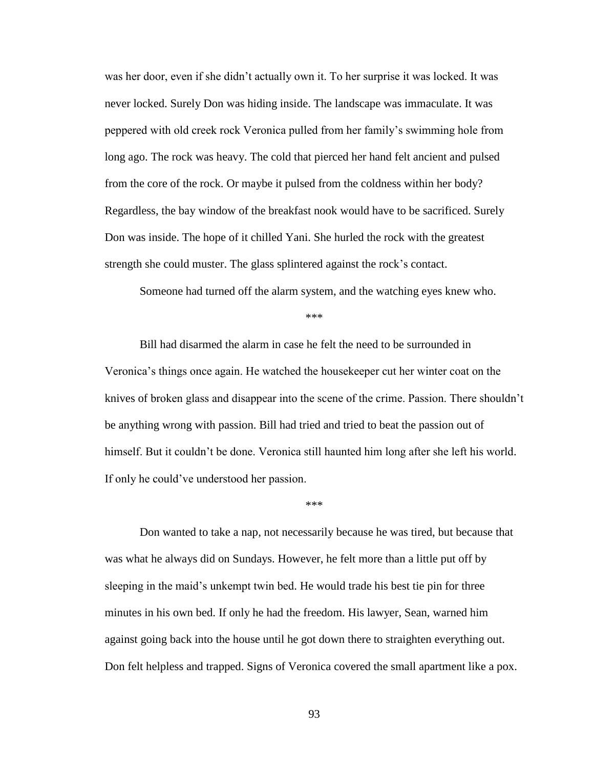was her door, even if she didn't actually own it. To her surprise it was locked. It was never locked. Surely Don was hiding inside. The landscape was immaculate. It was peppered with old creek rock Veronica pulled from her family's swimming hole from long ago. The rock was heavy. The cold that pierced her hand felt ancient and pulsed from the core of the rock. Or maybe it pulsed from the coldness within her body? Regardless, the bay window of the breakfast nook would have to be sacrificed. Surely Don was inside. The hope of it chilled Yani. She hurled the rock with the greatest strength she could muster. The glass splintered against the rock's contact.

Someone had turned off the alarm system, and the watching eyes knew who.

***

Bill had disarmed the alarm in case he felt the need to be surrounded in Veronica's things once again. He watched the housekeeper cut her winter coat on the knives of broken glass and disappear into the scene of the crime. Passion. There shouldn't be anything wrong with passion. Bill had tried and tried to beat the passion out of himself. But it couldn't be done. Veronica still haunted him long after she left his world. If only he could've understood her passion.

***

Don wanted to take a nap, not necessarily because he was tired, but because that was what he always did on Sundays. However, he felt more than a little put off by sleeping in the maid's unkempt twin bed. He would trade his best tie pin for three minutes in his own bed. If only he had the freedom. His lawyer, Sean, warned him against going back into the house until he got down there to straighten everything out. Don felt helpless and trapped. Signs of Veronica covered the small apartment like a pox.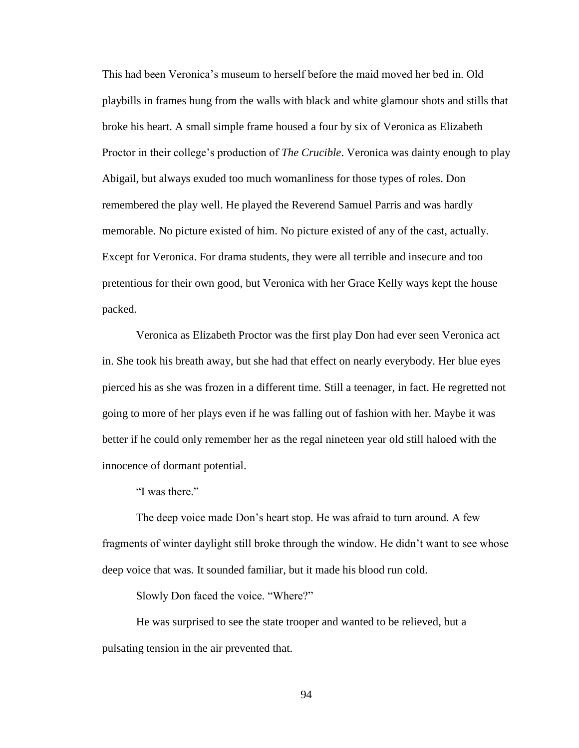This had been Veronica's museum to herself before the maid moved her bed in. Old playbills in frames hung from the walls with black and white glamour shots and stills that broke his heart. A small simple frame housed a four by six of Veronica as Elizabeth Proctor in their college's production of *The Crucible*. Veronica was dainty enough to play Abigail, but always exuded too much womanliness for those types of roles. Don remembered the play well. He played the Reverend Samuel Parris and was hardly memorable. No picture existed of him. No picture existed of any of the cast, actually. Except for Veronica. For drama students, they were all terrible and insecure and too pretentious for their own good, but Veronica with her Grace Kelly ways kept the house packed.

Veronica as Elizabeth Proctor was the first play Don had ever seen Veronica act in. She took his breath away, but she had that effect on nearly everybody. Her blue eyes pierced his as she was frozen in a different time. Still a teenager, in fact. He regretted not going to more of her plays even if he was falling out of fashion with her. Maybe it was better if he could only remember her as the regal nineteen year old still haloed with the innocence of dormant potential.

"I was there."

The deep voice made Don's heart stop. He was afraid to turn around. A few fragments of winter daylight still broke through the window. He didn't want to see whose deep voice that was. It sounded familiar, but it made his blood run cold.

Slowly Don faced the voice. "Where?"

He was surprised to see the state trooper and wanted to be relieved, but a pulsating tension in the air prevented that.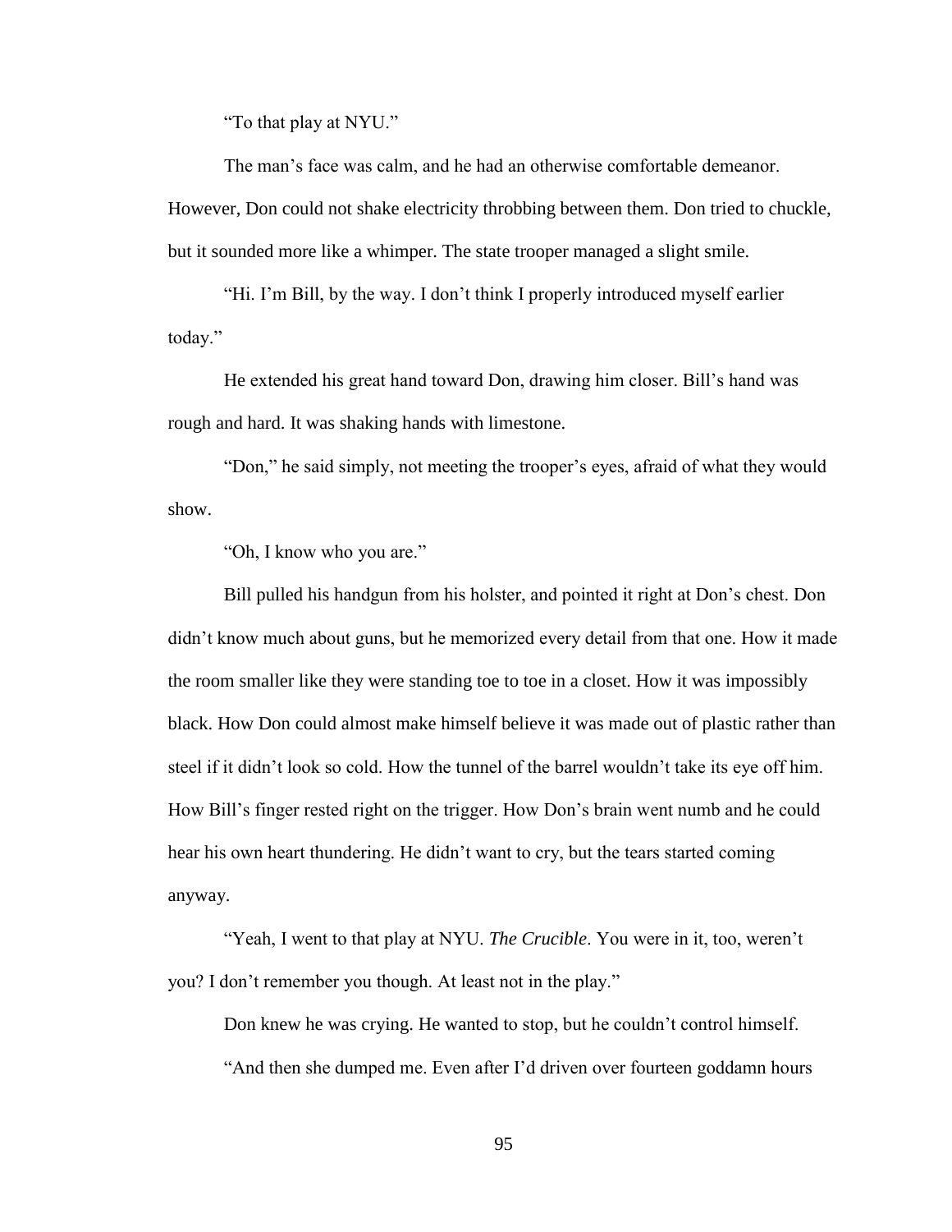"To that play at NYU."

The man's face was calm, and he had an otherwise comfortable demeanor. However, Don could not shake electricity throbbing between them. Don tried to chuckle, but it sounded more like a whimper. The state trooper managed a slight smile.

"Hi. I'm Bill, by the way. I don't think I properly introduced myself earlier today."

He extended his great hand toward Don, drawing him closer. Bill's hand was rough and hard. It was shaking hands with limestone.

"Don," he said simply, not meeting the trooper's eyes, afraid of what they would show.

"Oh, I know who you are."

Bill pulled his handgun from his holster, and pointed it right at Don's chest. Don didn't know much about guns, but he memorized every detail from that one. How it made the room smaller like they were standing toe to toe in a closet. How it was impossibly black. How Don could almost make himself believe it was made out of plastic rather than steel if it didn't look so cold. How the tunnel of the barrel wouldn't take its eye off him. How Bill's finger rested right on the trigger. How Don's brain went numb and he could hear his own heart thundering. He didn't want to cry, but the tears started coming anyway.

"Yeah, I went to that play at NYU. *The Crucible*. You were in it, too, weren't you? I don't remember you though. At least not in the play."

Don knew he was crying. He wanted to stop, but he couldn't control himself.

"And then she dumped me. Even after I'd driven over fourteen goddamn hours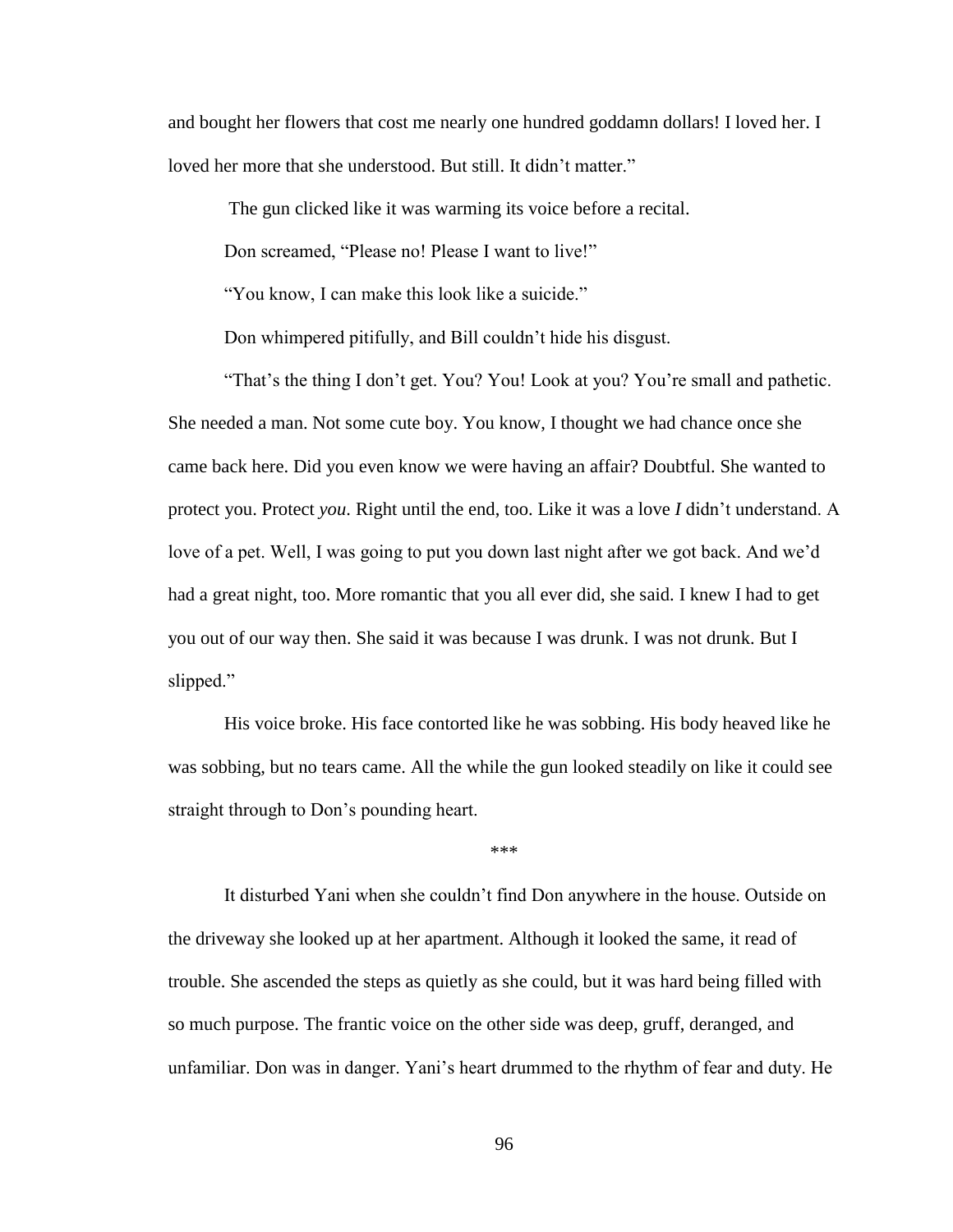and bought her flowers that cost me nearly one hundred goddamn dollars! I loved her. I loved her more that she understood. But still. It didn't matter."

The gun clicked like it was warming its voice before a recital.

Don screamed, "Please no! Please I want to live!"

"You know, I can make this look like a suicide."

Don whimpered pitifully, and Bill couldn't hide his disgust.

"That's the thing I don't get. You? You! Look at you? You're small and pathetic. She needed a man. Not some cute boy. You know, I thought we had chance once she came back here. Did you even know we were having an affair? Doubtful. She wanted to protect you. Protect *you*. Right until the end, too. Like it was a love *I* didn't understand. A love of a pet. Well, I was going to put you down last night after we got back. And we'd had a great night, too. More romantic that you all ever did, she said. I knew I had to get you out of our way then. She said it was because I was drunk. I was not drunk. But I slipped."

His voice broke. His face contorted like he was sobbing. His body heaved like he was sobbing, but no tears came. All the while the gun looked steadily on like it could see straight through to Don's pounding heart.

\*\*\*

It disturbed Yani when she couldn't find Don anywhere in the house. Outside on the driveway she looked up at her apartment. Although it looked the same, it read of trouble. She ascended the steps as quietly as she could, but it was hard being filled with so much purpose. The frantic voice on the other side was deep, gruff, deranged, and unfamiliar. Don was in danger. Yani's heart drummed to the rhythm of fear and duty. He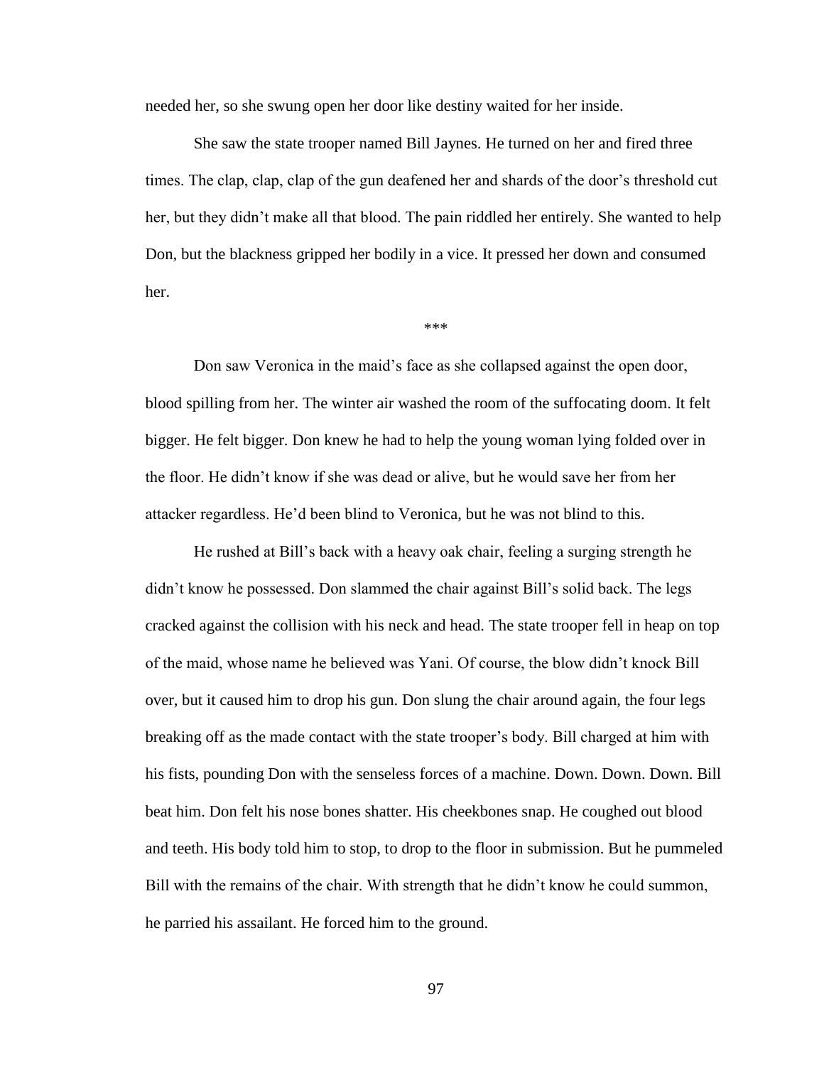needed her, so she swung open her door like destiny waited for her inside.

She saw the state trooper named Bill Jaynes. He turned on her and fired three times. The clap, clap, clap of the gun deafened her and shards of the door's threshold cut her, but they didn't make all that blood. The pain riddled her entirely. She wanted to help Don, but the blackness gripped her bodily in a vice. It pressed her down and consumed her.

***

Don saw Veronica in the maid's face as she collapsed against the open door, blood spilling from her. The winter air washed the room of the suffocating doom. It felt bigger. He felt bigger. Don knew he had to help the young woman lying folded over in the floor. He didn't know if she was dead or alive, but he would save her from her attacker regardless. He'd been blind to Veronica, but he was not blind to this.

He rushed at Bill's back with a heavy oak chair, feeling a surging strength he didn't know he possessed. Don slammed the chair against Bill's solid back. The legs cracked against the collision with his neck and head. The state trooper fell in heap on top of the maid, whose name he believed was Yani. Of course, the blow didn't knock Bill over, but it caused him to drop his gun. Don slung the chair around again, the four legs breaking off as the made contact with the state trooper's body. Bill charged at him with his fists, pounding Don with the senseless forces of a machine. Down. Down. Down. Bill beat him. Don felt his nose bones shatter. His cheekbones snap. He coughed out blood and teeth. His body told him to stop, to drop to the floor in submission. But he pummeled Bill with the remains of the chair. With strength that he didn't know he could summon, he parried his assailant. He forced him to the ground.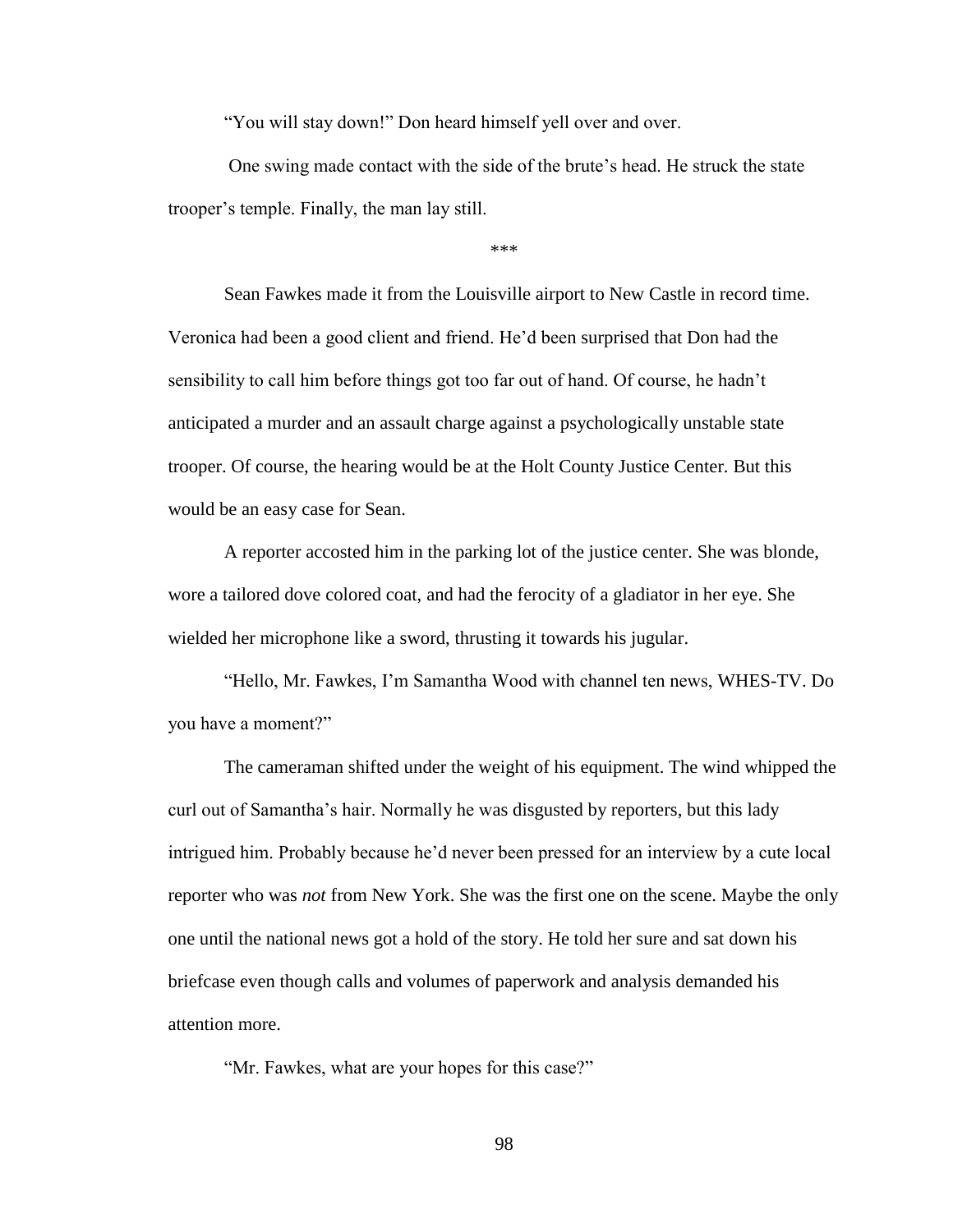"You will stay down!" Don heard himself yell over and over.

One swing made contact with the side of the brute's head. He struck the state trooper's temple. Finally, the man lay still.

***

Sean Fawkes made it from the Louisville airport to New Castle in record time. Veronica had been a good client and friend. He'd been surprised that Don had the sensibility to call him before things got too far out of hand. Of course, he hadn't anticipated a murder and an assault charge against a psychologically unstable state trooper. Of course, the hearing would be at the Holt County Justice Center. But this would be an easy case for Sean.

A reporter accosted him in the parking lot of the justice center. She was blonde, wore a tailored dove colored coat, and had the ferocity of a gladiator in her eye. She wielded her microphone like a sword, thrusting it towards his jugular.

"Hello, Mr. Fawkes, I'm Samantha Wood with channel ten news, WHES-TV. Do you have a moment?"

The cameraman shifted under the weight of his equipment. The wind whipped the curl out of Samantha's hair. Normally he was disgusted by reporters, but this lady intrigued him. Probably because he'd never been pressed for an interview by a cute local reporter who was *not* from New York. She was the first one on the scene. Maybe the only one until the national news got a hold of the story. He told her sure and sat down his briefcase even though calls and volumes of paperwork and analysis demanded his attention more.

"Mr. Fawkes, what are your hopes for this case?"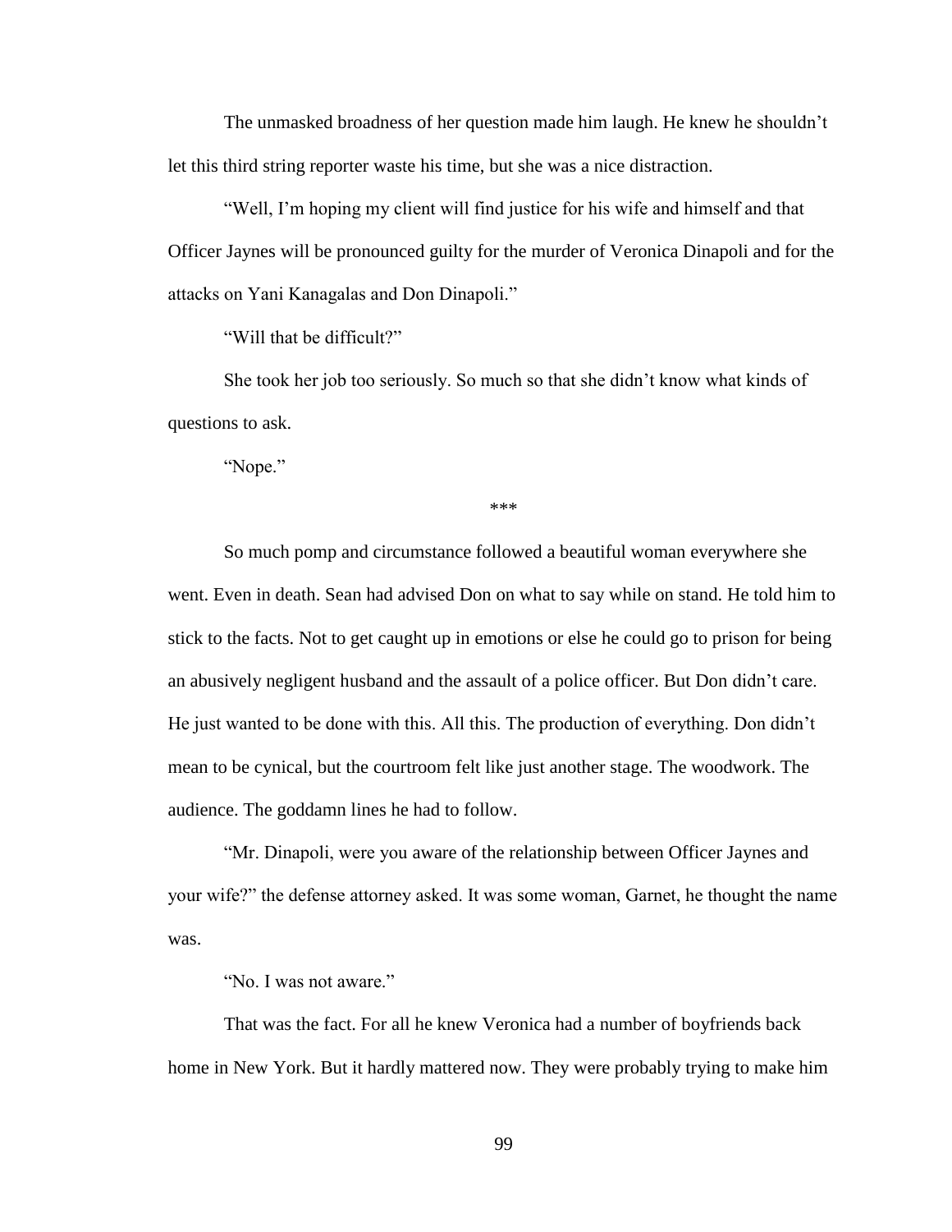The unmasked broadness of her question made him laugh. He knew he shouldn't let this third string reporter waste his time, but she was a nice distraction.

"Well, I'm hoping my client will find justice for his wife and himself and that Officer Jaynes will be pronounced guilty for the murder of Veronica Dinapoli and for the attacks on Yani Kanagalas and Don Dinapoli."

"Will that be difficult?"

She took her job too seriously. So much so that she didn't know what kinds of questions to ask.

"Nope."

***

So much pomp and circumstance followed a beautiful woman everywhere she went. Even in death. Sean had advised Don on what to say while on stand. He told him to stick to the facts. Not to get caught up in emotions or else he could go to prison for being an abusively negligent husband and the assault of a police officer. But Don didn't care. He just wanted to be done with this. All this. The production of everything. Don didn't mean to be cynical, but the courtroom felt like just another stage. The woodwork. The audience. The goddamn lines he had to follow.

"Mr. Dinapoli, were you aware of the relationship between Officer Jaynes and your wife?" the defense attorney asked. It was some woman, Garnet, he thought the name was.

"No. I was not aware."

That was the fact. For all he knew Veronica had a number of boyfriends back home in New York. But it hardly mattered now. They were probably trying to make him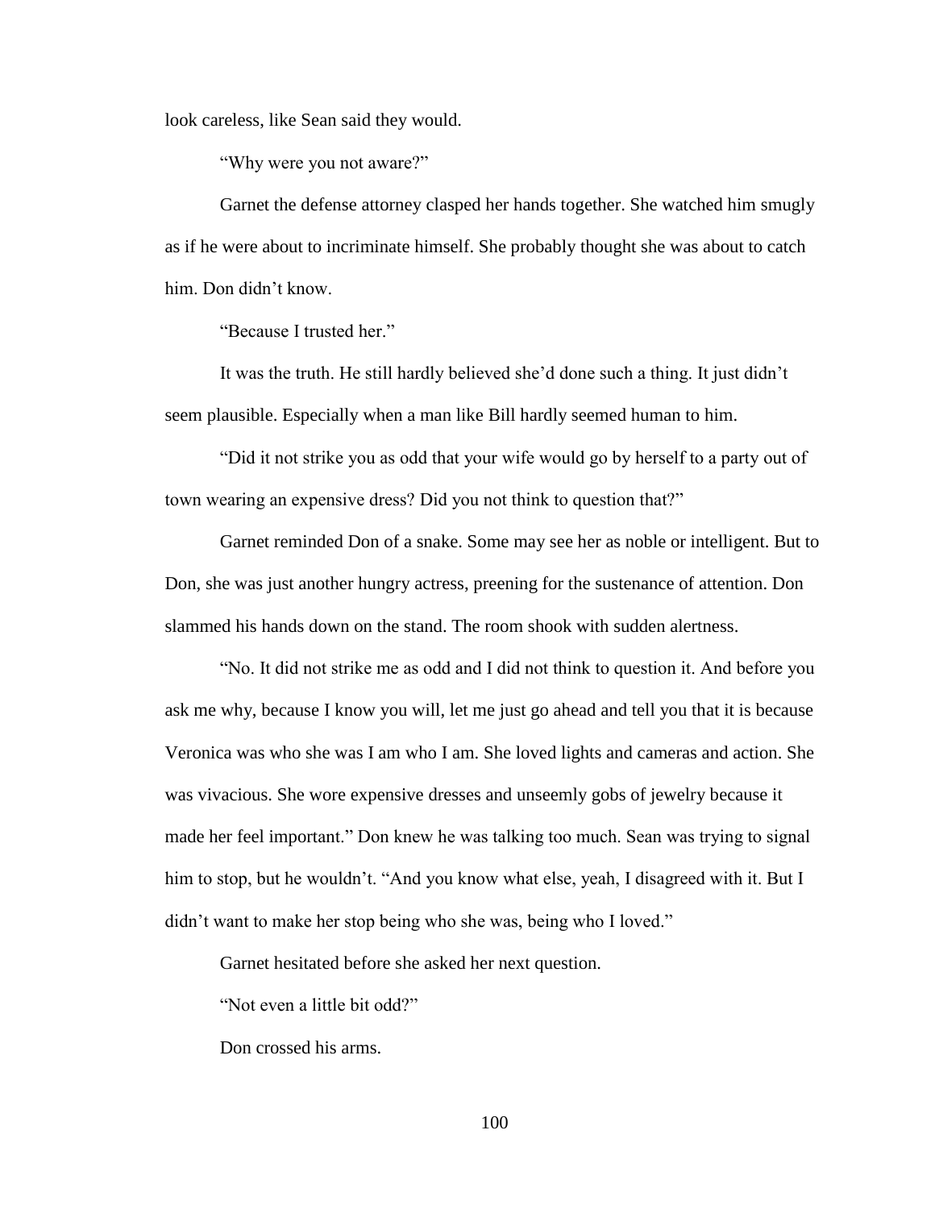look careless, like Sean said they would.

"Why were you not aware?"

Garnet the defense attorney clasped her hands together. She watched him smugly as if he were about to incriminate himself. She probably thought she was about to catch him. Don didn't know.

"Because I trusted her."

It was the truth. He still hardly believed she'd done such a thing. It just didn't seem plausible. Especially when a man like Bill hardly seemed human to him.

"Did it not strike you as odd that your wife would go by herself to a party out of town wearing an expensive dress? Did you not think to question that?"

Garnet reminded Don of a snake. Some may see her as noble or intelligent. But to Don, she was just another hungry actress, preening for the sustenance of attention. Don slammed his hands down on the stand. The room shook with sudden alertness.

"No. It did not strike me as odd and I did not think to question it. And before you ask me why, because I know you will, let me just go ahead and tell you that it is because Veronica was who she was I am who I am. She loved lights and cameras and action. She was vivacious. She wore expensive dresses and unseemly gobs of jewelry because it made her feel important." Don knew he was talking too much. Sean was trying to signal him to stop, but he wouldn't. "And you know what else, yeah, I disagreed with it. But I didn't want to make her stop being who she was, being who I loved."

Garnet hesitated before she asked her next question.

"Not even a little bit odd?"

Don crossed his arms.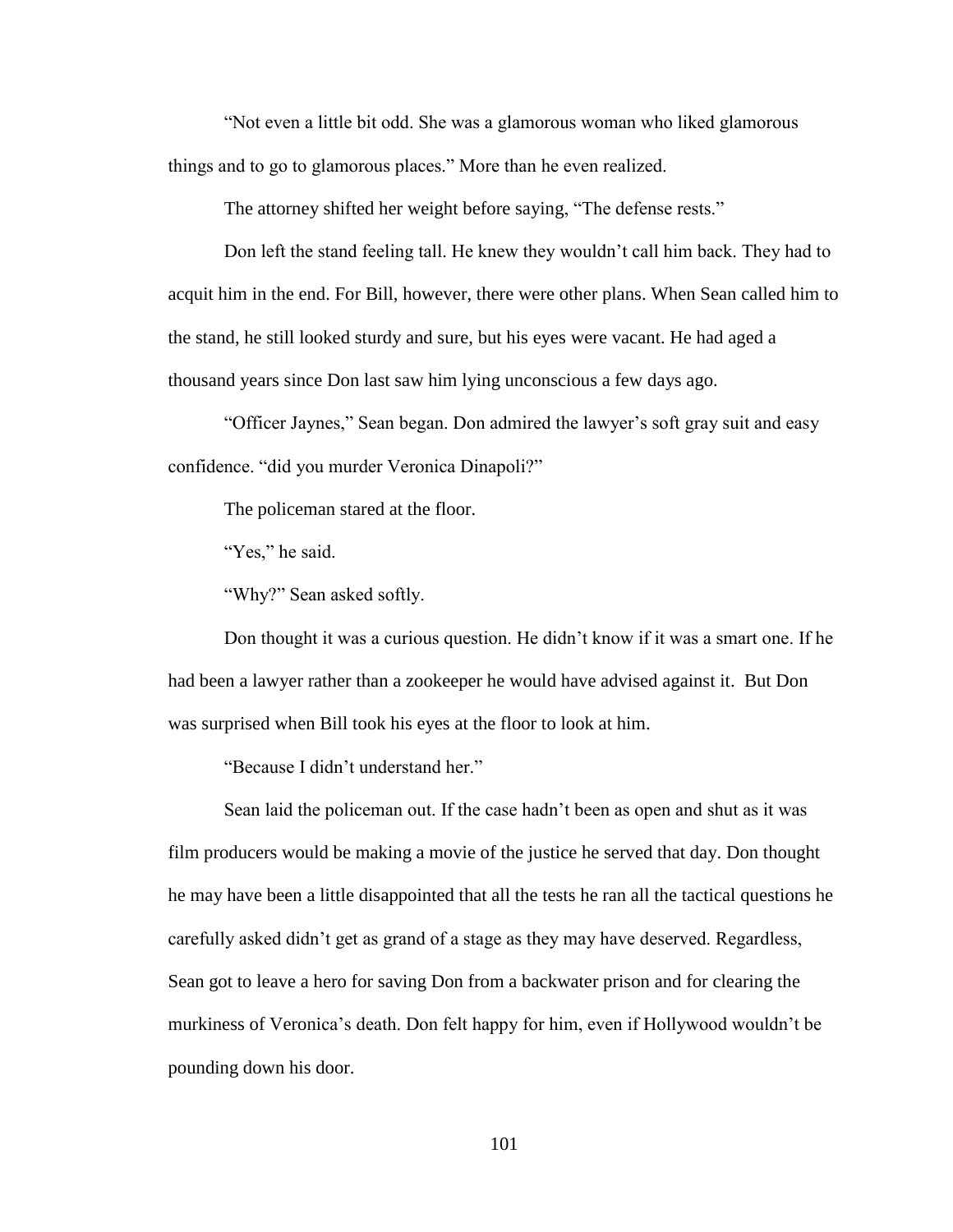"Not even a little bit odd. She was a glamorous woman who liked glamorous things and to go to glamorous places." More than he even realized.

The attorney shifted her weight before saying, "The defense rests."

Don left the stand feeling tall. He knew they wouldn't call him back. They had to acquit him in the end. For Bill, however, there were other plans. When Sean called him to the stand, he still looked sturdy and sure, but his eyes were vacant. He had aged a thousand years since Don last saw him lying unconscious a few days ago.

"Officer Jaynes," Sean began. Don admired the lawyer's soft gray suit and easy confidence. "did you murder Veronica Dinapoli?"

The policeman stared at the floor.

"Yes," he said.

"Why?" Sean asked softly.

Don thought it was a curious question. He didn't know if it was a smart one. If he had been a lawyer rather than a zookeeper he would have advised against it. But Don was surprised when Bill took his eyes at the floor to look at him.

"Because I didn't understand her."

Sean laid the policeman out. If the case hadn't been as open and shut as it was film producers would be making a movie of the justice he served that day. Don thought he may have been a little disappointed that all the tests he ran all the tactical questions he carefully asked didn't get as grand of a stage as they may have deserved. Regardless, Sean got to leave a hero for saving Don from a backwater prison and for clearing the murkiness of Veronica's death. Don felt happy for him, even if Hollywood wouldn't be pounding down his door.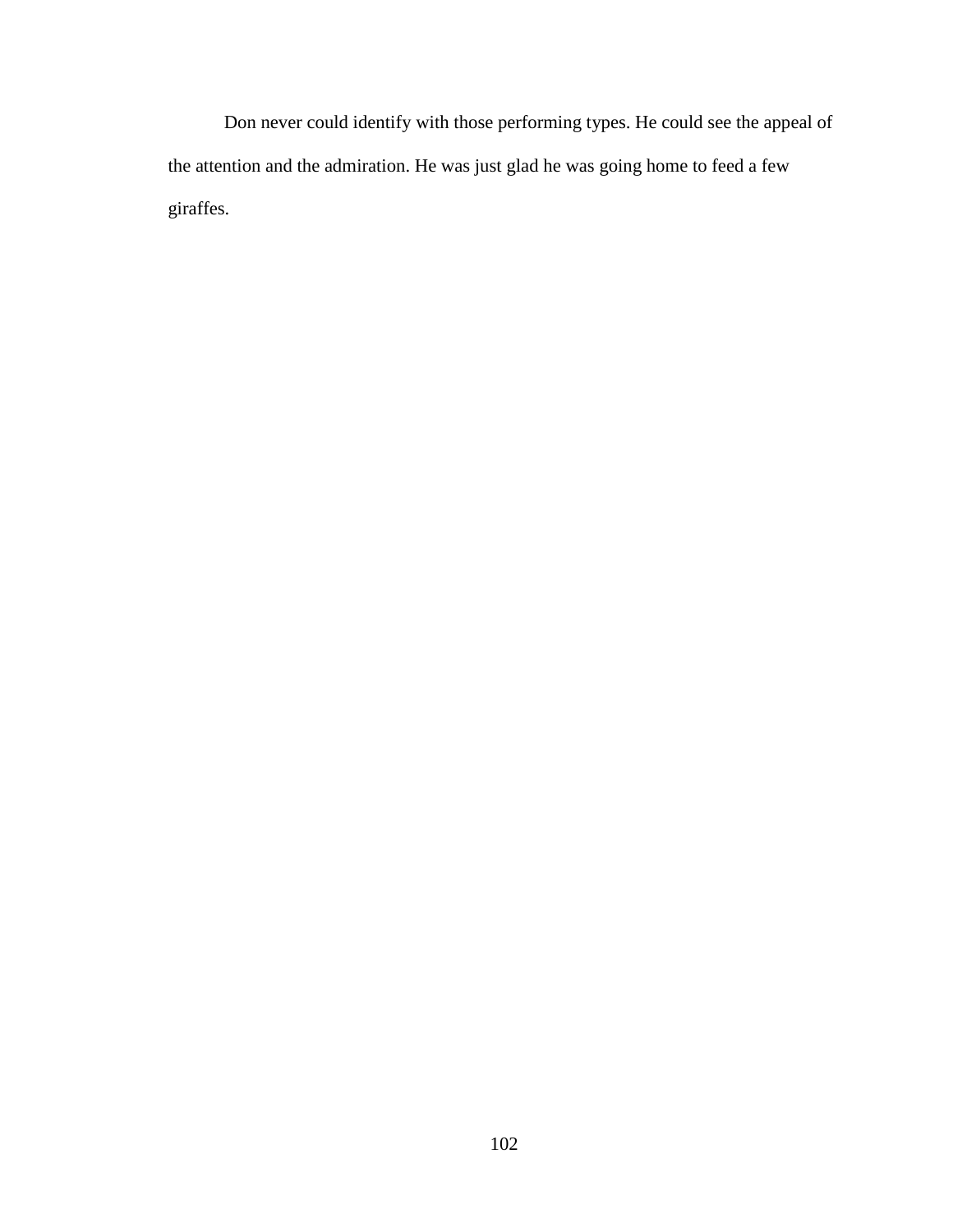Don never could identify with those performing types. He could see the appeal of the attention and the admiration. He was just glad he was going home to feed a few giraffes.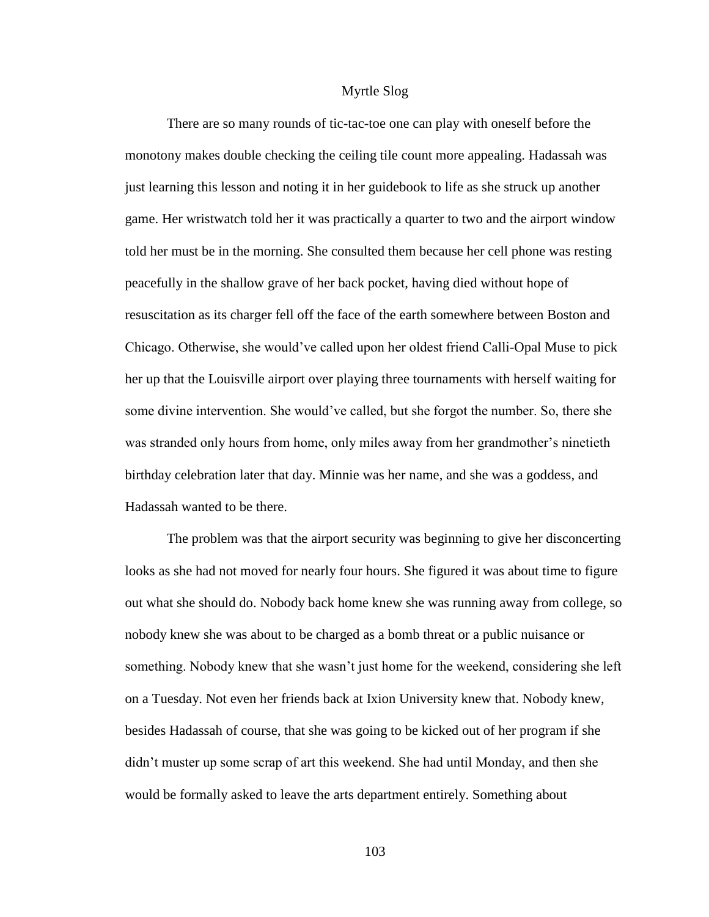# Myrtle Slog

There are so many rounds of tic-tac-toe one can play with oneself before the monotony makes double checking the ceiling tile count more appealing. Hadassah was just learning this lesson and noting it in her guidebook to life as she struck up another game. Her wristwatch told her it was practically a quarter to two and the airport window told her must be in the morning. She consulted them because her cell phone was resting peacefully in the shallow grave of her back pocket, having died without hope of resuscitation as its charger fell off the face of the earth somewhere between Boston and Chicago. Otherwise, she would've called upon her oldest friend Calli-Opal Muse to pick her up that the Louisville airport over playing three tournaments with herself waiting for some divine intervention. She would've called, but she forgot the number. So, there she was stranded only hours from home, only miles away from her grandmother's ninetieth birthday celebration later that day. Minnie was her name, and she was a goddess, and Hadassah wanted to be there.

The problem was that the airport security was beginning to give her disconcerting looks as she had not moved for nearly four hours. She figured it was about time to figure out what she should do. Nobody back home knew she was running away from college, so nobody knew she was about to be charged as a bomb threat or a public nuisance or something. Nobody knew that she wasn't just home for the weekend, considering she left on a Tuesday. Not even her friends back at Ixion University knew that. Nobody knew, besides Hadassah of course, that she was going to be kicked out of her program if she didn't muster up some scrap of art this weekend. She had until Monday, and then she would be formally asked to leave the arts department entirely. Something about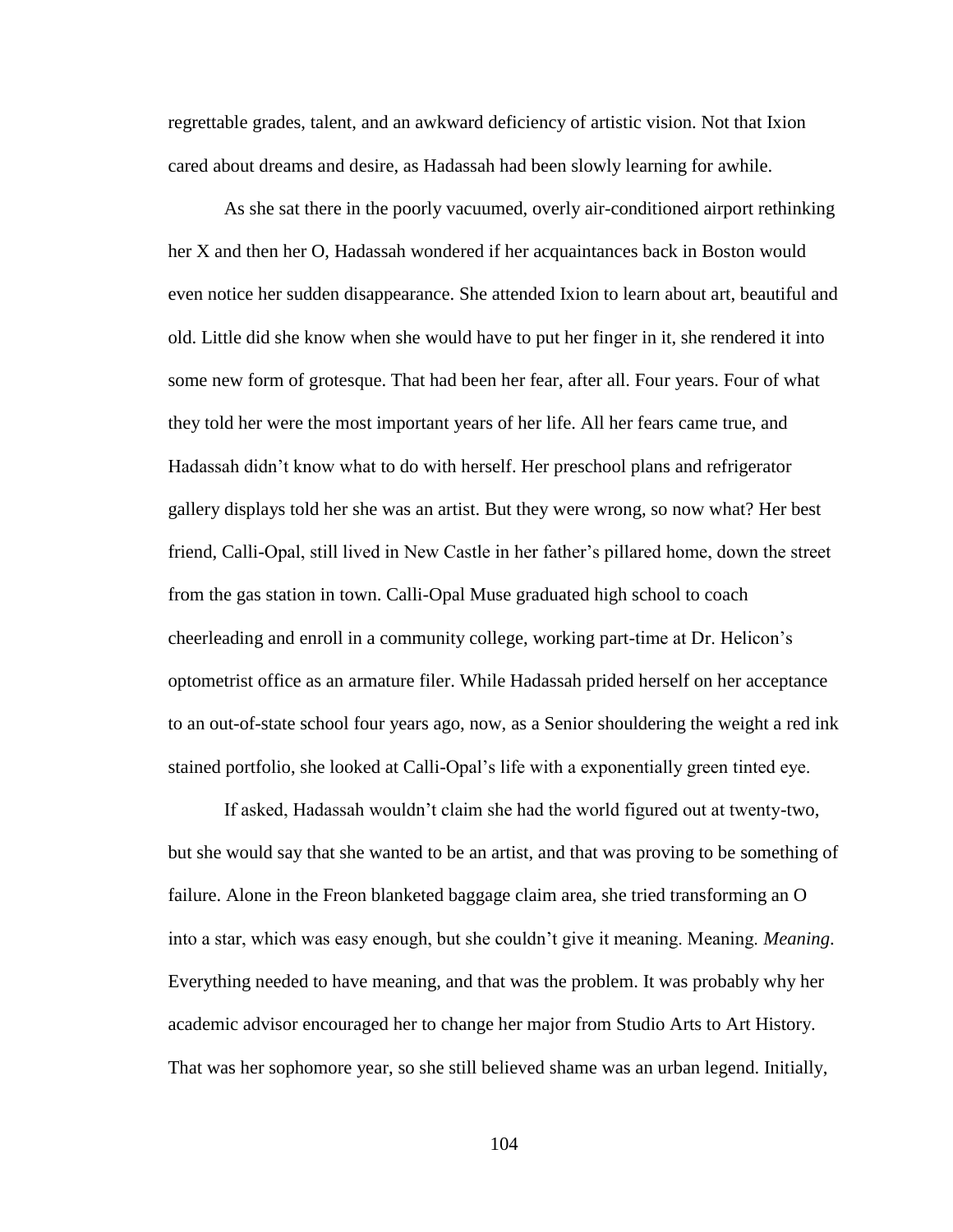regrettable grades, talent, and an awkward deficiency of artistic vision. Not that Ixion cared about dreams and desire, as Hadassah had been slowly learning for awhile.

As she sat there in the poorly vacuumed, overly air-conditioned airport rethinking her X and then her O, Hadassah wondered if her acquaintances back in Boston would even notice her sudden disappearance. She attended Ixion to learn about art, beautiful and old. Little did she know when she would have to put her finger in it, she rendered it into some new form of grotesque. That had been her fear, after all. Four years. Four of what they told her were the most important years of her life. All her fears came true, and Hadassah didn't know what to do with herself. Her preschool plans and refrigerator gallery displays told her she was an artist. But they were wrong, so now what? Her best friend, Calli-Opal, still lived in New Castle in her father's pillared home, down the street from the gas station in town. Calli-Opal Muse graduated high school to coach cheerleading and enroll in a community college, working part-time at Dr. Helicon's optometrist office as an armature filer. While Hadassah prided herself on her acceptance to an out-of-state school four years ago, now, as a Senior shouldering the weight a red ink stained portfolio, she looked at Calli-Opal's life with a exponentially green tinted eye.

If asked, Hadassah wouldn't claim she had the world figured out at twenty-two, but she would say that she wanted to be an artist, and that was proving to be something of failure. Alone in the Freon blanketed baggage claim area, she tried transforming an O into a star, which was easy enough, but she couldn't give it meaning. Meaning. *Meaning*. Everything needed to have meaning, and that was the problem. It was probably why her academic advisor encouraged her to change her major from Studio Arts to Art History. That was her sophomore year, so she still believed shame was an urban legend. Initially,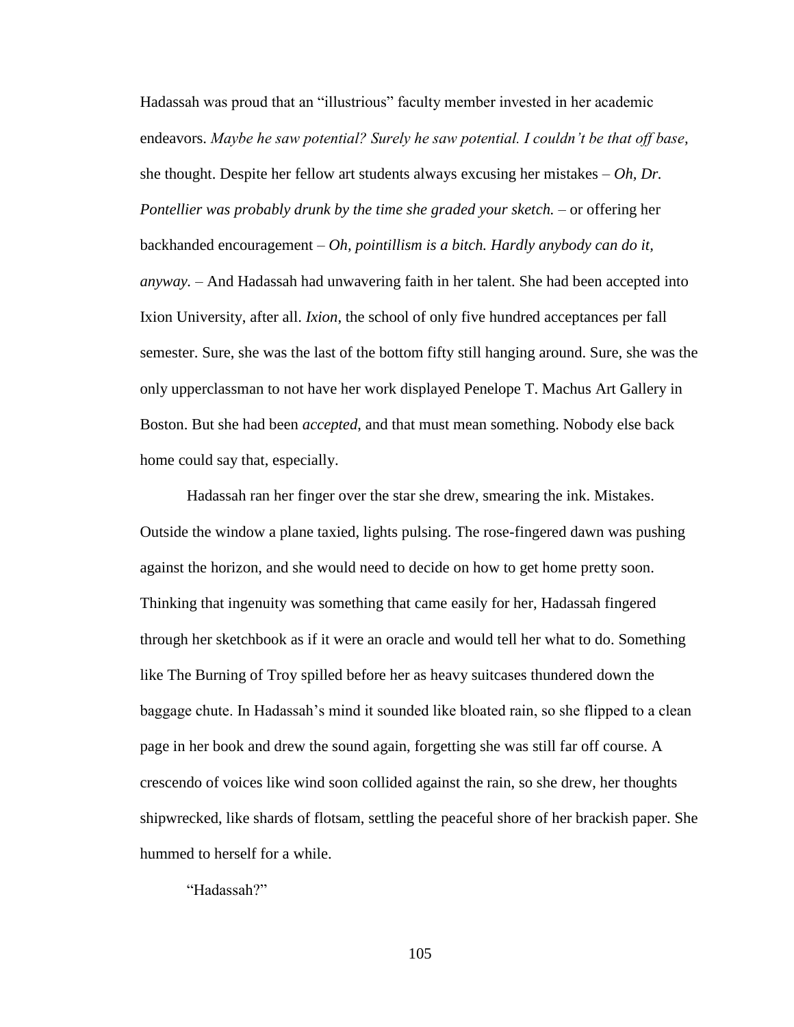Hadassah was proud that an "illustrious" faculty member invested in her academic endeavors. *Maybe he saw potential? Surely he saw potential. I couldn't be that off base,* she thought. Despite her fellow art students always excusing her mistakes – *Oh, Dr. Pontellier was probably drunk by the time she graded your sketch.* – or offering her backhanded encouragement – *Oh, pointillism is a bitch. Hardly anybody can do it, anyway.* – And Hadassah had unwavering faith in her talent. She had been accepted into Ixion University, after all. *Ixion*, the school of only five hundred acceptances per fall semester. Sure, she was the last of the bottom fifty still hanging around. Sure, she was the only upperclassman to not have her work displayed Penelope T. Machus Art Gallery in Boston. But she had been *accepted*, and that must mean something. Nobody else back home could say that, especially.

Hadassah ran her finger over the star she drew, smearing the ink. Mistakes. Outside the window a plane taxied, lights pulsing. The rose-fingered dawn was pushing against the horizon, and she would need to decide on how to get home pretty soon. Thinking that ingenuity was something that came easily for her, Hadassah fingered through her sketchbook as if it were an oracle and would tell her what to do. Something like The Burning of Troy spilled before her as heavy suitcases thundered down the baggage chute. In Hadassah's mind it sounded like bloated rain, so she flipped to a clean page in her book and drew the sound again, forgetting she was still far off course. A crescendo of voices like wind soon collided against the rain, so she drew, her thoughts shipwrecked, like shards of flotsam, settling the peaceful shore of her brackish paper. She hummed to herself for a while.

"Hadassah?"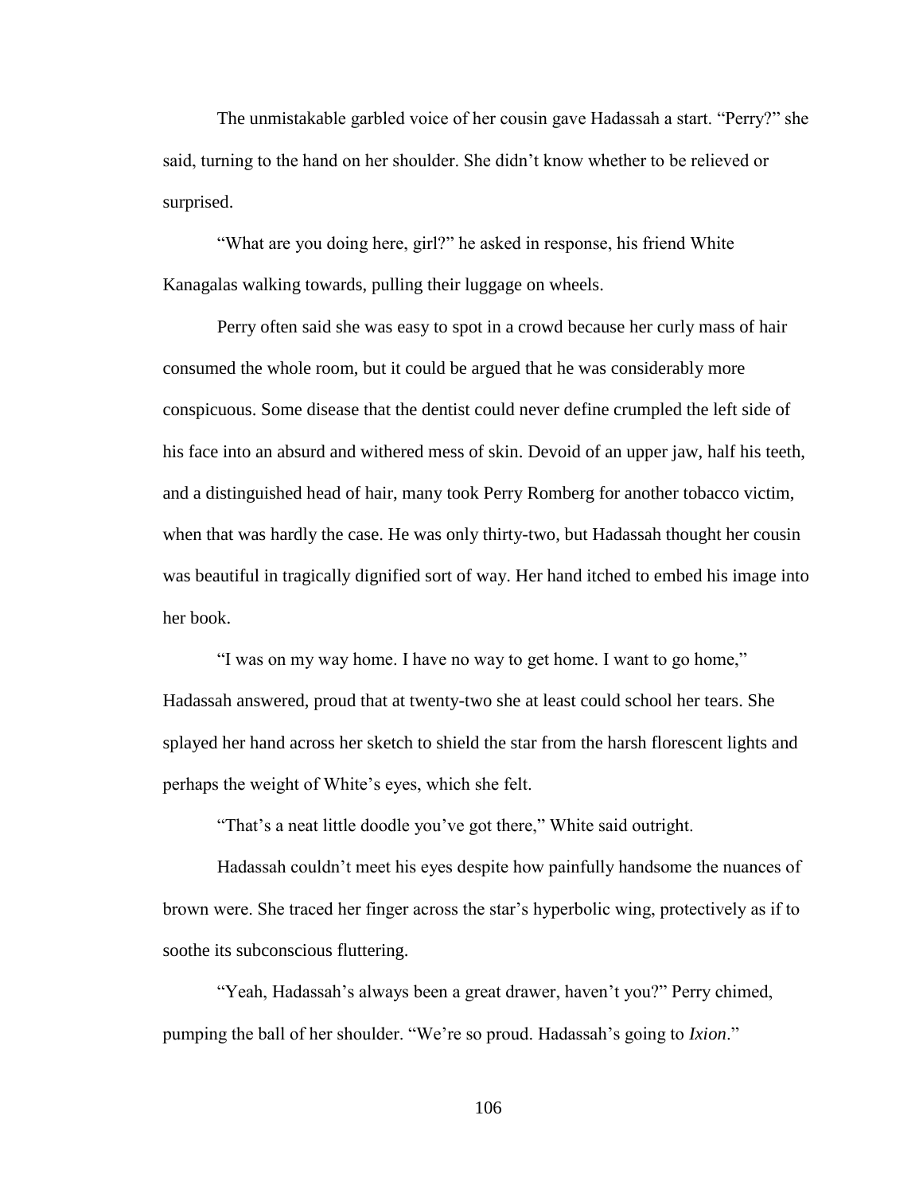The unmistakable garbled voice of her cousin gave Hadassah a start. "Perry?" she said, turning to the hand on her shoulder. She didn't know whether to be relieved or surprised.

"What are you doing here, girl?" he asked in response, his friend White Kanagalas walking towards, pulling their luggage on wheels.

Perry often said she was easy to spot in a crowd because her curly mass of hair consumed the whole room, but it could be argued that he was considerably more conspicuous. Some disease that the dentist could never define crumpled the left side of his face into an absurd and withered mess of skin. Devoid of an upper jaw, half his teeth, and a distinguished head of hair, many took Perry Romberg for another tobacco victim, when that was hardly the case. He was only thirty-two, but Hadassah thought her cousin was beautiful in tragically dignified sort of way. Her hand itched to embed his image into her book.

"I was on my way home. I have no way to get home. I want to go home," Hadassah answered, proud that at twenty-two she at least could school her tears. She splayed her hand across her sketch to shield the star from the harsh florescent lights and perhaps the weight of White's eyes, which she felt.

"That's a neat little doodle you've got there," White said outright.

Hadassah couldn't meet his eyes despite how painfully handsome the nuances of brown were. She traced her finger across the star's hyperbolic wing, protectively as if to soothe its subconscious fluttering.

"Yeah, Hadassah's always been a great drawer, haven't you?" Perry chimed, pumping the ball of her shoulder. "We're so proud. Hadassah's going to *Ixion*."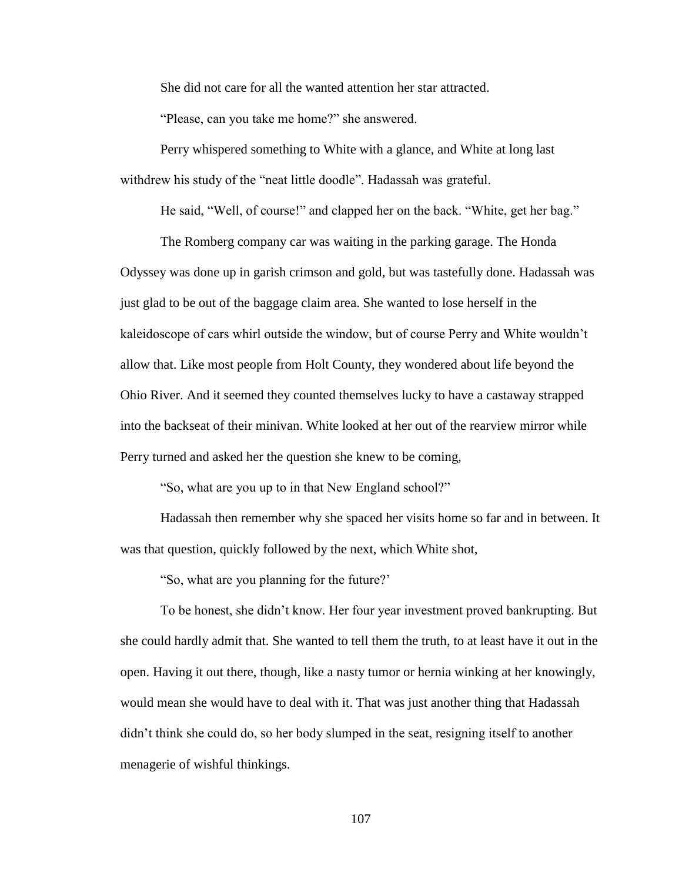She did not care for all the wanted attention her star attracted.

"Please, can you take me home?" she answered.

Perry whispered something to White with a glance, and White at long last withdrew his study of the "neat little doodle". Hadassah was grateful.

He said, "Well, of course!" and clapped her on the back. "White, get her bag."

The Romberg company car was waiting in the parking garage. The Honda Odyssey was done up in garish crimson and gold, but was tastefully done. Hadassah was just glad to be out of the baggage claim area. She wanted to lose herself in the kaleidoscope of cars whirl outside the window, but of course Perry and White wouldn't allow that. Like most people from Holt County, they wondered about life beyond the Ohio River. And it seemed they counted themselves lucky to have a castaway strapped into the backseat of their minivan. White looked at her out of the rearview mirror while Perry turned and asked her the question she knew to be coming,

"So, what are you up to in that New England school?"

Hadassah then remember why she spaced her visits home so far and in between. It was that question, quickly followed by the next, which White shot,

"So, what are you planning for the future?'

To be honest, she didn't know. Her four year investment proved bankrupting. But she could hardly admit that. She wanted to tell them the truth, to at least have it out in the open. Having it out there, though, like a nasty tumor or hernia winking at her knowingly, would mean she would have to deal with it. That was just another thing that Hadassah didn't think she could do, so her body slumped in the seat, resigning itself to another menagerie of wishful thinkings.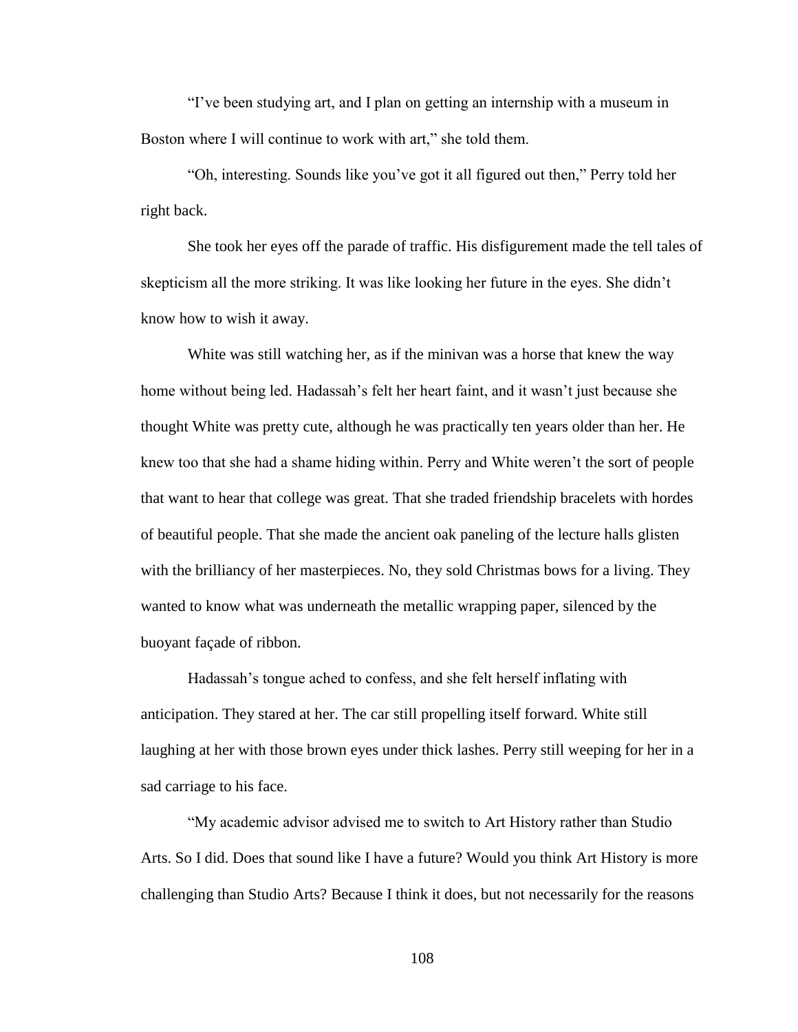"I've been studying art, and I plan on getting an internship with a museum in Boston where I will continue to work with art," she told them.

"Oh, interesting. Sounds like you've got it all figured out then," Perry told her right back.

She took her eyes off the parade of traffic. His disfigurement made the tell tales of skepticism all the more striking. It was like looking her future in the eyes. She didn't know how to wish it away.

White was still watching her, as if the minivan was a horse that knew the way home without being led. Hadassah's felt her heart faint, and it wasn't just because she thought White was pretty cute, although he was practically ten years older than her. He knew too that she had a shame hiding within. Perry and White weren't the sort of people that want to hear that college was great. That she traded friendship bracelets with hordes of beautiful people. That she made the ancient oak paneling of the lecture halls glisten with the brilliancy of her masterpieces. No, they sold Christmas bows for a living. They wanted to know what was underneath the metallic wrapping paper, silenced by the buoyant façade of ribbon.

Hadassah's tongue ached to confess, and she felt herself inflating with anticipation. They stared at her. The car still propelling itself forward. White still laughing at her with those brown eyes under thick lashes. Perry still weeping for her in a sad carriage to his face.

"My academic advisor advised me to switch to Art History rather than Studio Arts. So I did. Does that sound like I have a future? Would you think Art History is more challenging than Studio Arts? Because I think it does, but not necessarily for the reasons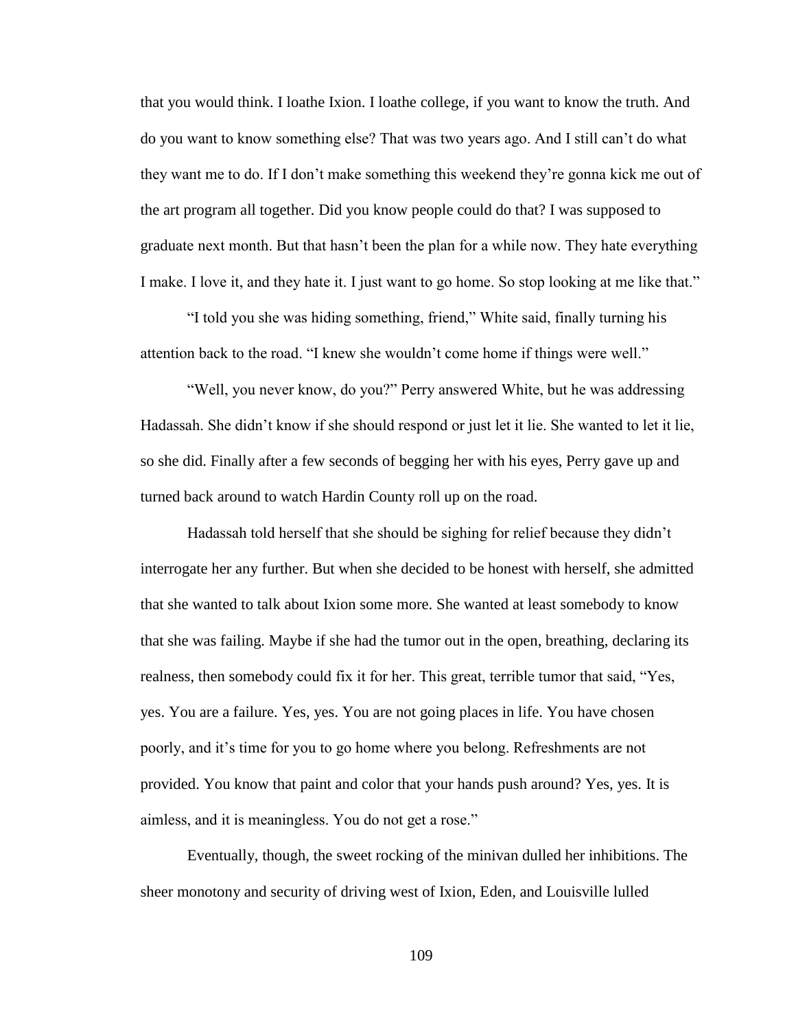that you would think. I loathe Ixion. I loathe college, if you want to know the truth. And do you want to know something else? That was two years ago. And I still can't do what they want me to do. If I don't make something this weekend they're gonna kick me out of the art program all together. Did you know people could do that? I was supposed to graduate next month. But that hasn't been the plan for a while now. They hate everything I make. I love it, and they hate it. I just want to go home. So stop looking at me like that."

"I told you she was hiding something, friend," White said, finally turning his attention back to the road. "I knew she wouldn't come home if things were well."

"Well, you never know, do you?" Perry answered White, but he was addressing Hadassah. She didn't know if she should respond or just let it lie. She wanted to let it lie, so she did. Finally after a few seconds of begging her with his eyes, Perry gave up and turned back around to watch Hardin County roll up on the road.

Hadassah told herself that she should be sighing for relief because they didn't interrogate her any further. But when she decided to be honest with herself, she admitted that she wanted to talk about Ixion some more. She wanted at least somebody to know that she was failing. Maybe if she had the tumor out in the open, breathing, declaring its realness, then somebody could fix it for her. This great, terrible tumor that said, "Yes, yes. You are a failure. Yes, yes. You are not going places in life. You have chosen poorly, and it's time for you to go home where you belong. Refreshments are not provided. You know that paint and color that your hands push around? Yes, yes. It is aimless, and it is meaningless. You do not get a rose."

Eventually, though, the sweet rocking of the minivan dulled her inhibitions. The sheer monotony and security of driving west of Ixion, Eden, and Louisville lulled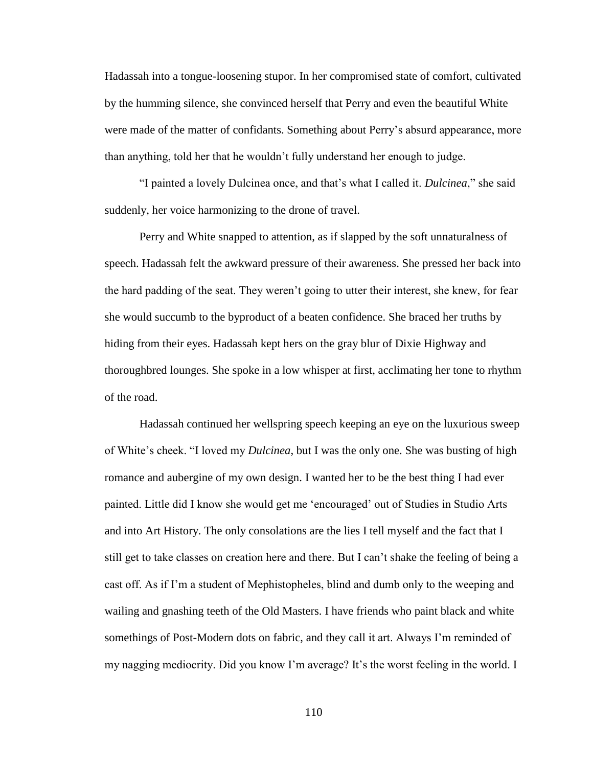Hadassah into a tongue-loosening stupor. In her compromised state of comfort, cultivated by the humming silence, she convinced herself that Perry and even the beautiful White were made of the matter of confidants. Something about Perry's absurd appearance, more than anything, told her that he wouldn't fully understand her enough to judge.

"I painted a lovely Dulcinea once, and that's what I called it. *Dulcinea*," she said suddenly, her voice harmonizing to the drone of travel.

Perry and White snapped to attention, as if slapped by the soft unnaturalness of speech. Hadassah felt the awkward pressure of their awareness. She pressed her back into the hard padding of the seat. They weren't going to utter their interest, she knew, for fear she would succumb to the byproduct of a beaten confidence. She braced her truths by hiding from their eyes. Hadassah kept hers on the gray blur of Dixie Highway and thoroughbred lounges. She spoke in a low whisper at first, acclimating her tone to rhythm of the road.

Hadassah continued her wellspring speech keeping an eye on the luxurious sweep of White's cheek. "I loved my *Dulcinea*, but I was the only one. She was busting of high romance and aubergine of my own design. I wanted her to be the best thing I had ever painted. Little did I know she would get me 'encouraged' out of Studies in Studio Arts and into Art History. The only consolations are the lies I tell myself and the fact that I still get to take classes on creation here and there. But I can't shake the feeling of being a cast off. As if I'm a student of Mephistopheles, blind and dumb only to the weeping and wailing and gnashing teeth of the Old Masters. I have friends who paint black and white somethings of Post-Modern dots on fabric, and they call it art. Always I'm reminded of my nagging mediocrity. Did you know I'm average? It's the worst feeling in the world. I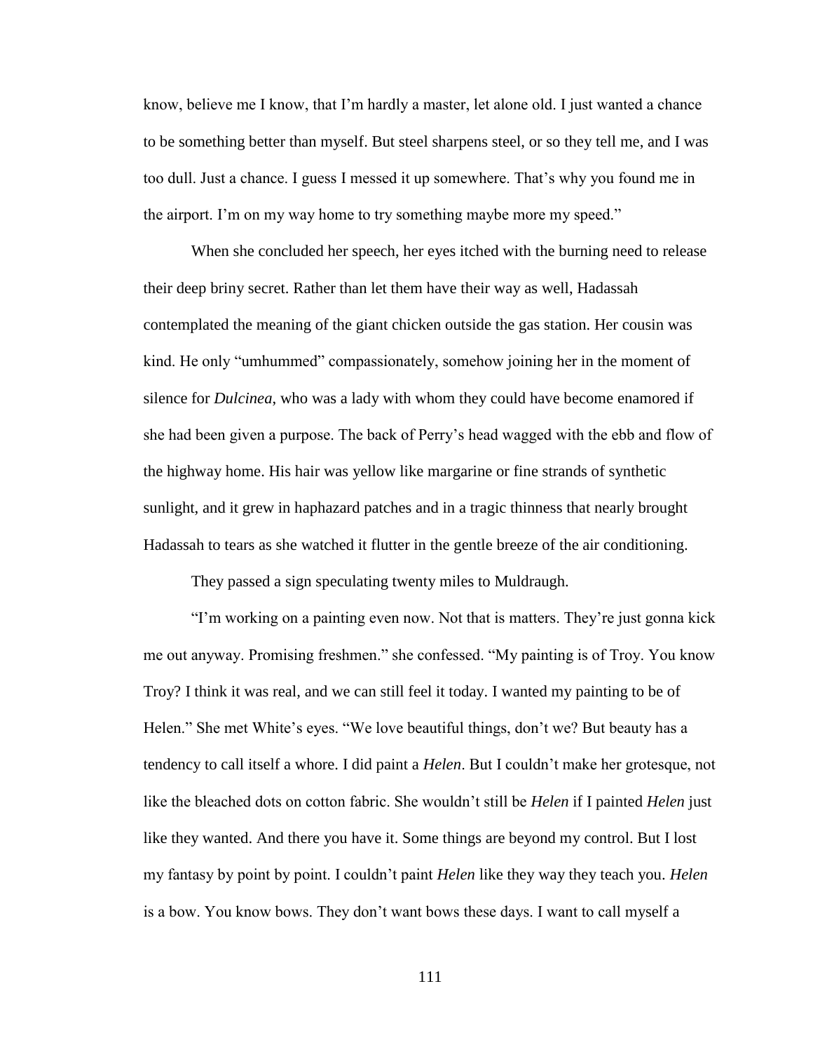know, believe me I know, that I'm hardly a master, let alone old. I just wanted a chance to be something better than myself. But steel sharpens steel, or so they tell me, and I was too dull. Just a chance. I guess I messed it up somewhere. That's why you found me in the airport. I'm on my way home to try something maybe more my speed."

When she concluded her speech, her eyes itched with the burning need to release their deep briny secret. Rather than let them have their way as well, Hadassah contemplated the meaning of the giant chicken outside the gas station. Her cousin was kind. He only "umhummed" compassionately, somehow joining her in the moment of silence for *Dulcinea*, who was a lady with whom they could have become enamored if she had been given a purpose. The back of Perry's head wagged with the ebb and flow of the highway home. His hair was yellow like margarine or fine strands of synthetic sunlight, and it grew in haphazard patches and in a tragic thinness that nearly brought Hadassah to tears as she watched it flutter in the gentle breeze of the air conditioning.

They passed a sign speculating twenty miles to Muldraugh.

"I'm working on a painting even now. Not that is matters. They're just gonna kick me out anyway. Promising freshmen." she confessed. "My painting is of Troy. You know Troy? I think it was real, and we can still feel it today. I wanted my painting to be of Helen." She met White's eyes. "We love beautiful things, don't we? But beauty has a tendency to call itself a whore. I did paint a *Helen*. But I couldn't make her grotesque, not like the bleached dots on cotton fabric. She wouldn't still be *Helen* if I painted *Helen* just like they wanted. And there you have it. Some things are beyond my control. But I lost my fantasy by point by point. I couldn't paint *Helen* like they way they teach you. *Helen* is a bow. You know bows. They don't want bows these days. I want to call myself a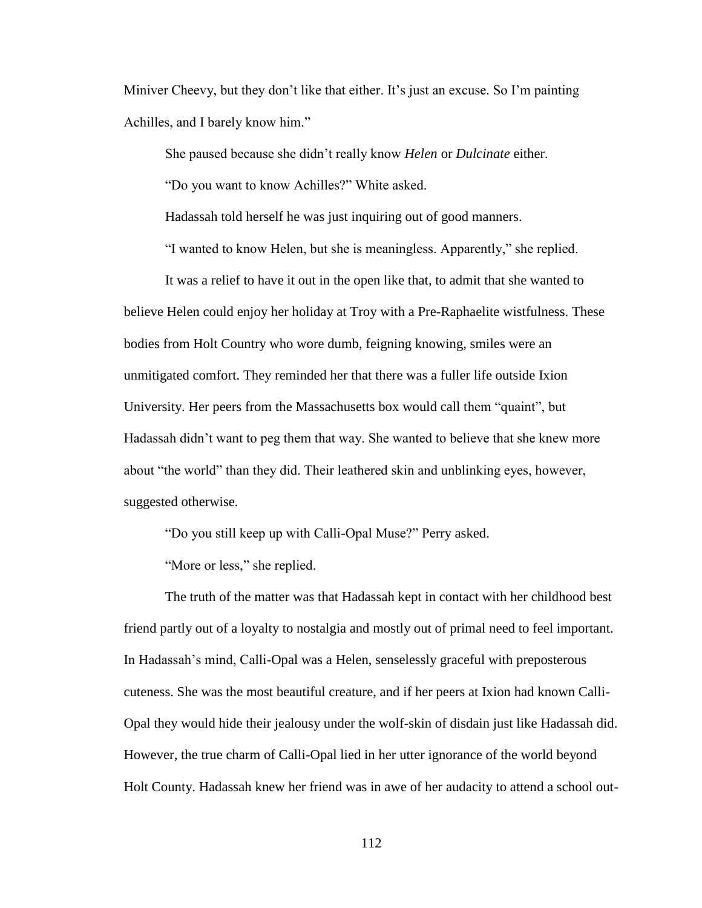Miniver Cheevy, but they don't like that either. It's just an excuse. So I'm painting Achilles, and I barely know him."

She paused because she didn't really know *Helen* or *Dulcinate* either.

"Do you want to know Achilles?" White asked.

Hadassah told herself he was just inquiring out of good manners.

"I wanted to know Helen, but she is meaningless. Apparently," she replied.

It was a relief to have it out in the open like that, to admit that she wanted to believe Helen could enjoy her holiday at Troy with a Pre-Raphaelite wistfulness. These bodies from Holt Country who wore dumb, feigning knowing, smiles were an unmitigated comfort. They reminded her that there was a fuller life outside Ixion University. Her peers from the Massachusetts box would call them "quaint", but Hadassah didn't want to peg them that way. She wanted to believe that she knew more about "the world" than they did. Their leathered skin and unblinking eyes, however, suggested otherwise.

"Do you still keep up with Calli-Opal Muse?" Perry asked.

"More or less," she replied.

The truth of the matter was that Hadassah kept in contact with her childhood best friend partly out of a loyalty to nostalgia and mostly out of primal need to feel important. In Hadassah's mind, Calli-Opal was a Helen, senselessly graceful with preposterous cuteness. She was the most beautiful creature, and if her peers at Ixion had known Calli-Opal they would hide their jealousy under the wolf-skin of disdain just like Hadassah did. However, the true charm of Calli-Opal lied in her utter ignorance of the world beyond Holt County. Hadassah knew her friend was in awe of her audacity to attend a school out-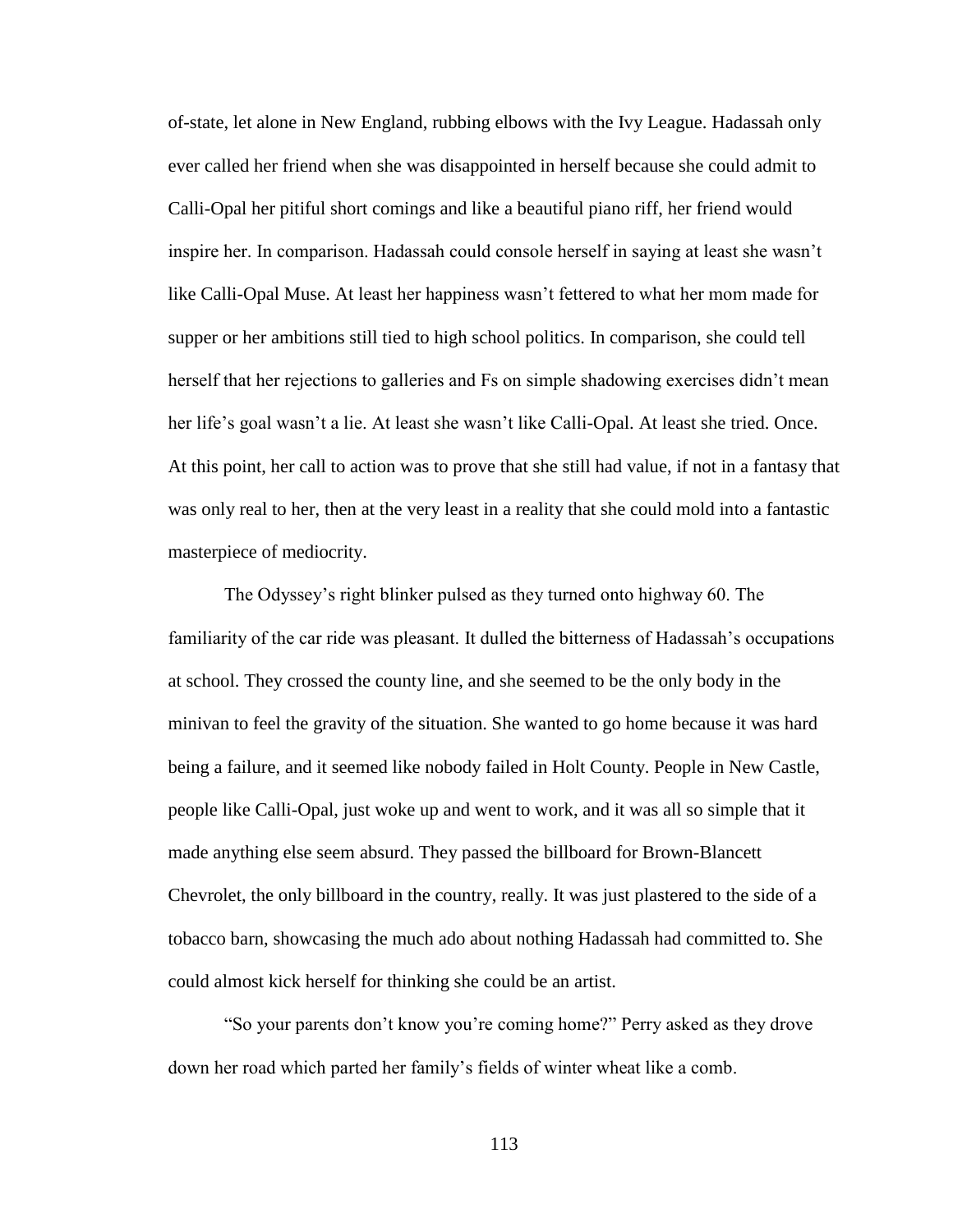of-state, let alone in New England, rubbing elbows with the Ivy League. Hadassah only ever called her friend when she was disappointed in herself because she could admit to Calli-Opal her pitiful short comings and like a beautiful piano riff, her friend would inspire her. In comparison. Hadassah could console herself in saying at least she wasn't like Calli-Opal Muse. At least her happiness wasn't fettered to what her mom made for supper or her ambitions still tied to high school politics. In comparison, she could tell herself that her rejections to galleries and Fs on simple shadowing exercises didn't mean her life's goal wasn't a lie. At least she wasn't like Calli-Opal. At least she tried. Once. At this point, her call to action was to prove that she still had value, if not in a fantasy that was only real to her, then at the very least in a reality that she could mold into a fantastic masterpiece of mediocrity.

The Odyssey's right blinker pulsed as they turned onto highway 60. The familiarity of the car ride was pleasant. It dulled the bitterness of Hadassah's occupations at school. They crossed the county line, and she seemed to be the only body in the minivan to feel the gravity of the situation. She wanted to go home because it was hard being a failure, and it seemed like nobody failed in Holt County. People in New Castle, people like Calli-Opal, just woke up and went to work, and it was all so simple that it made anything else seem absurd. They passed the billboard for Brown-Blancett Chevrolet, the only billboard in the country, really. It was just plastered to the side of a tobacco barn, showcasing the much ado about nothing Hadassah had committed to. She could almost kick herself for thinking she could be an artist.

"So your parents don't know you're coming home?" Perry asked as they drove down her road which parted her family's fields of winter wheat like a comb.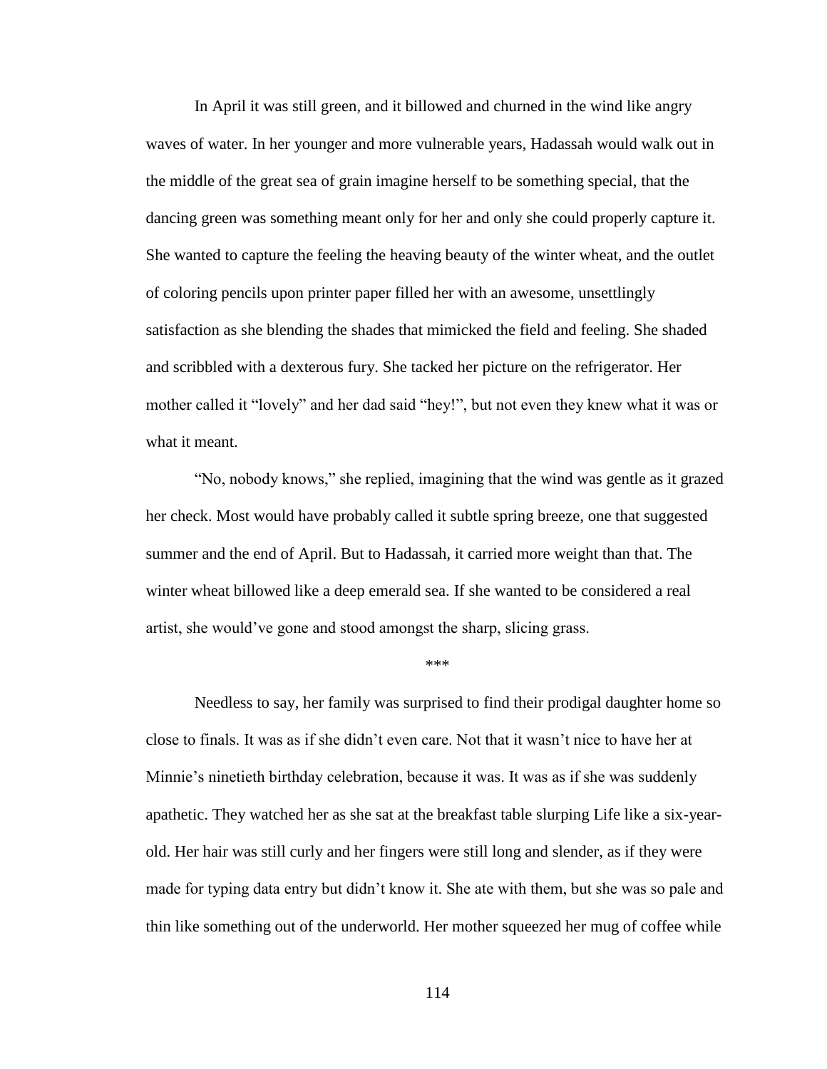In April it was still green, and it billowed and churned in the wind like angry waves of water. In her younger and more vulnerable years, Hadassah would walk out in the middle of the great sea of grain imagine herself to be something special, that the dancing green was something meant only for her and only she could properly capture it. She wanted to capture the feeling the heaving beauty of the winter wheat, and the outlet of coloring pencils upon printer paper filled her with an awesome, unsettlingly satisfaction as she blending the shades that mimicked the field and feeling. She shaded and scribbled with a dexterous fury. She tacked her picture on the refrigerator. Her mother called it "lovely" and her dad said "hey!", but not even they knew what it was or what it meant.

"No, nobody knows," she replied, imagining that the wind was gentle as it grazed her check. Most would have probably called it subtle spring breeze, one that suggested summer and the end of April. But to Hadassah, it carried more weight than that. The winter wheat billowed like a deep emerald sea. If she wanted to be considered a real artist, she would've gone and stood amongst the sharp, slicing grass.

***

Needless to say, her family was surprised to find their prodigal daughter home so close to finals. It was as if she didn't even care. Not that it wasn't nice to have her at Minnie's ninetieth birthday celebration, because it was. It was as if she was suddenly apathetic. They watched her as she sat at the breakfast table slurping Life like a six-year-old. Her hair was still curly and her fingers were still long and slender, as if they were made for typing data entry but didn't know it. She ate with them, but she was so pale and thin like something out of the underworld. Her mother squeezed her mug of coffee while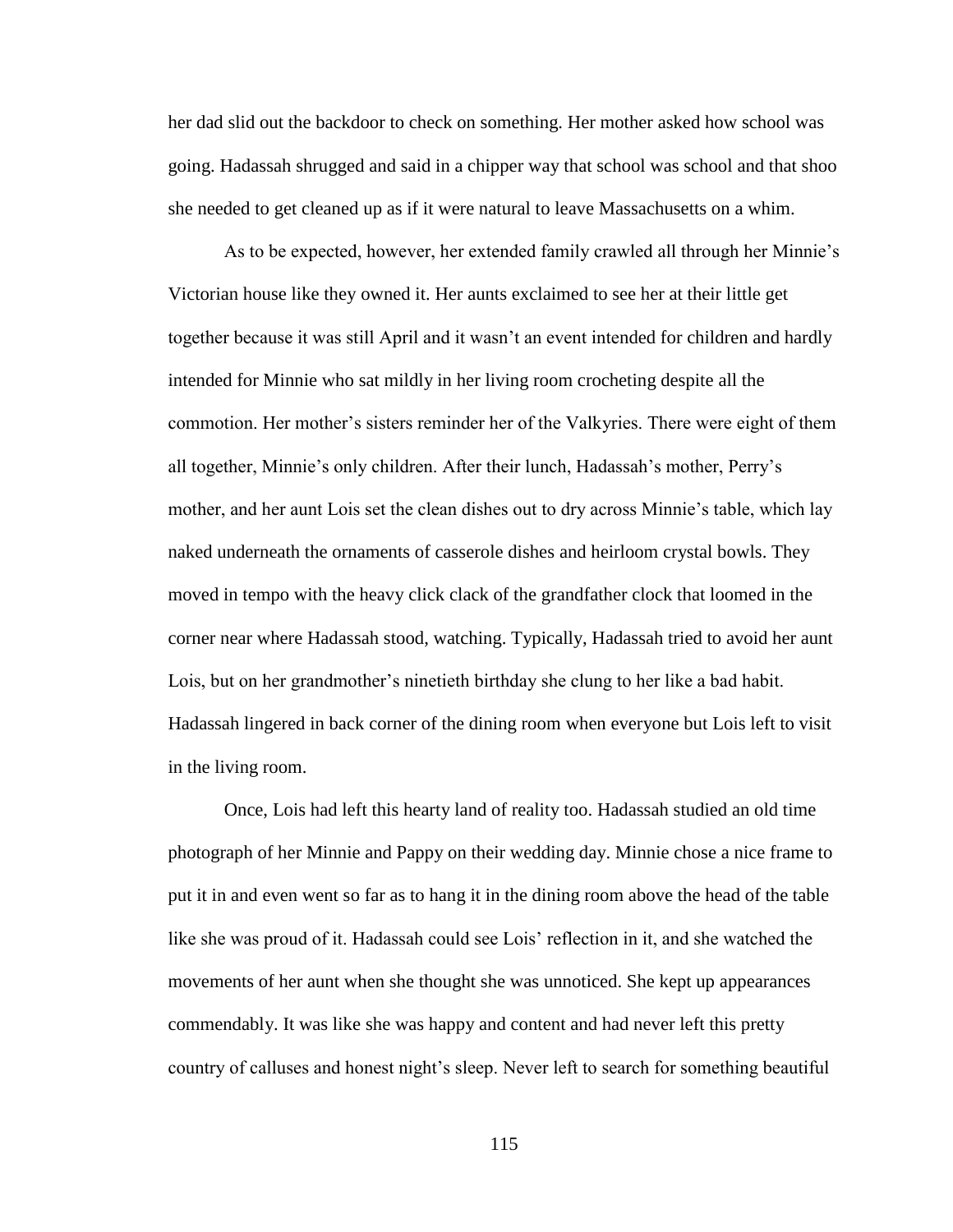her dad slid out the backdoor to check on something. Her mother asked how school was going. Hadassah shrugged and said in a chipper way that school was school and that shoo she needed to get cleaned up as if it were natural to leave Massachusetts on a whim.

As to be expected, however, her extended family crawled all through her Minnie's Victorian house like they owned it. Her aunts exclaimed to see her at their little get together because it was still April and it wasn't an event intended for children and hardly intended for Minnie who sat mildly in her living room crocheting despite all the commotion. Her mother's sisters reminder her of the Valkyries. There were eight of them all together, Minnie's only children. After their lunch, Hadassah's mother, Perry's mother, and her aunt Lois set the clean dishes out to dry across Minnie's table, which lay naked underneath the ornaments of casserole dishes and heirloom crystal bowls. They moved in tempo with the heavy click clack of the grandfather clock that loomed in the corner near where Hadassah stood, watching. Typically, Hadassah tried to avoid her aunt Lois, but on her grandmother's ninetieth birthday she clung to her like a bad habit. Hadassah lingered in back corner of the dining room when everyone but Lois left to visit in the living room.

Once, Lois had left this hearty land of reality too. Hadassah studied an old time photograph of her Minnie and Pappy on their wedding day. Minnie chose a nice frame to put it in and even went so far as to hang it in the dining room above the head of the table like she was proud of it. Hadassah could see Lois' reflection in it, and she watched the movements of her aunt when she thought she was unnoticed. She kept up appearances commendably. It was like she was happy and content and had never left this pretty country of calluses and honest night's sleep. Never left to search for something beautiful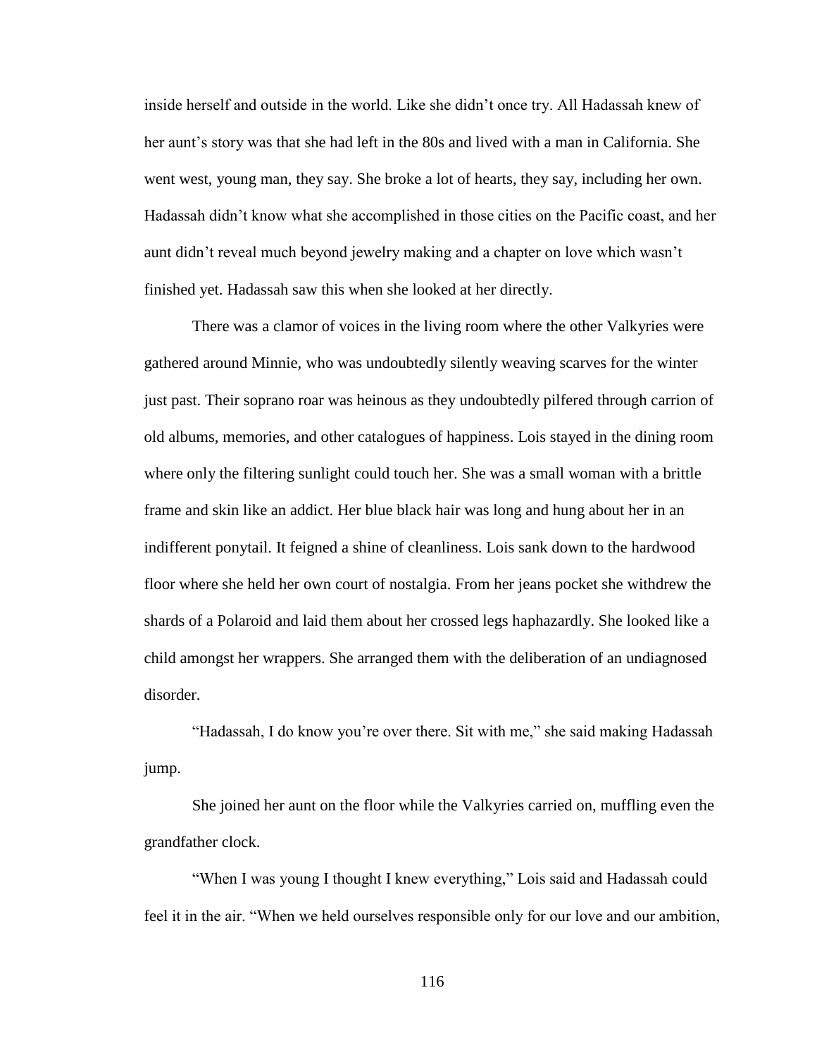inside herself and outside in the world. Like she didn't once try. All Hadassah knew of her aunt's story was that she had left in the 80s and lived with a man in California. She went west, young man, they say. She broke a lot of hearts, they say, including her own. Hadassah didn't know what she accomplished in those cities on the Pacific coast, and her aunt didn't reveal much beyond jewelry making and a chapter on love which wasn't finished yet. Hadassah saw this when she looked at her directly.

There was a clamor of voices in the living room where the other Valkyries were gathered around Minnie, who was undoubtedly silently weaving scarves for the winter just past. Their soprano roar was heinous as they undoubtedly pilfered through carrion of old albums, memories, and other catalogues of happiness. Lois stayed in the dining room where only the filtering sunlight could touch her. She was a small woman with a brittle frame and skin like an addict. Her blue black hair was long and hung about her in an indifferent ponytail. It feigned a shine of cleanliness. Lois sank down to the hardwood floor where she held her own court of nostalgia. From her jeans pocket she withdrew the shards of a Polaroid and laid them about her crossed legs haphazardly. She looked like a child amongst her wrappers. She arranged them with the deliberation of an undiagnosed disorder.

"Hadassah, I do know you're over there. Sit with me," she said making Hadassah jump.

She joined her aunt on the floor while the Valkyries carried on, muffling even the grandfather clock.

"When I was young I thought I knew everything," Lois said and Hadassah could feel it in the air. "When we held ourselves responsible only for our love and our ambition,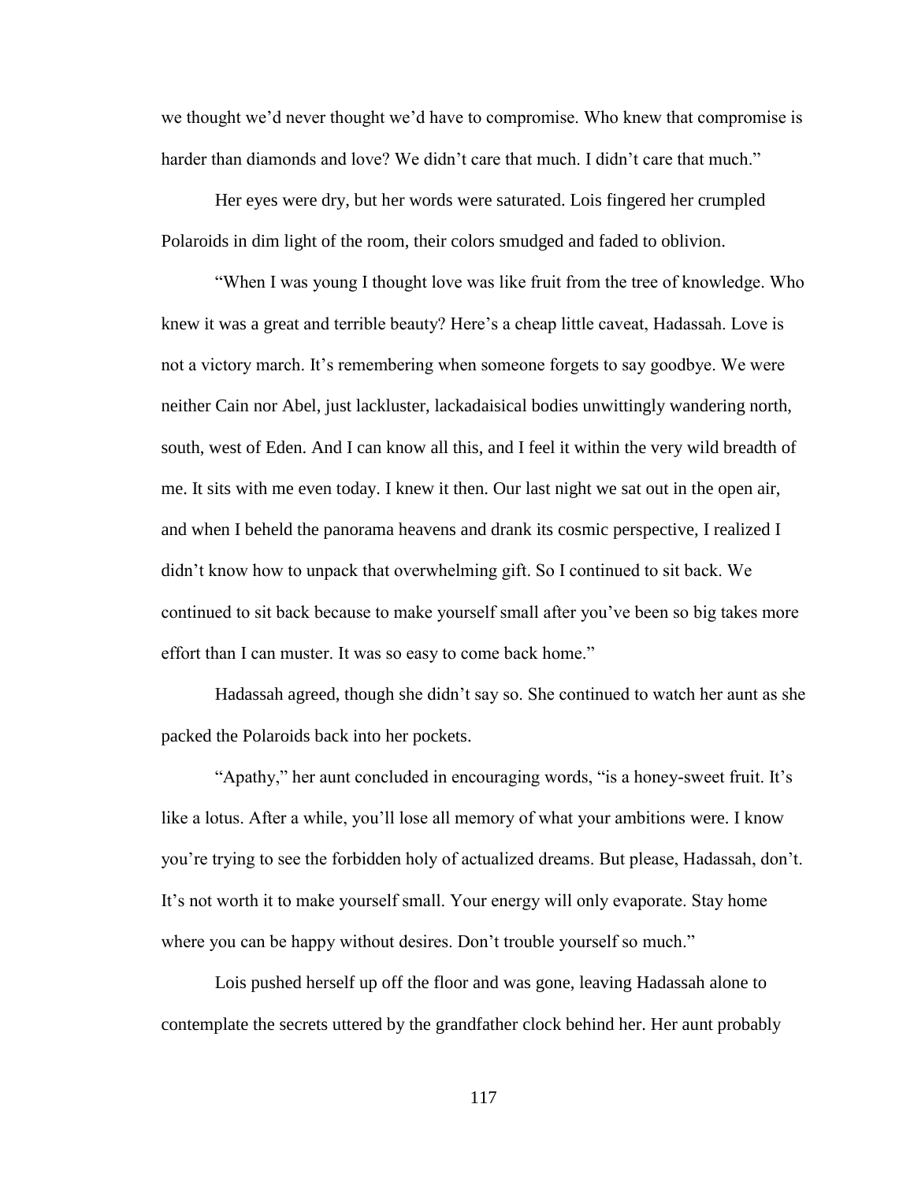we thought we'd never thought we'd have to compromise. Who knew that compromise is harder than diamonds and love? We didn't care that much. I didn't care that much."

Her eyes were dry, but her words were saturated. Lois fingered her crumpled Polaroids in dim light of the room, their colors smudged and faded to oblivion.

"When I was young I thought love was like fruit from the tree of knowledge. Who knew it was a great and terrible beauty? Here's a cheap little caveat, Hadassah. Love is not a victory march. It's remembering when someone forgets to say goodbye. We were neither Cain nor Abel, just lackluster, lackadaisical bodies unwittingly wandering north, south, west of Eden. And I can know all this, and I feel it within the very wild breadth of me. It sits with me even today. I knew it then. Our last night we sat out in the open air, and when I beheld the panorama heavens and drank its cosmic perspective, I realized I didn't know how to unpack that overwhelming gift. So I continued to sit back. We continued to sit back because to make yourself small after you've been so big takes more effort than I can muster. It was so easy to come back home."

Hadassah agreed, though she didn't say so. She continued to watch her aunt as she packed the Polaroids back into her pockets.

"Apathy," her aunt concluded in encouraging words, "is a honey-sweet fruit. It's like a lotus. After a while, you'll lose all memory of what your ambitions were. I know you're trying to see the forbidden holy of actualized dreams. But please, Hadassah, don't. It's not worth it to make yourself small. Your energy will only evaporate. Stay home where you can be happy without desires. Don't trouble yourself so much."

Lois pushed herself up off the floor and was gone, leaving Hadassah alone to contemplate the secrets uttered by the grandfather clock behind her. Her aunt probably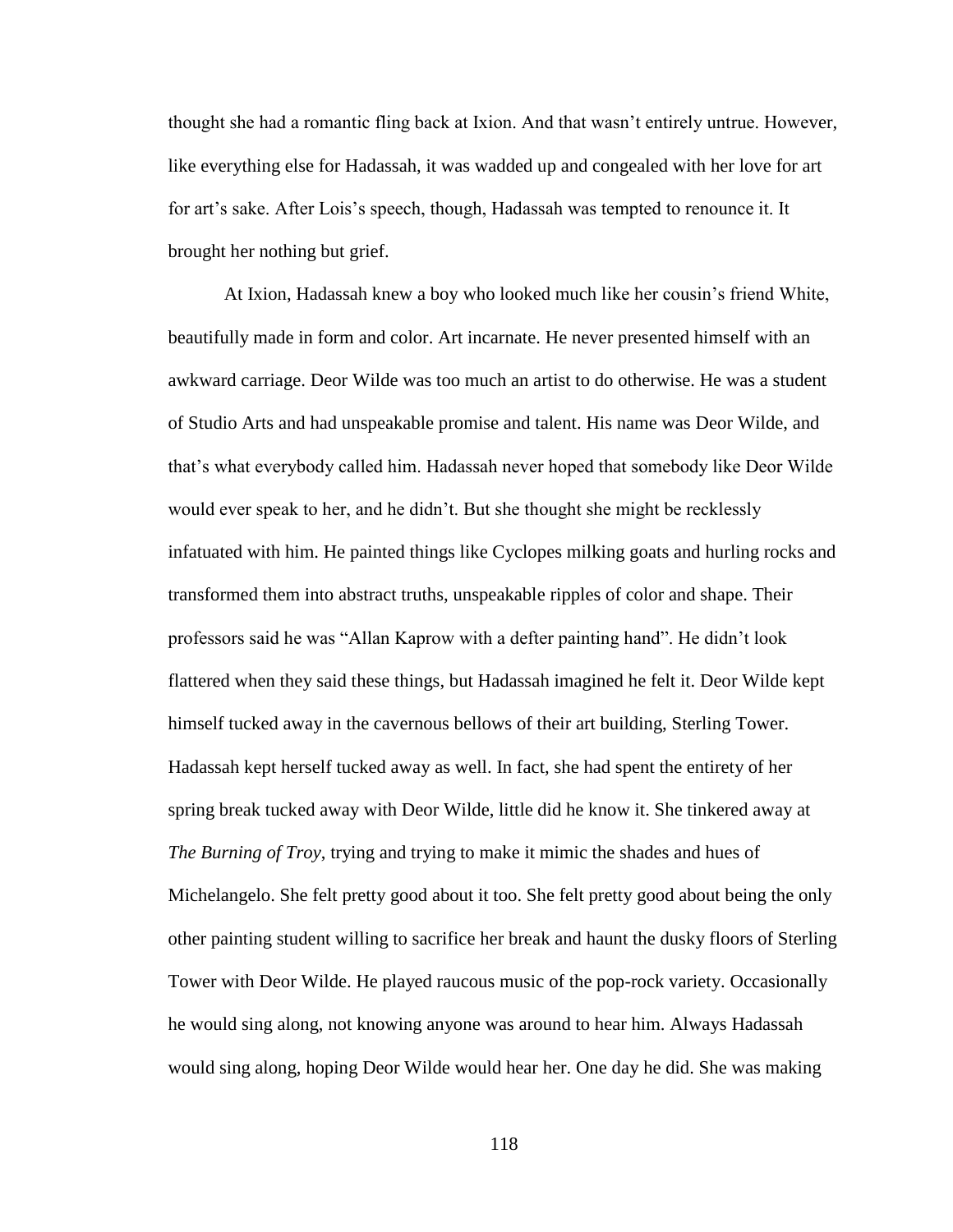thought she had a romantic fling back at Ixion. And that wasn't entirely untrue. However, like everything else for Hadassah, it was wadded up and congealed with her love for art for art's sake. After Lois's speech, though, Hadassah was tempted to renounce it. It brought her nothing but grief.

At Ixion, Hadassah knew a boy who looked much like her cousin's friend White, beautifully made in form and color. Art incarnate. He never presented himself with an awkward carriage. Deor Wilde was too much an artist to do otherwise. He was a student of Studio Arts and had unspeakable promise and talent. His name was Deor Wilde, and that's what everybody called him. Hadassah never hoped that somebody like Deor Wilde would ever speak to her, and he didn't. But she thought she might be recklessly infatuated with him. He painted things like Cyclopes milking goats and hurling rocks and transformed them into abstract truths, unspeakable ripples of color and shape. Their professors said he was "Allan Kaprow with a defter painting hand". He didn't look flattered when they said these things, but Hadassah imagined he felt it. Deor Wilde kept himself tucked away in the cavernous bellows of their art building, Sterling Tower. Hadassah kept herself tucked away as well. In fact, she had spent the entirety of her spring break tucked away with Deor Wilde, little did he know it. She tinkered away at *The Burning of Troy*, trying and trying to make it mimic the shades and hues of Michelangelo. She felt pretty good about it too. She felt pretty good about being the only other painting student willing to sacrifice her break and haunt the dusky floors of Sterling Tower with Deor Wilde. He played raucous music of the pop-rock variety. Occasionally he would sing along, not knowing anyone was around to hear him. Always Hadassah would sing along, hoping Deor Wilde would hear her. One day he did. She was making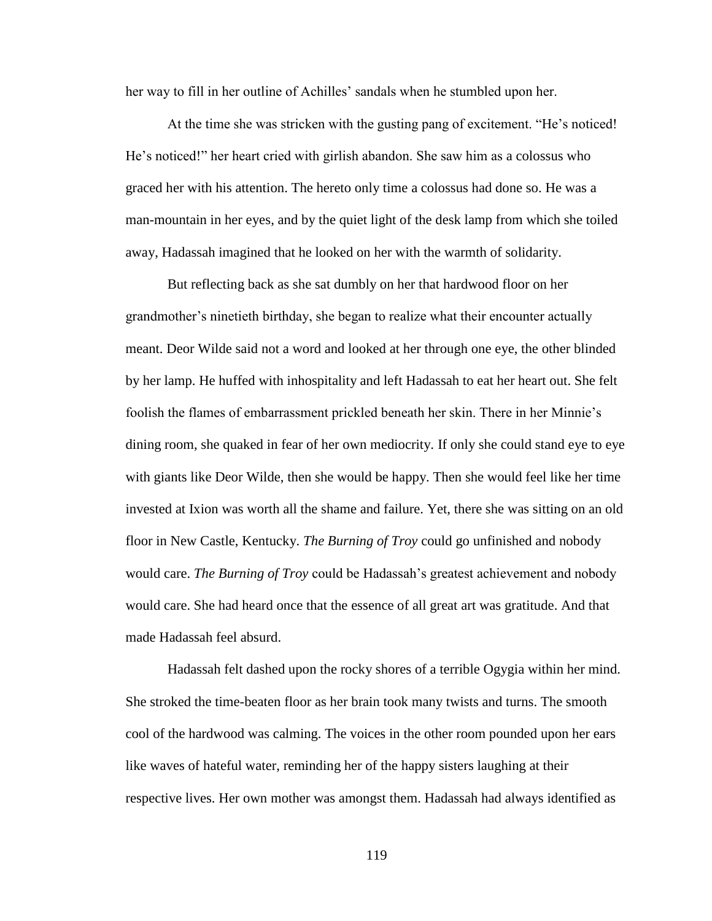her way to fill in her outline of Achilles' sandals when he stumbled upon her.

At the time she was stricken with the gusting pang of excitement. "He's noticed! He's noticed!" her heart cried with girlish abandon. She saw him as a colossus who graced her with his attention. The hereto only time a colossus had done so. He was a man-mountain in her eyes, and by the quiet light of the desk lamp from which she toiled away, Hadassah imagined that he looked on her with the warmth of solidarity.

But reflecting back as she sat dumbly on her that hardwood floor on her grandmother's ninetieth birthday, she began to realize what their encounter actually meant. Deor Wilde said not a word and looked at her through one eye, the other blinded by her lamp. He huffed with inhospitality and left Hadassah to eat her heart out. She felt foolish the flames of embarrassment prickled beneath her skin. There in her Minnie's dining room, she quaked in fear of her own mediocrity. If only she could stand eye to eye with giants like Deor Wilde, then she would be happy. Then she would feel like her time invested at Ixion was worth all the shame and failure. Yet, there she was sitting on an old floor in New Castle, Kentucky. *The Burning of Troy* could go unfinished and nobody would care. *The Burning of Troy* could be Hadassah's greatest achievement and nobody would care. She had heard once that the essence of all great art was gratitude. And that made Hadassah feel absurd.

Hadassah felt dashed upon the rocky shores of a terrible Ogygia within her mind. She stroked the time-beaten floor as her brain took many twists and turns. The smooth cool of the hardwood was calming. The voices in the other room pounded upon her ears like waves of hateful water, reminding her of the happy sisters laughing at their respective lives. Her own mother was amongst them. Hadassah had always identified as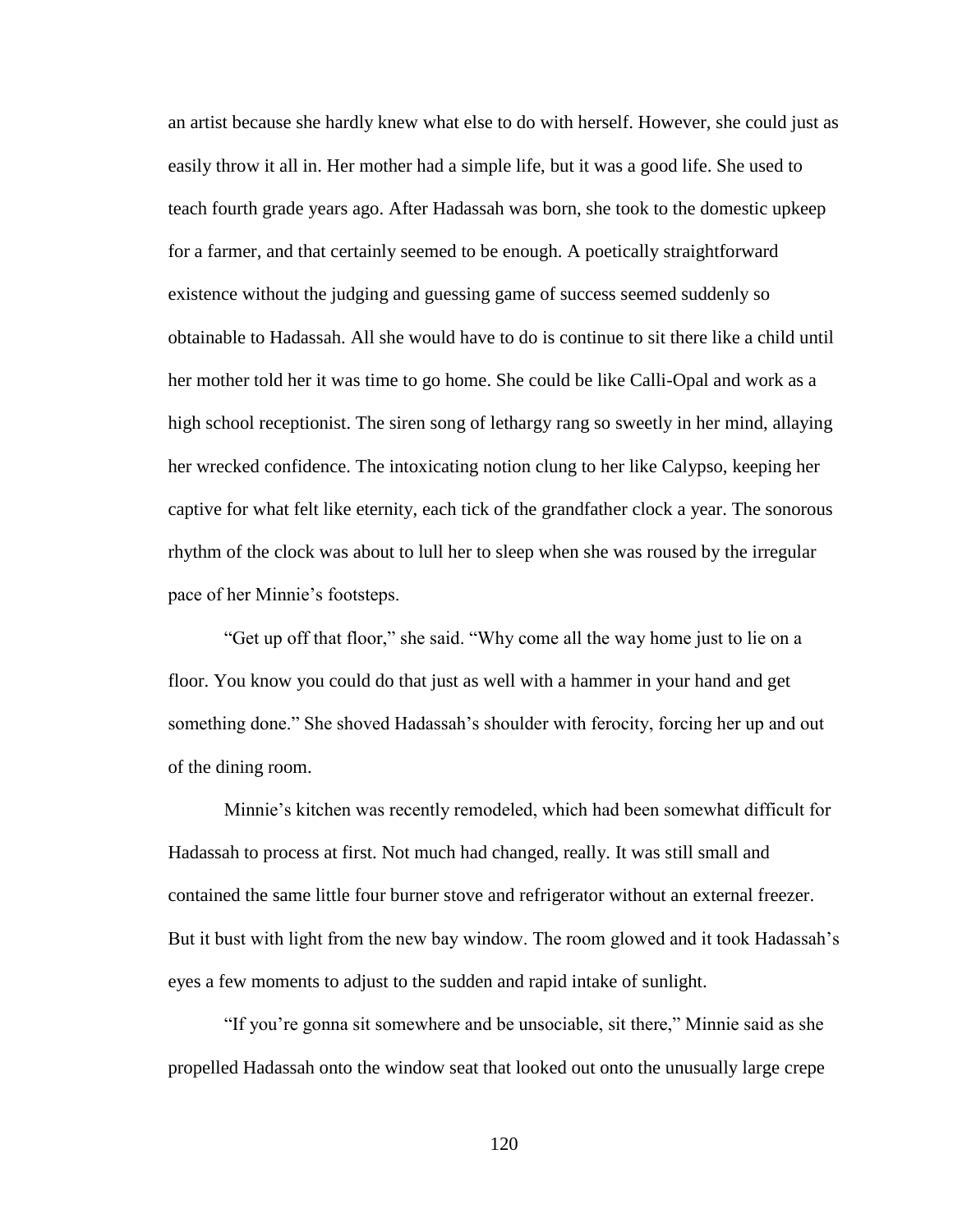an artist because she hardly knew what else to do with herself. However, she could just as easily throw it all in. Her mother had a simple life, but it was a good life. She used to teach fourth grade years ago. After Hadassah was born, she took to the domestic upkeep for a farmer, and that certainly seemed to be enough. A poetically straightforward existence without the judging and guessing game of success seemed suddenly so obtainable to Hadassah. All she would have to do is continue to sit there like a child until her mother told her it was time to go home. She could be like Calli-Opal and work as a high school receptionist. The siren song of lethargy rang so sweetly in her mind, allaying her wrecked confidence. The intoxicating notion clung to her like Calypso, keeping her captive for what felt like eternity, each tick of the grandfather clock a year. The sonorous rhythm of the clock was about to lull her to sleep when she was roused by the irregular pace of her Minnie's footsteps.

"Get up off that floor," she said. "Why come all the way home just to lie on a floor. You know you could do that just as well with a hammer in your hand and get something done." She shoved Hadassah's shoulder with ferocity, forcing her up and out of the dining room.

Minnie's kitchen was recently remodeled, which had been somewhat difficult for Hadassah to process at first. Not much had changed, really. It was still small and contained the same little four burner stove and refrigerator without an external freezer. But it bust with light from the new bay window. The room glowed and it took Hadassah's eyes a few moments to adjust to the sudden and rapid intake of sunlight.

"If you're gonna sit somewhere and be unsociable, sit there," Minnie said as she propelled Hadassah onto the window seat that looked out onto the unusually large crepe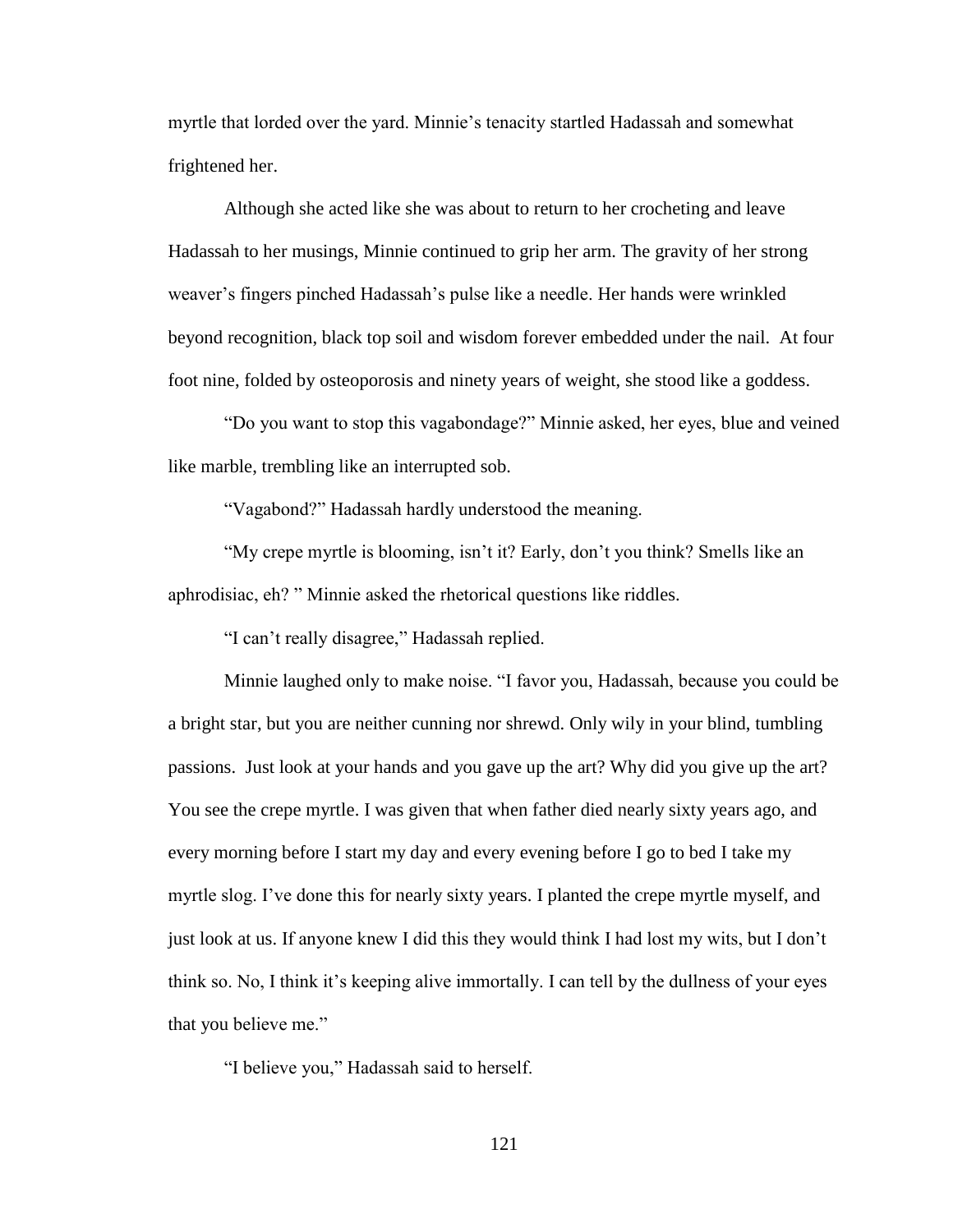myrtle that lorded over the yard. Minnie's tenacity startled Hadassah and somewhat frightened her.

Although she acted like she was about to return to her crocheting and leave Hadassah to her musings, Minnie continued to grip her arm. The gravity of her strong weaver's fingers pinched Hadassah's pulse like a needle. Her hands were wrinkled beyond recognition, black top soil and wisdom forever embedded under the nail. At four foot nine, folded by osteoporosis and ninety years of weight, she stood like a goddess.

"Do you want to stop this vagabondage?" Minnie asked, her eyes, blue and veined like marble, trembling like an interrupted sob.

"Vagabond?" Hadassah hardly understood the meaning.

"My crepe myrtle is blooming, isn't it? Early, don't you think? Smells like an aphrodisiac, eh? " Minnie asked the rhetorical questions like riddles.

"I can't really disagree," Hadassah replied.

Minnie laughed only to make noise. "I favor you, Hadassah, because you could be a bright star, but you are neither cunning nor shrewd. Only wily in your blind, tumbling passions. Just look at your hands and you gave up the art? Why did you give up the art? You see the crepe myrtle. I was given that when father died nearly sixty years ago, and every morning before I start my day and every evening before I go to bed I take my myrtle slog. I've done this for nearly sixty years. I planted the crepe myrtle myself, and just look at us. If anyone knew I did this they would think I had lost my wits, but I don't think so. No, I think it's keeping alive immortally. I can tell by the dullness of your eyes that you believe me."

"I believe you," Hadassah said to herself.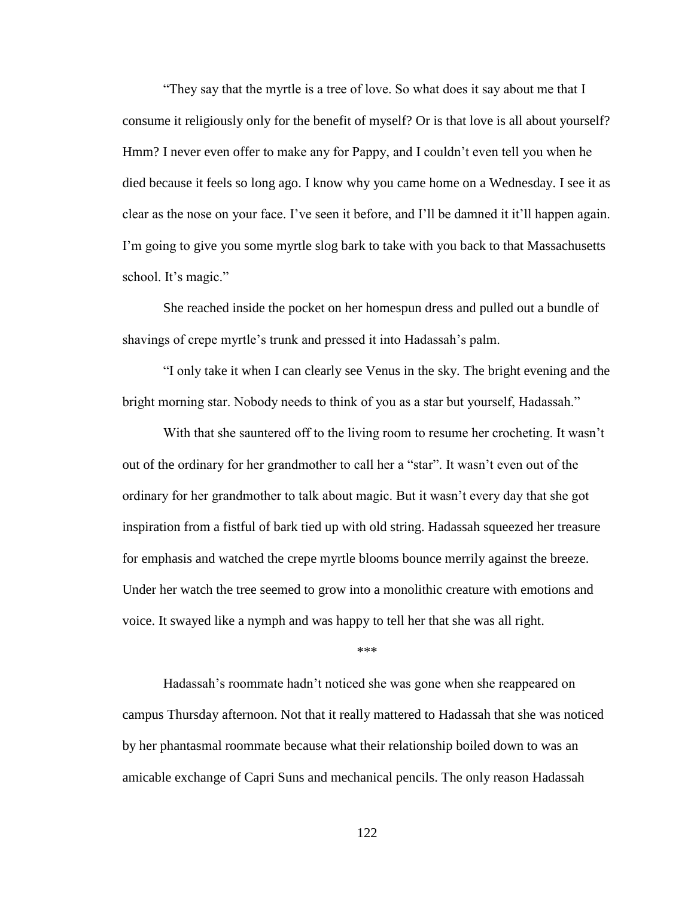“They say that the myrtle is a tree of love. So what does it say about me that I consume it religiously only for the benefit of myself? Or is that love is all about yourself? Hmm? I never even offer to make any for Pappy, and I couldn’t even tell you when he died because it feels so long ago. I know why you came home on a Wednesday. I see it as clear as the nose on your face. I’ve seen it before, and I’ll be damned it it’ll happen again. I’m going to give you some myrtle slog bark to take with you back to that Massachusetts school. It’s magic.”

She reached inside the pocket on her homespun dress and pulled out a bundle of shavings of crepe myrtle’s trunk and pressed it into Hadassah’s palm.

“I only take it when I can clearly see Venus in the sky. The bright evening and the bright morning star. Nobody needs to think of you as a star but yourself, Hadassah.”

With that she sauntered off to the living room to resume her crocheting. It wasn’t out of the ordinary for her grandmother to call her a “star”. It wasn’t even out of the ordinary for her grandmother to talk about magic. But it wasn’t every day that she got inspiration from a fistful of bark tied up with old string. Hadassah squeezed her treasure for emphasis and watched the crepe myrtle blooms bounce merrily against the breeze. Under her watch the tree seemed to grow into a monolithic creature with emotions and voice. It swayed like a nymph and was happy to tell her that she was all right.

***

Hadassah’s roommate hadn’t noticed she was gone when she reappeared on campus Thursday afternoon. Not that it really mattered to Hadassah that she was noticed by her phantasmal roommate because what their relationship boiled down to was an amicable exchange of Capri Suns and mechanical pencils. The only reason Hadassah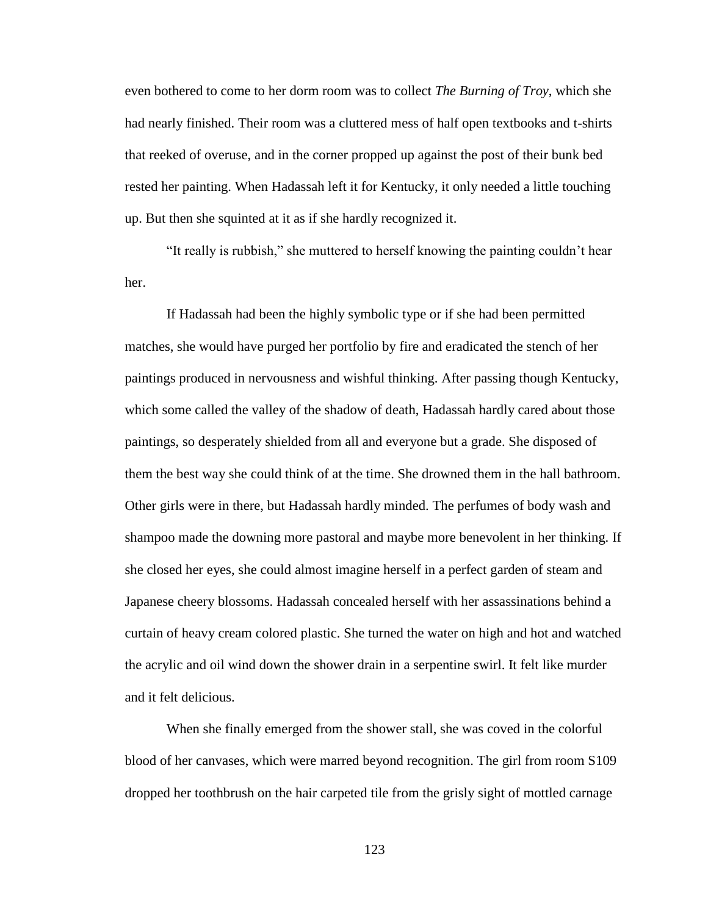even bothered to come to her dorm room was to collect *The Burning of Troy*, which she had nearly finished. Their room was a cluttered mess of half open textbooks and t-shirts that reeked of overuse, and in the corner propped up against the post of their bunk bed rested her painting. When Hadassah left it for Kentucky, it only needed a little touching up. But then she squinted at it as if she hardly recognized it.

"It really is rubbish," she muttered to herself knowing the painting couldn't hear her.

If Hadassah had been the highly symbolic type or if she had been permitted matches, she would have purged her portfolio by fire and eradicated the stench of her paintings produced in nervousness and wishful thinking. After passing though Kentucky, which some called the valley of the shadow of death, Hadassah hardly cared about those paintings, so desperately shielded from all and everyone but a grade. She disposed of them the best way she could think of at the time. She drowned them in the hall bathroom. Other girls were in there, but Hadassah hardly minded. The perfumes of body wash and shampoo made the downing more pastoral and maybe more benevolent in her thinking. If she closed her eyes, she could almost imagine herself in a perfect garden of steam and Japanese cheery blossoms. Hadassah concealed herself with her assassinations behind a curtain of heavy cream colored plastic. She turned the water on high and hot and watched the acrylic and oil wind down the shower drain in a serpentine swirl. It felt like murder and it felt delicious.

When she finally emerged from the shower stall, she was coved in the colorful blood of her canvases, which were marred beyond recognition. The girl from room S109 dropped her toothbrush on the hair carpeted tile from the grisly sight of mottled carnage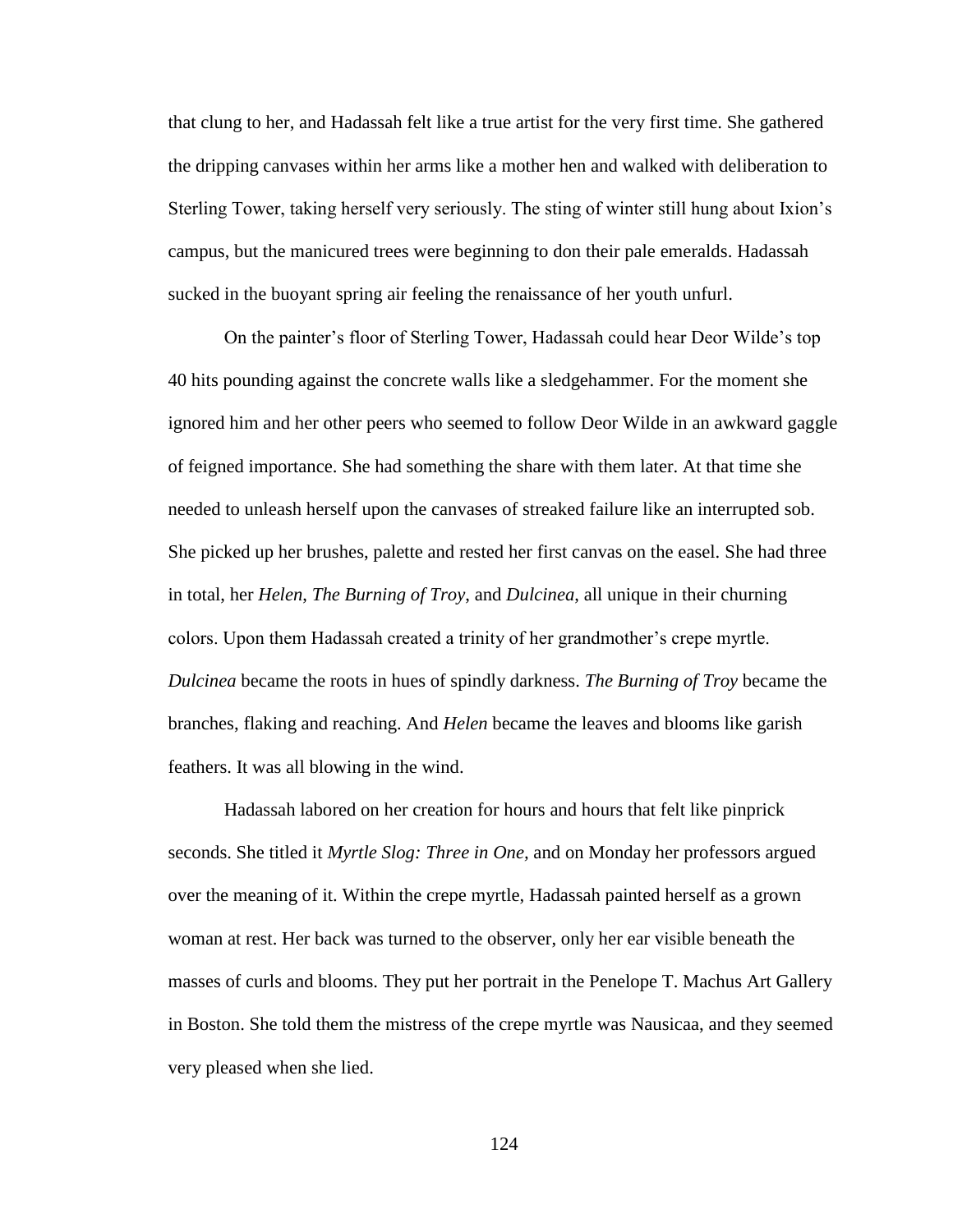that clung to her, and Hadassah felt like a true artist for the very first time. She gathered the dripping canvases within her arms like a mother hen and walked with deliberation to Sterling Tower, taking herself very seriously. The sting of winter still hung about Ixion's campus, but the manicured trees were beginning to don their pale emeralds. Hadassah sucked in the buoyant spring air feeling the renaissance of her youth unfurl.

On the painter's floor of Sterling Tower, Hadassah could hear Deor Wilde's top 40 hits pounding against the concrete walls like a sledgehammer. For the moment she ignored him and her other peers who seemed to follow Deor Wilde in an awkward gaggle of feigned importance. She had something the share with them later. At that time she needed to unleash herself upon the canvases of streaked failure like an interrupted sob. She picked up her brushes, palette and rested her first canvas on the easel. She had three in total, her *Helen*, *The Burning of Troy*, and *Dulcinea*, all unique in their churning colors. Upon them Hadassah created a trinity of her grandmother's crepe myrtle. *Dulcinea* became the roots in hues of spindly darkness. *The Burning of Troy* became the branches, flaking and reaching. And *Helen* became the leaves and blooms like garish feathers. It was all blowing in the wind.

Hadassah labored on her creation for hours and hours that felt like pinprick seconds. She titled it *Myrtle Slog: Three in One,* and on Monday her professors argued over the meaning of it. Within the crepe myrtle, Hadassah painted herself as a grown woman at rest. Her back was turned to the observer, only her ear visible beneath the masses of curls and blooms. They put her portrait in the Penelope T. Machus Art Gallery in Boston. She told them the mistress of the crepe myrtle was Nausicaa, and they seemed very pleased when she lied.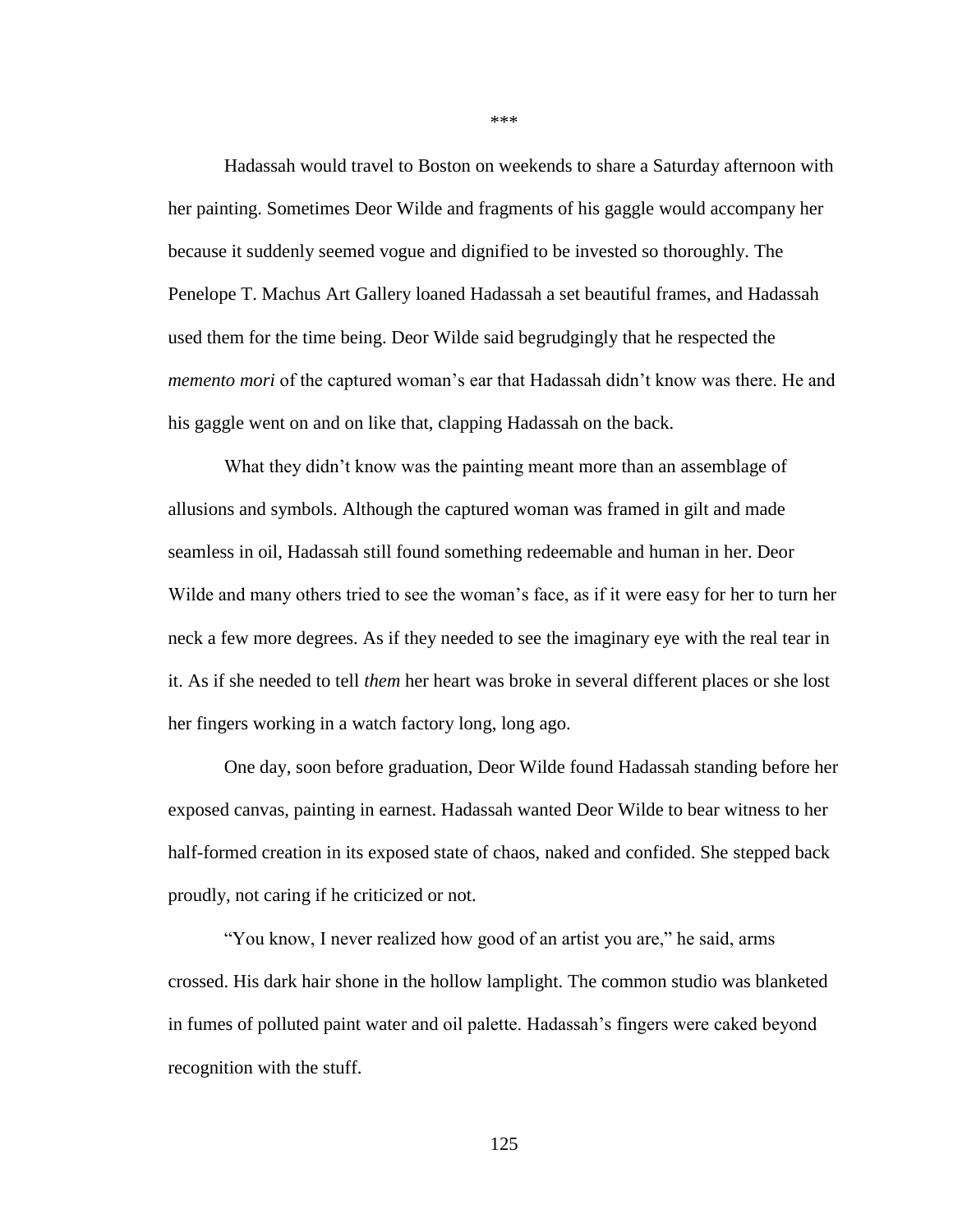\*\*\*

Hadassah would travel to Boston on weekends to share a Saturday afternoon with her painting. Sometimes Deor Wilde and fragments of his gaggle would accompany her because it suddenly seemed vogue and dignified to be invested so thoroughly. The Penelope T. Machus Art Gallery loaned Hadassah a set beautiful frames, and Hadassah used them for the time being. Deor Wilde said begrudgingly that he respected the *memento mori* of the captured woman's ear that Hadassah didn't know was there. He and his gaggle went on and on like that, clapping Hadassah on the back.

What they didn't know was the painting meant more than an assemblage of allusions and symbols. Although the captured woman was framed in gilt and made seamless in oil, Hadassah still found something redeemable and human in her. Deor Wilde and many others tried to see the woman's face, as if it were easy for her to turn her neck a few more degrees. As if they needed to see the imaginary eye with the real tear in it. As if she needed to tell *them* her heart was broke in several different places or she lost her fingers working in a watch factory long, long ago.

One day, soon before graduation, Deor Wilde found Hadassah standing before her exposed canvas, painting in earnest. Hadassah wanted Deor Wilde to bear witness to her half-formed creation in its exposed state of chaos, naked and confided. She stepped back proudly, not caring if he criticized or not.

"You know, I never realized how good of an artist you are," he said, arms crossed. His dark hair shone in the hollow lamplight. The common studio was blanketed in fumes of polluted paint water and oil palette. Hadassah's fingers were caked beyond recognition with the stuff.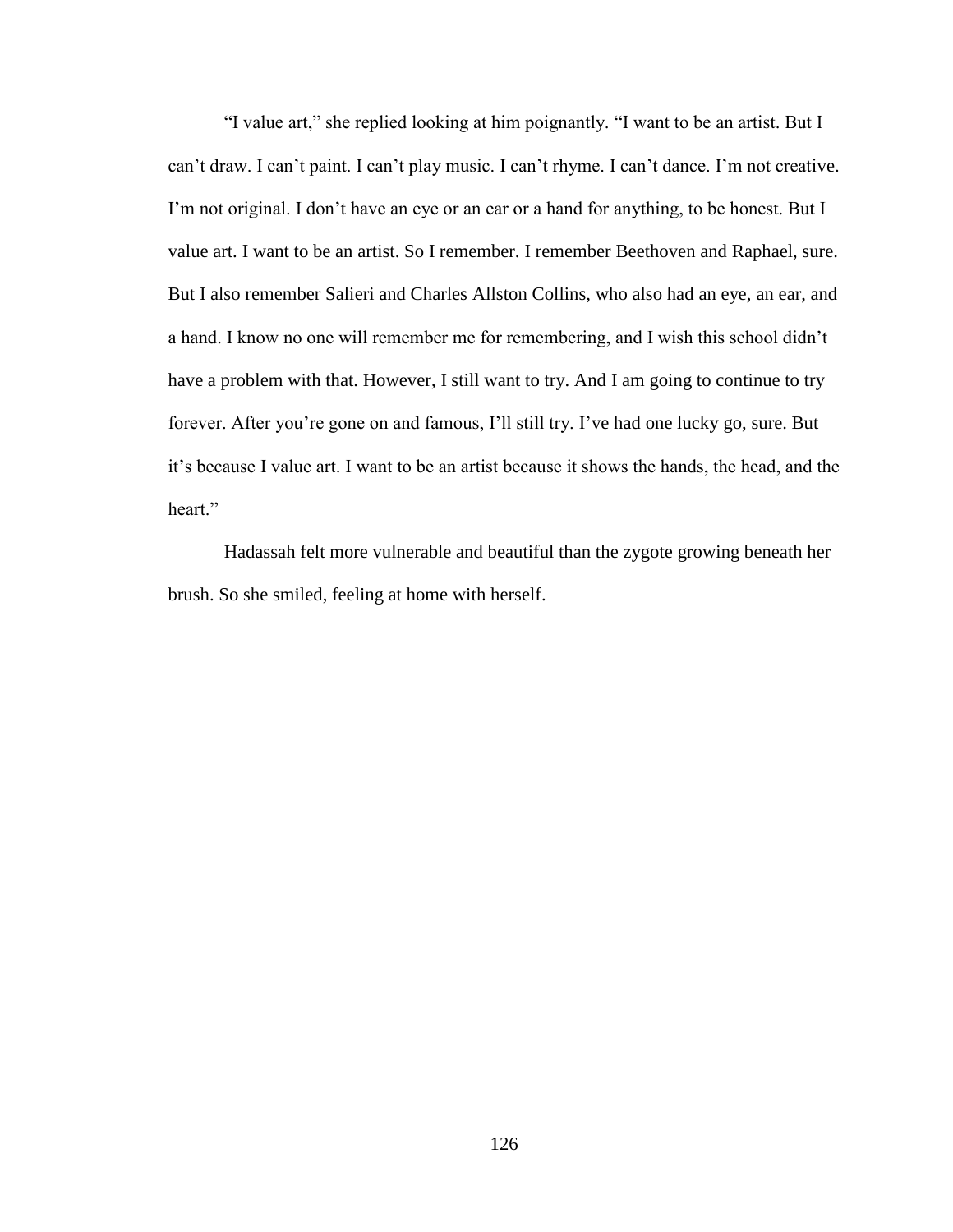"I value art," she replied looking at him poignantly. "I want to be an artist. But I can't draw. I can't paint. I can't play music. I can't rhyme. I can't dance. I'm not creative. I'm not original. I don't have an eye or an ear or a hand for anything, to be honest. But I value art. I want to be an artist. So I remember. I remember Beethoven and Raphael, sure. But I also remember Salieri and Charles Allston Collins, who also had an eye, an ear, and a hand. I know no one will remember me for remembering, and I wish this school didn't have a problem with that. However, I still want to try. And I am going to continue to try forever. After you're gone on and famous, I'll still try. I've had one lucky go, sure. But it's because I value art. I want to be an artist because it shows the hands, the head, and the heart."

Hadassah felt more vulnerable and beautiful than the zygote growing beneath her brush. So she smiled, feeling at home with herself.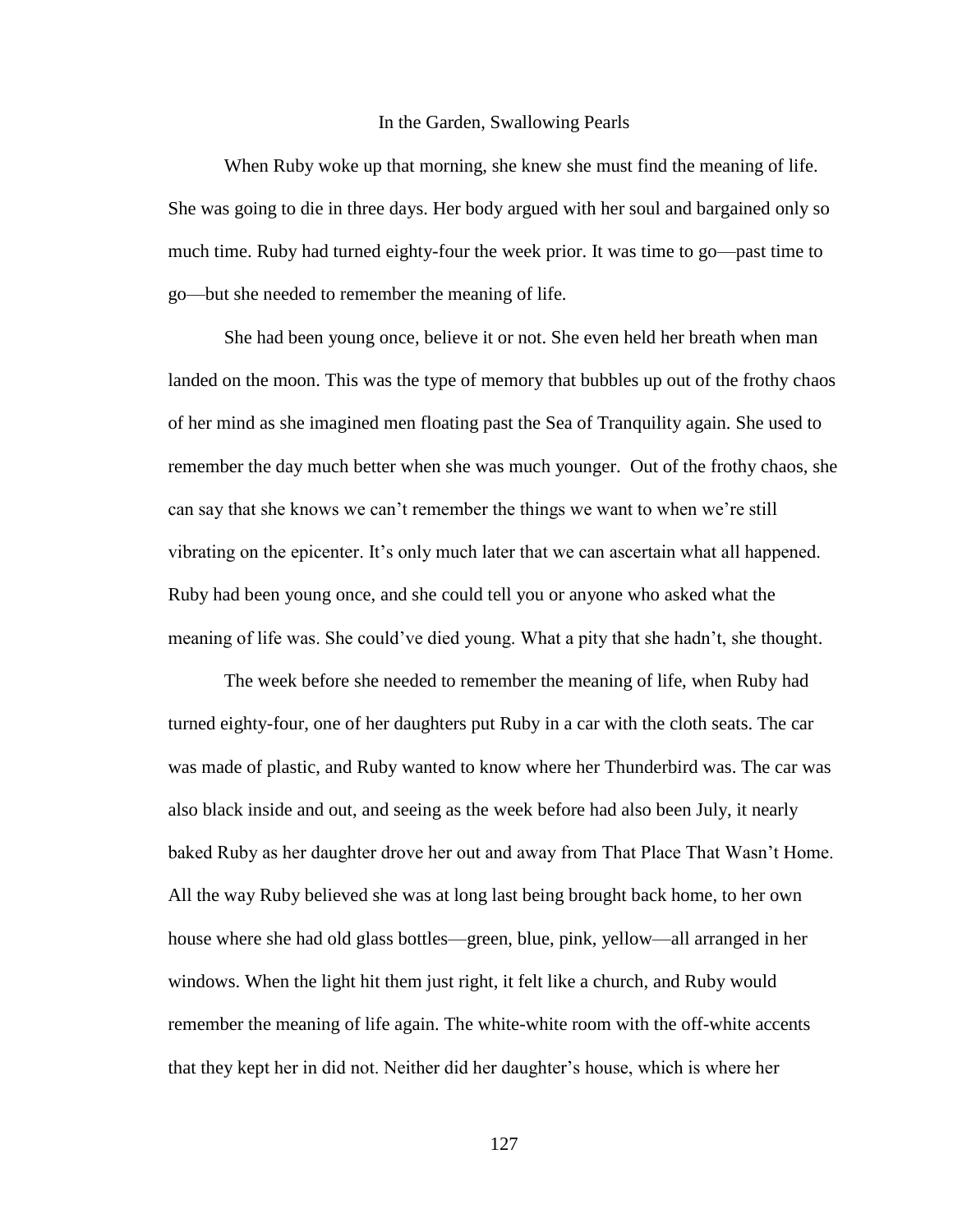# In the Garden, Swallowing Pearls

When Ruby woke up that morning, she knew she must find the meaning of life. She was going to die in three days. Her body argued with her soul and bargained only so much time. Ruby had turned eighty-four the week prior. It was time to go—past time to go—but she needed to remember the meaning of life.

She had been young once, believe it or not. She even held her breath when man landed on the moon. This was the type of memory that bubbles up out of the frothy chaos of her mind as she imagined men floating past the Sea of Tranquility again. She used to remember the day much better when she was much younger. Out of the frothy chaos, she can say that she knows we can't remember the things we want to when we're still vibrating on the epicenter. It's only much later that we can ascertain what all happened. Ruby had been young once, and she could tell you or anyone who asked what the meaning of life was. She could've died young. What a pity that she hadn't, she thought.

The week before she needed to remember the meaning of life, when Ruby had turned eighty-four, one of her daughters put Ruby in a car with the cloth seats. The car was made of plastic, and Ruby wanted to know where her Thunderbird was. The car was also black inside and out, and seeing as the week before had also been July, it nearly baked Ruby as her daughter drove her out and away from That Place That Wasn't Home. All the way Ruby believed she was at long last being brought back home, to her own house where she had old glass bottles—green, blue, pink, yellow—all arranged in her windows. When the light hit them just right, it felt like a church, and Ruby would remember the meaning of life again. The white-white room with the off-white accents that they kept her in did not. Neither did her daughter's house, which is where her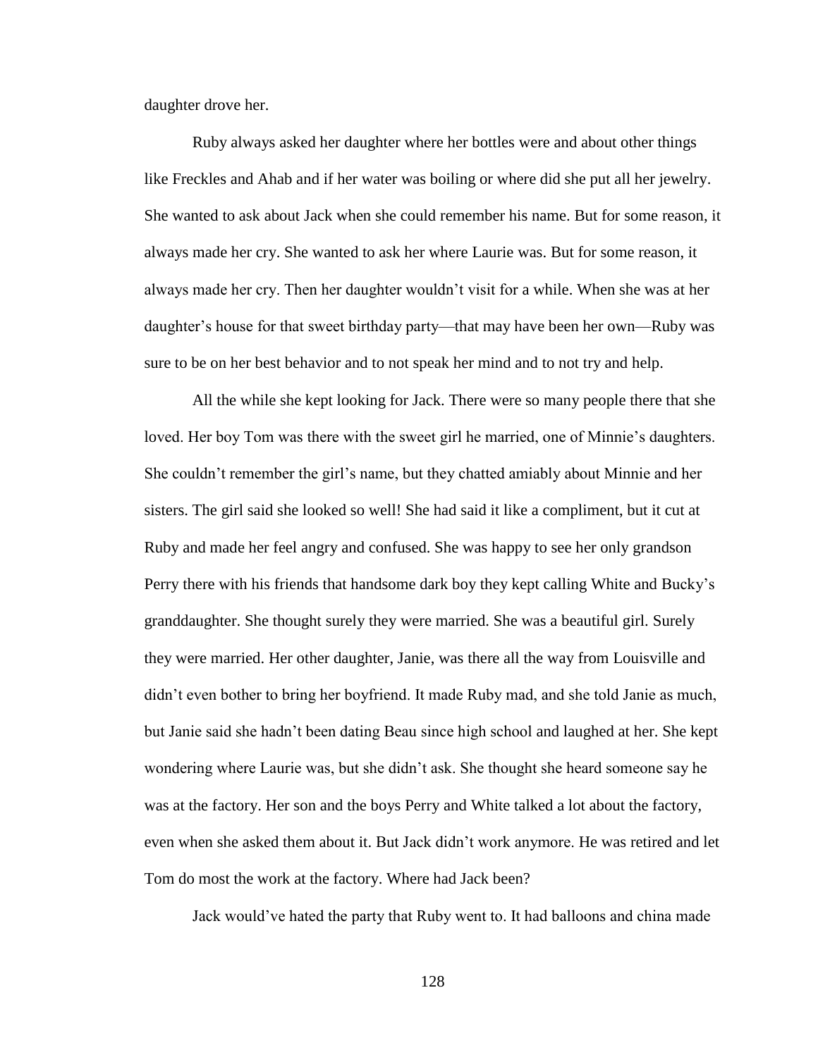daughter drove her.

Ruby always asked her daughter where her bottles were and about other things like Freckles and Ahab and if her water was boiling or where did she put all her jewelry. She wanted to ask about Jack when she could remember his name. But for some reason, it always made her cry. She wanted to ask her where Laurie was. But for some reason, it always made her cry. Then her daughter wouldn't visit for a while. When she was at her daughter's house for that sweet birthday party—that may have been her own—Ruby was sure to be on her best behavior and to not speak her mind and to not try and help.

All the while she kept looking for Jack. There were so many people there that she loved. Her boy Tom was there with the sweet girl he married, one of Minnie's daughters. She couldn't remember the girl's name, but they chatted amiably about Minnie and her sisters. The girl said she looked so well! She had said it like a compliment, but it cut at Ruby and made her feel angry and confused. She was happy to see her only grandson Perry there with his friends that handsome dark boy they kept calling White and Bucky's granddaughter. She thought surely they were married. She was a beautiful girl. Surely they were married. Her other daughter, Janie, was there all the way from Louisville and didn't even bother to bring her boyfriend. It made Ruby mad, and she told Janie as much, but Janie said she hadn't been dating Beau since high school and laughed at her. She kept wondering where Laurie was, but she didn't ask. She thought she heard someone say he was at the factory. Her son and the boys Perry and White talked a lot about the factory, even when she asked them about it. But Jack didn't work anymore. He was retired and let Tom do most the work at the factory. Where had Jack been?

Jack would've hated the party that Ruby went to. It had balloons and china made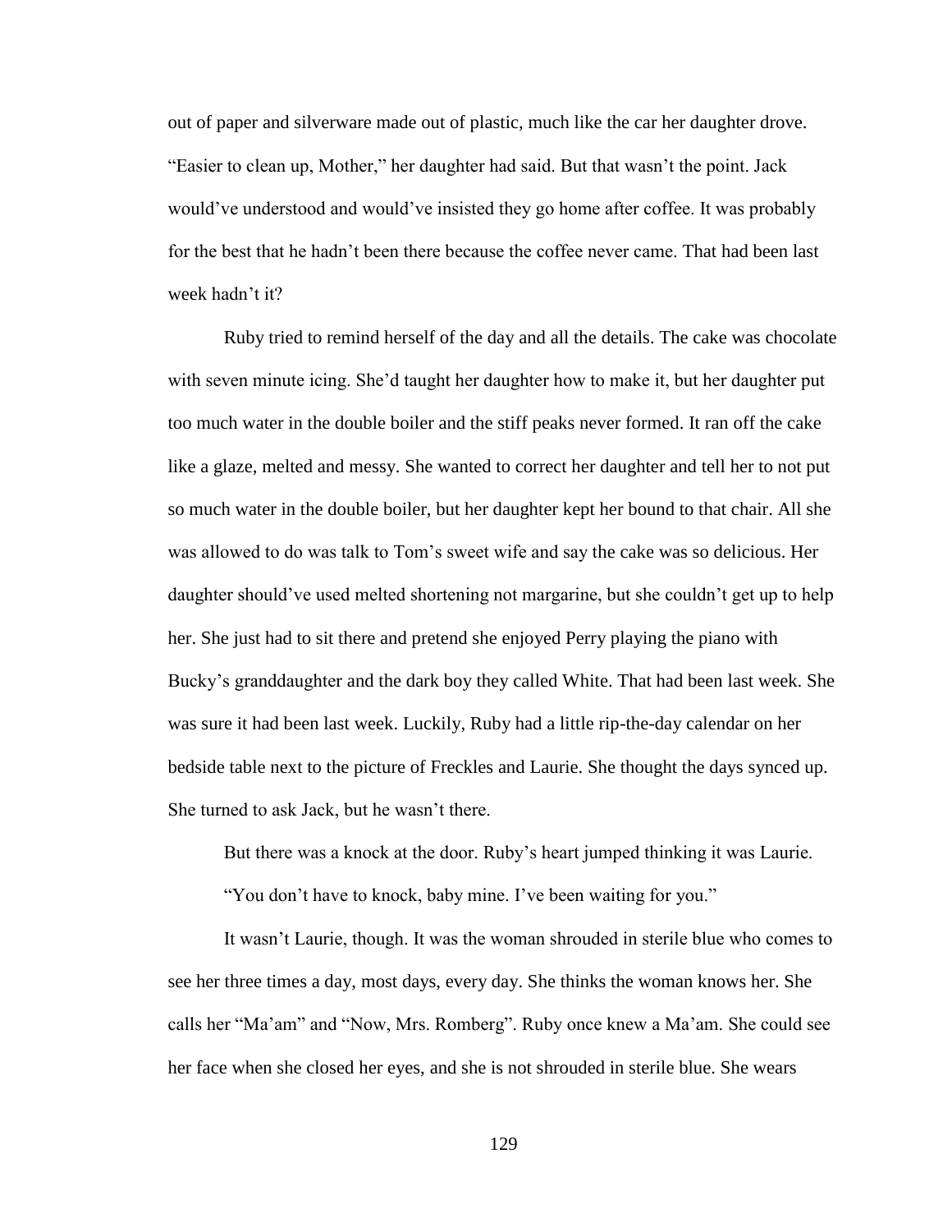out of paper and silverware made out of plastic, much like the car her daughter drove. "Easier to clean up, Mother," her daughter had said. But that wasn't the point. Jack would've understood and would've insisted they go home after coffee. It was probably for the best that he hadn't been there because the coffee never came. That had been last week hadn't it?

Ruby tried to remind herself of the day and all the details. The cake was chocolate with seven minute icing. She'd taught her daughter how to make it, but her daughter put too much water in the double boiler and the stiff peaks never formed. It ran off the cake like a glaze, melted and messy. She wanted to correct her daughter and tell her to not put so much water in the double boiler, but her daughter kept her bound to that chair. All she was allowed to do was talk to Tom's sweet wife and say the cake was so delicious. Her daughter should've used melted shortening not margarine, but she couldn't get up to help her. She just had to sit there and pretend she enjoyed Perry playing the piano with Bucky's granddaughter and the dark boy they called White. That had been last week. She was sure it had been last week. Luckily, Ruby had a little rip-the-day calendar on her bedside table next to the picture of Freckles and Laurie. She thought the days synced up. She turned to ask Jack, but he wasn't there.

But there was a knock at the door. Ruby's heart jumped thinking it was Laurie.

"You don't have to knock, baby mine. I've been waiting for you."

It wasn't Laurie, though. It was the woman shrouded in sterile blue who comes to see her three times a day, most days, every day. She thinks the woman knows her. She calls her "Ma'am" and "Now, Mrs. Romberg". Ruby once knew a Ma'am. She could see her face when she closed her eyes, and she is not shrouded in sterile blue. She wears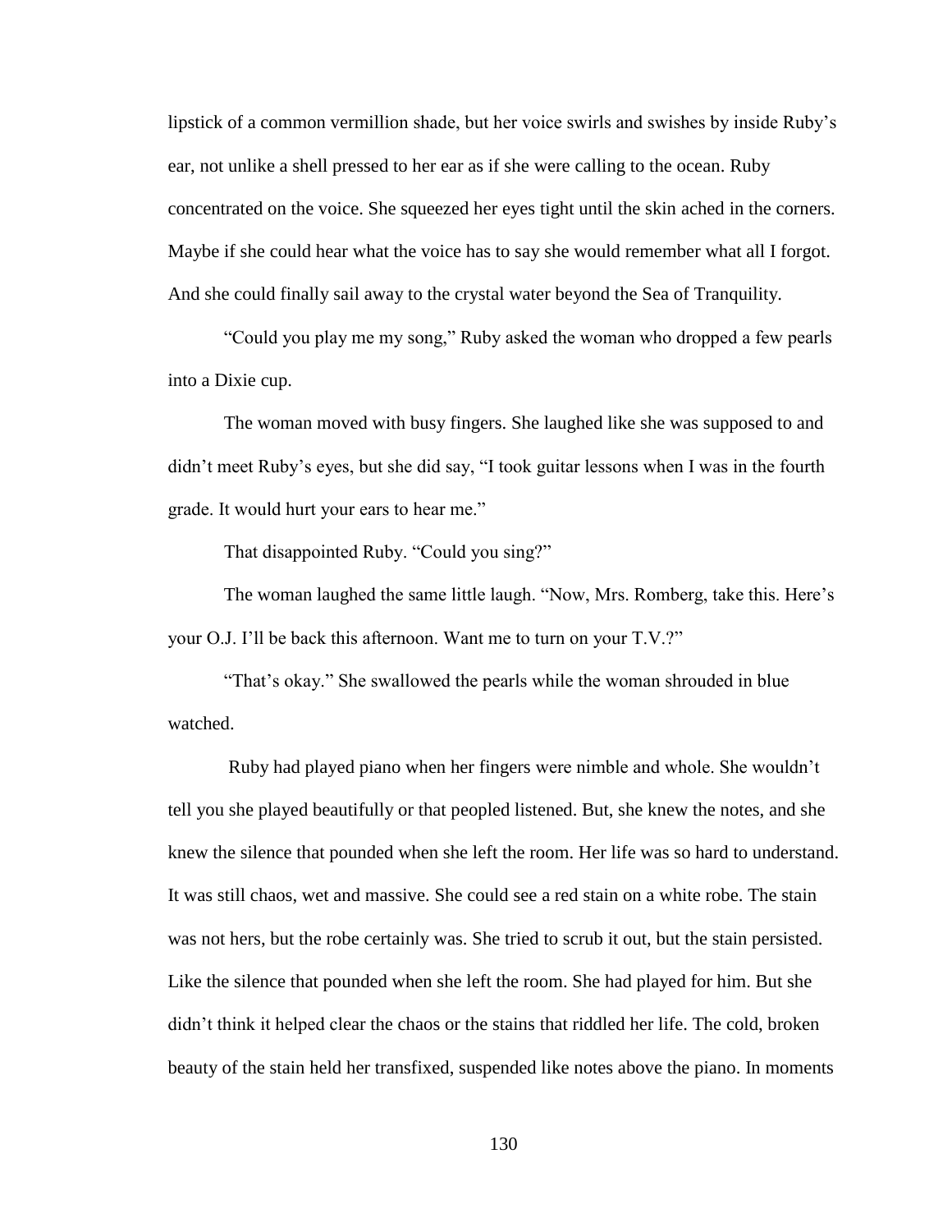lipstick of a common vermillion shade, but her voice swirls and swishes by inside Ruby's ear, not unlike a shell pressed to her ear as if she were calling to the ocean. Ruby concentrated on the voice. She squeezed her eyes tight until the skin ached in the corners. Maybe if she could hear what the voice has to say she would remember what all I forgot. And she could finally sail away to the crystal water beyond the Sea of Tranquility.

"Could you play me my song," Ruby asked the woman who dropped a few pearls into a Dixie cup.

The woman moved with busy fingers. She laughed like she was supposed to and didn't meet Ruby's eyes, but she did say, "I took guitar lessons when I was in the fourth grade. It would hurt your ears to hear me."

That disappointed Ruby. "Could you sing?"

The woman laughed the same little laugh. "Now, Mrs. Romberg, take this. Here's your O.J. I'll be back this afternoon. Want me to turn on your T.V.?"

"That's okay." She swallowed the pearls while the woman shrouded in blue watched.

Ruby had played piano when her fingers were nimble and whole. She wouldn't tell you she played beautifully or that peopled listened. But, she knew the notes, and she knew the silence that pounded when she left the room. Her life was so hard to understand. It was still chaos, wet and massive. She could see a red stain on a white robe. The stain was not hers, but the robe certainly was. She tried to scrub it out, but the stain persisted. Like the silence that pounded when she left the room. She had played for him. But she didn't think it helped clear the chaos or the stains that riddled her life. The cold, broken beauty of the stain held her transfixed, suspended like notes above the piano. In moments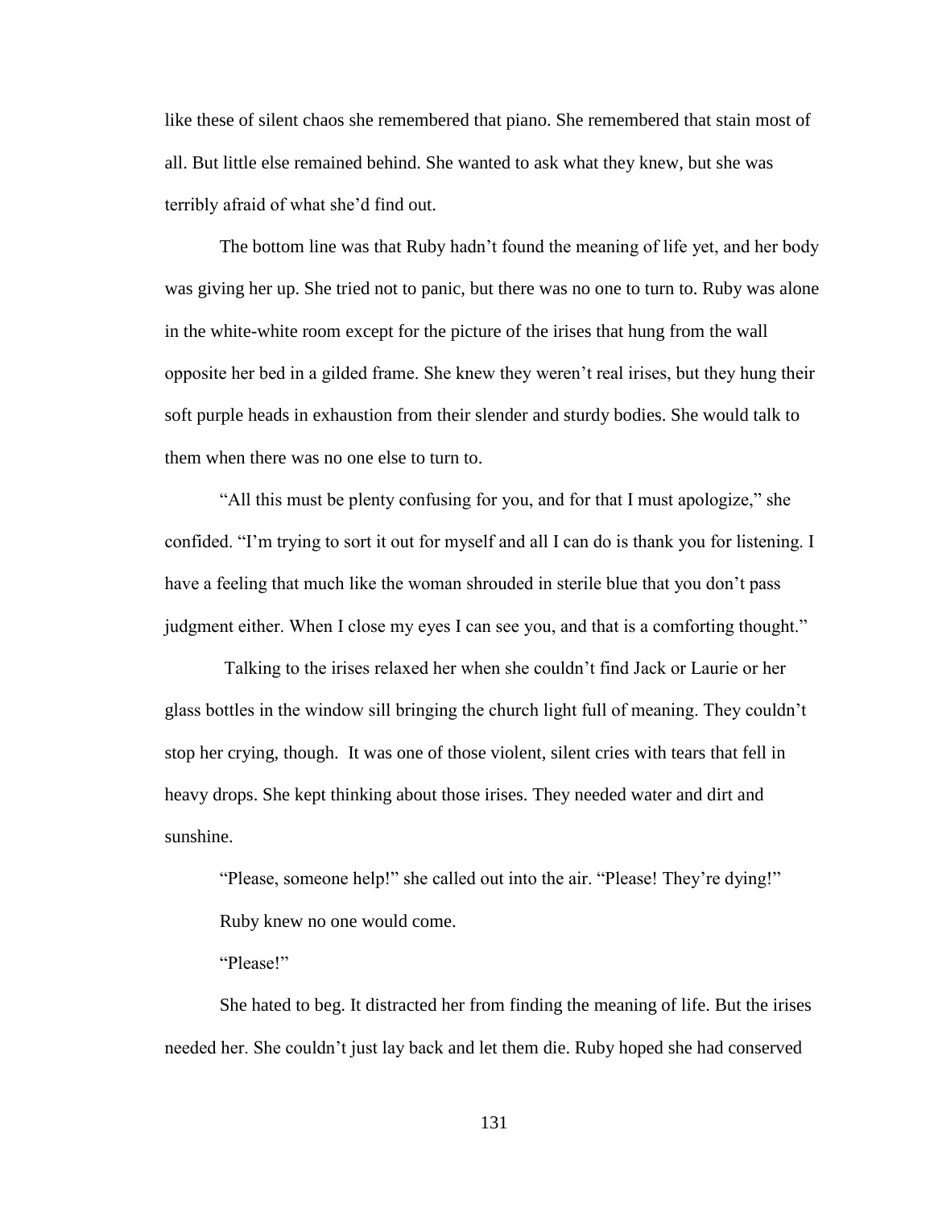like these of silent chaos she remembered that piano. She remembered that stain most of all. But little else remained behind. She wanted to ask what they knew, but she was terribly afraid of what she'd find out.

The bottom line was that Ruby hadn't found the meaning of life yet, and her body was giving her up. She tried not to panic, but there was no one to turn to. Ruby was alone in the white-white room except for the picture of the irises that hung from the wall opposite her bed in a gilded frame. She knew they weren't real irises, but they hung their soft purple heads in exhaustion from their slender and sturdy bodies. She would talk to them when there was no one else to turn to.

"All this must be plenty confusing for you, and for that I must apologize," she confided. "I'm trying to sort it out for myself and all I can do is thank you for listening. I have a feeling that much like the woman shrouded in sterile blue that you don't pass judgment either. When I close my eyes I can see you, and that is a comforting thought."

Talking to the irises relaxed her when she couldn't find Jack or Laurie or her glass bottles in the window sill bringing the church light full of meaning. They couldn't stop her crying, though. It was one of those violent, silent cries with tears that fell in heavy drops. She kept thinking about those irises. They needed water and dirt and sunshine.

"Please, someone help!" she called out into the air. "Please! They're dying!"

Ruby knew no one would come.

"Please!"

She hated to beg. It distracted her from finding the meaning of life. But the irises needed her. She couldn't just lay back and let them die. Ruby hoped she had conserved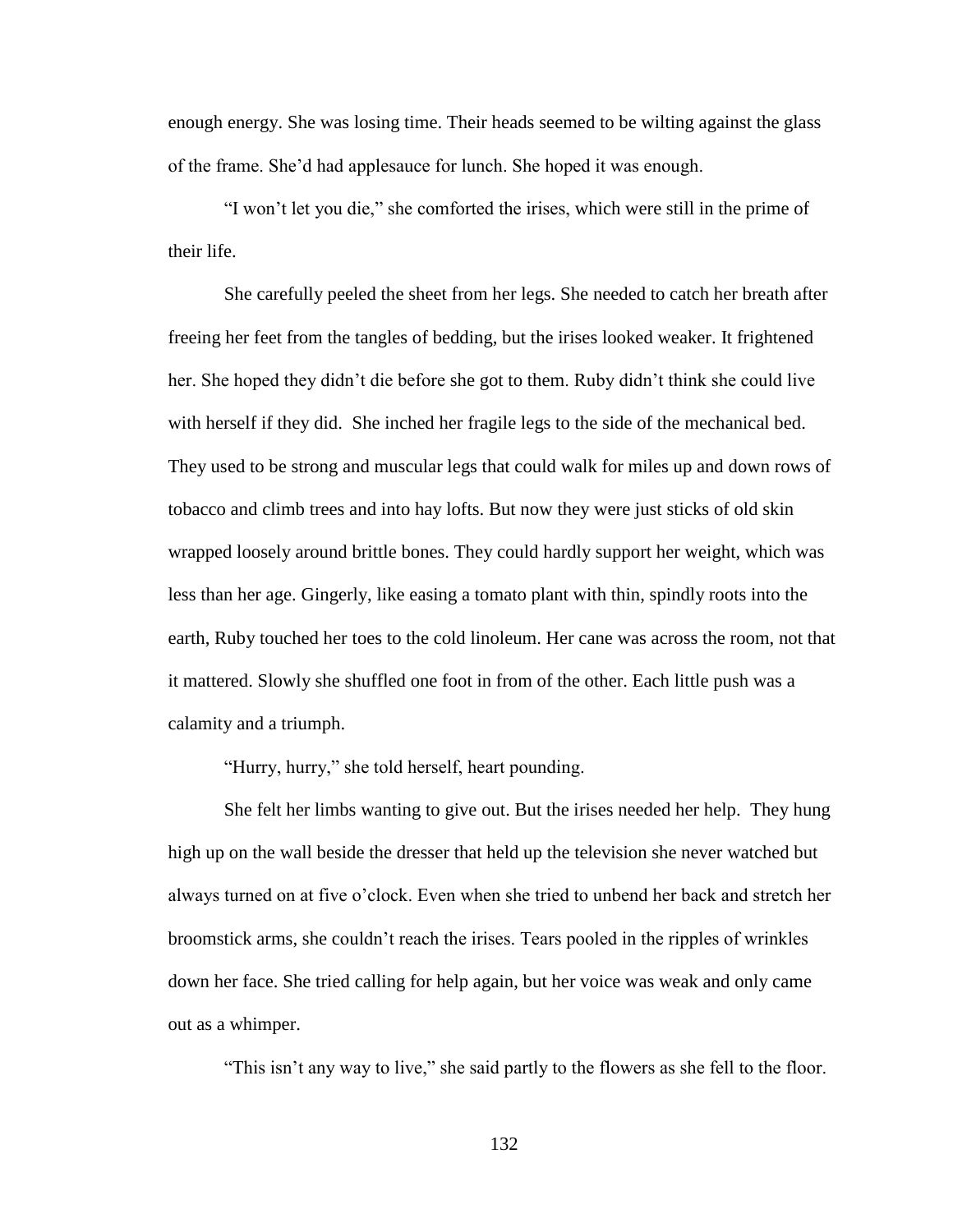enough energy. She was losing time. Their heads seemed to be wilting against the glass of the frame. She'd had applesauce for lunch. She hoped it was enough.

"I won't let you die," she comforted the irises, which were still in the prime of their life.

She carefully peeled the sheet from her legs. She needed to catch her breath after freeing her feet from the tangles of bedding, but the irises looked weaker. It frightened her. She hoped they didn't die before she got to them. Ruby didn't think she could live with herself if they did. She inched her fragile legs to the side of the mechanical bed. They used to be strong and muscular legs that could walk for miles up and down rows of tobacco and climb trees and into hay lofts. But now they were just sticks of old skin wrapped loosely around brittle bones. They could hardly support her weight, which was less than her age. Gingerly, like easing a tomato plant with thin, spindly roots into the earth, Ruby touched her toes to the cold linoleum. Her cane was across the room, not that it mattered. Slowly she shuffled one foot in from of the other. Each little push was a calamity and a triumph.

"Hurry, hurry," she told herself, heart pounding.

She felt her limbs wanting to give out. But the irises needed her help. They hung high up on the wall beside the dresser that held up the television she never watched but always turned on at five o'clock. Even when she tried to unbend her back and stretch her broomstick arms, she couldn't reach the irises. Tears pooled in the ripples of wrinkles down her face. She tried calling for help again, but her voice was weak and only came out as a whimper.

"This isn't any way to live," she said partly to the flowers as she fell to the floor.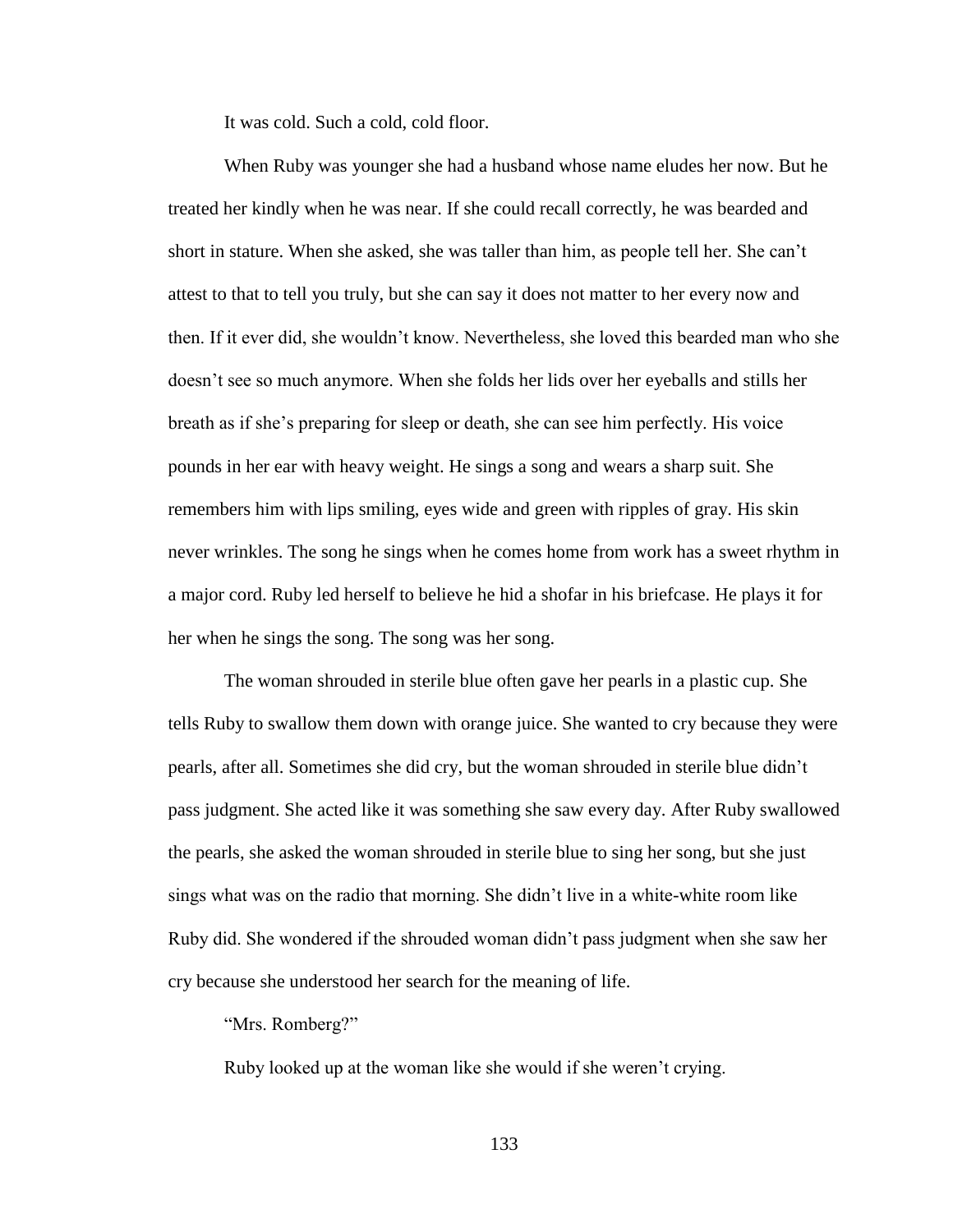It was cold. Such a cold, cold floor.

When Ruby was younger she had a husband whose name eludes her now. But he treated her kindly when he was near. If she could recall correctly, he was bearded and short in stature. When she asked, she was taller than him, as people tell her. She can't attest to that to tell you truly, but she can say it does not matter to her every now and then. If it ever did, she wouldn't know. Nevertheless, she loved this bearded man who she doesn't see so much anymore. When she folds her lids over her eyeballs and stills her breath as if she's preparing for sleep or death, she can see him perfectly. His voice pounds in her ear with heavy weight. He sings a song and wears a sharp suit. She remembers him with lips smiling, eyes wide and green with ripples of gray. His skin never wrinkles. The song he sings when he comes home from work has a sweet rhythm in a major cord. Ruby led herself to believe he hid a shofar in his briefcase. He plays it for her when he sings the song. The song was her song.

The woman shrouded in sterile blue often gave her pearls in a plastic cup. She tells Ruby to swallow them down with orange juice. She wanted to cry because they were pearls, after all. Sometimes she did cry, but the woman shrouded in sterile blue didn't pass judgment. She acted like it was something she saw every day. After Ruby swallowed the pearls, she asked the woman shrouded in sterile blue to sing her song, but she just sings what was on the radio that morning. She didn't live in a white-white room like Ruby did. She wondered if the shrouded woman didn't pass judgment when she saw her cry because she understood her search for the meaning of life.

"Mrs. Romberg?"

Ruby looked up at the woman like she would if she weren't crying.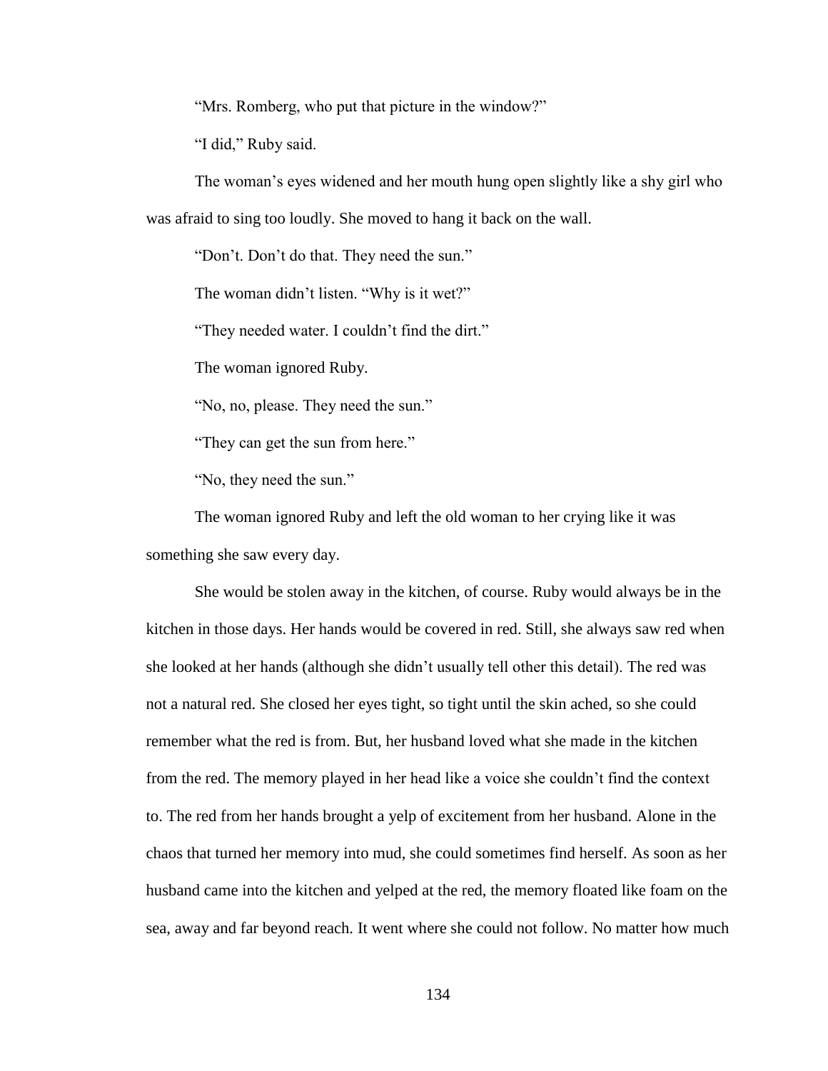"Mrs. Romberg, who put that picture in the window?"

"I did," Ruby said.

The woman's eyes widened and her mouth hung open slightly like a shy girl who was afraid to sing too loudly. She moved to hang it back on the wall.

"Don't. Don't do that. They need the sun."

The woman didn't listen. "Why is it wet?"

"They needed water. I couldn't find the dirt."

The woman ignored Ruby.

"No, no, please. They need the sun."

"They can get the sun from here."

"No, they need the sun."

The woman ignored Ruby and left the old woman to her crying like it was something she saw every day.

She would be stolen away in the kitchen, of course. Ruby would always be in the kitchen in those days. Her hands would be covered in red. Still, she always saw red when she looked at her hands (although she didn't usually tell other this detail). The red was not a natural red. She closed her eyes tight, so tight until the skin ached, so she could remember what the red is from. But, her husband loved what she made in the kitchen from the red. The memory played in her head like a voice she couldn't find the context to. The red from her hands brought a yelp of excitement from her husband. Alone in the chaos that turned her memory into mud, she could sometimes find herself. As soon as her husband came into the kitchen and yelped at the red, the memory floated like foam on the sea, away and far beyond reach. It went where she could not follow. No matter how much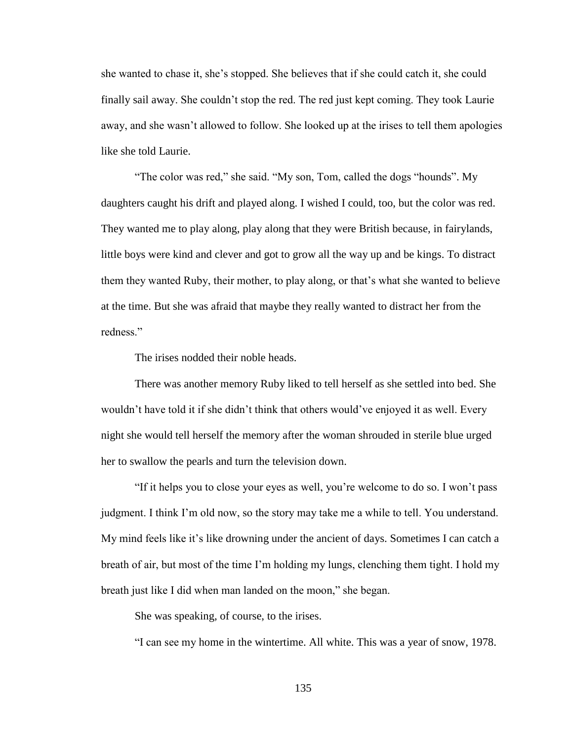she wanted to chase it, she's stopped. She believes that if she could catch it, she could finally sail away. She couldn't stop the red. The red just kept coming. They took Laurie away, and she wasn't allowed to follow. She looked up at the irises to tell them apologies like she told Laurie.

"The color was red," she said. "My son, Tom, called the dogs "hounds". My daughters caught his drift and played along. I wished I could, too, but the color was red. They wanted me to play along, play along that they were British because, in fairylands, little boys were kind and clever and got to grow all the way up and be kings. To distract them they wanted Ruby, their mother, to play along, or that's what she wanted to believe at the time. But she was afraid that maybe they really wanted to distract her from the redness."

The irises nodded their noble heads.

There was another memory Ruby liked to tell herself as she settled into bed. She wouldn't have told it if she didn't think that others would've enjoyed it as well. Every night she would tell herself the memory after the woman shrouded in sterile blue urged her to swallow the pearls and turn the television down.

"If it helps you to close your eyes as well, you're welcome to do so. I won't pass judgment. I think I'm old now, so the story may take me a while to tell. You understand. My mind feels like it's like drowning under the ancient of days. Sometimes I can catch a breath of air, but most of the time I'm holding my lungs, clenching them tight. I hold my breath just like I did when man landed on the moon," she began.

She was speaking, of course, to the irises.

"I can see my home in the wintertime. All white. This was a year of snow, 1978.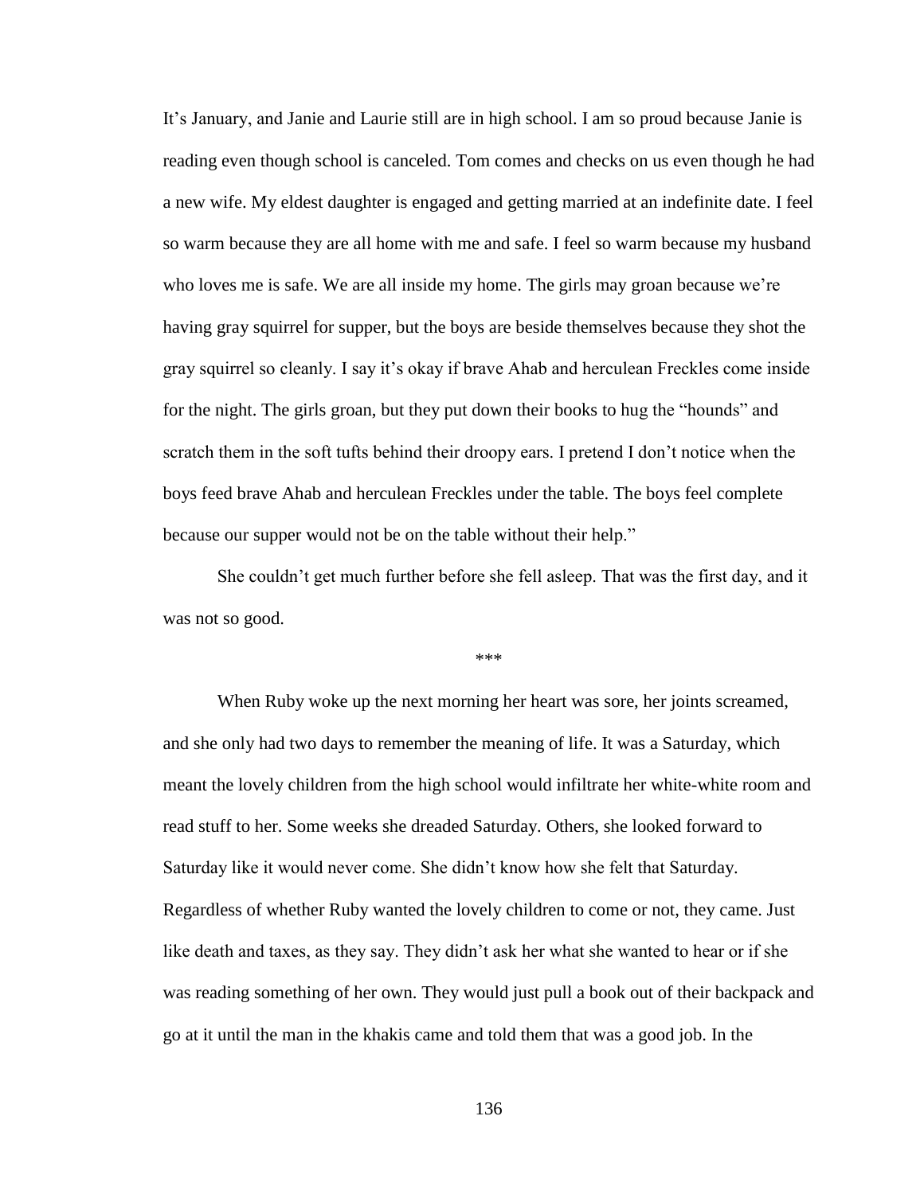It's January, and Janie and Laurie still are in high school. I am so proud because Janie is reading even though school is canceled. Tom comes and checks on us even though he had a new wife. My eldest daughter is engaged and getting married at an indefinite date. I feel so warm because they are all home with me and safe. I feel so warm because my husband who loves me is safe. We are all inside my home. The girls may groan because we're having gray squirrel for supper, but the boys are beside themselves because they shot the gray squirrel so cleanly. I say it's okay if brave Ahab and herculean Freckles come inside for the night. The girls groan, but they put down their books to hug the "hounds" and scratch them in the soft tufts behind their droopy ears. I pretend I don't notice when the boys feed brave Ahab and herculean Freckles under the table. The boys feel complete because our supper would not be on the table without their help."

She couldn't get much further before she fell asleep. That was the first day, and it was not so good.

\*\*\*

When Ruby woke up the next morning her heart was sore, her joints screamed, and she only had two days to remember the meaning of life. It was a Saturday, which meant the lovely children from the high school would infiltrate her white-white room and read stuff to her. Some weeks she dreaded Saturday. Others, she looked forward to Saturday like it would never come. She didn't know how she felt that Saturday. Regardless of whether Ruby wanted the lovely children to come or not, they came. Just like death and taxes, as they say. They didn't ask her what she wanted to hear or if she was reading something of her own. They would just pull a book out of their backpack and go at it until the man in the khakis came and told them that was a good job. In the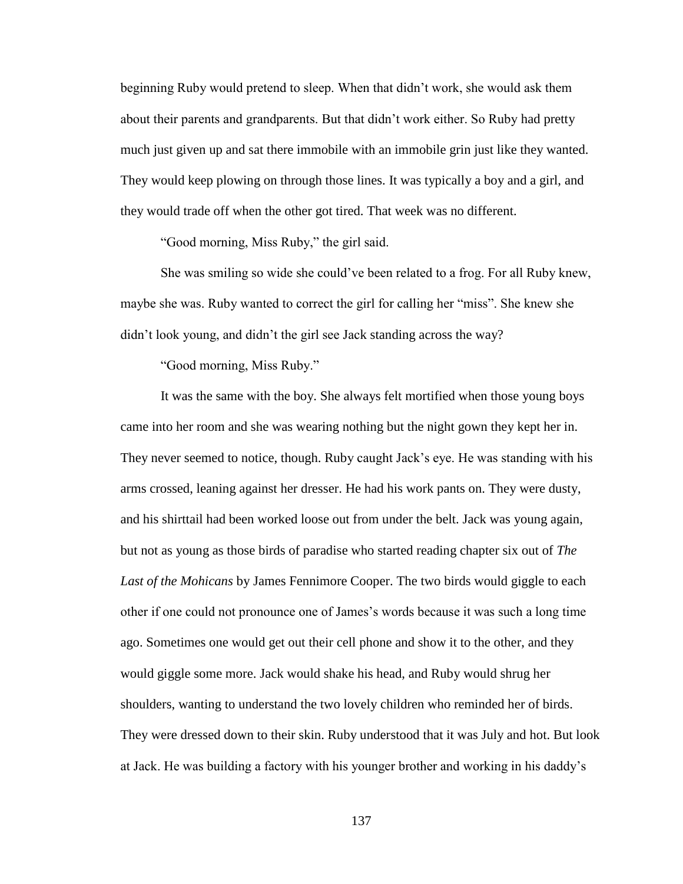beginning Ruby would pretend to sleep. When that didn't work, she would ask them about their parents and grandparents. But that didn't work either. So Ruby had pretty much just given up and sat there immobile with an immobile grin just like they wanted. They would keep plowing on through those lines. It was typically a boy and a girl, and they would trade off when the other got tired. That week was no different.

"Good morning, Miss Ruby," the girl said.

She was smiling so wide she could've been related to a frog. For all Ruby knew, maybe she was. Ruby wanted to correct the girl for calling her "miss". She knew she didn't look young, and didn't the girl see Jack standing across the way?

"Good morning, Miss Ruby."

It was the same with the boy. She always felt mortified when those young boys came into her room and she was wearing nothing but the night gown they kept her in. They never seemed to notice, though. Ruby caught Jack's eye. He was standing with his arms crossed, leaning against her dresser. He had his work pants on. They were dusty, and his shirttail had been worked loose out from under the belt. Jack was young again, but not as young as those birds of paradise who started reading chapter six out of *The Last of the Mohicans* by James Fennimore Cooper. The two birds would giggle to each other if one could not pronounce one of James's words because it was such a long time ago. Sometimes one would get out their cell phone and show it to the other, and they would giggle some more. Jack would shake his head, and Ruby would shrug her shoulders, wanting to understand the two lovely children who reminded her of birds. They were dressed down to their skin. Ruby understood that it was July and hot. But look at Jack. He was building a factory with his younger brother and working in his daddy's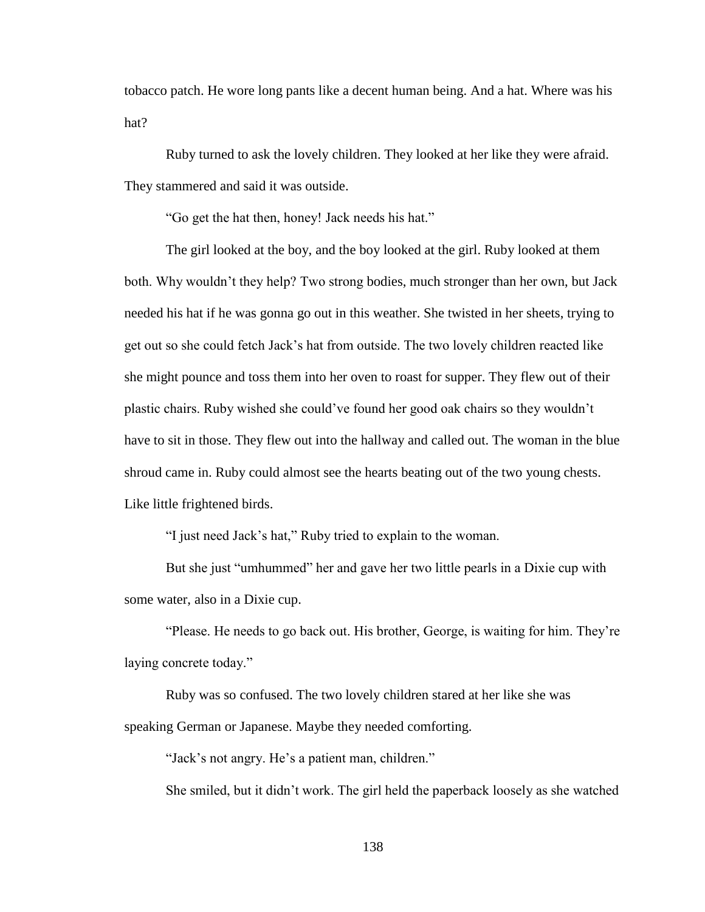tobacco patch. He wore long pants like a decent human being. And a hat. Where was his hat?

Ruby turned to ask the lovely children. They looked at her like they were afraid. They stammered and said it was outside.

"Go get the hat then, honey! Jack needs his hat."

The girl looked at the boy, and the boy looked at the girl. Ruby looked at them both. Why wouldn't they help? Two strong bodies, much stronger than her own, but Jack needed his hat if he was gonna go out in this weather. She twisted in her sheets, trying to get out so she could fetch Jack's hat from outside. The two lovely children reacted like she might pounce and toss them into her oven to roast for supper. They flew out of their plastic chairs. Ruby wished she could've found her good oak chairs so they wouldn't have to sit in those. They flew out into the hallway and called out. The woman in the blue shroud came in. Ruby could almost see the hearts beating out of the two young chests. Like little frightened birds.

"I just need Jack's hat," Ruby tried to explain to the woman.

But she just "umhummed" her and gave her two little pearls in a Dixie cup with some water, also in a Dixie cup.

"Please. He needs to go back out. His brother, George, is waiting for him. They're laying concrete today."

Ruby was so confused. The two lovely children stared at her like she was speaking German or Japanese. Maybe they needed comforting.

"Jack's not angry. He's a patient man, children."

She smiled, but it didn't work. The girl held the paperback loosely as she watched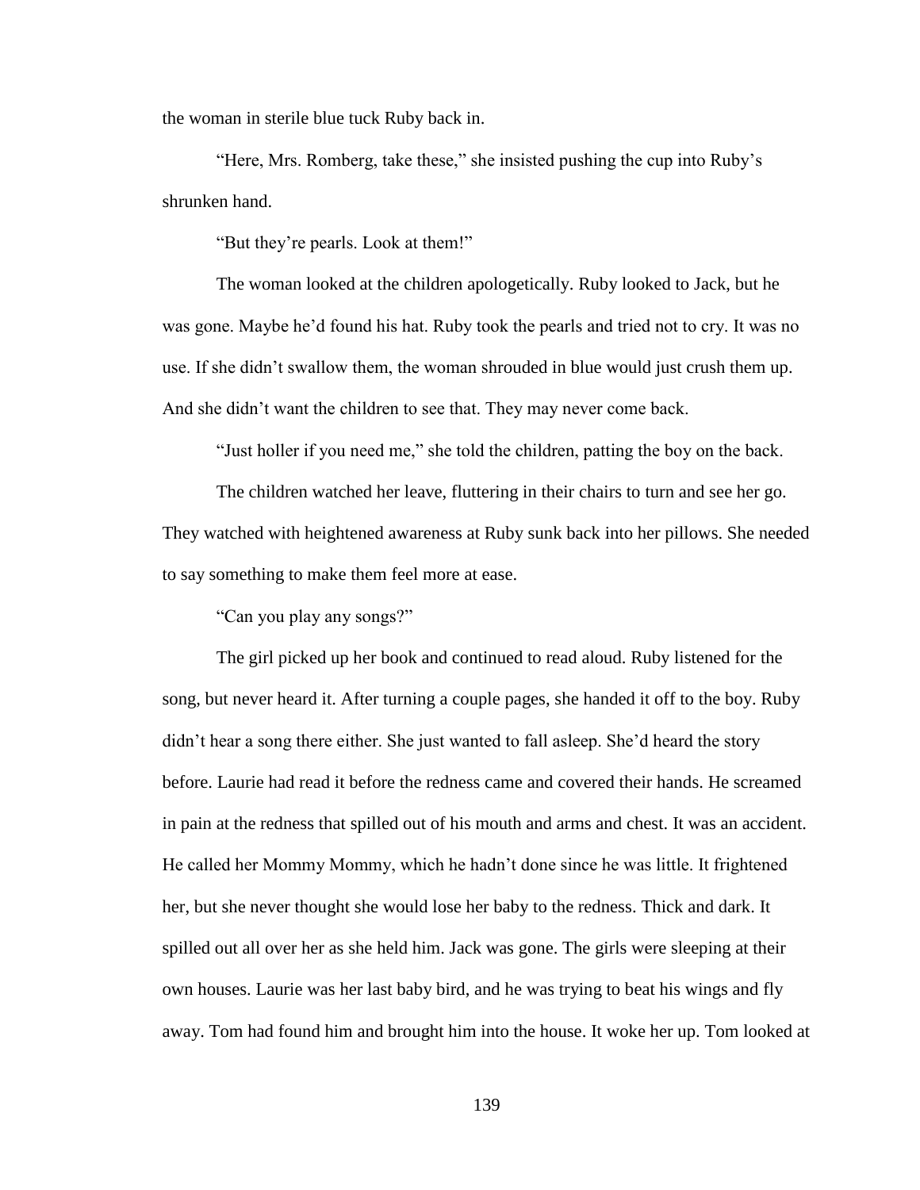the woman in sterile blue tuck Ruby back in.

"Here, Mrs. Romberg, take these," she insisted pushing the cup into Ruby's shrunken hand.

"But they're pearls. Look at them!"

The woman looked at the children apologetically. Ruby looked to Jack, but he was gone. Maybe he'd found his hat. Ruby took the pearls and tried not to cry. It was no use. If she didn't swallow them, the woman shrouded in blue would just crush them up. And she didn't want the children to see that. They may never come back.

"Just holler if you need me," she told the children, patting the boy on the back.

The children watched her leave, fluttering in their chairs to turn and see her go. They watched with heightened awareness at Ruby sunk back into her pillows. She needed to say something to make them feel more at ease.

"Can you play any songs?"

The girl picked up her book and continued to read aloud. Ruby listened for the song, but never heard it. After turning a couple pages, she handed it off to the boy. Ruby didn't hear a song there either. She just wanted to fall asleep. She'd heard the story before. Laurie had read it before the redness came and covered their hands. He screamed in pain at the redness that spilled out of his mouth and arms and chest. It was an accident. He called her Mommy Mommy, which he hadn't done since he was little. It frightened her, but she never thought she would lose her baby to the redness. Thick and dark. It spilled out all over her as she held him. Jack was gone. The girls were sleeping at their own houses. Laurie was her last baby bird, and he was trying to beat his wings and fly away. Tom had found him and brought him into the house. It woke her up. Tom looked at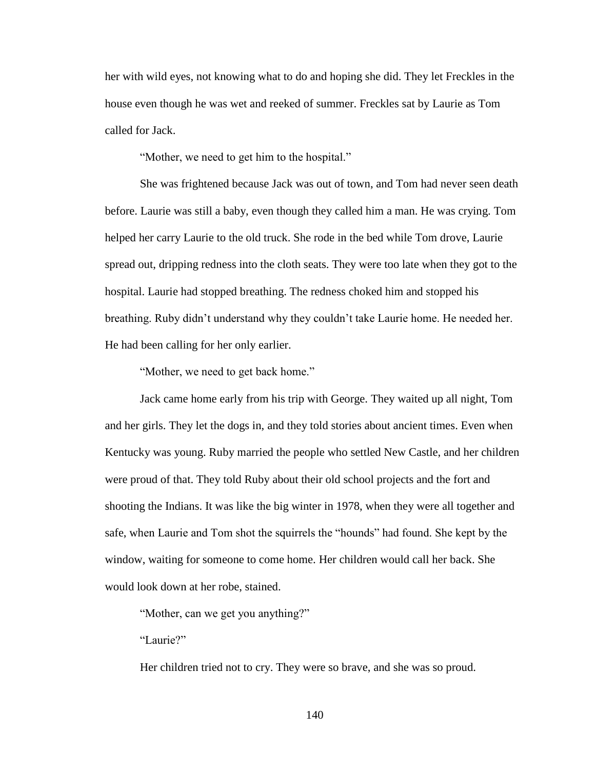her with wild eyes, not knowing what to do and hoping she did. They let Freckles in the house even though he was wet and reeked of summer. Freckles sat by Laurie as Tom called for Jack.

"Mother, we need to get him to the hospital."

She was frightened because Jack was out of town, and Tom had never seen death before. Laurie was still a baby, even though they called him a man. He was crying. Tom helped her carry Laurie to the old truck. She rode in the bed while Tom drove, Laurie spread out, dripping redness into the cloth seats. They were too late when they got to the hospital. Laurie had stopped breathing. The redness choked him and stopped his breathing. Ruby didn't understand why they couldn't take Laurie home. He needed her. He had been calling for her only earlier.

"Mother, we need to get back home."

Jack came home early from his trip with George. They waited up all night, Tom and her girls. They let the dogs in, and they told stories about ancient times. Even when Kentucky was young. Ruby married the people who settled New Castle, and her children were proud of that. They told Ruby about their old school projects and the fort and shooting the Indians. It was like the big winter in 1978, when they were all together and safe, when Laurie and Tom shot the squirrels the "hounds" had found. She kept by the window, waiting for someone to come home. Her children would call her back. She would look down at her robe, stained.

"Mother, can we get you anything?"

"Laurie?"

Her children tried not to cry. They were so brave, and she was so proud.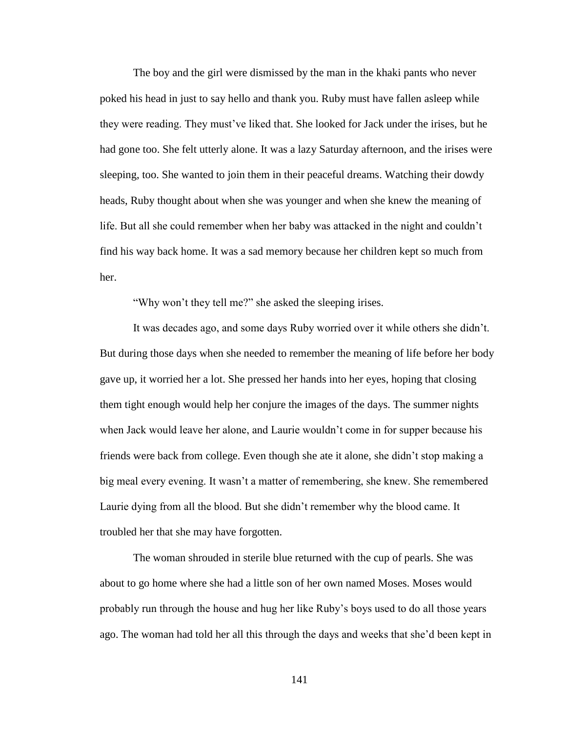The boy and the girl were dismissed by the man in the khaki pants who never poked his head in just to say hello and thank you. Ruby must have fallen asleep while they were reading. They must've liked that. She looked for Jack under the irises, but he had gone too. She felt utterly alone. It was a lazy Saturday afternoon, and the irises were sleeping, too. She wanted to join them in their peaceful dreams. Watching their dowdy heads, Ruby thought about when she was younger and when she knew the meaning of life. But all she could remember when her baby was attacked in the night and couldn't find his way back home. It was a sad memory because her children kept so much from her.

"Why won't they tell me?" she asked the sleeping irises.

It was decades ago, and some days Ruby worried over it while others she didn't. But during those days when she needed to remember the meaning of life before her body gave up, it worried her a lot. She pressed her hands into her eyes, hoping that closing them tight enough would help her conjure the images of the days. The summer nights when Jack would leave her alone, and Laurie wouldn't come in for supper because his friends were back from college. Even though she ate it alone, she didn't stop making a big meal every evening. It wasn't a matter of remembering, she knew. She remembered Laurie dying from all the blood. But she didn't remember why the blood came. It troubled her that she may have forgotten.

The woman shrouded in sterile blue returned with the cup of pearls. She was about to go home where she had a little son of her own named Moses. Moses would probably run through the house and hug her like Ruby's boys used to do all those years ago. The woman had told her all this through the days and weeks that she'd been kept in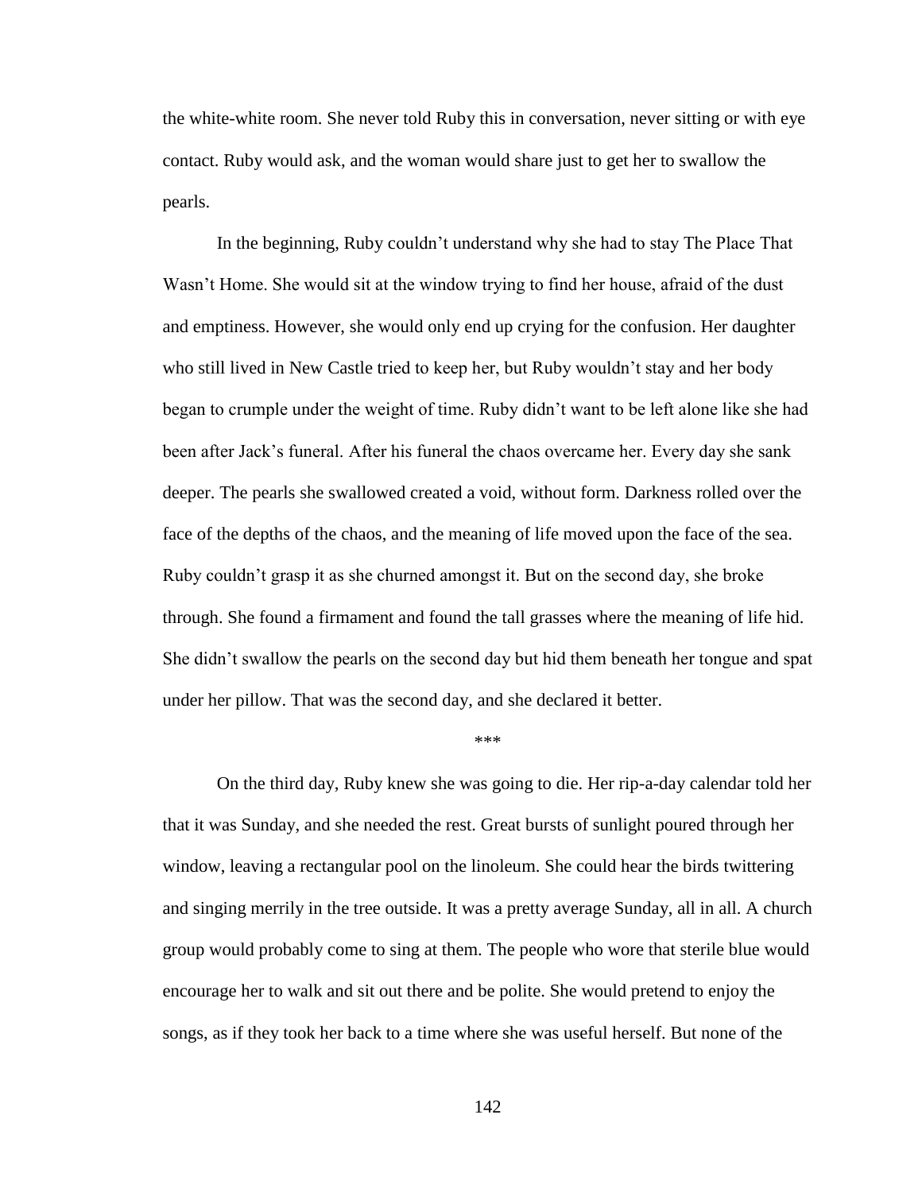the white-white room. She never told Ruby this in conversation, never sitting or with eye contact. Ruby would ask, and the woman would share just to get her to swallow the pearls.

In the beginning, Ruby couldn't understand why she had to stay The Place That Wasn't Home. She would sit at the window trying to find her house, afraid of the dust and emptiness. However, she would only end up crying for the confusion. Her daughter who still lived in New Castle tried to keep her, but Ruby wouldn't stay and her body began to crumple under the weight of time. Ruby didn't want to be left alone like she had been after Jack's funeral. After his funeral the chaos overcame her. Every day she sank deeper. The pearls she swallowed created a void, without form. Darkness rolled over the face of the depths of the chaos, and the meaning of life moved upon the face of the sea. Ruby couldn't grasp it as she churned amongst it. But on the second day, she broke through. She found a firmament and found the tall grasses where the meaning of life hid. She didn't swallow the pearls on the second day but hid them beneath her tongue and spat under her pillow. That was the second day, and she declared it better.

\*\*\*

On the third day, Ruby knew she was going to die. Her rip-a-day calendar told her that it was Sunday, and she needed the rest. Great bursts of sunlight poured through her window, leaving a rectangular pool on the linoleum. She could hear the birds twittering and singing merrily in the tree outside. It was a pretty average Sunday, all in all. A church group would probably come to sing at them. The people who wore that sterile blue would encourage her to walk and sit out there and be polite. She would pretend to enjoy the songs, as if they took her back to a time where she was useful herself. But none of the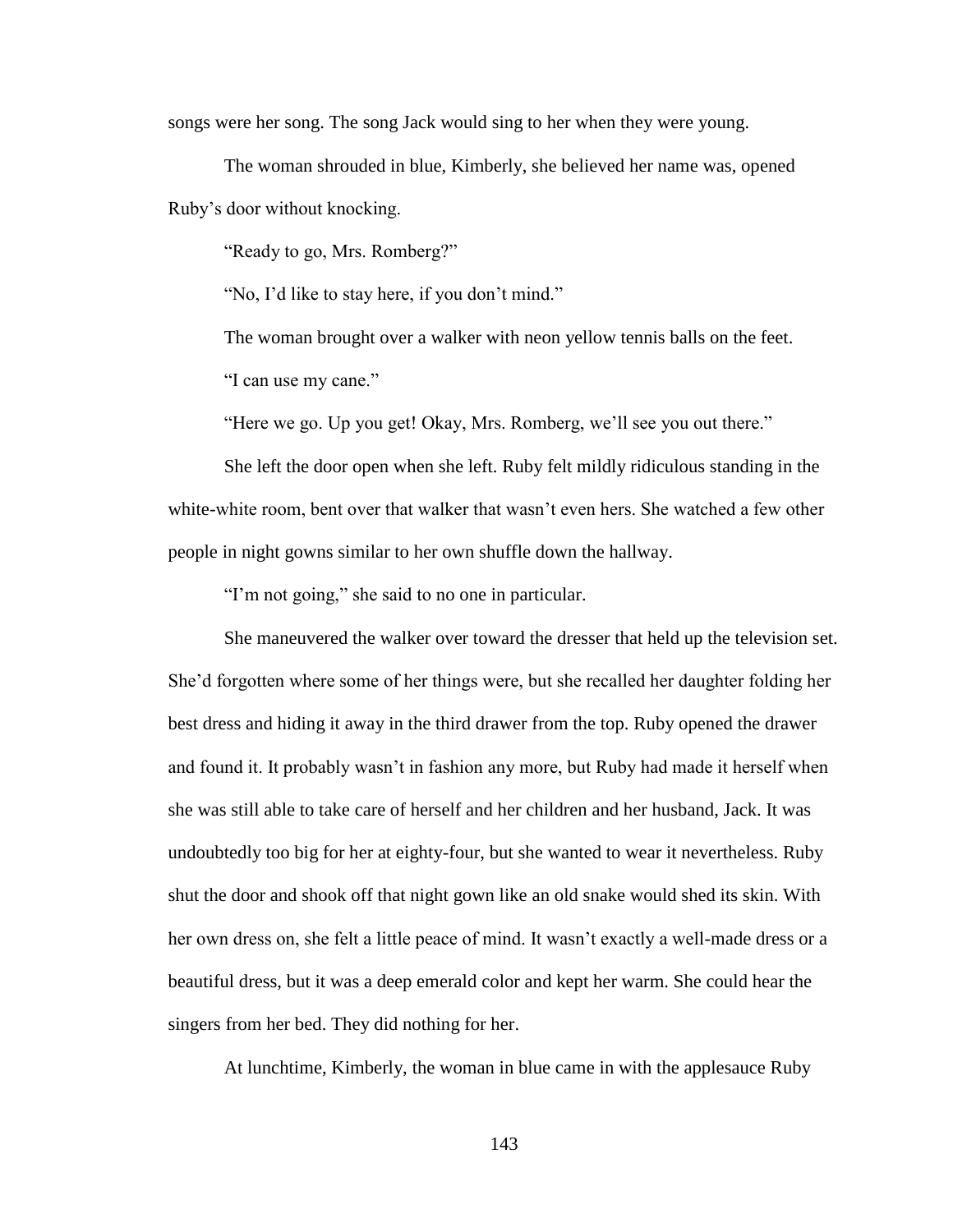songs were her song. The song Jack would sing to her when they were young.

The woman shrouded in blue, Kimberly, she believed her name was, opened Ruby's door without knocking.

"Ready to go, Mrs. Romberg?"

"No, I'd like to stay here, if you don't mind."

The woman brought over a walker with neon yellow tennis balls on the feet.

"I can use my cane."

"Here we go. Up you get! Okay, Mrs. Romberg, we'll see you out there."

She left the door open when she left. Ruby felt mildly ridiculous standing in the white-white room, bent over that walker that wasn't even hers. She watched a few other people in night gowns similar to her own shuffle down the hallway.

"I'm not going," she said to no one in particular.

She maneuvered the walker over toward the dresser that held up the television set. She'd forgotten where some of her things were, but she recalled her daughter folding her best dress and hiding it away in the third drawer from the top. Ruby opened the drawer and found it. It probably wasn't in fashion any more, but Ruby had made it herself when she was still able to take care of herself and her children and her husband, Jack. It was undoubtedly too big for her at eighty-four, but she wanted to wear it nevertheless. Ruby shut the door and shook off that night gown like an old snake would shed its skin. With her own dress on, she felt a little peace of mind. It wasn't exactly a well-made dress or a beautiful dress, but it was a deep emerald color and kept her warm. She could hear the singers from her bed. They did nothing for her.

At lunchtime, Kimberly, the woman in blue came in with the applesauce Ruby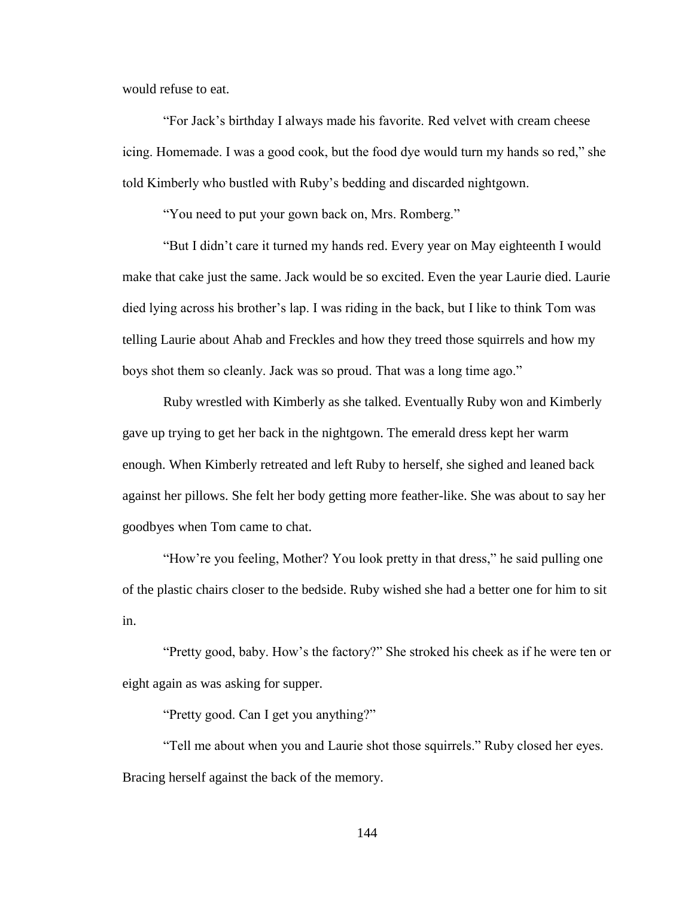would refuse to eat.

"For Jack's birthday I always made his favorite. Red velvet with cream cheese icing. Homemade. I was a good cook, but the food dye would turn my hands so red," she told Kimberly who bustled with Ruby's bedding and discarded nightgown.

"You need to put your gown back on, Mrs. Romberg."

"But I didn't care it turned my hands red. Every year on May eighteenth I would make that cake just the same. Jack would be so excited. Even the year Laurie died. Laurie died lying across his brother's lap. I was riding in the back, but I like to think Tom was telling Laurie about Ahab and Freckles and how they treed those squirrels and how my boys shot them so cleanly. Jack was so proud. That was a long time ago."

Ruby wrestled with Kimberly as she talked. Eventually Ruby won and Kimberly gave up trying to get her back in the nightgown. The emerald dress kept her warm enough. When Kimberly retreated and left Ruby to herself, she sighed and leaned back against her pillows. She felt her body getting more feather-like. She was about to say her goodbyes when Tom came to chat.

"How're you feeling, Mother? You look pretty in that dress," he said pulling one of the plastic chairs closer to the bedside. Ruby wished she had a better one for him to sit in.

"Pretty good, baby. How's the factory?" She stroked his cheek as if he were ten or eight again as was asking for supper.

"Pretty good. Can I get you anything?"

"Tell me about when you and Laurie shot those squirrels." Ruby closed her eyes. Bracing herself against the back of the memory.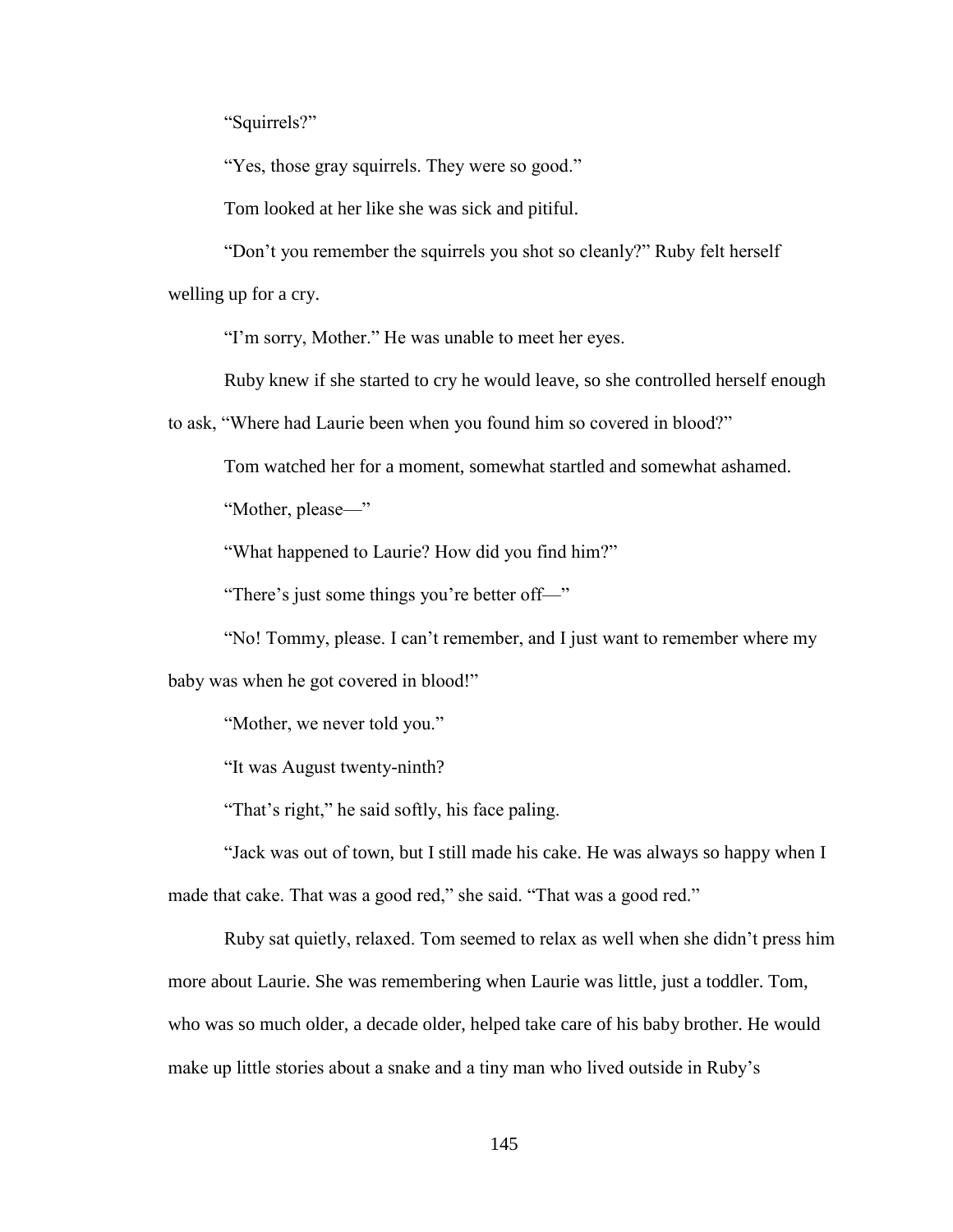"Squirrels?"

"Yes, those gray squirrels. They were so good."

Tom looked at her like she was sick and pitiful.

"Don't you remember the squirrels you shot so cleanly?" Ruby felt herself welling up for a cry.

"I'm sorry, Mother." He was unable to meet her eyes.

Ruby knew if she started to cry he would leave, so she controlled herself enough to ask, "Where had Laurie been when you found him so covered in blood?"

Tom watched her for a moment, somewhat startled and somewhat ashamed.

"Mother, please—"

"What happened to Laurie? How did you find him?"

"There's just some things you're better off—"

"No! Tommy, please. I can't remember, and I just want to remember where my baby was when he got covered in blood!"

"Mother, we never told you."

"It was August twenty-ninth?

"That's right," he said softly, his face paling.

"Jack was out of town, but I still made his cake. He was always so happy when I made that cake. That was a good red," she said. "That was a good red."

Ruby sat quietly, relaxed. Tom seemed to relax as well when she didn't press him more about Laurie. She was remembering when Laurie was little, just a toddler. Tom, who was so much older, a decade older, helped take care of his baby brother. He would make up little stories about a snake and a tiny man who lived outside in Ruby's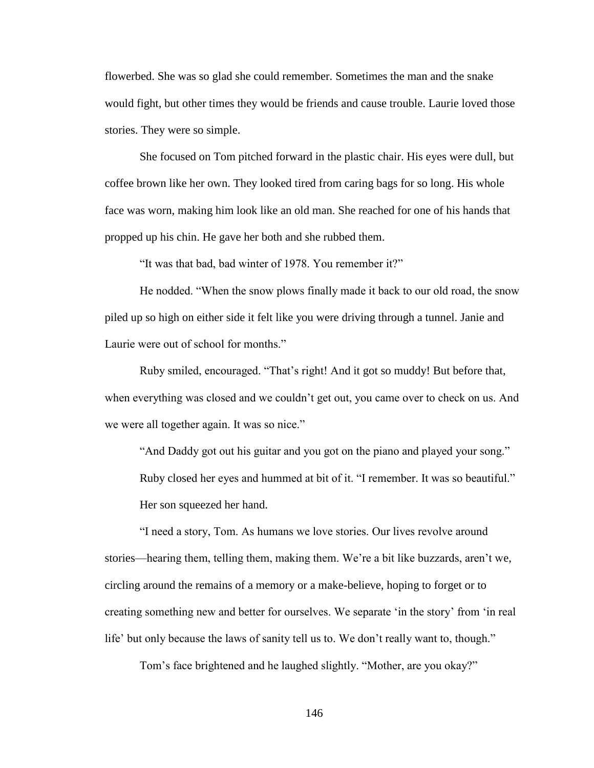flowerbed. She was so glad she could remember. Sometimes the man and the snake would fight, but other times they would be friends and cause trouble. Laurie loved those stories. They were so simple.

She focused on Tom pitched forward in the plastic chair. His eyes were dull, but coffee brown like her own. They looked tired from caring bags for so long. His whole face was worn, making him look like an old man. She reached for one of his hands that propped up his chin. He gave her both and she rubbed them.

"It was that bad, bad winter of 1978. You remember it?"

He nodded. "When the snow plows finally made it back to our old road, the snow piled up so high on either side it felt like you were driving through a tunnel. Janie and Laurie were out of school for months."

Ruby smiled, encouraged. "That's right! And it got so muddy! But before that, when everything was closed and we couldn't get out, you came over to check on us. And we were all together again. It was so nice."

"And Daddy got out his guitar and you got on the piano and played your song."

Ruby closed her eyes and hummed at bit of it. "I remember. It was so beautiful."

Her son squeezed her hand.

"I need a story, Tom. As humans we love stories. Our lives revolve around stories—hearing them, telling them, making them. We're a bit like buzzards, aren't we, circling around the remains of a memory or a make-believe, hoping to forget or to creating something new and better for ourselves. We separate 'in the story' from 'in real life' but only because the laws of sanity tell us to. We don't really want to, though."

Tom's face brightened and he laughed slightly. "Mother, are you okay?"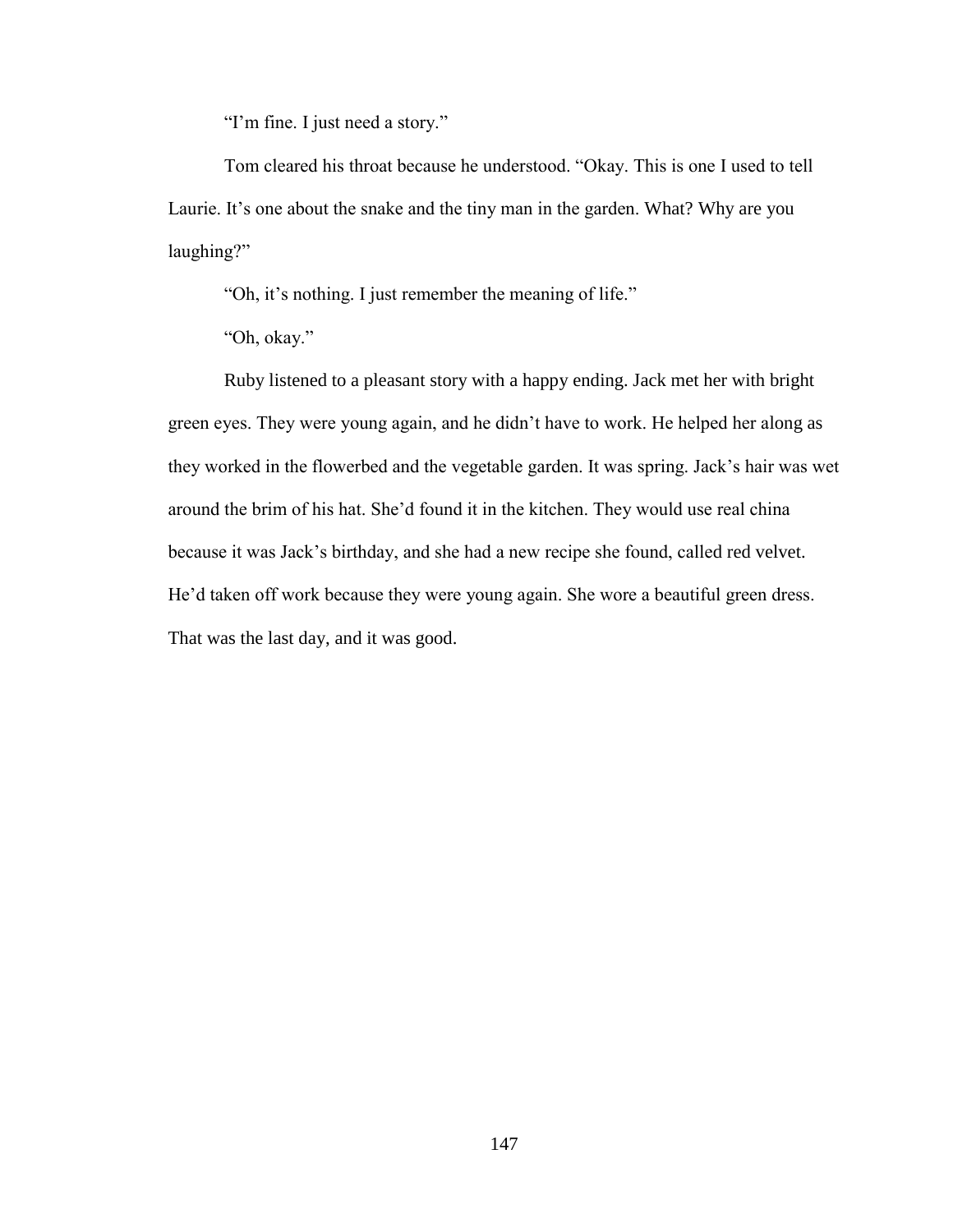"I'm fine. I just need a story."

Tom cleared his throat because he understood. "Okay. This is one I used to tell Laurie. It's one about the snake and the tiny man in the garden. What? Why are you laughing?"

"Oh, it's nothing. I just remember the meaning of life."

"Oh, okay."

Ruby listened to a pleasant story with a happy ending. Jack met her with bright green eyes. They were young again, and he didn't have to work. He helped her along as they worked in the flowerbed and the vegetable garden. It was spring. Jack's hair was wet around the brim of his hat. She'd found it in the kitchen. They would use real china because it was Jack's birthday, and she had a new recipe she found, called red velvet. He'd taken off work because they were young again. She wore a beautiful green dress. That was the last day, and it was good.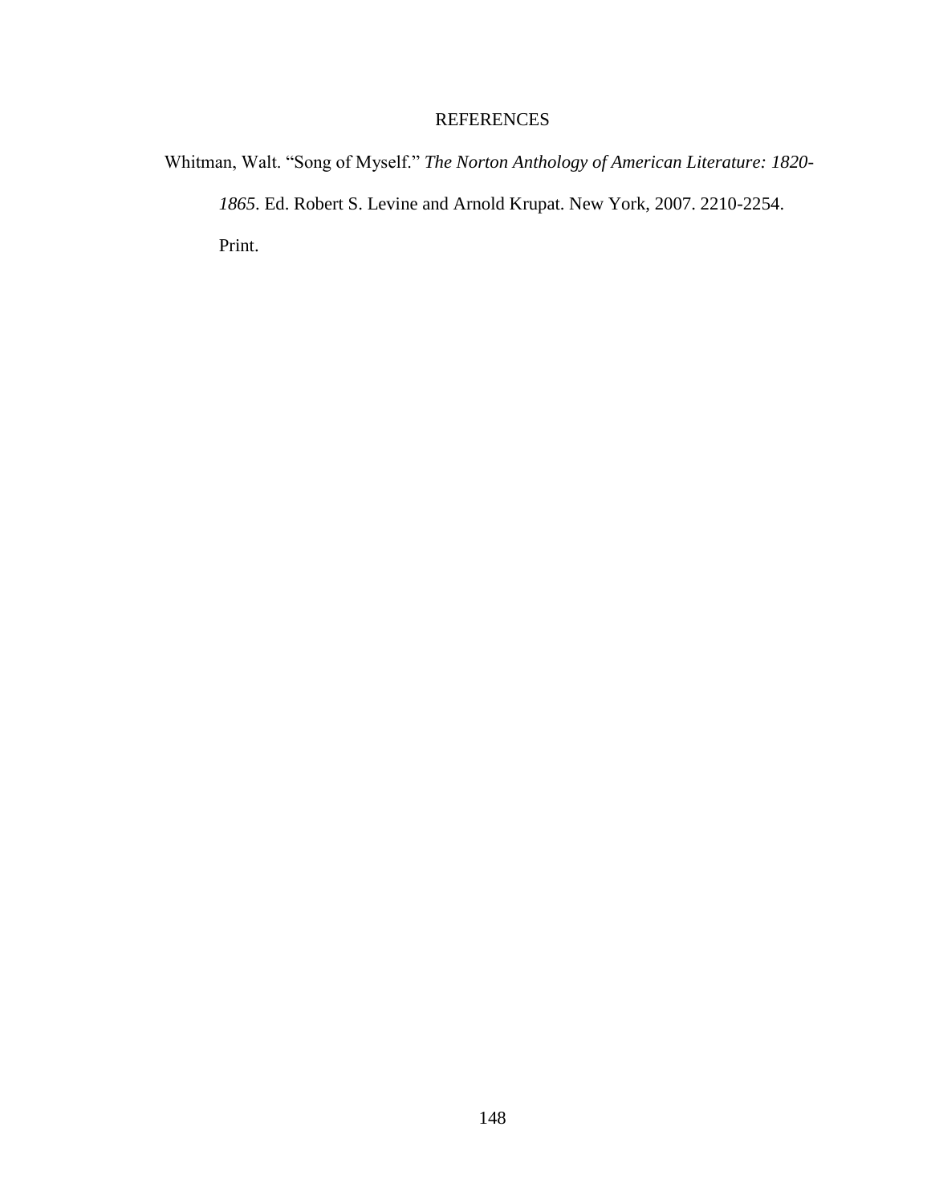# REFERENCES

Whitman, Walt. "Song of Myself." *The Norton Anthology of American Literature: 1820-1865*. Ed. Robert S. Levine and Arnold Krupat. New York, 2007. 2210-2254. Print.